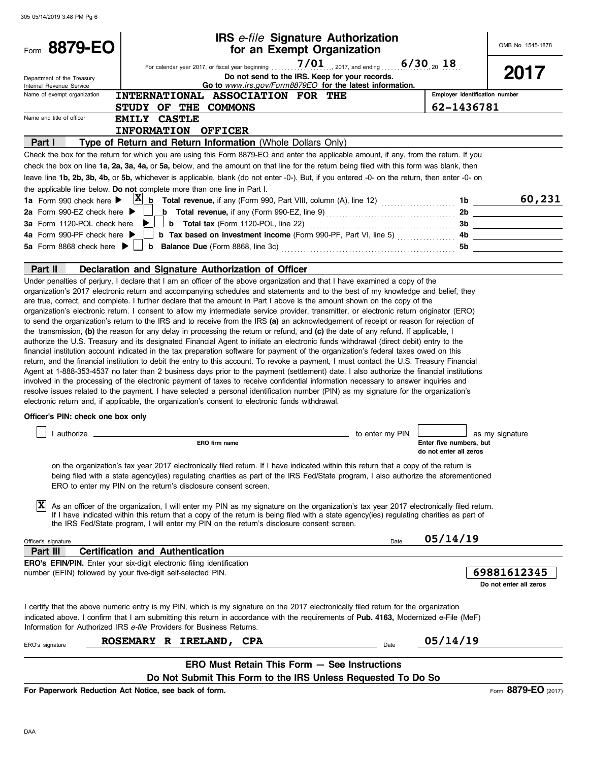# Form 8879-EO

## IRS *e-file* Signature Authorization for an Exempt Organization

OMB No. 1545-1878

**2017**

For calendar year 2017, or fiscal year beginning 7/01, 2017, and ending 6/30, 20 18

Department of the Treasury
Internal Revenue Service

**Do not send to the IRS. Keep for your records.**
**Go to *www.irs.gov/Form8879EO* for the latest information.**

Name of exempt organization: **INTERNATIONAL ASSOCIATION FOR THE STUDY OF THE COMMONS**

Employer identification number: **62-1436781**

Name and title of officer: **EMILY CASTLE**
**INFORMATION OFFICER**

### Part I — Type of Return and Return Information (Whole Dollars Only)

Check the box for the return for which you are using this Form 8879-EO and enter the applicable amount, if any, from the return. If you check the box on line **1a, 2a, 3a, 4a,** or **5a,** below, and the amount on that line for the return being filed with this form was blank, then leave line **1b, 2b, 3b, 4b,** or **5b,** whichever is applicable, blank (do not enter -0-). But, if you entered -0- on the return, then enter -0- on the applicable line below. **Do not** complete more than one line in Part I.

| | | | |
|---|---|---|---|
| **1a** Form 990 check here ▶ [X] | **b Total revenue,** if any (Form 990, Part VIII, column (A), line 12) | 1b | 60,231 |
| **2a** Form 990-EZ check here ▶ [ ] | **b Total revenue,** if any (Form 990-EZ, line 9) | 2b | |
| **3a** Form 1120-POL check here ▶ [ ] | **b Total tax** (Form 1120-POL, line 22) | 3b | |
| **4a** Form 990-PF check here ▶ [ ] | **b Tax based on investment income** (Form 990-PF, Part VI, line 5) | 4b | |
| **5a** Form 8868 check here ▶ [ ] | **b Balance Due** (Form 8868, line 3c) | 5b | |

### Part II — Declaration and Signature Authorization of Officer

Under penalties of perjury, I declare that I am an officer of the above organization and that I have examined a copy of the organization's 2017 electronic return and accompanying schedules and statements and to the best of my knowledge and belief, they are true, correct, and complete. I further declare that the amount in Part I above is the amount shown on the copy of the organization's electronic return. I consent to allow my intermediate service provider, transmitter, or electronic return originator (ERO) to send the organization's return to the IRS and to receive from the IRS **(a)** an acknowledgement of receipt or reason for rejection of the transmission, **(b)** the reason for any delay in processing the return or refund, and **(c)** the date of any refund. If applicable, I authorize the U.S. Treasury and its designated Financial Agent to initiate an electronic funds withdrawal (direct debit) entry to the financial institution account indicated in the tax preparation software for payment of the organization's federal taxes owed on this return, and the financial institution to debit the entry to this account. To revoke a payment, I must contact the U.S. Treasury Financial Agent at 1-888-353-4537 no later than 2 business days prior to the payment (settlement) date. I also authorize the financial institutions involved in the processing of the electronic payment of taxes to receive confidential information necessary to answer inquiries and resolve issues related to the payment. I have selected a personal identification number (PIN) as my signature for the organization's electronic return and, if applicable, the organization's consent to electronic funds withdrawal.

**Officer's PIN: check one box only**

[ ] I authorize ______________ (ERO firm name) to enter my PIN ______ (Enter five numbers, but do not enter all zeros) as my signature on the organization's tax year 2017 electronically filed return. If I have indicated within this return that a copy of the return is being filed with a state agency(ies) regulating charities as part of the IRS Fed/State program, I also authorize the aforementioned ERO to enter my PIN on the return's disclosure consent screen.

[X] As an officer of the organization, I will enter my PIN as my signature on the organization's tax year 2017 electronically filed return. If I have indicated within this return that a copy of the return is being filed with a state agency(ies) regulating charities as part of the IRS Fed/State program, I will enter my PIN on the return's disclosure consent screen.

Officer's signature ______________ Date **05/14/19**

### Part III — Certification and Authentication

**ERO's EFIN/PIN.** Enter your six-digit electronic filing identification number (EFIN) followed by your five-digit self-selected PIN. **69881612345** (Do not enter all zeros)

I certify that the above numeric entry is my PIN, which is my signature on the 2017 electronically filed return for the organization indicated above. I confirm that I am submitting this return in accordance with the requirements of **Pub. 4163,** Modernized e-File (MeF) Information for Authorized IRS *e-file* Providers for Business Returns.

ERO's signature **ROSEMARY R IRELAND, CPA** Date **05/14/19**

**ERO Must Retain This Form — See Instructions**

**Do Not Submit This Form to the IRS Unless Requested To Do So**

**For Paperwork Reduction Act Notice, see back of form.**

Form **8879-EO** (2017)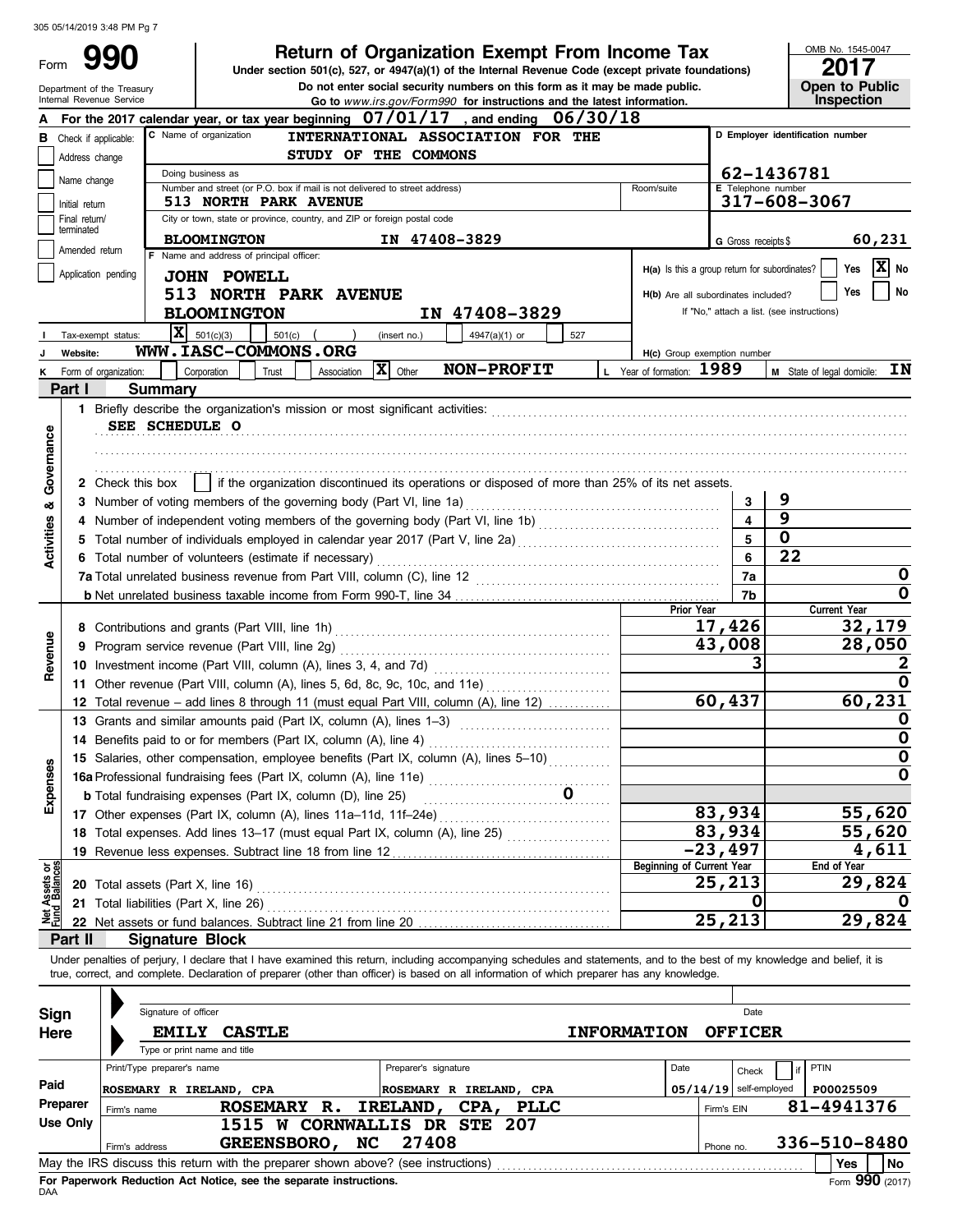# Form 990 — Return of Organization Exempt From Income Tax

Under section 501(c), 527, or 4947(a)(1) of the Internal Revenue Code (except private foundations)

Do not enter social security numbers on this form as it may be made public.

Go to *www.irs.gov/Form990* for instructions and the latest information.

Department of the Treasury
Internal Revenue Service

OMB No. 1545-0047

**2017**

**Open to Public Inspection**

**A** For the 2017 calendar year, or tax year beginning 07/01/17, and ending 06/30/18

**B** Check if applicable:
- [ ] Address change
- [ ] Name change
- [ ] Initial return
- [ ] Final return/terminated
- [ ] Amended return
- [ ] Application pending

**C** Name of organization: INTERNATIONAL ASSOCIATION FOR THE STUDY OF THE COMMONS

Doing business as

Number and street (or P.O. box if mail is not delivered to street address): 513 NORTH PARK AVENUE

Room/suite

City or town, state or province, country, and ZIP or foreign postal code: BLOOMINGTON IN 47408-3829

**D** Employer identification number: 62-1436781

**E** Telephone number: 317-608-3067

**G** Gross receipts $ 60,231

**F** Name and address of principal officer: JOHN POWELL, 513 NORTH PARK AVENUE, BLOOMINGTON IN 47408-3829

**H(a)** Is this a group return for subordinates? [ ] Yes [X] No

**H(b)** Are all subordinates included? [ ] Yes [ ] No
If "No," attach a list. (see instructions)

**I** Tax-exempt status: [X] 501(c)(3) [ ] 501(c) ( ) (insert no.) [ ] 4947(a)(1) or [ ] 527

**J** Website: WWW.IASC-COMMONS.ORG

**H(c)** Group exemption number

**K** Form of organization: [ ] Corporation [ ] Trust [ ] Association [X] Other NON-PROFIT

**L** Year of formation: 1989

**M** State of legal domicile: IN

## Part I Summary

### Activities & Governance

1 Briefly describe the organization's mission or most significant activities:
SEE SCHEDULE O

2 Check this box [ ] if the organization discontinued its operations or disposed of more than 25% of its net assets.

| | | Line | |
|---|---|---|---|
| 3 | Number of voting members of the governing body (Part VI, line 1a) | 3 | 9 |
| 4 | Number of independent voting members of the governing body (Part VI, line 1b) | 4 | 9 |
| 5 | Total number of individuals employed in calendar year 2017 (Part V, line 2a) | 5 | 0 |
| 6 | Total number of volunteers (estimate if necessary) | 6 | 22 |
| 7a | Total unrelated business revenue from Part VIII, column (C), line 12 | 7a | 0 |
| b | Net unrelated business taxable income from Form 990-T, line 34 | 7b | 0 |

### Revenue and Expenses

| | | Prior Year | Current Year |
|---|---|---|---|
| 8 | Contributions and grants (Part VIII, line 1h) | 17,426 | 32,179 |
| 9 | Program service revenue (Part VIII, line 2g) | 43,008 | 28,050 |
| 10 | Investment income (Part VIII, column (A), lines 3, 4, and 7d) | 3 | 2 |
| 11 | Other revenue (Part VIII, column (A), lines 5, 6d, 8c, 9c, 10c, and 11e) | | 0 |
| 12 | Total revenue – add lines 8 through 11 (must equal Part VIII, column (A), line 12) | 60,437 | 60,231 |
| 13 | Grants and similar amounts paid (Part IX, column (A), lines 1–3) | | 0 |
| 14 | Benefits paid to or for members (Part IX, column (A), line 4) | | 0 |
| 15 | Salaries, other compensation, employee benefits (Part IX, column (A), lines 5–10) | | 0 |
| 16a | Professional fundraising fees (Part IX, column (A), line 11e) | | 0 |
| b | Total fundraising expenses (Part IX, column (D), line 25) 0 | | |
| 17 | Other expenses (Part IX, column (A), lines 11a–11d, 11f–24e) | 83,934 | 55,620 |
| 18 | Total expenses. Add lines 13–17 (must equal Part IX, column (A), line 25) | 83,934 | 55,620 |
| 19 | Revenue less expenses. Subtract line 18 from line 12 | -23,497 | 4,611 |

### Net Assets or Fund Balances

| | | Beginning of Current Year | End of Year |
|---|---|---|---|
| 20 | Total assets (Part X, line 16) | 25,213 | 29,824 |
| 21 | Total liabilities (Part X, line 26) | 0 | 0 |
| 22 | Net assets or fund balances. Subtract line 21 from line 20 | 25,213 | 29,824 |

## Part II Signature Block

Under penalties of perjury, I declare that I have examined this return, including accompanying schedules and statements, and to the best of my knowledge and belief, it is true, correct, and complete. Declaration of preparer (other than officer) is based on all information of which preparer has any knowledge.

**Sign Here**

Signature of officer — Date

EMILY CASTLE INFORMATION OFFICER
Type or print name and title

**Paid Preparer Use Only**

| Print/Type preparer's name | Preparer's signature | Date | Check [ ] if self-employed | PTIN |
|---|---|---|---|---|
| ROSEMARY R IRELAND, CPA | ROSEMARY R IRELAND, CPA | 05/14/19 | | P00025509 |

Firm's name: ROSEMARY R. IRELAND, CPA, PLLC — Firm's EIN: 81-4941376

Firm's address: 1515 W CORNWALLIS DR STE 207, GREENSBORO, NC 27408 — Phone no. 336-510-8480

May the IRS discuss this return with the preparer shown above? (see instructions) [ ] Yes [ ] No

**For Paperwork Reduction Act Notice, see the separate instructions.**

DAA Form **990** (2017)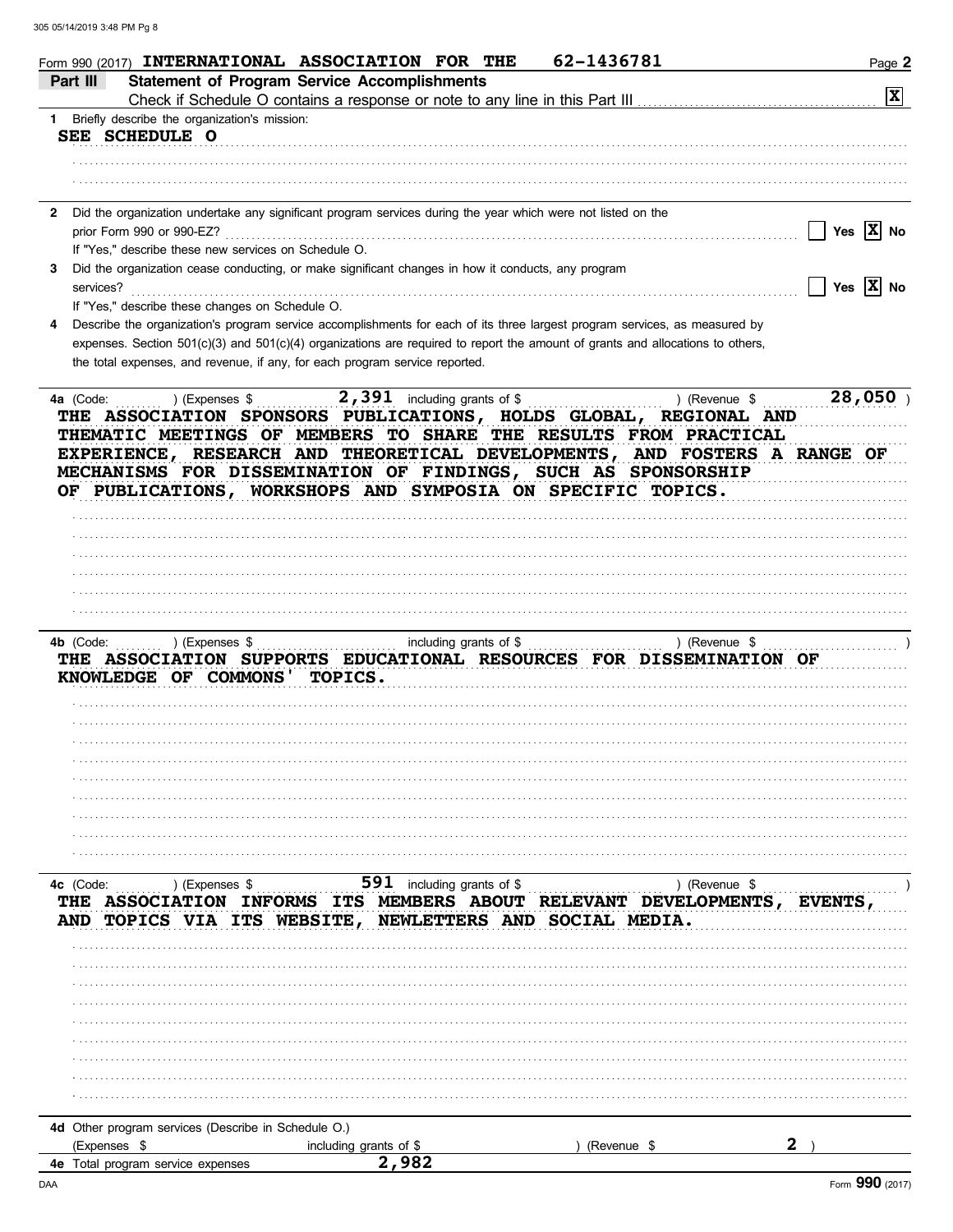Form 990 (2017) **INTERNATIONAL ASSOCIATION FOR THE** **62-1436781**

## Part III Statement of Program Service Accomplishments

Check if Schedule O contains a response or note to any line in this Part III [X]

**1** Briefly describe the organization's mission:

**SEE SCHEDULE O**

**2** Did the organization undertake any significant program services during the year which were not listed on the prior Form 990 or 990-EZ? [ ] Yes [X] No

If "Yes," describe these new services on Schedule O.

**3** Did the organization cease conducting, or make significant changes in how it conducts, any program services? [ ] Yes [X] No

If "Yes," describe these changes on Schedule O.

**4** Describe the organization's program service accomplishments for each of its three largest program services, as measured by expenses. Section 501(c)(3) and 501(c)(4) organizations are required to report the amount of grants and allocations to others, the total expenses, and revenue, if any, for each program service reported.

**4a** (Code: ) (Expenses $ **2,391** including grants of $ ) (Revenue $ **28,050** )

**THE ASSOCIATION SPONSORS PUBLICATIONS, HOLDS GLOBAL, REGIONAL AND THEMATIC MEETINGS OF MEMBERS TO SHARE THE RESULTS FROM PRACTICAL EXPERIENCE, RESEARCH AND THEORETICAL DEVELOPMENTS, AND FOSTERS A RANGE OF MECHANISMS FOR DISSEMINATION OF FINDINGS, SUCH AS SPONSORSHIP OF PUBLICATIONS, WORKSHOPS AND SYMPOSIA ON SPECIFIC TOPICS.**

**4b** (Code: ) (Expenses $ including grants of $ ) (Revenue $ )

**THE ASSOCIATION SUPPORTS EDUCATIONAL RESOURCES FOR DISSEMINATION OF KNOWLEDGE OF COMMONS' TOPICS.**

**4c** (Code: ) (Expenses $ **591** including grants of $ ) (Revenue $ )

**THE ASSOCIATION INFORMS ITS MEMBERS ABOUT RELEVANT DEVELOPMENTS, EVENTS, AND TOPICS VIA ITS WEBSITE, NEWLETTERS AND SOCIAL MEDIA.**

**4d** Other program services (Describe in Schedule O.)

(Expenses $ including grants of $ ) (Revenue $ **2** )

**4e** Total program service expenses **2,982**

Form **990** (2017)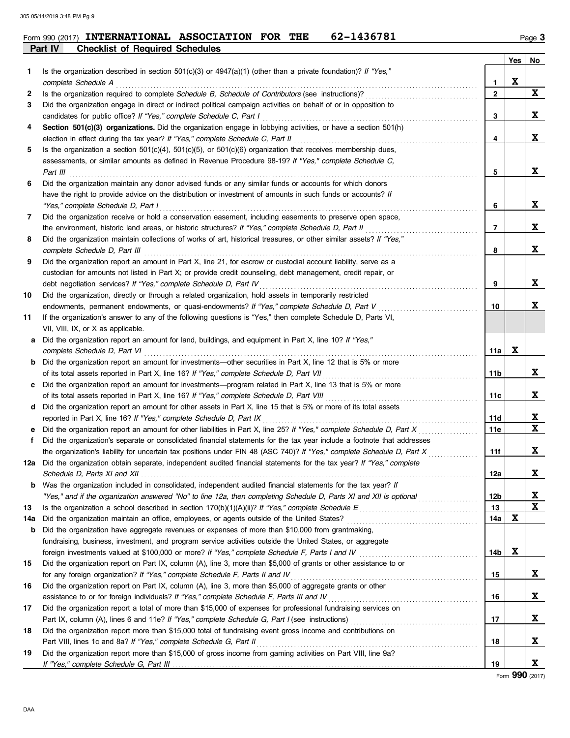Form 990 (2017) **INTERNATIONAL ASSOCIATION FOR THE 62-1436781** Page 3

## Part IV Checklist of Required Schedules

| | | | Yes | No |
|---|---|---|---|---|
| **1** | Is the organization described in section 501(c)(3) or 4947(a)(1) (other than a private foundation)? *If "Yes," complete Schedule A* | 1 | X | |
| **2** | Is the organization required to complete *Schedule B, Schedule of Contributors* (see instructions)? | 2 | | X |
| **3** | Did the organization engage in direct or indirect political campaign activities on behalf of or in opposition to candidates for public office? *If "Yes," complete Schedule C, Part I* | 3 | | X |
| **4** | **Section 501(c)(3) organizations.** Did the organization engage in lobbying activities, or have a section 501(h) election in effect during the tax year? *If "Yes," complete Schedule C, Part II* | 4 | | X |
| **5** | Is the organization a section 501(c)(4), 501(c)(5), or 501(c)(6) organization that receives membership dues, assessments, or similar amounts as defined in Revenue Procedure 98-19? *If "Yes," complete Schedule C, Part III* | 5 | | X |
| **6** | Did the organization maintain any donor advised funds or any similar funds or accounts for which donors have the right to provide advice on the distribution or investment of amounts in such funds or accounts? *If "Yes," complete Schedule D, Part I* | 6 | | X |
| **7** | Did the organization receive or hold a conservation easement, including easements to preserve open space, the environment, historic land areas, or historic structures? *If "Yes," complete Schedule D, Part II* | 7 | | X |
| **8** | Did the organization maintain collections of works of art, historical treasures, or other similar assets? *If "Yes," complete Schedule D, Part III* | 8 | | X |
| **9** | Did the organization report an amount in Part X, line 21, for escrow or custodial account liability, serve as a custodian for amounts not listed in Part X; or provide credit counseling, debt management, credit repair, or debt negotiation services? *If "Yes," complete Schedule D, Part IV* | 9 | | X |
| **10** | Did the organization, directly or through a related organization, hold assets in temporarily restricted endowments, permanent endowments, or quasi-endowments? *If "Yes," complete Schedule D, Part V* | 10 | | X |
| **11** | If the organization's answer to any of the following questions is "Yes," then complete Schedule D, Parts VI, VII, VIII, IX, or X as applicable. | | | |
| **a** | Did the organization report an amount for land, buildings, and equipment in Part X, line 10? *If "Yes," complete Schedule D, Part VI* | 11a | X | |
| **b** | Did the organization report an amount for investments—other securities in Part X, line 12 that is 5% or more of its total assets reported in Part X, line 16? *If "Yes," complete Schedule D, Part VII* | 11b | | X |
| **c** | Did the organization report an amount for investments—program related in Part X, line 13 that is 5% or more of its total assets reported in Part X, line 16? *If "Yes," complete Schedule D, Part VIII* | 11c | | X |
| **d** | Did the organization report an amount for other assets in Part X, line 15 that is 5% or more of its total assets reported in Part X, line 16? *If "Yes," complete Schedule D, Part IX* | 11d | | X |
| **e** | Did the organization report an amount for other liabilities in Part X, line 25? *If "Yes," complete Schedule D, Part X* | 11e | | X |
| **f** | Did the organization's separate or consolidated financial statements for the tax year include a footnote that addresses the organization's liability for uncertain tax positions under FIN 48 (ASC 740)? *If "Yes," complete Schedule D, Part X* | 11f | | X |
| **12a** | Did the organization obtain separate, independent audited financial statements for the tax year? *If "Yes," complete Schedule D, Parts XI and XII* | 12a | | X |
| **b** | Was the organization included in consolidated, independent audited financial statements for the tax year? *If "Yes," and if the organization answered "No" to line 12a, then completing Schedule D, Parts XI and XII is optional* | 12b | | X |
| **13** | Is the organization a school described in section 170(b)(1)(A)(ii)? *If "Yes," complete Schedule E* | 13 | | X |
| **14a** | Did the organization maintain an office, employees, or agents outside of the United States? | 14a | X | |
| **b** | Did the organization have aggregate revenues or expenses of more than $10,000 from grantmaking, fundraising, business, investment, and program service activities outside the United States, or aggregate foreign investments valued at $100,000 or more? *If "Yes," complete Schedule F, Parts I and IV* | 14b | X | |
| **15** | Did the organization report on Part IX, column (A), line 3, more than $5,000 of grants or other assistance to or for any foreign organization? *If "Yes," complete Schedule F, Parts II and IV* | 15 | | X |
| **16** | Did the organization report on Part IX, column (A), line 3, more than $5,000 of aggregate grants or other assistance to or for foreign individuals? *If "Yes," complete Schedule F, Parts III and IV* | 16 | | X |
| **17** | Did the organization report a total of more than $15,000 of expenses for professional fundraising services on Part IX, column (A), lines 6 and 11e? *If "Yes," complete Schedule G, Part I* (see instructions) | 17 | | X |
| **18** | Did the organization report more than $15,000 total of fundraising event gross income and contributions on Part VIII, lines 1c and 8a? *If "Yes," complete Schedule G, Part II* | 18 | | X |
| **19** | Did the organization report more than $15,000 of gross income from gaming activities on Part VIII, line 9a? *If "Yes," complete Schedule G, Part III* | 19 | | X |

Form **990** (2017)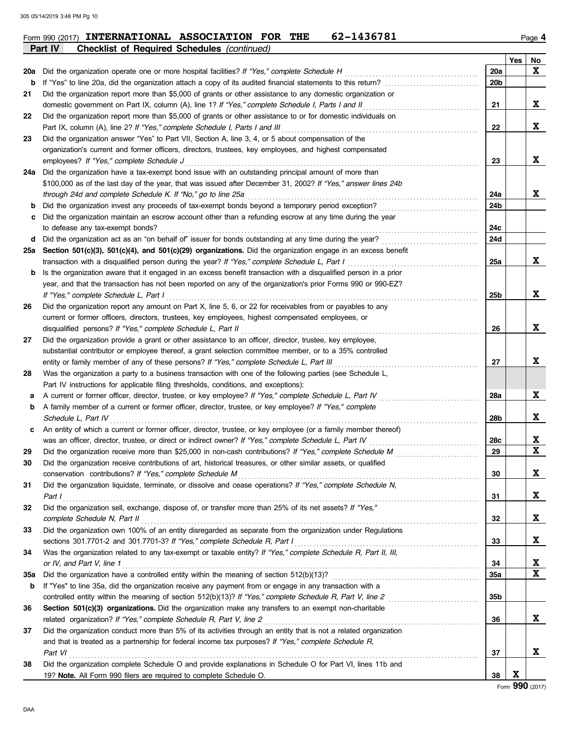Form 990 (2017) **INTERNATIONAL ASSOCIATION FOR THE 62-1436781** Page **4**

**Part IV Checklist of Required Schedules** *(continued)*

| | | | Yes | No |
|---|---|---|---|---|
| **20a** | Did the organization operate one or more hospital facilities? *If "Yes," complete Schedule H* | 20a | | X |
| **b** | If "Yes" to line 20a, did the organization attach a copy of its audited financial statements to this return? | 20b | | |
| **21** | Did the organization report more than $5,000 of grants or other assistance to any domestic organization or domestic government on Part IX, column (A), line 1? *If "Yes," complete Schedule I, Parts I and II* | 21 | | X |
| **22** | Did the organization report more than $5,000 of grants or other assistance to or for domestic individuals on Part IX, column (A), line 2? *If "Yes," complete Schedule I, Parts I and III* | 22 | | X |
| **23** | Did the organization answer "Yes" to Part VII, Section A, line 3, 4, or 5 about compensation of the organization's current and former officers, directors, trustees, key employees, and highest compensated employees? *If "Yes," complete Schedule J* | 23 | | X |
| **24a** | Did the organization have a tax-exempt bond issue with an outstanding principal amount of more than $100,000 as of the last day of the year, that was issued after December 31, 2002? *If "Yes," answer lines 24b through 24d and complete Schedule K. If "No," go to line 25a* | 24a | | X |
| **b** | Did the organization invest any proceeds of tax-exempt bonds beyond a temporary period exception? | 24b | | |
| **c** | Did the organization maintain an escrow account other than a refunding escrow at any time during the year to defease any tax-exempt bonds? | 24c | | |
| **d** | Did the organization act as an "on behalf of" issuer for bonds outstanding at any time during the year? | 24d | | |
| **25a** | **Section 501(c)(3), 501(c)(4), and 501(c)(29) organizations.** Did the organization engage in an excess benefit transaction with a disqualified person during the year? *If "Yes," complete Schedule L, Part I* | 25a | | X |
| **b** | Is the organization aware that it engaged in an excess benefit transaction with a disqualified person in a prior year, and that the transaction has not been reported on any of the organization's prior Forms 990 or 990-EZ? *If "Yes," complete Schedule L, Part I* | 25b | | X |
| **26** | Did the organization report any amount on Part X, line 5, 6, or 22 for receivables from or payables to any current or former officers, directors, trustees, key employees, highest compensated employees, or disqualified persons? *If "Yes," complete Schedule L, Part II* | 26 | | X |
| **27** | Did the organization provide a grant or other assistance to an officer, director, trustee, key employee, substantial contributor or employee thereof, a grant selection committee member, or to a 35% controlled entity or family member of any of these persons? *If "Yes," complete Schedule L, Part III* | 27 | | X |
| **28** | Was the organization a party to a business transaction with one of the following parties (see Schedule L, Part IV instructions for applicable filing thresholds, conditions, and exceptions): | | | |
| **a** | A current or former officer, director, trustee, or key employee? *If "Yes," complete Schedule L, Part IV* | 28a | | X |
| **b** | A family member of a current or former officer, director, trustee, or key employee? *If "Yes," complete Schedule L, Part IV* | 28b | | X |
| **c** | An entity of which a current or former officer, director, trustee, or key employee (or a family member thereof) was an officer, director, trustee, or direct or indirect owner? *If "Yes," complete Schedule L, Part IV* | 28c | | X |
| **29** | Did the organization receive more than $25,000 in non-cash contributions? *If "Yes," complete Schedule M* | 29 | | X |
| **30** | Did the organization receive contributions of art, historical treasures, or other similar assets, or qualified conservation contributions? *If "Yes," complete Schedule M* | 30 | | X |
| **31** | Did the organization liquidate, terminate, or dissolve and cease operations? *If "Yes," complete Schedule N, Part I* | 31 | | X |
| **32** | Did the organization sell, exchange, dispose of, or transfer more than 25% of its net assets? *If "Yes," complete Schedule N, Part II* | 32 | | X |
| **33** | Did the organization own 100% of an entity disregarded as separate from the organization under Regulations sections 301.7701-2 and 301.7701-3? *If "Yes," complete Schedule R, Part I* | 33 | | X |
| **34** | Was the organization related to any tax-exempt or taxable entity? *If "Yes," complete Schedule R, Part II, III, or IV, and Part V, line 1* | 34 | | X |
| **35a** | Did the organization have a controlled entity within the meaning of section 512(b)(13)? | 35a | | X |
| **b** | If "Yes" to line 35a, did the organization receive any payment from or engage in any transaction with a controlled entity within the meaning of section 512(b)(13)? *If "Yes," complete Schedule R, Part V, line 2* | 35b | | |
| **36** | **Section 501(c)(3) organizations.** Did the organization make any transfers to an exempt non-charitable related organization? *If "Yes," complete Schedule R, Part V, line 2* | 36 | | X |
| **37** | Did the organization conduct more than 5% of its activities through an entity that is not a related organization and that is treated as a partnership for federal income tax purposes? *If "Yes," complete Schedule R, Part VI* | 37 | | X |
| **38** | Did the organization complete Schedule O and provide explanations in Schedule O for Part VI, lines 11b and 19? **Note.** All Form 990 filers are required to complete Schedule O. | 38 | X | |

Form **990** (2017)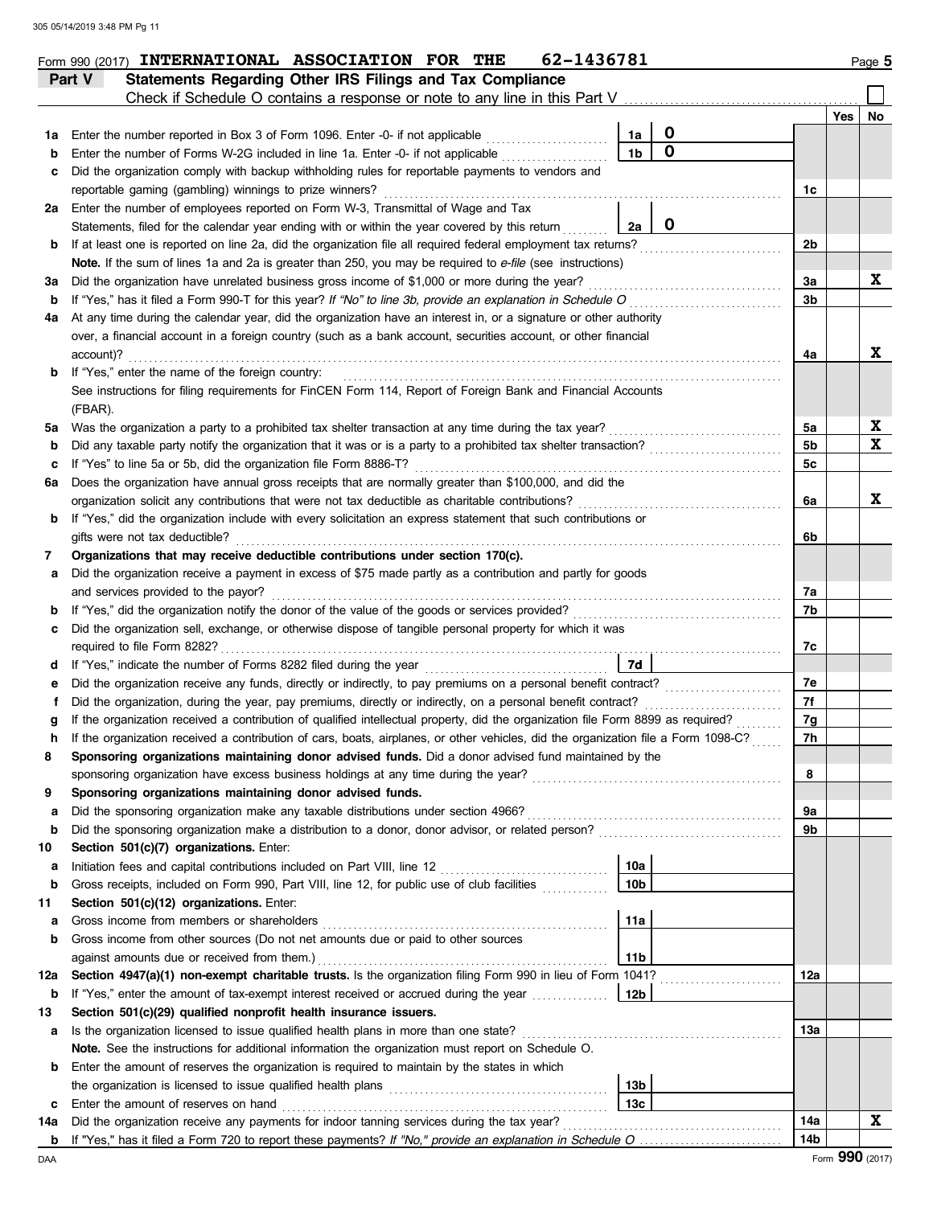Form 990 (2017) **INTERNATIONAL ASSOCIATION FOR THE 62-1436781** Page 5

## Part V Statements Regarding Other IRS Filings and Tax Compliance

Check if Schedule O contains a response or note to any line in this Part V ☐

| | | | | | Yes | No |
|---|---|---|---|---|---|---|
| **1a** | Enter the number reported in Box 3 of Form 1096. Enter -0- if not applicable | 1a | 0 | | | |
| **b** | Enter the number of Forms W-2G included in line 1a. Enter -0- if not applicable | 1b | 0 | | | |
| **c** | Did the organization comply with backup withholding rules for reportable payments to vendors and reportable gaming (gambling) winnings to prize winners? | | | 1c | | |
| **2a** | Enter the number of employees reported on Form W-3, Transmittal of Wage and Tax Statements, filed for the calendar year ending with or within the year covered by this return | 2a | 0 | | | |
| **b** | If at least one is reported on line 2a, did the organization file all required federal employment tax returns? | | | 2b | | |
| | **Note.** If the sum of lines 1a and 2a is greater than 250, you may be required to *e-file* (see instructions) | | | | | |
| **3a** | Did the organization have unrelated business gross income of $1,000 or more during the year? | | | 3a | | X |
| **b** | If "Yes," has it filed a Form 990-T for this year? *If "No" to line 3b, provide an explanation in Schedule O* | | | 3b | | |
| **4a** | At any time during the calendar year, did the organization have an interest in, or a signature or other authority over, a financial account in a foreign country (such as a bank account, securities account, or other financial account)? | | | 4a | | X |
| **b** | If "Yes," enter the name of the foreign country: | | | | | |
| | See instructions for filing requirements for FinCEN Form 114, Report of Foreign Bank and Financial Accounts (FBAR). | | | | | |
| **5a** | Was the organization a party to a prohibited tax shelter transaction at any time during the tax year? | | | 5a | | X |
| **b** | Did any taxable party notify the organization that it was or is a party to a prohibited tax shelter transaction? | | | 5b | | X |
| **c** | If "Yes" to line 5a or 5b, did the organization file Form 8886-T? | | | 5c | | |
| **6a** | Does the organization have annual gross receipts that are normally greater than $100,000, and did the organization solicit any contributions that were not tax deductible as charitable contributions? | | | 6a | | X |
| **b** | If "Yes," did the organization include with every solicitation an express statement that such contributions or gifts were not tax deductible? | | | 6b | | |
| **7** | **Organizations that may receive deductible contributions under section 170(c).** | | | | | |
| **a** | Did the organization receive a payment in excess of $75 made partly as a contribution and partly for goods and services provided to the payor? | | | 7a | | |
| **b** | If "Yes," did the organization notify the donor of the value of the goods or services provided? | | | 7b | | |
| **c** | Did the organization sell, exchange, or otherwise dispose of tangible personal property for which it was required to file Form 8282? | | | 7c | | |
| **d** | If "Yes," indicate the number of Forms 8282 filed during the year | 7d | | | | |
| **e** | Did the organization receive any funds, directly or indirectly, to pay premiums on a personal benefit contract? | | | 7e | | |
| **f** | Did the organization, during the year, pay premiums, directly or indirectly, on a personal benefit contract? | | | 7f | | |
| **g** | If the organization received a contribution of qualified intellectual property, did the organization file Form 8899 as required? | | | 7g | | |
| **h** | If the organization received a contribution of cars, boats, airplanes, or other vehicles, did the organization file a Form 1098-C? | | | 7h | | |
| **8** | **Sponsoring organizations maintaining donor advised funds.** Did a donor advised fund maintained by the sponsoring organization have excess business holdings at any time during the year? | | | 8 | | |
| **9** | **Sponsoring organizations maintaining donor advised funds.** | | | | | |
| **a** | Did the sponsoring organization make any taxable distributions under section 4966? | | | 9a | | |
| **b** | Did the sponsoring organization make a distribution to a donor, donor advisor, or related person? | | | 9b | | |
| **10** | **Section 501(c)(7) organizations.** Enter: | | | | | |
| **a** | Initiation fees and capital contributions included on Part VIII, line 12 | 10a | | | | |
| **b** | Gross receipts, included on Form 990, Part VIII, line 12, for public use of club facilities | 10b | | | | |
| **11** | **Section 501(c)(12) organizations.** Enter: | | | | | |
| **a** | Gross income from members or shareholders | 11a | | | | |
| **b** | Gross income from other sources (Do not net amounts due or paid to other sources against amounts due or received from them.) | 11b | | | | |
| **12a** | **Section 4947(a)(1) non-exempt charitable trusts.** Is the organization filing Form 990 in lieu of Form 1041? | | | 12a | | |
| **b** | If "Yes," enter the amount of tax-exempt interest received or accrued during the year | 12b | | | | |
| **13** | **Section 501(c)(29) qualified nonprofit health insurance issuers.** | | | | | |
| **a** | Is the organization licensed to issue qualified health plans in more than one state? | | | 13a | | |
| | **Note.** See the instructions for additional information the organization must report on Schedule O. | | | | | |
| **b** | Enter the amount of reserves the organization is required to maintain by the states in which the organization is licensed to issue qualified health plans | 13b | | | | |
| **c** | Enter the amount of reserves on hand | 13c | | | | |
| **14a** | Did the organization receive any payments for indoor tanning services during the tax year? | | | 14a | | X |
| **b** | If "Yes," has it filed a Form 720 to report these payments? *If "No," provide an explanation in Schedule O* | | | 14b | | |

Form **990** (2017)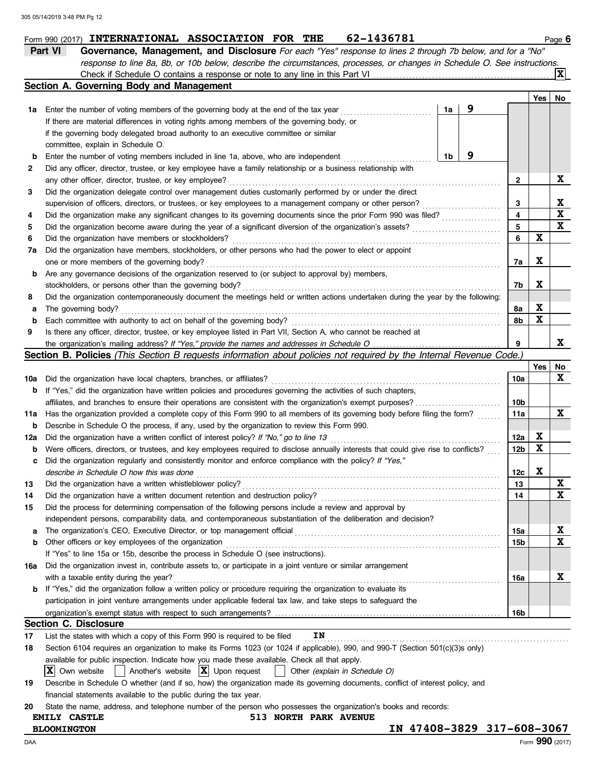Form 990 (2017) **INTERNATIONAL ASSOCIATION FOR THE 62-1436781** Page **6**

## Part VI Governance, Management, and Disclosure

*For each "Yes" response to lines 2 through 7b below, and for a "No" response to line 8a, 8b, or 10b below, describe the circumstances, processes, or changes in Schedule O. See instructions.*

Check if Schedule O contains a response or note to any line in this Part VI ....... **X**

### Section A. Governing Body and Management

| | | | | | Yes | No |
|---|---|---|---|---|---|---|
| **1a** | Enter the number of voting members of the governing body at the end of the tax year. If there are material differences in voting rights among members of the governing body, or if the governing body delegated broad authority to an executive committee or similar committee, explain in Schedule O. | 1a | 9 | | | |
| **b** | Enter the number of voting members included in line 1a, above, who are independent | 1b | 9 | | | |
| **2** | Did any officer, director, trustee, or key employee have a family relationship or a business relationship with any other officer, director, trustee, or key employee? | | | 2 | | X |
| **3** | Did the organization delegate control over management duties customarily performed by or under the direct supervision of officers, directors, or trustees, or key employees to a management company or other person? | | | 3 | | X |
| **4** | Did the organization make any significant changes to its governing documents since the prior Form 990 was filed? | | | 4 | | X |
| **5** | Did the organization become aware during the year of a significant diversion of the organization's assets? | | | 5 | | X |
| **6** | Did the organization have members or stockholders? | | | 6 | X | |
| **7a** | Did the organization have members, stockholders, or other persons who had the power to elect or appoint one or more members of the governing body? | | | 7a | X | |
| **b** | Are any governance decisions of the organization reserved to (or subject to approval by) members, stockholders, or persons other than the governing body? | | | 7b | X | |
| **8** | Did the organization contemporaneously document the meetings held or written actions undertaken during the year by the following: | | | | | |
| **a** | The governing body? | | | 8a | X | |
| **b** | Each committee with authority to act on behalf of the governing body? | | | 8b | X | |
| **9** | Is there any officer, director, trustee, or key employee listed in Part VII, Section A, who cannot be reached at the organization's mailing address? *If "Yes," provide the names and addresses in Schedule O* | | | 9 | | X |

### Section B. Policies *(This Section B requests information about policies not required by the Internal Revenue Code.)*

| | | | Yes | No |
|---|---|---|---|---|
| **10a** | Did the organization have local chapters, branches, or affiliates? | 10a | | X |
| **b** | If "Yes," did the organization have written policies and procedures governing the activities of such chapters, affiliates, and branches to ensure their operations are consistent with the organization's exempt purposes? | 10b | | |
| **11a** | Has the organization provided a complete copy of this Form 990 to all members of its governing body before filing the form? | 11a | | X |
| **b** | Describe in Schedule O the process, if any, used by the organization to review this Form 990. | | | |
| **12a** | Did the organization have a written conflict of interest policy? *If "No," go to line 13* | 12a | X | |
| **b** | Were officers, directors, or trustees, and key employees required to disclose annually interests that could give rise to conflicts? | 12b | X | |
| **c** | Did the organization regularly and consistently monitor and enforce compliance with the policy? *If "Yes," describe in Schedule O how this was done* | 12c | X | |
| **13** | Did the organization have a written whistleblower policy? | 13 | | X |
| **14** | Did the organization have a written document retention and destruction policy? | 14 | | X |
| **15** | Did the process for determining compensation of the following persons include a review and approval by independent persons, comparability data, and contemporaneous substantiation of the deliberation and decision? | | | |
| **a** | The organization's CEO, Executive Director, or top management official | 15a | | X |
| **b** | Other officers or key employees of the organization | 15b | | X |
| | If "Yes" to line 15a or 15b, describe the process in Schedule O (see instructions). | | | |
| **16a** | Did the organization invest in, contribute assets to, or participate in a joint venture or similar arrangement with a taxable entity during the year? | 16a | | X |
| **b** | If "Yes," did the organization follow a written policy or procedure requiring the organization to evaluate its participation in joint venture arrangements under applicable federal tax law, and take steps to safeguard the organization's exempt status with respect to such arrangements? | 16b | | |

### Section C. Disclosure

**17** List the states with which a copy of this Form 990 is required to be filed **IN**

**18** Section 6104 requires an organization to make its Forms 1023 (or 1024 if applicable), 990, and 990-T (Section 501(c)(3)s only) available for public inspection. Indicate how you made these available. Check all that apply.

[X] Own website  [ ] Another's website  [X] Upon request  [ ] Other *(explain in Schedule O)*

**19** Describe in Schedule O whether (and if so, how) the organization made its governing documents, conflict of interest policy, and financial statements available to the public during the tax year.

**20** State the name, address, and telephone number of the person who possesses the organization's books and records:

**EMILY CASTLE** **513 NORTH PARK AVENUE**
**BLOOMINGTON** **IN 47408-3829 317-608-3067**

Form **990** (2017)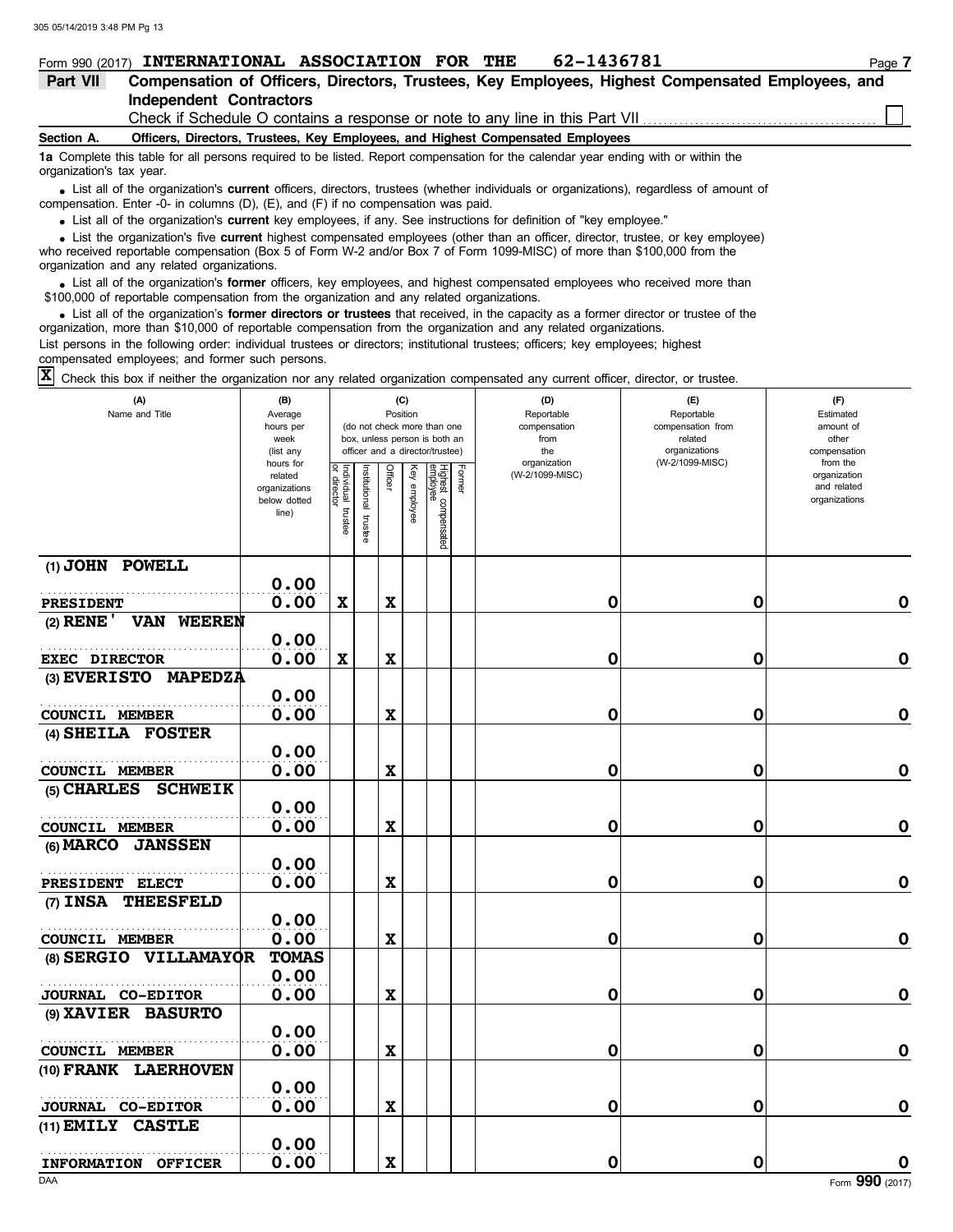Form 990 (2017) **INTERNATIONAL ASSOCIATION FOR THE 62-1436781** Page **7**

**Part VII Compensation of Officers, Directors, Trustees, Key Employees, Highest Compensated Employees, and Independent Contractors**

Check if Schedule O contains a response or note to any line in this Part VII ☐

**Section A. Officers, Directors, Trustees, Key Employees, and Highest Compensated Employees**

**1a** Complete this table for all persons required to be listed. Report compensation for the calendar year ending with or within the organization's tax year.

- List all of the organization's **current** officers, directors, trustees (whether individuals or organizations), regardless of amount of compensation. Enter -0- in columns (D), (E), and (F) if no compensation was paid.
- List all of the organization's **current** key employees, if any. See instructions for definition of "key employee."
- List the organization's five **current** highest compensated employees (other than an officer, director, trustee, or key employee) who received reportable compensation (Box 5 of Form W-2 and/or Box 7 of Form 1099-MISC) of more than $100,000 from the organization and any related organizations.
- List all of the organization's **former** officers, key employees, and highest compensated employees who received more than $100,000 of reportable compensation from the organization and any related organizations.
- List all of the organization's **former directors or trustees** that received, in the capacity as a former director or trustee of the organization, more than $10,000 of reportable compensation from the organization and any related organizations.

List persons in the following order: individual trustees or directors; institutional trustees; officers; key employees; highest compensated employees; and former such persons.

☒ Check this box if neither the organization nor any related organization compensated any current officer, director, or trustee.

| (A) Name and Title | (B) Average hours per week (list any hours for related organizations below dotted line) | (C) Position: Individual trustee or director | Institutional trustee | Officer | Key employee | Highest compensated employee | Former | (D) Reportable compensation from the organization (W-2/1099-MISC) | (E) Reportable compensation from related organizations (W-2/1099-MISC) | (F) Estimated amount of other compensation from the organization and related organizations |
|---|---|---|---|---|---|---|---|---|---|---|
| (1) **JOHN POWELL**<br>**PRESIDENT** | **0.00**<br>**0.00** | **X** | | **X** | | | | **0** | **0** | **0** |
| (2) **RENE' VAN WEEREN**<br>**EXEC DIRECTOR** | **0.00**<br>**0.00** | **X** | | **X** | | | | **0** | **0** | **0** |
| (3) **EVERISTO MAPEDZA**<br>**COUNCIL MEMBER** | **0.00**<br>**0.00** | | | **X** | | | | **0** | **0** | **0** |
| (4) **SHEILA FOSTER**<br>**COUNCIL MEMBER** | **0.00**<br>**0.00** | | | **X** | | | | **0** | **0** | **0** |
| (5) **CHARLES SCHWEIK**<br>**COUNCIL MEMBER** | **0.00**<br>**0.00** | | | **X** | | | | **0** | **0** | **0** |
| (6) **MARCO JANSSEN**<br>**PRESIDENT ELECT** | **0.00**<br>**0.00** | | | **X** | | | | **0** | **0** | **0** |
| (7) **INSA THEESFELD**<br>**COUNCIL MEMBER** | **0.00**<br>**0.00** | | | **X** | | | | **0** | **0** | **0** |
| (8) **SERGIO VILLAMAYOR TOMAS**<br>**JOURNAL CO-EDITOR** | **0.00**<br>**0.00** | | | **X** | | | | **0** | **0** | **0** |
| (9) **XAVIER BASURTO**<br>**COUNCIL MEMBER** | **0.00**<br>**0.00** | | | **X** | | | | **0** | **0** | **0** |
| (10) **FRANK LAERHOVEN**<br>**JOURNAL CO-EDITOR** | **0.00**<br>**0.00** | | | **X** | | | | **0** | **0** | **0** |
| (11) **EMILY CASTLE**<br>**INFORMATION OFFICER** | **0.00**<br>**0.00** | | | **X** | | | | **0** | **0** | **0** |

DAA Form **990** (2017)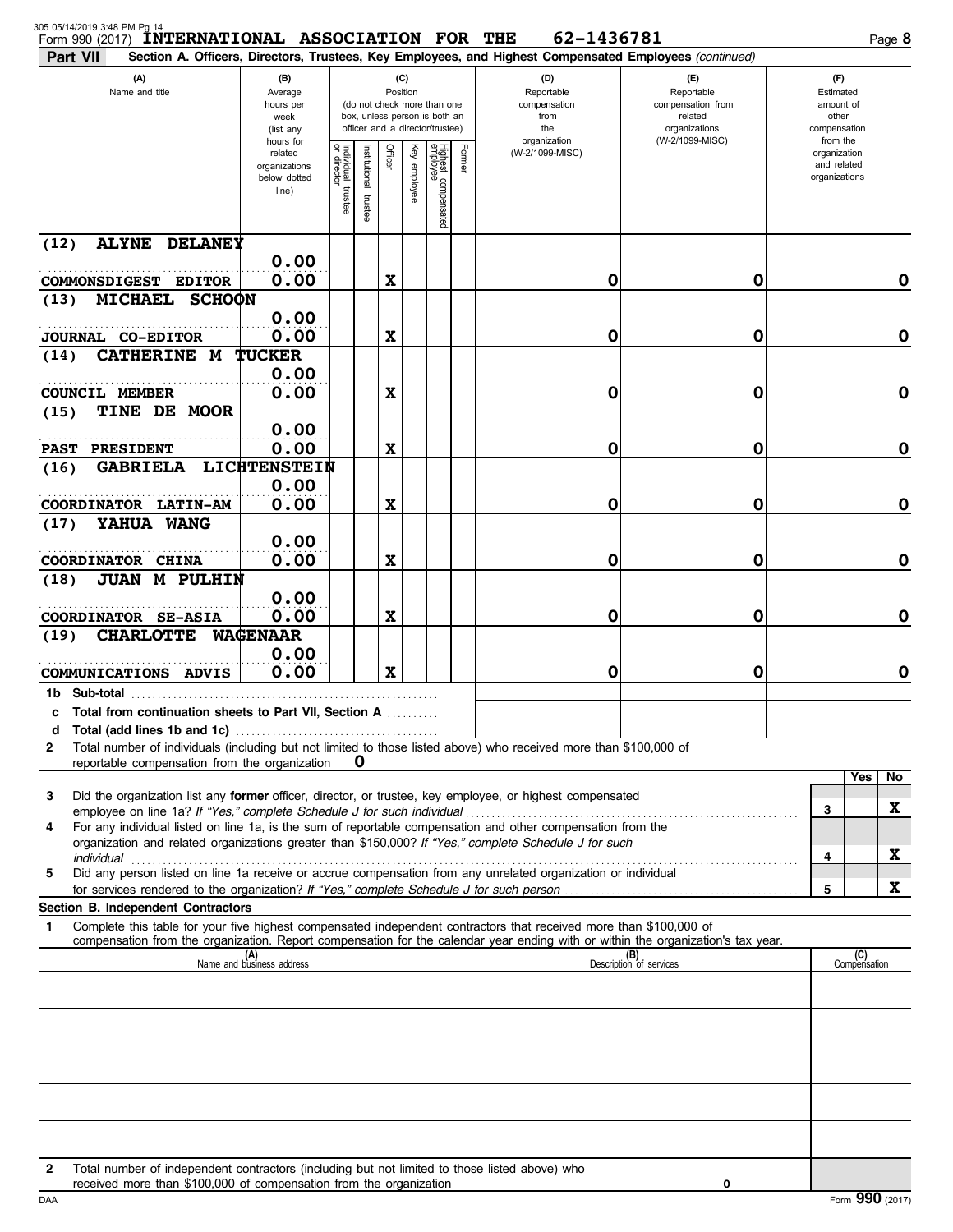Form 990 (2017) **INTERNATIONAL ASSOCIATION FOR THE 62-1436781**

**Part VII** **Section A. Officers, Directors, Trustees, Key Employees, and Highest Compensated Employees** *(continued)*

| (A) Name and title | (B) Average hours per week (list any hours for related organizations below dotted line) | (C) Position: Individual trustee or director | Institutional trustee | Officer | Key employee | Highest compensated employee | Former | (D) Reportable compensation from the organization (W-2/1099-MISC) | (E) Reportable compensation from related organizations (W-2/1099-MISC) | (F) Estimated amount of other compensation from the organization and related organizations |
|---|---|---|---|---|---|---|---|---|---|---|
| (12) ALYNE DELANEY<br>COMMONSDIGEST EDITOR | 0.00<br>0.00 | | | X | | | | 0 | 0 | 0 |
| (13) MICHAEL SCHOON<br>JOURNAL CO-EDITOR | 0.00<br>0.00 | | | X | | | | 0 | 0 | 0 |
| (14) CATHERINE M TUCKER<br>COUNCIL MEMBER | 0.00<br>0.00 | | | X | | | | 0 | 0 | 0 |
| (15) TINE DE MOOR<br>PAST PRESIDENT | 0.00<br>0.00 | | | X | | | | 0 | 0 | 0 |
| (16) GABRIELA LICHTENSTEIN<br>COORDINATOR LATIN-AM | 0.00<br>0.00 | | | X | | | | 0 | 0 | 0 |
| (17) YAHUA WANG<br>COORDINATOR CHINA | 0.00<br>0.00 | | | X | | | | 0 | 0 | 0 |
| (18) JUAN M PULHIN<br>COORDINATOR SE-ASIA | 0.00<br>0.00 | | | X | | | | 0 | 0 | 0 |
| (19) CHARLOTTE WAGENAAR<br>COMMUNICATIONS ADVIS | 0.00<br>0.00 | | | X | | | | 0 | 0 | 0 |
| **1b Sub-total** | | | | | | | | | | |
| **c Total from continuation sheets to Part VII, Section A** | | | | | | | | | | |
| **d Total (add lines 1b and 1c)** | | | | | | | | | | |

**2** Total number of individuals (including but not limited to those listed above) who received more than $100,000 of reportable compensation from the organization **0**

| | | Yes | No |
|---|---|---|---|
| **3** Did the organization list any **former** officer, director, or trustee, key employee, or highest compensated employee on line 1a? *If "Yes," complete Schedule J for such individual* | 3 | | X |
| **4** For any individual listed on line 1a, is the sum of reportable compensation and other compensation from the organization and related organizations greater than $150,000? *If "Yes," complete Schedule J for such individual* | 4 | | X |
| **5** Did any person listed on line 1a receive or accrue compensation from any unrelated organization or individual for services rendered to the organization? *If "Yes," complete Schedule J for such person* | 5 | | X |

**Section B. Independent Contractors**

**1** Complete this table for your five highest compensated independent contractors that received more than $100,000 of compensation from the organization. Report compensation for the calendar year ending with or within the organization's tax year.

| (A) Name and business address | (B) Description of services | (C) Compensation |
|---|---|---|
| | | |
| | | |
| | | |
| | | |
| | | |

**2** Total number of independent contractors (including but not limited to those listed above) who received more than $100,000 of compensation from the organization **0**

Form **990** (2017)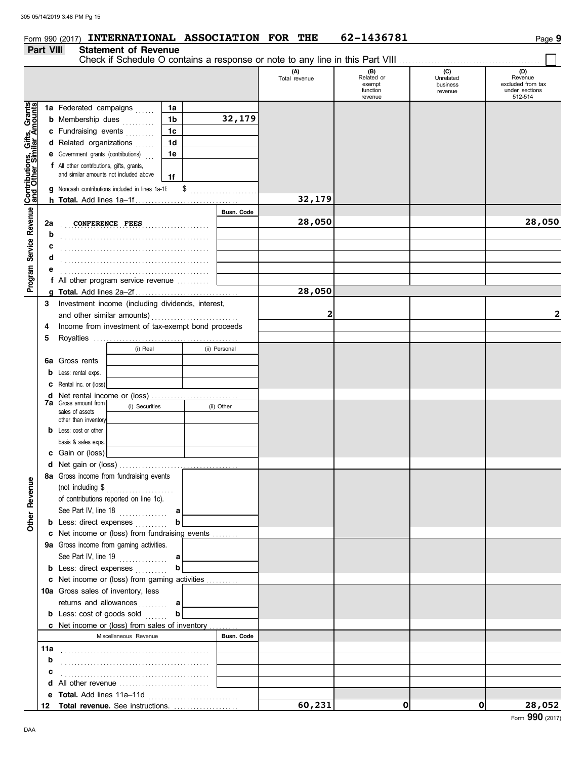Form 990 (2017) **INTERNATIONAL ASSOCIATION FOR THE** **62-1436781** Page **9**

## Part VIII Statement of Revenue

Check if Schedule O contains a response or note to any line in this Part VIII ☐

| | | | (A) Total revenue | (B) Related or exempt function revenue | (C) Unrelated business revenue | (D) Revenue excluded from tax under sections 512-514 |
|---|---|---|---|---|---|---|
| **Contributions, Gifts, Grants and Other Similar Amounts** | 1a Federated campaigns | 1a | | | | |
| | b Membership dues | 1b 32,179 | | | | |
| | c Fundraising events | 1c | | | | |
| | d Related organizations | 1d | | | | |
| | e Government grants (contributions) | 1e | | | | |
| | f All other contributions, gifts, grants, and similar amounts not included above | 1f | | | | |
| | g Noncash contributions included in lines 1a-1f: $ | | | | | |
| | h **Total.** Add lines 1a–1f | | 32,179 | | | |
| **Program Service Revenue** | | Busn. Code | | | | |
| | 2a CONFERENCE FEES | | 28,050 | | | 28,050 |
| | b | | | | | |
| | c | | | | | |
| | d | | | | | |
| | e | | | | | |
| | f All other program service revenue | | | | | |
| | g **Total.** Add lines 2a–2f | | 28,050 | | | |
| | 3 Investment income (including dividends, interest, and other similar amounts) | | 2 | | | 2 |
| | 4 Income from investment of tax-exempt bond proceeds | | | | | |
| | 5 Royalties | | | | | |
| | | (i) Real / (ii) Personal | | | | |
| | 6a Gross rents | | | | | |
| | b Less: rental exps. | | | | | |
| | c Rental inc. or (loss) | | | | | |
| | d Net rental income or (loss) | | | | | |
| | 7a Gross amount from sales of assets other than inventory | (i) Securities / (ii) Other | | | | |
| | b Less: cost or other basis & sales exps. | | | | | |
| | c Gain or (loss) | | | | | |
| | d Net gain or (loss) | | | | | |
| **Other Revenue** | 8a Gross income from fundraising events (not including $ of contributions reported on line 1c). See Part IV, line 18 | a | | | | |
| | b Less: direct expenses | b | | | | |
| | c Net income or (loss) from fundraising events | | | | | |
| | 9a Gross income from gaming activities. See Part IV, line 19 | a | | | | |
| | b Less: direct expenses | b | | | | |
| | c Net income or (loss) from gaming activities | | | | | |
| | 10a Gross sales of inventory, less returns and allowances | a | | | | |
| | b Less: cost of goods sold | b | | | | |
| | c Net income or (loss) from sales of inventory | | | | | |
| | Miscellaneous Revenue | Busn. Code | | | | |
| | 11a | | | | | |
| | b | | | | | |
| | c | | | | | |
| | d All other revenue | | | | | |
| | e **Total.** Add lines 11a–11d | | | | | |
| | 12 **Total revenue.** See instructions. | | 60,231 | 0 | 0 | 28,052 |

Form **990** (2017)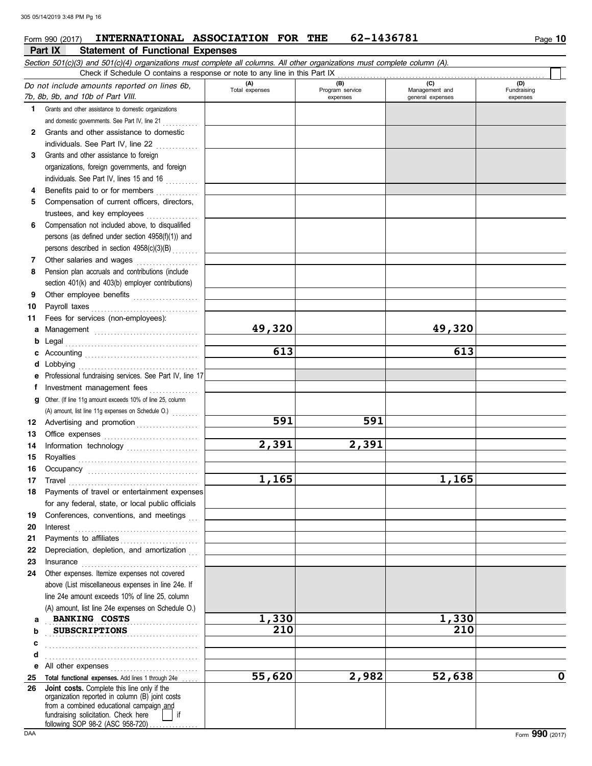Form 990 (2017) **INTERNATIONAL ASSOCIATION FOR THE 62-1436781** Page **10**

## Part IX Statement of Functional Expenses

*Section 501(c)(3) and 501(c)(4) organizations must complete all columns. All other organizations must complete column (A).*

Check if Schedule O contains a response or note to any line in this Part IX

| *Do not include amounts reported on lines 6b, 7b, 8b, 9b, and 10b of Part VIII.* | (A) Total expenses | (B) Program service expenses | (C) Management and general expenses | (D) Fundraising expenses |
|---|---|---|---|---|
| 1 Grants and other assistance to domestic organizations and domestic governments. See Part IV, line 21 | | | | |
| 2 Grants and other assistance to domestic individuals. See Part IV, line 22 | | | | |
| 3 Grants and other assistance to foreign organizations, foreign governments, and foreign individuals. See Part IV, lines 15 and 16 | | | | |
| 4 Benefits paid to or for members | | | | |
| 5 Compensation of current officers, directors, trustees, and key employees | | | | |
| 6 Compensation not included above, to disqualified persons (as defined under section 4958(f)(1)) and persons described in section 4958(c)(3)(B) | | | | |
| 7 Other salaries and wages | | | | |
| 8 Pension plan accruals and contributions (include section 401(k) and 403(b) employer contributions) | | | | |
| 9 Other employee benefits | | | | |
| 10 Payroll taxes | | | | |
| 11 Fees for services (non-employees): | | | | |
| a Management | 49,320 | | 49,320 | |
| b Legal | | | | |
| c Accounting | 613 | | 613 | |
| d Lobbying | | | | |
| e Professional fundraising services. See Part IV, line 17 | | | | |
| f Investment management fees | | | | |
| g Other. (If line 11g amount exceeds 10% of line 25, column (A) amount, list line 11g expenses on Schedule O.) | | | | |
| 12 Advertising and promotion | 591 | 591 | | |
| 13 Office expenses | | | | |
| 14 Information technology | 2,391 | 2,391 | | |
| 15 Royalties | | | | |
| 16 Occupancy | | | | |
| 17 Travel | 1,165 | | 1,165 | |
| 18 Payments of travel or entertainment expenses for any federal, state, or local public officials | | | | |
| 19 Conferences, conventions, and meetings | | | | |
| 20 Interest | | | | |
| 21 Payments to affiliates | | | | |
| 22 Depreciation, depletion, and amortization | | | | |
| 23 Insurance | | | | |
| 24 Other expenses. Itemize expenses not covered above (List miscellaneous expenses in line 24e. If line 24e amount exceeds 10% of line 25, column (A) amount, list line 24e expenses on Schedule O.) | | | | |
| a BANKING COSTS | 1,330 | | 1,330 | |
| b SUBSCRIPTIONS | 210 | | 210 | |
| c | | | | |
| d | | | | |
| e All other expenses | | | | |
| 25 **Total functional expenses.** Add lines 1 through 24e | 55,620 | 2,982 | 52,638 | 0 |
| 26 **Joint costs.** Complete this line only if the organization reported in column (B) joint costs from a combined educational campaign and fundraising solicitation. Check here ☐ if following SOP 98-2 (ASC 958-720) | | | | |

Form **990** (2017)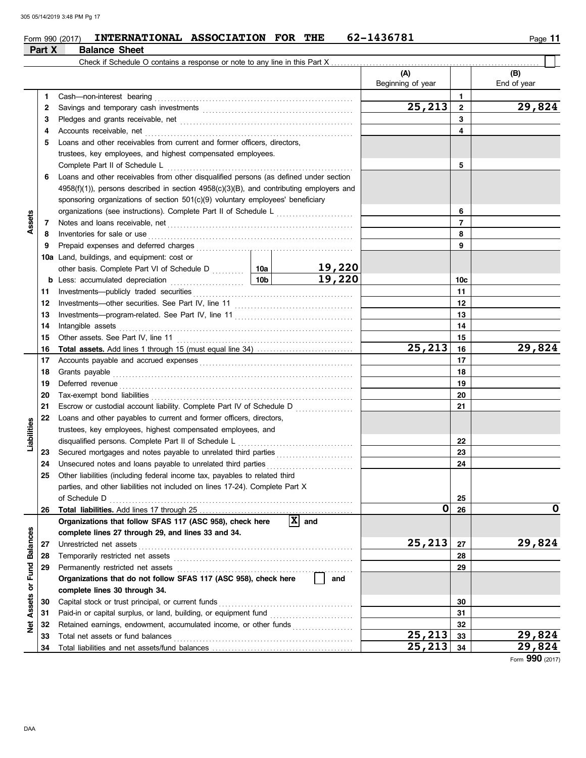Form 990 (2017) **INTERNATIONAL ASSOCIATION FOR THE** 62-1436781 Page **11**

**Part X Balance Sheet**

Check if Schedule O contains a response or note to any line in this Part X ☐

| | | | | | (A) Beginning of year | | (B) End of year |
|---|---|---|---|---|---|---|---|
| **Assets** | 1 | Cash—non-interest bearing | | | | 1 | |
| | 2 | Savings and temporary cash investments | | | 25,213 | 2 | 29,824 |
| | 3 | Pledges and grants receivable, net | | | | 3 | |
| | 4 | Accounts receivable, net | | | | 4 | |
| | 5 | Loans and other receivables from current and former officers, directors, trustees, key employees, and highest compensated employees. Complete Part II of Schedule L | | | | 5 | |
| | 6 | Loans and other receivables from other disqualified persons (as defined under section 4958(f)(1)), persons described in section 4958(c)(3)(B), and contributing employers and sponsoring organizations of section 501(c)(9) voluntary employees' beneficiary organizations (see instructions). Complete Part II of Schedule L | | | | 6 | |
| | 7 | Notes and loans receivable, net | | | | 7 | |
| | 8 | Inventories for sale or use | | | | 8 | |
| | 9 | Prepaid expenses and deferred charges | | | | 9 | |
| | 10a | Land, buildings, and equipment: cost or other basis. Complete Part VI of Schedule D | 10a | 19,220 | | | |
| | b | Less: accumulated depreciation | 10b | 19,220 | | 10c | |
| | 11 | Investments—publicly traded securities | | | | 11 | |
| | 12 | Investments—other securities. See Part IV, line 11 | | | | 12 | |
| | 13 | Investments—program-related. See Part IV, line 11 | | | | 13 | |
| | 14 | Intangible assets | | | | 14 | |
| | 15 | Other assets. See Part IV, line 11 | | | | 15 | |
| | 16 | **Total assets.** Add lines 1 through 15 (must equal line 34) | | | 25,213 | 16 | 29,824 |
| **Liabilities** | 17 | Accounts payable and accrued expenses | | | | 17 | |
| | 18 | Grants payable | | | | 18 | |
| | 19 | Deferred revenue | | | | 19 | |
| | 20 | Tax-exempt bond liabilities | | | | 20 | |
| | 21 | Escrow or custodial account liability. Complete Part IV of Schedule D | | | | 21 | |
| | 22 | Loans and other payables to current and former officers, directors, trustees, key employees, highest compensated employees, and disqualified persons. Complete Part II of Schedule L | | | | 22 | |
| | 23 | Secured mortgages and notes payable to unrelated third parties | | | | 23 | |
| | 24 | Unsecured notes and loans payable to unrelated third parties | | | | 24 | |
| | 25 | Other liabilities (including federal income tax, payables to related third parties, and other liabilities not included on lines 17-24). Complete Part X of Schedule D | | | | 25 | |
| | 26 | **Total liabilities.** Add lines 17 through 25 | | | 0 | 26 | 0 |
| **Net Assets or Fund Balances** | | **Organizations that follow SFAS 117 (ASC 958), check here** ☒ **and complete lines 27 through 29, and lines 33 and 34.** | | | | | |
| | 27 | Unrestricted net assets | | | 25,213 | 27 | 29,824 |
| | 28 | Temporarily restricted net assets | | | | 28 | |
| | 29 | Permanently restricted net assets | | | | 29 | |
| | | **Organizations that do not follow SFAS 117 (ASC 958), check here** ☐ **and complete lines 30 through 34.** | | | | | |
| | 30 | Capital stock or trust principal, or current funds | | | | 30 | |
| | 31 | Paid-in or capital surplus, or land, building, or equipment fund | | | | 31 | |
| | 32 | Retained earnings, endowment, accumulated income, or other funds | | | | 32 | |
| | 33 | Total net assets or fund balances | | | 25,213 | 33 | 29,824 |
| | 34 | Total liabilities and net assets/fund balances | | | 25,213 | 34 | 29,824 |

Form **990** (2017)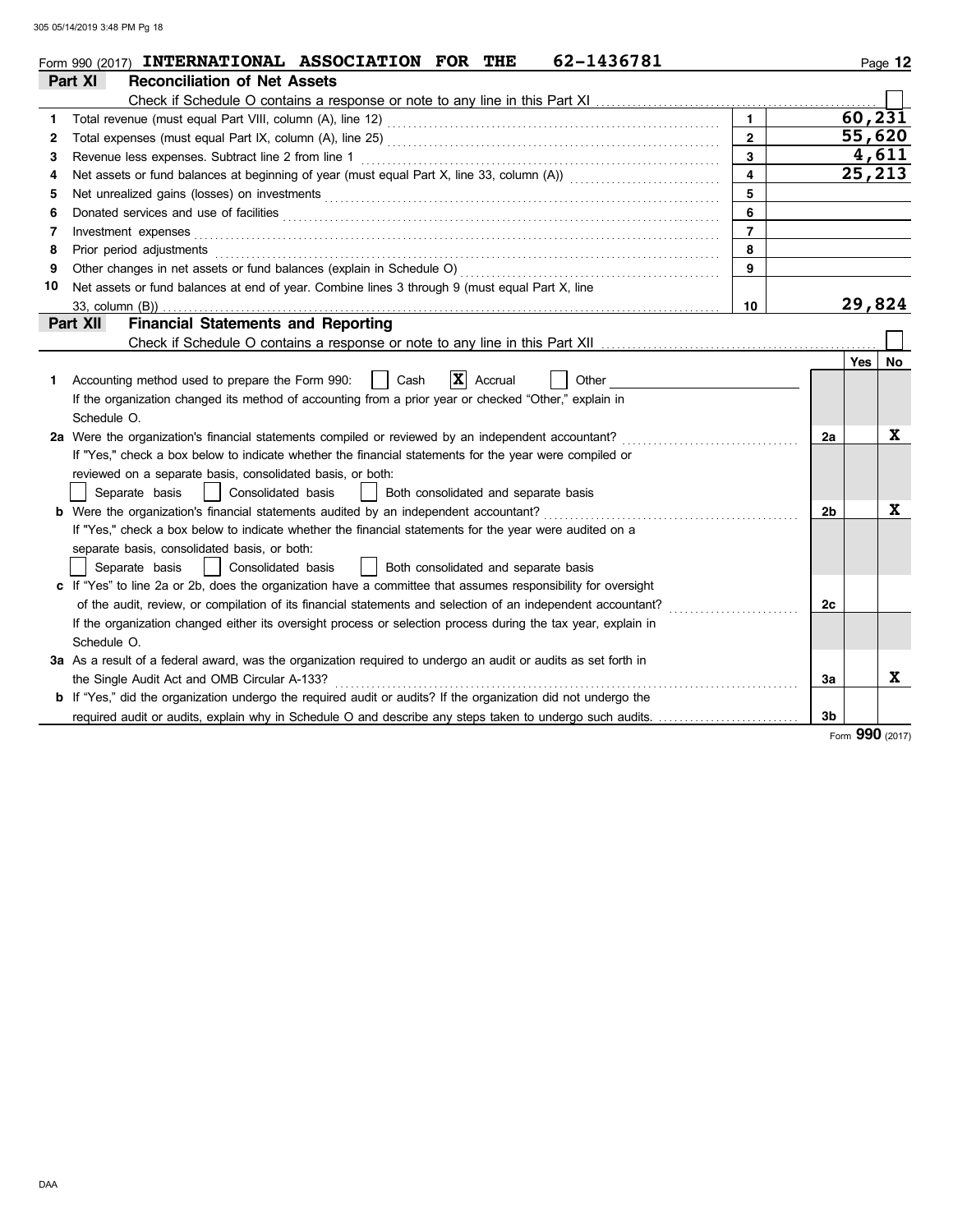Form 990 (2017) **INTERNATIONAL ASSOCIATION FOR THE** 62-1436781

## Part XI Reconciliation of Net Assets

Check if Schedule O contains a response or note to any line in this Part XI ☐

| | | | |
|---|---|---|---|
| 1 | Total revenue (must equal Part VIII, column (A), line 12) | 1 | 60,231 |
| 2 | Total expenses (must equal Part IX, column (A), line 25) | 2 | 55,620 |
| 3 | Revenue less expenses. Subtract line 2 from line 1 | 3 | 4,611 |
| 4 | Net assets or fund balances at beginning of year (must equal Part X, line 33, column (A)) | 4 | 25,213 |
| 5 | Net unrealized gains (losses) on investments | 5 | |
| 6 | Donated services and use of facilities | 6 | |
| 7 | Investment expenses | 7 | |
| 8 | Prior period adjustments | 8 | |
| 9 | Other changes in net assets or fund balances (explain in Schedule O) | 9 | |
| 10 | Net assets or fund balances at end of year. Combine lines 3 through 9 (must equal Part X, line 33, column (B)) | 10 | 29,824 |

## Part XII Financial Statements and Reporting

Check if Schedule O contains a response or note to any line in this Part XII ☐

| | | | Yes | No |
|---|---|---|---|---|
| 1 | Accounting method used to prepare the Form 990: ☐ Cash ☒ Accrual ☐ Other<br>If the organization changed its method of accounting from a prior year or checked "Other," explain in Schedule O. | | | |
| 2a | Were the organization's financial statements compiled or reviewed by an independent accountant?<br>If "Yes," check a box below to indicate whether the financial statements for the year were compiled or reviewed on a separate basis, consolidated basis, or both:<br>☐ Separate basis ☐ Consolidated basis ☐ Both consolidated and separate basis | 2a | | X |
| b | Were the organization's financial statements audited by an independent accountant?<br>If "Yes," check a box below to indicate whether the financial statements for the year were audited on a separate basis, consolidated basis, or both:<br>☐ Separate basis ☐ Consolidated basis ☐ Both consolidated and separate basis | 2b | | X |
| c | If "Yes" to line 2a or 2b, does the organization have a committee that assumes responsibility for oversight of the audit, review, or compilation of its financial statements and selection of an independent accountant?<br>If the organization changed either its oversight process or selection process during the tax year, explain in Schedule O. | 2c | | |
| 3a | As a result of a federal award, was the organization required to undergo an audit or audits as set forth in the Single Audit Act and OMB Circular A-133? | 3a | | X |
| b | If "Yes," did the organization undergo the required audit or audits? If the organization did not undergo the required audit or audits, explain why in Schedule O and describe any steps taken to undergo such audits. | 3b | | |

Form **990** (2017)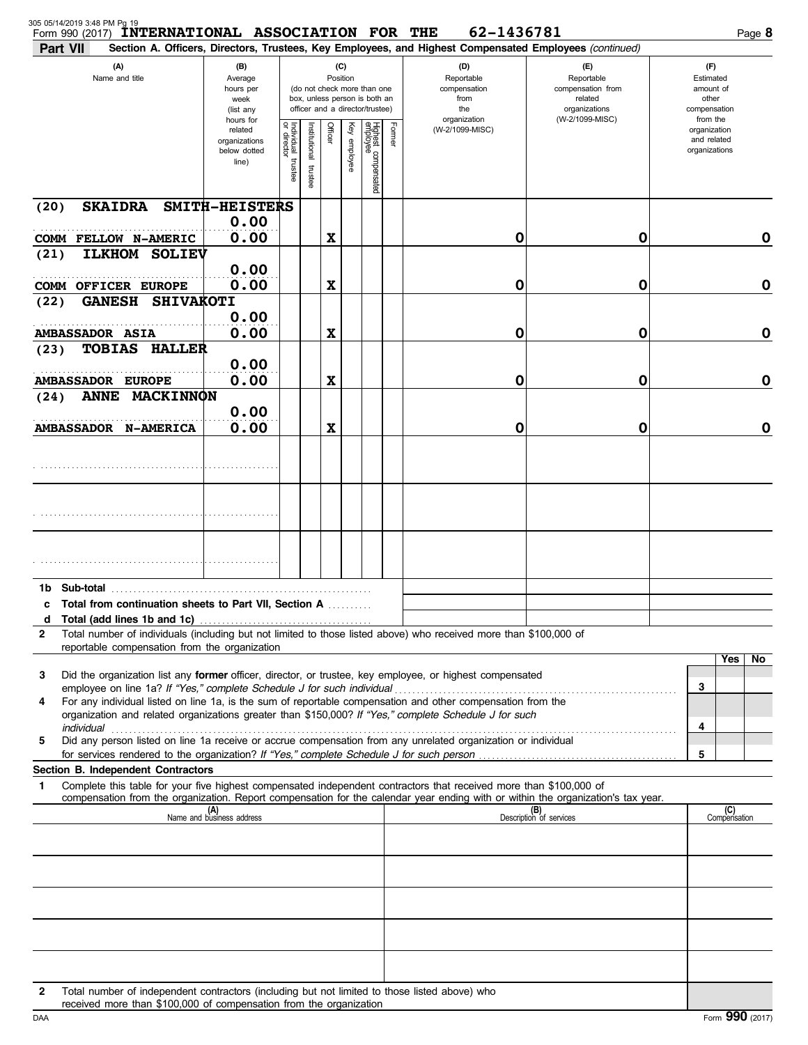Form 990 (2017) **INTERNATIONAL ASSOCIATION FOR THE 62-1436781** Page **8**

**Part VII Section A. Officers, Directors, Trustees, Key Employees, and Highest Compensated Employees** *(continued)*

| (A) Name and title | (B) Average hours per week (list any hours for related organizations below dotted line) | (C) Position: Individual trustee or director | Institutional trustee | Officer | Key employee | Highest compensated employee | Former | (D) Reportable compensation from the organization (W-2/1099-MISC) | (E) Reportable compensation from related organizations (W-2/1099-MISC) | (F) Estimated amount of other compensation from the organization and related organizations |
|---|---|---|---|---|---|---|---|---|---|---|
| (20) SKAIDRA SMITH-HEISTERS<br>COMM FELLOW N-AMERIC | 0.00<br>0.00 | | | X | | | | 0 | 0 | 0 |
| (21) ILKHOM SOLIEV<br>COMM OFFICER EUROPE | 0.00<br>0.00 | | | X | | | | 0 | 0 | 0 |
| (22) GANESH SHIVAKOTI<br>AMBASSADOR ASIA | 0.00<br>0.00 | | | X | | | | 0 | 0 | 0 |
| (23) TOBIAS HALLER<br>AMBASSADOR EUROPE | 0.00<br>0.00 | | | X | | | | 0 | 0 | 0 |
| (24) ANNE MACKINNON<br>AMBASSADOR N-AMERICA | 0.00<br>0.00 | | | X | | | | 0 | 0 | 0 |
| | | | | | | | | | | |
| | | | | | | | | | | |
| | | | | | | | | | | |
| **1b Sub-total** | | | | | | | | | | |
| **c Total from continuation sheets to Part VII, Section A** | | | | | | | | | | |
| **d Total (add lines 1b and 1c)** | | | | | | | | | | |

**2** Total number of individuals (including but not limited to those listed above) who received more than $100,000 of reportable compensation from the organization

| | | Yes | No |
|---|---|---|---|
| **3** Did the organization list any **former** officer, director, or trustee, key employee, or highest compensated employee on line 1a? *If "Yes," complete Schedule J for such individual* | 3 | | |
| **4** For any individual listed on line 1a, is the sum of reportable compensation and other compensation from the organization and related organizations greater than $150,000? *If "Yes," complete Schedule J for such individual* | 4 | | |
| **5** Did any person listed on line 1a receive or accrue compensation from any unrelated organization or individual for services rendered to the organization? *If "Yes," complete Schedule J for such person* | 5 | | |

**Section B. Independent Contractors**

**1** Complete this table for your five highest compensated independent contractors that received more than $100,000 of compensation from the organization. Report compensation for the calendar year ending with or within the organization's tax year.

| (A) Name and business address | (B) Description of services | (C) Compensation |
|---|---|---|
| | | |
| | | |
| | | |
| | | |
| | | |

**2** Total number of independent contractors (including but not limited to those listed above) who received more than $100,000 of compensation from the organization

Form **990** (2017)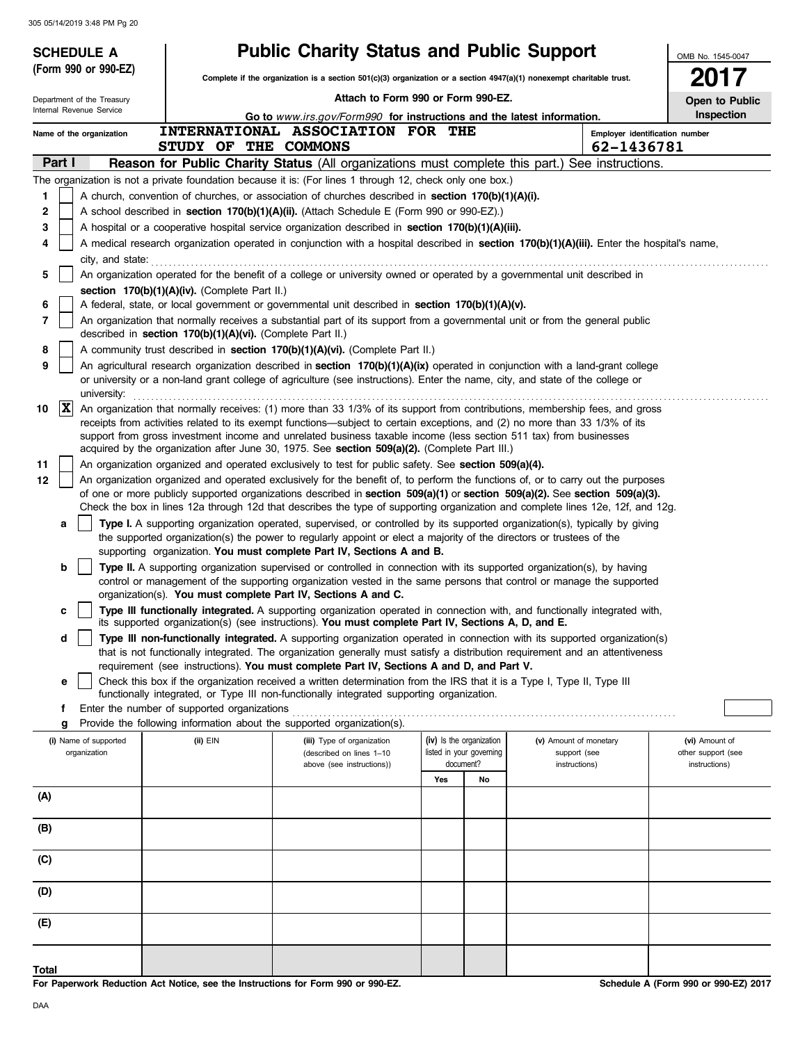# SCHEDULE A (Form 990 or 990-EZ)

Department of the Treasury
Internal Revenue Service

## Public Charity Status and Public Support

**Complete if the organization is a section 501(c)(3) organization or a section 4947(a)(1) nonexempt charitable trust.**

**Attach to Form 990 or Form 990-EZ.**

**Go to *www.irs.gov/Form990* for instructions and the latest information.**

OMB No. 1545-0047

**2017**

**Open to Public Inspection**

Name of the organization: INTERNATIONAL ASSOCIATION FOR THE STUDY OF THE COMMONS

Employer identification number: 62-1436781

### Part I — Reason for Public Charity Status (All organizations must complete this part.) See instructions.

The organization is not a private foundation because it is: (For lines 1 through 12, check only one box.)

1. [ ] A church, convention of churches, or association of churches described in **section 170(b)(1)(A)(i).**
2. [ ] A school described in **section 170(b)(1)(A)(ii).** (Attach Schedule E (Form 990 or 990-EZ).)
3. [ ] A hospital or a cooperative hospital service organization described in **section 170(b)(1)(A)(iii).**
4. [ ] A medical research organization operated in conjunction with a hospital described in **section 170(b)(1)(A)(iii).** Enter the hospital's name, city, and state:
5. [ ] An organization operated for the benefit of a college or university owned or operated by a governmental unit described in **section 170(b)(1)(A)(iv).** (Complete Part II.)
6. [ ] A federal, state, or local government or governmental unit described in **section 170(b)(1)(A)(v).**
7. [ ] An organization that normally receives a substantial part of its support from a governmental unit or from the general public described in **section 170(b)(1)(A)(vi).** (Complete Part II.)
8. [ ] A community trust described in **section 170(b)(1)(A)(vi).** (Complete Part II.)
9. [ ] An agricultural research organization described in **section 170(b)(1)(A)(ix)** operated in conjunction with a land-grant college or university or a non-land grant college of agriculture (see instructions). Enter the name, city, and state of the college or university:
10. [X] An organization that normally receives: (1) more than 33 1/3% of its support from contributions, membership fees, and gross receipts from activities related to its exempt functions—subject to certain exceptions, and (2) no more than 33 1/3% of its support from gross investment income and unrelated business taxable income (less section 511 tax) from businesses acquired by the organization after June 30, 1975. See **section 509(a)(2).** (Complete Part III.)
11. [ ] An organization organized and operated exclusively to test for public safety. See **section 509(a)(4).**
12. [ ] An organization organized and operated exclusively for the benefit of, to perform the functions of, or to carry out the purposes of one or more publicly supported organizations described in **section 509(a)(1)** or **section 509(a)(2).** See **section 509(a)(3).** Check the box in lines 12a through 12d that describes the type of supporting organization and complete lines 12e, 12f, and 12g.
   - **a** [ ] **Type I.** A supporting organization operated, supervised, or controlled by its supported organization(s), typically by giving the supported organization(s) the power to regularly appoint or elect a majority of the directors or trustees of the supporting organization. **You must complete Part IV, Sections A and B.**
   - **b** [ ] **Type II.** A supporting organization supervised or controlled in connection with its supported organization(s), by having control or management of the supporting organization vested in the same persons that control or manage the supported organization(s). **You must complete Part IV, Sections A and C.**
   - **c** [ ] **Type III functionally integrated.** A supporting organization operated in connection with, and functionally integrated with, its supported organization(s) (see instructions). **You must complete Part IV, Sections A, D, and E.**
   - **d** [ ] **Type III non-functionally integrated.** A supporting organization operated in connection with its supported organization(s) that is not functionally integrated. The organization generally must satisfy a distribution requirement and an attentiveness requirement (see instructions). **You must complete Part IV, Sections A and D, and Part V.**
   - **e** [ ] Check this box if the organization received a written determination from the IRS that it is a Type I, Type II, Type III functionally integrated, or Type III non-functionally integrated supporting organization.
   - **f** Enter the number of supported organizations
   - **g** Provide the following information about the supported organization(s).

| (i) Name of supported organization | (ii) EIN | (iii) Type of organization (described on lines 1–10 above (see instructions)) | (iv) Is the organization listed in your governing document? | | (v) Amount of monetary support (see instructions) | (vi) Amount of other support (see instructions) |
|---|---|---|---|---|---|---|
| | | | Yes | No | | |
| (A) | | | | | | |
| (B) | | | | | | |
| (C) | | | | | | |
| (D) | | | | | | |
| (E) | | | | | | |
| Total | | | | | | |

**For Paperwork Reduction Act Notice, see the Instructions for Form 990 or 990-EZ.**

**Schedule A (Form 990 or 990-EZ) 2017**

DAA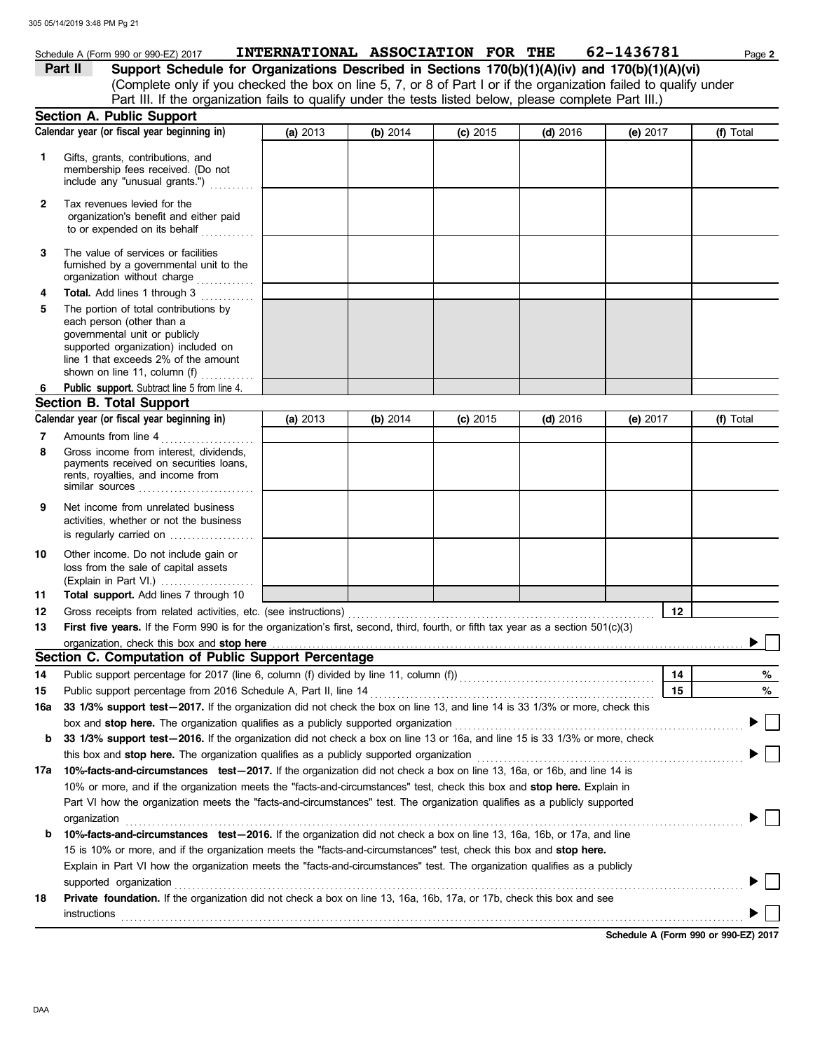Schedule A (Form 990 or 990-EZ) 2017 **INTERNATIONAL ASSOCIATION FOR THE 62-1436781** Page **2**

**Part II Support Schedule for Organizations Described in Sections 170(b)(1)(A)(iv) and 170(b)(1)(A)(vi)**
(Complete only if you checked the box on line 5, 7, or 8 of Part I or if the organization failed to qualify under Part III. If the organization fails to qualify under the tests listed below, please complete Part III.)

**Section A. Public Support**

| Calendar year (or fiscal year beginning in) | (a) 2013 | (b) 2014 | (c) 2015 | (d) 2016 | (e) 2017 | (f) Total |
|---|---|---|---|---|---|---|
| **1** Gifts, grants, contributions, and membership fees received. (Do not include any "unusual grants.") | | | | | | |
| **2** Tax revenues levied for the organization's benefit and either paid to or expended on its behalf | | | | | | |
| **3** The value of services or facilities furnished by a governmental unit to the organization without charge | | | | | | |
| **4 Total.** Add lines 1 through 3 | | | | | | |
| **5** The portion of total contributions by each person (other than a governmental unit or publicly supported organization) included on line 1 that exceeds 2% of the amount shown on line 11, column (f) | | | | | | |
| **6 Public support.** Subtract line 5 from line 4. | | | | | | |

**Section B. Total Support**

| Calendar year (or fiscal year beginning in) | (a) 2013 | (b) 2014 | (c) 2015 | (d) 2016 | (e) 2017 | (f) Total |
|---|---|---|---|---|---|---|
| **7** Amounts from line 4 | | | | | | |
| **8** Gross income from interest, dividends, payments received on securities loans, rents, royalties, and income from similar sources | | | | | | |
| **9** Net income from unrelated business activities, whether or not the business is regularly carried on | | | | | | |
| **10** Other income. Do not include gain or loss from the sale of capital assets (Explain in Part VI.) | | | | | | |
| **11 Total support.** Add lines 7 through 10 | | | | | | |

**12** Gross receipts from related activities, etc. (see instructions) **12**

**13 First five years.** If the Form 990 is for the organization's first, second, third, fourth, or fifth tax year as a section 501(c)(3) organization, check this box and **stop here** ☐

**Section C. Computation of Public Support Percentage**

**14** Public support percentage for 2017 (line 6, column (f) divided by line 11, column (f)) **14** %

**15** Public support percentage from 2016 Schedule A, Part II, line 14 **15** %

**16a 33 1/3% support test—2017.** If the organization did not check the box on line 13, and line 14 is 33 1/3% or more, check this box and **stop here.** The organization qualifies as a publicly supported organization ☐

**b 33 1/3% support test—2016.** If the organization did not check a box on line 13 or 16a, and line 15 is 33 1/3% or more, check this box and **stop here.** The organization qualifies as a publicly supported organization ☐

**17a 10%-facts-and-circumstances test—2017.** If the organization did not check a box on line 13, 16a, or 16b, and line 14 is 10% or more, and if the organization meets the "facts-and-circumstances" test, check this box and **stop here.** Explain in Part VI how the organization meets the "facts-and-circumstances" test. The organization qualifies as a publicly supported organization ☐

**b 10%-facts-and-circumstances test—2016.** If the organization did not check a box on line 13, 16a, 16b, or 17a, and line 15 is 10% or more, and if the organization meets the "facts-and-circumstances" test, check this box and **stop here.** Explain in Part VI how the organization meets the "facts-and-circumstances" test. The organization qualifies as a publicly supported organization ☐

**18 Private foundation.** If the organization did not check a box on line 13, 16a, 16b, 17a, or 17b, check this box and see instructions ☐

**Schedule A (Form 990 or 990-EZ) 2017**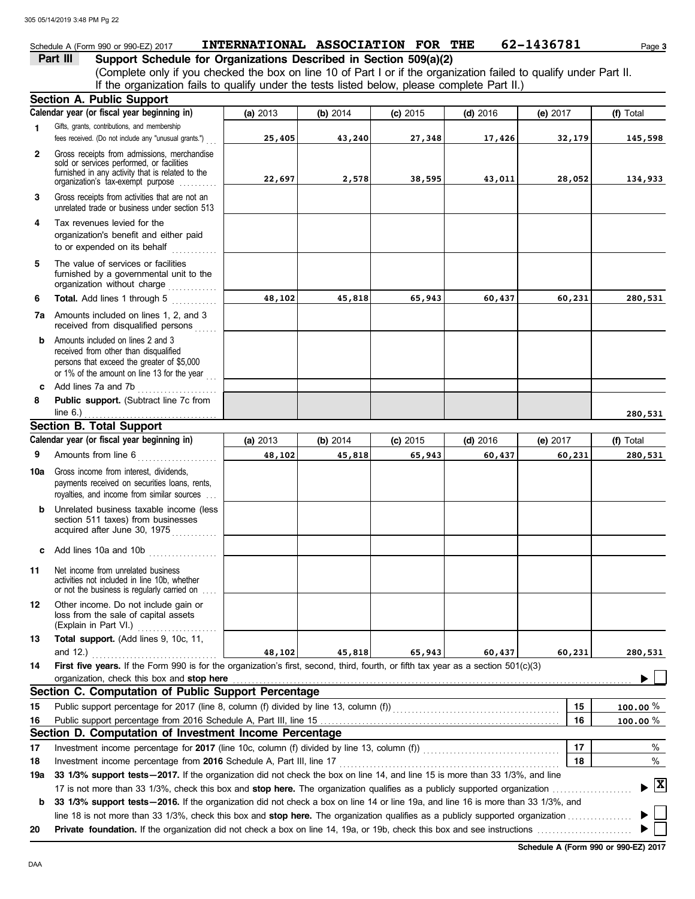Schedule A (Form 990 or 990-EZ) 2017 **INTERNATIONAL ASSOCIATION FOR THE** **62-1436781** Page **3**

## Part III — Support Schedule for Organizations Described in Section 509(a)(2)

(Complete only if you checked the box on line 10 of Part I or if the organization failed to qualify under Part II. If the organization fails to qualify under the tests listed below, please complete Part II.)

### Section A. Public Support

| | Calendar year (or fiscal year beginning in) | (a) 2013 | (b) 2014 | (c) 2015 | (d) 2016 | (e) 2017 | (f) Total |
|---|---|---|---|---|---|---|---|
| 1 | Gifts, grants, contributions, and membership fees received. (Do not include any "unusual grants.") | 25,405 | 43,240 | 27,348 | 17,426 | 32,179 | 145,598 |
| 2 | Gross receipts from admissions, merchandise sold or services performed, or facilities furnished in any activity that is related to the organization's tax-exempt purpose | 22,697 | 2,578 | 38,595 | 43,011 | 28,052 | 134,933 |
| 3 | Gross receipts from activities that are not an unrelated trade or business under section 513 | | | | | | |
| 4 | Tax revenues levied for the organization's benefit and either paid to or expended on its behalf | | | | | | |
| 5 | The value of services or facilities furnished by a governmental unit to the organization without charge | | | | | | |
| 6 | **Total.** Add lines 1 through 5 | 48,102 | 45,818 | 65,943 | 60,437 | 60,231 | 280,531 |
| 7a | Amounts included on lines 1, 2, and 3 received from disqualified persons | | | | | | |
| b | Amounts included on lines 2 and 3 received from other than disqualified persons that exceed the greater of $5,000 or 1% of the amount on line 13 for the year | | | | | | |
| c | Add lines 7a and 7b | | | | | | |
| 8 | **Public support.** (Subtract line 7c from line 6.) | | | | | | 280,531 |

### Section B. Total Support

| | Calendar year (or fiscal year beginning in) | (a) 2013 | (b) 2014 | (c) 2015 | (d) 2016 | (e) 2017 | (f) Total |
|---|---|---|---|---|---|---|---|
| 9 | Amounts from line 6 | 48,102 | 45,818 | 65,943 | 60,437 | 60,231 | 280,531 |
| 10a | Gross income from interest, dividends, payments received on securities loans, rents, royalties, and income from similar sources | | | | | | |
| b | Unrelated business taxable income (less section 511 taxes) from businesses acquired after June 30, 1975 | | | | | | |
| c | Add lines 10a and 10b | | | | | | |
| 11 | Net income from unrelated business activities not included in line 10b, whether or not the business is regularly carried on | | | | | | |
| 12 | Other income. Do not include gain or loss from the sale of capital assets (Explain in Part VI.) | | | | | | |
| 13 | **Total support.** (Add lines 9, 10c, 11, and 12.) | 48,102 | 45,818 | 65,943 | 60,437 | 60,231 | 280,531 |

**14** **First five years.** If the Form 990 is for the organization's first, second, third, fourth, or fifth tax year as a section 501(c)(3) organization, check this box and **stop here** ☐

### Section C. Computation of Public Support Percentage

| | | | |
|---|---|---|---|
| 15 | Public support percentage for 2017 (line 8, column (f) divided by line 13, column (f)) | 15 | 100.00 % |
| 16 | Public support percentage from 2016 Schedule A, Part III, line 15 | 16 | 100.00 % |

### Section D. Computation of Investment Income Percentage

| | | | |
|---|---|---|---|
| 17 | Investment income percentage for **2017** (line 10c, column (f) divided by line 13, column (f)) | 17 | % |
| 18 | Investment income percentage from **2016** Schedule A, Part III, line 17 | 18 | % |

**19a** **33 1/3% support tests—2017.** If the organization did not check the box on line 14, and line 15 is more than 33 1/3%, and line 17 is not more than 33 1/3%, check this box and **stop here.** The organization qualifies as a publicly supported organization ☒

**b** **33 1/3% support tests—2016.** If the organization did not check a box on line 14 or line 19a, and line 16 is more than 33 1/3%, and line 18 is not more than 33 1/3%, check this box and **stop here.** The organization qualifies as a publicly supported organization ☐

**20** **Private foundation.** If the organization did not check a box on line 14, 19a, or 19b, check this box and see instructions ☐

**Schedule A (Form 990 or 990-EZ) 2017**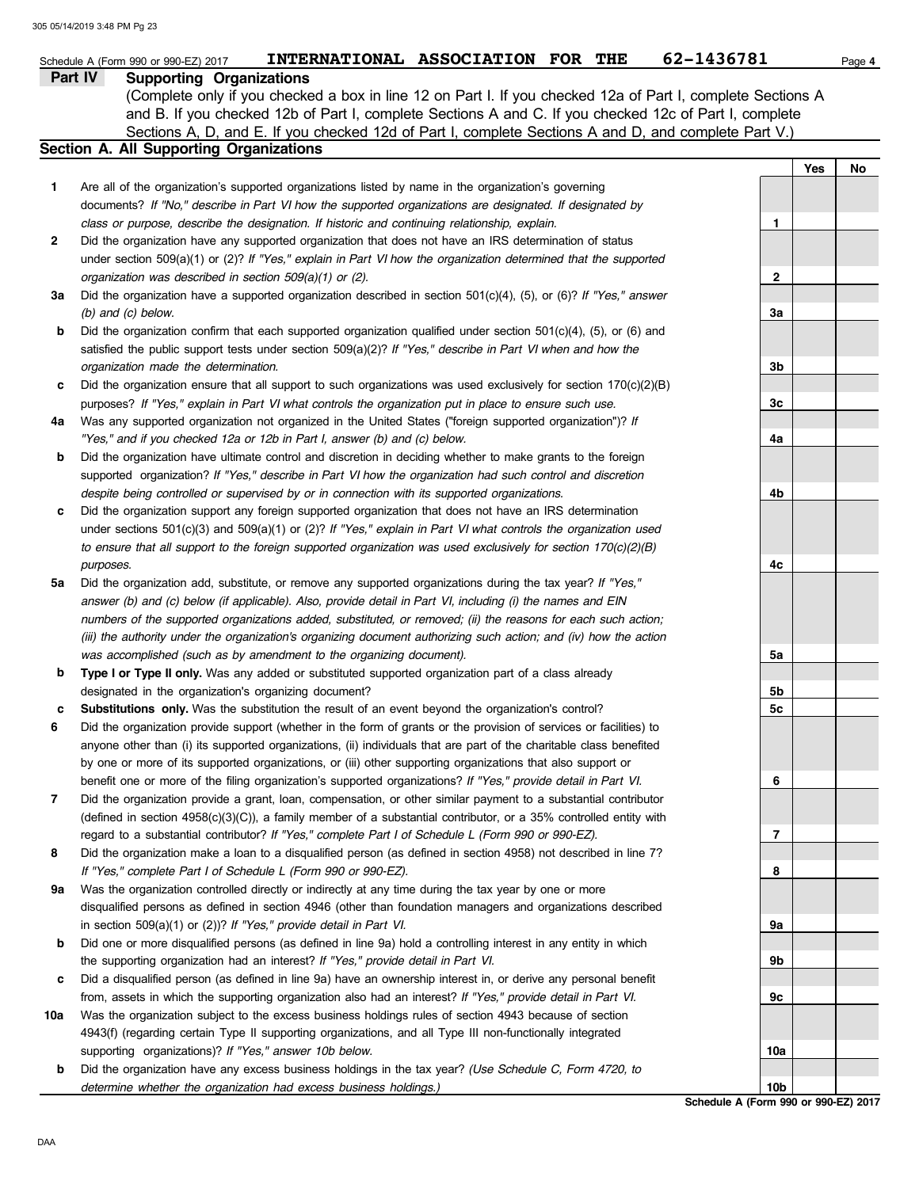Schedule A (Form 990 or 990-EZ) 2017 **INTERNATIONAL ASSOCIATION FOR THE** **62-1436781** Page **4**

## Part IV Supporting Organizations

(Complete only if you checked a box in line 12 on Part I. If you checked 12a of Part I, complete Sections A and B. If you checked 12b of Part I, complete Sections A and C. If you checked 12c of Part I, complete Sections A, D, and E. If you checked 12d of Part I, complete Sections A and D, and complete Part V.)

### Section A. All Supporting Organizations

| | | | Yes | No |
|---|---|---|---|---|
| **1** | Are all of the organization's supported organizations listed by name in the organization's governing documents? *If "No," describe in Part VI how the supported organizations are designated. If designated by class or purpose, describe the designation. If historic and continuing relationship, explain.* | **1** | | |
| **2** | Did the organization have any supported organization that does not have an IRS determination of status under section 509(a)(1) or (2)? *If "Yes," explain in Part VI how the organization determined that the supported organization was described in section 509(a)(1) or (2).* | **2** | | |
| **3a** | Did the organization have a supported organization described in section 501(c)(4), (5), or (6)? *If "Yes," answer (b) and (c) below.* | **3a** | | |
| **b** | Did the organization confirm that each supported organization qualified under section 501(c)(4), (5), or (6) and satisfied the public support tests under section 509(a)(2)? *If "Yes," describe in Part VI when and how the organization made the determination.* | **3b** | | |
| **c** | Did the organization ensure that all support to such organizations was used exclusively for section 170(c)(2)(B) purposes? *If "Yes," explain in Part VI what controls the organization put in place to ensure such use.* | **3c** | | |
| **4a** | Was any supported organization not organized in the United States ("foreign supported organization")? *If "Yes," and if you checked 12a or 12b in Part I, answer (b) and (c) below.* | **4a** | | |
| **b** | Did the organization have ultimate control and discretion in deciding whether to make grants to the foreign supported organization? *If "Yes," describe in Part VI how the organization had such control and discretion despite being controlled or supervised by or in connection with its supported organizations.* | **4b** | | |
| **c** | Did the organization support any foreign supported organization that does not have an IRS determination under sections 501(c)(3) and 509(a)(1) or (2)? *If "Yes," explain in Part VI what controls the organization used to ensure that all support to the foreign supported organization was used exclusively for section 170(c)(2)(B) purposes.* | **4c** | | |
| **5a** | Did the organization add, substitute, or remove any supported organizations during the tax year? *If "Yes," answer (b) and (c) below (if applicable). Also, provide detail in Part VI, including (i) the names and EIN numbers of the supported organizations added, substituted, or removed; (ii) the reasons for each such action; (iii) the authority under the organization's organizing document authorizing such action; and (iv) how the action was accomplished (such as by amendment to the organizing document).* | **5a** | | |
| **b** | **Type I or Type II only.** Was any added or substituted supported organization part of a class already designated in the organization's organizing document? | **5b** | | |
| **c** | **Substitutions only.** Was the substitution the result of an event beyond the organization's control? | **5c** | | |
| **6** | Did the organization provide support (whether in the form of grants or the provision of services or facilities) to anyone other than (i) its supported organizations, (ii) individuals that are part of the charitable class benefited by one or more of its supported organizations, or (iii) other supporting organizations that also support or benefit one or more of the filing organization's supported organizations? *If "Yes," provide detail in Part VI.* | **6** | | |
| **7** | Did the organization provide a grant, loan, compensation, or other similar payment to a substantial contributor (defined in section 4958(c)(3)(C)), a family member of a substantial contributor, or a 35% controlled entity with regard to a substantial contributor? *If "Yes," complete Part I of Schedule L (Form 990 or 990-EZ).* | **7** | | |
| **8** | Did the organization make a loan to a disqualified person (as defined in section 4958) not described in line 7? *If "Yes," complete Part I of Schedule L (Form 990 or 990-EZ).* | **8** | | |
| **9a** | Was the organization controlled directly or indirectly at any time during the tax year by one or more disqualified persons as defined in section 4946 (other than foundation managers and organizations described in section 509(a)(1) or (2))? *If "Yes," provide detail in Part VI.* | **9a** | | |
| **b** | Did one or more disqualified persons (as defined in line 9a) hold a controlling interest in any entity in which the supporting organization had an interest? *If "Yes," provide detail in Part VI.* | **9b** | | |
| **c** | Did a disqualified person (as defined in line 9a) have an ownership interest in, or derive any personal benefit from, assets in which the supporting organization also had an interest? *If "Yes," provide detail in Part VI.* | **9c** | | |
| **10a** | Was the organization subject to the excess business holdings rules of section 4943 because of section 4943(f) (regarding certain Type II supporting organizations, and all Type III non-functionally integrated supporting organizations)? *If "Yes," answer 10b below.* | **10a** | | |
| **b** | Did the organization have any excess business holdings in the tax year? *(Use Schedule C, Form 4720, to determine whether the organization had excess business holdings.)* | **10b** | | |

**Schedule A (Form 990 or 990-EZ) 2017**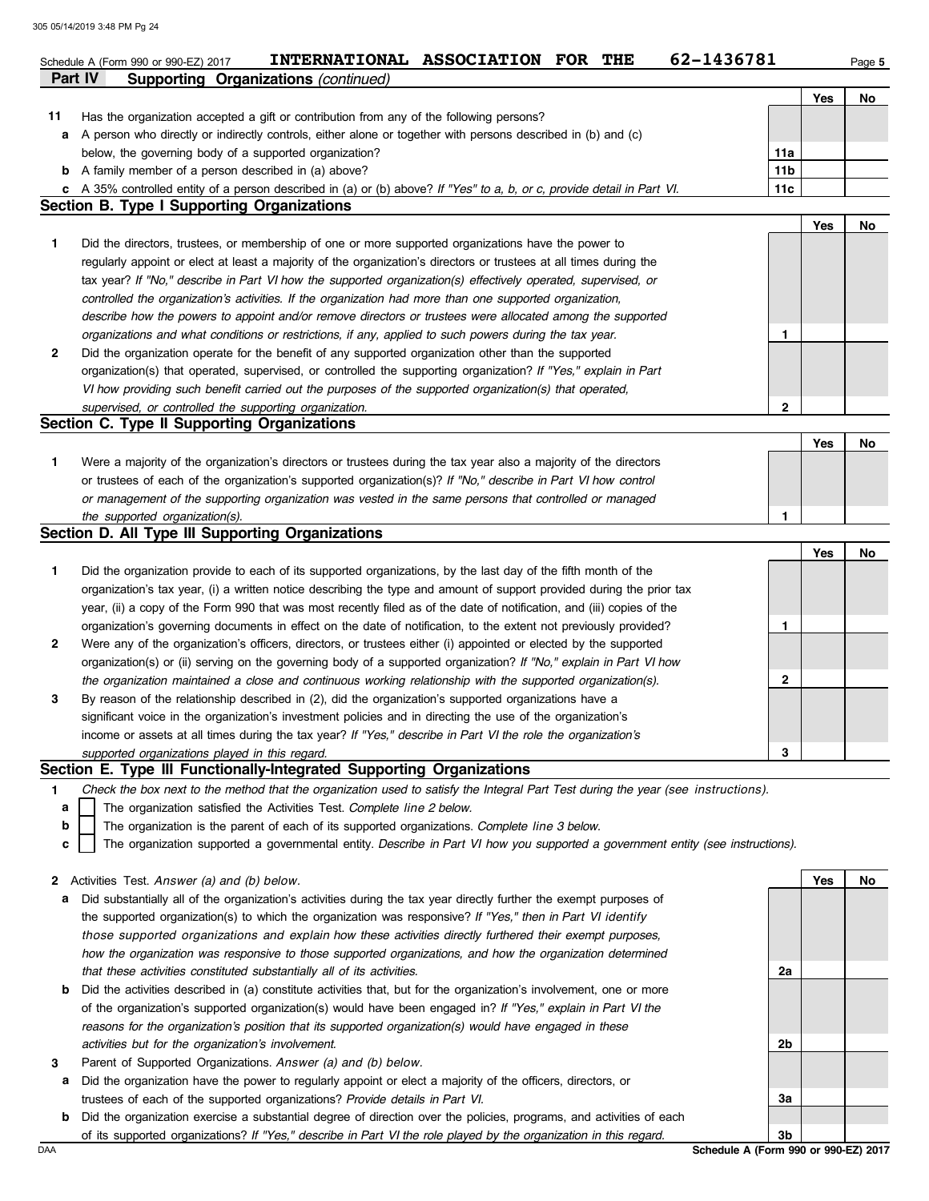Schedule A (Form 990 or 990-EZ) 2017 **INTERNATIONAL ASSOCIATION FOR THE** **62-1436781** Page **5**

**Part IV** **Supporting Organizations** *(continued)*

| | | | Yes | No |
|---|---|---|---|---|
| **11** | Has the organization accepted a gift or contribution from any of the following persons? | | | |
| **a** | A person who directly or indirectly controls, either alone or together with persons described in (b) and (c) below, the governing body of a supported organization? | **11a** | | |
| **b** | A family member of a person described in (a) above? | **11b** | | |
| **c** | A 35% controlled entity of a person described in (a) or (b) above? *If "Yes" to a, b, or c, provide detail in Part VI.* | **11c** | | |

## Section B. Type I Supporting Organizations

| | | | Yes | No |
|---|---|---|---|---|
| **1** | Did the directors, trustees, or membership of one or more supported organizations have the power to regularly appoint or elect at least a majority of the organization's directors or trustees at all times during the tax year? *If "No," describe in Part VI how the supported organization(s) effectively operated, supervised, or controlled the organization's activities. If the organization had more than one supported organization, describe how the powers to appoint and/or remove directors or trustees were allocated among the supported organizations and what conditions or restrictions, if any, applied to such powers during the tax year.* | **1** | | |
| **2** | Did the organization operate for the benefit of any supported organization other than the supported organization(s) that operated, supervised, or controlled the supporting organization? *If "Yes," explain in Part VI how providing such benefit carried out the purposes of the supported organization(s) that operated, supervised, or controlled the supporting organization.* | **2** | | |

## Section C. Type II Supporting Organizations

| | | | Yes | No |
|---|---|---|---|---|
| **1** | Were a majority of the organization's directors or trustees during the tax year also a majority of the directors or trustees of each of the organization's supported organization(s)? *If "No," describe in Part VI how control or management of the supporting organization was vested in the same persons that controlled or managed the supported organization(s).* | **1** | | |

## Section D. All Type III Supporting Organizations

| | | | Yes | No |
|---|---|---|---|---|
| **1** | Did the organization provide to each of its supported organizations, by the last day of the fifth month of the organization's tax year, (i) a written notice describing the type and amount of support provided during the prior tax year, (ii) a copy of the Form 990 that was most recently filed as of the date of notification, and (iii) copies of the organization's governing documents in effect on the date of notification, to the extent not previously provided? | **1** | | |
| **2** | Were any of the organization's officers, directors, or trustees either (i) appointed or elected by the supported organization(s) or (ii) serving on the governing body of a supported organization? *If "No," explain in Part VI how the organization maintained a close and continuous working relationship with the supported organization(s).* | **2** | | |
| **3** | By reason of the relationship described in (2), did the organization's supported organizations have a significant voice in the organization's investment policies and in directing the use of the organization's income or assets at all times during the tax year? *If "Yes," describe in Part VI the role the organization's supported organizations played in this regard.* | **3** | | |

## Section E. Type III Functionally-Integrated Supporting Organizations

**1** *Check the box next to the method that the organization used to satisfy the Integral Part Test during the year (see instructions).*

- **a** ☐ The organization satisfied the Activities Test. *Complete line 2 below.*
- **b** ☐ The organization is the parent of each of its supported organizations. *Complete line 3 below.*
- **c** ☐ The organization supported a governmental entity. *Describe in Part VI how you supported a government entity (see instructions).*

| | | | Yes | No |
|---|---|---|---|---|
| **2** | Activities Test. *Answer (a) and (b) below.* | | | |
| **a** | Did substantially all of the organization's activities during the tax year directly further the exempt purposes of the supported organization(s) to which the organization was responsive? *If "Yes," then in Part VI identify those supported organizations and explain how these activities directly furthered their exempt purposes, how the organization was responsive to those supported organizations, and how the organization determined that these activities constituted substantially all of its activities.* | **2a** | | |
| **b** | Did the activities described in (a) constitute activities that, but for the organization's involvement, one or more of the organization's supported organization(s) would have been engaged in? *If "Yes," explain in Part VI the reasons for the organization's position that its supported organization(s) would have engaged in these activities but for the organization's involvement.* | **2b** | | |
| **3** | Parent of Supported Organizations. *Answer (a) and (b) below.* | | | |
| **a** | Did the organization have the power to regularly appoint or elect a majority of the officers, directors, or trustees of each of the supported organizations? *Provide details in Part VI.* | **3a** | | |
| **b** | Did the organization exercise a substantial degree of direction over the policies, programs, and activities of each of its supported organizations? *If "Yes," describe in Part VI the role played by the organization in this regard.* | **3b** | | |

DAA **Schedule A (Form 990 or 990-EZ) 2017**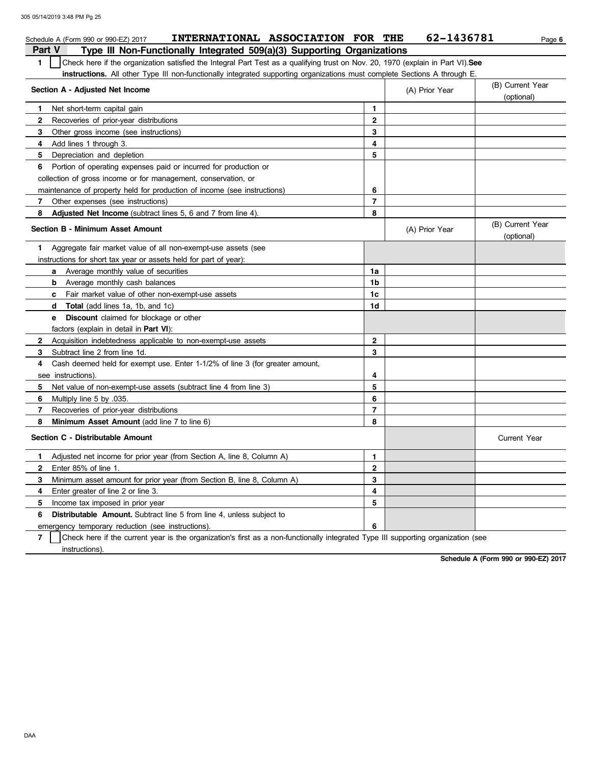Schedule A (Form 990 or 990-EZ) 2017 **INTERNATIONAL ASSOCIATION FOR THE 62-1436781** Page **6**

## Part V Type III Non-Functionally Integrated 509(a)(3) Supporting Organizations

**1** ☐ Check here if the organization satisfied the Integral Part Test as a qualifying trust on Nov. 20, 1970 (explain in Part VI). **See instructions.** All other Type III non-functionally integrated supporting organizations must complete Sections A through E.

| Section A - Adjusted Net Income | | (A) Prior Year | (B) Current Year (optional) |
|---|---|---|---|
| **1** Net short-term capital gain | 1 | | |
| **2** Recoveries of prior-year distributions | 2 | | |
| **3** Other gross income (see instructions) | 3 | | |
| **4** Add lines 1 through 3. | 4 | | |
| **5** Depreciation and depletion | 5 | | |
| **6** Portion of operating expenses paid or incurred for production or collection of gross income or for management, conservation, or maintenance of property held for production of income (see instructions) | 6 | | |
| **7** Other expenses (see instructions) | 7 | | |
| **8** **Adjusted Net Income** (subtract lines 5, 6 and 7 from line 4). | 8 | | |

| Section B - Minimum Asset Amount | | (A) Prior Year | (B) Current Year (optional) |
|---|---|---|---|
| **1** Aggregate fair market value of all non-exempt-use assets (see instructions for short tax year or assets held for part of year): | | | |
| **a** Average monthly value of securities | 1a | | |
| **b** Average monthly cash balances | 1b | | |
| **c** Fair market value of other non-exempt-use assets | 1c | | |
| **d** **Total** (add lines 1a, 1b, and 1c) | 1d | | |
| **e** **Discount** claimed for blockage or other factors (explain in detail in **Part VI**): | | | |
| **2** Acquisition indebtedness applicable to non-exempt-use assets | 2 | | |
| **3** Subtract line 2 from line 1d. | 3 | | |
| **4** Cash deemed held for exempt use. Enter 1-1/2% of line 3 (for greater amount, see instructions). | 4 | | |
| **5** Net value of non-exempt-use assets (subtract line 4 from line 3) | 5 | | |
| **6** Multiply line 5 by .035. | 6 | | |
| **7** Recoveries of prior-year distributions | 7 | | |
| **8** **Minimum Asset Amount** (add line 7 to line 6) | 8 | | |

| Section C - Distributable Amount | | | Current Year |
|---|---|---|---|
| **1** Adjusted net income for prior year (from Section A, line 8, Column A) | 1 | | |
| **2** Enter 85% of line 1. | 2 | | |
| **3** Minimum asset amount for prior year (from Section B, line 8, Column A) | 3 | | |
| **4** Enter greater of line 2 or line 3. | 4 | | |
| **5** Income tax imposed in prior year | 5 | | |
| **6** **Distributable Amount.** Subtract line 5 from line 4, unless subject to emergency temporary reduction (see instructions). | 6 | | |

**7** ☐ Check here if the current year is the organization's first as a non-functionally integrated Type III supporting organization (see instructions).

**Schedule A (Form 990 or 990-EZ) 2017**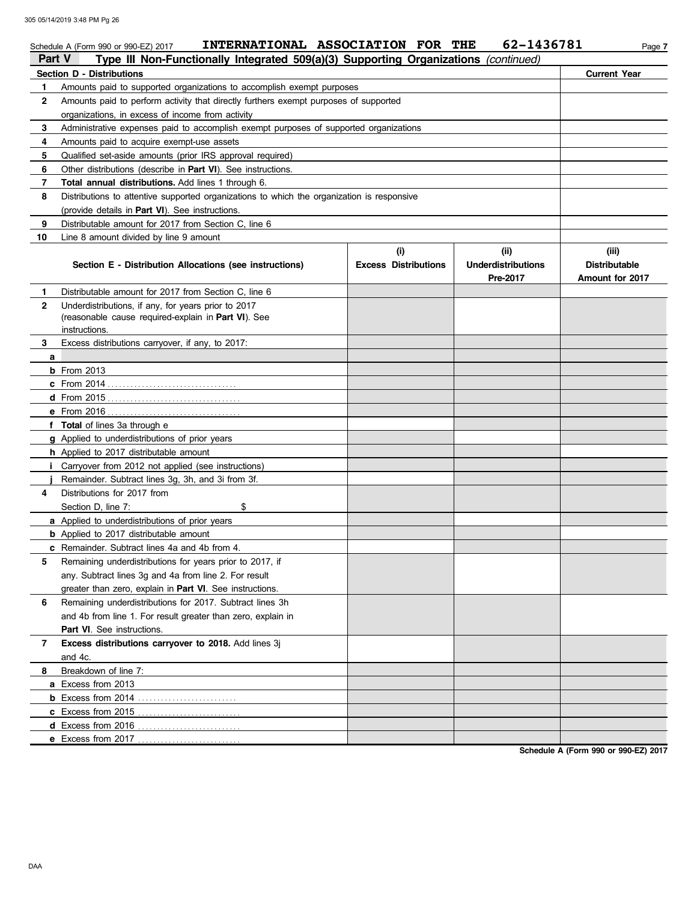Schedule A (Form 990 or 990-EZ) 2017 INTERNATIONAL ASSOCIATION FOR THE 62-1436781 Page **7**

## Part V Type III Non-Functionally Integrated 509(a)(3) Supporting Organizations *(continued)*

| Section D - Distributions | | Current Year |
|---|---|---|
| 1 | Amounts paid to supported organizations to accomplish exempt purposes | |
| 2 | Amounts paid to perform activity that directly furthers exempt purposes of supported organizations, in excess of income from activity | |
| 3 | Administrative expenses paid to accomplish exempt purposes of supported organizations | |
| 4 | Amounts paid to acquire exempt-use assets | |
| 5 | Qualified set-aside amounts (prior IRS approval required) | |
| 6 | Other distributions (describe in **Part VI**). See instructions. | |
| 7 | **Total annual distributions.** Add lines 1 through 6. | |
| 8 | Distributions to attentive supported organizations to which the organization is responsive (provide details in **Part VI**). See instructions. | |
| 9 | Distributable amount for 2017 from Section C, line 6 | |
| 10 | Line 8 amount divided by line 9 amount | |

| Section E - Distribution Allocations (see instructions) | (i) Excess Distributions | (ii) Underdistributions Pre-2017 | (iii) Distributable Amount for 2017 |
|---|---|---|---|
| **1** Distributable amount for 2017 from Section C, line 6 | | | |
| **2** Underdistributions, if any, for years prior to 2017 (reasonable cause required-explain in **Part VI**). See instructions. | | | |
| **3** Excess distributions carryover, if any, to 2017: | | | |
| **a** | | | |
| **b** From 2013 | | | |
| **c** From 2014 | | | |
| **d** From 2015 | | | |
| **e** From 2016 | | | |
| **f Total** of lines 3a through e | | | |
| **g** Applied to underdistributions of prior years | | | |
| **h** Applied to 2017 distributable amount | | | |
| **i** Carryover from 2012 not applied (see instructions) | | | |
| **j** Remainder. Subtract lines 3g, 3h, and 3i from 3f. | | | |
| **4** Distributions for 2017 from Section D, line 7: $ | | | |
| **a** Applied to underdistributions of prior years | | | |
| **b** Applied to 2017 distributable amount | | | |
| **c** Remainder. Subtract lines 4a and 4b from 4. | | | |
| **5** Remaining underdistributions for years prior to 2017, if any. Subtract lines 3g and 4a from line 2. For result greater than zero, explain in **Part VI**. See instructions. | | | |
| **6** Remaining underdistributions for 2017. Subtract lines 3h and 4b from line 1. For result greater than zero, explain in **Part VI**. See instructions. | | | |
| **7 Excess distributions carryover to 2018.** Add lines 3j and 4c. | | | |
| **8** Breakdown of line 7: | | | |
| **a** Excess from 2013 | | | |
| **b** Excess from 2014 | | | |
| **c** Excess from 2015 | | | |
| **d** Excess from 2016 | | | |
| **e** Excess from 2017 | | | |

**Schedule A (Form 990 or 990-EZ) 2017**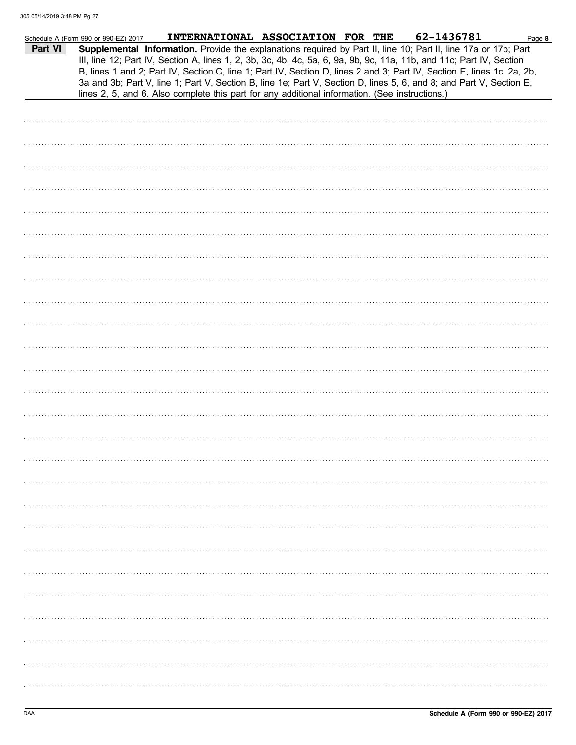Schedule A (Form 990 or 990-EZ) 2017 INTERNATIONAL ASSOCIATION FOR THE 62-1436781 Page **8**

**Part VI** **Supplemental Information.** Provide the explanations required by Part II, line 10; Part II, line 17a or 17b; Part III, line 12; Part IV, Section A, lines 1, 2, 3b, 3c, 4b, 4c, 5a, 6, 9a, 9b, 9c, 11a, 11b, and 11c; Part IV, Section B, lines 1 and 2; Part IV, Section C, line 1; Part IV, Section D, lines 2 and 3; Part IV, Section E, lines 1c, 2a, 2b, 3a and 3b; Part V, line 1; Part V, Section B, line 1e; Part V, Section D, lines 5, 6, and 8; and Part V, Section E, lines 2, 5, and 6. Also complete this part for any additional information. (See instructions.)

DAA **Schedule A (Form 990 or 990-EZ) 2017**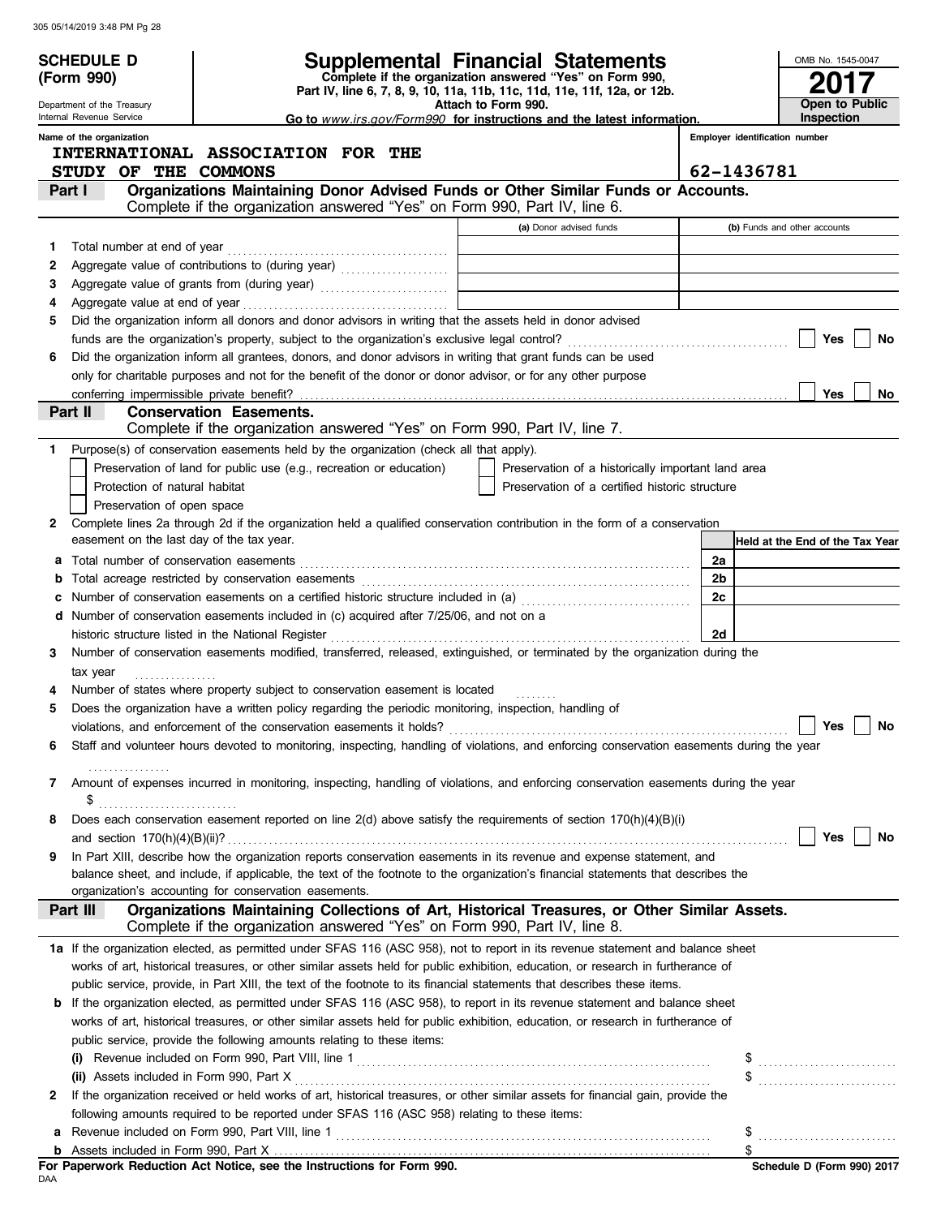**SCHEDULE D (Form 990)**

Department of the Treasury
Internal Revenue Service

# Supplemental Financial Statements

**Complete if the organization answered "Yes" on Form 990, Part IV, line 6, 7, 8, 9, 10, 11a, 11b, 11c, 11d, 11e, 11f, 12a, or 12b.**
**Attach to Form 990.**
**Go to *www.irs.gov/Form990* for instructions and the latest information.**

OMB No. 1545-0047
**2017**
**Open to Public Inspection**

Name of the organization: **INTERNATIONAL ASSOCIATION FOR THE STUDY OF THE COMMONS**

Employer identification number: **62-1436781**

## Part I — Organizations Maintaining Donor Advised Funds or Other Similar Funds or Accounts.

Complete if the organization answered "Yes" on Form 990, Part IV, line 6.

| | | (a) Donor advised funds | (b) Funds and other accounts |
|---|---|---|---|
| 1 | Total number at end of year | | |
| 2 | Aggregate value of contributions to (during year) | | |
| 3 | Aggregate value of grants from (during year) | | |
| 4 | Aggregate value at end of year | | |

5 Did the organization inform all donors and donor advisors in writing that the assets held in donor advised funds are the organization's property, subject to the organization's exclusive legal control? ☐ Yes ☐ No

6 Did the organization inform all grantees, donors, and donor advisors in writing that grant funds can be used only for charitable purposes and not for the benefit of the donor or donor advisor, or for any other purpose conferring impermissible private benefit? ☐ Yes ☐ No

## Part II — Conservation Easements.

Complete if the organization answered "Yes" on Form 990, Part IV, line 7.

1 Purpose(s) of conservation easements held by the organization (check all that apply).

- ☐ Preservation of land for public use (e.g., recreation or education)
- ☐ Preservation of a historically important land area
- ☐ Protection of natural habitat
- ☐ Preservation of a certified historic structure
- ☐ Preservation of open space

2 Complete lines 2a through 2d if the organization held a qualified conservation contribution in the form of a conservation easement on the last day of the tax year.

| | | | Held at the End of the Tax Year |
|---|---|---|---|
| a | Total number of conservation easements | 2a | |
| b | Total acreage restricted by conservation easements | 2b | |
| c | Number of conservation easements on a certified historic structure included in (a) | 2c | |
| d | Number of conservation easements included in (c) acquired after 7/25/06, and not on a historic structure listed in the National Register | 2d | |

3 Number of conservation easements modified, transferred, released, extinguished, or terminated by the organization during the tax year ................

4 Number of states where property subject to conservation easement is located ........

5 Does the organization have a written policy regarding the periodic monitoring, inspection, handling of violations, and enforcement of the conservation easements it holds? ☐ Yes ☐ No

6 Staff and volunteer hours devoted to monitoring, inspecting, handling of violations, and enforcing conservation easements during the year ................

7 Amount of expenses incurred in monitoring, inspecting, handling of violations, and enforcing conservation easements during the year $ ..........................

8 Does each conservation easement reported on line 2(d) above satisfy the requirements of section 170(h)(4)(B)(i) and section 170(h)(4)(B)(ii)? ☐ Yes ☐ No

9 In Part XIII, describe how the organization reports conservation easements in its revenue and expense statement, and balance sheet, and include, if applicable, the text of the footnote to the organization's financial statements that describes the organization's accounting for conservation easements.

## Part III — Organizations Maintaining Collections of Art, Historical Treasures, or Other Similar Assets.

Complete if the organization answered "Yes" on Form 990, Part IV, line 8.

1a If the organization elected, as permitted under SFAS 116 (ASC 958), not to report in its revenue statement and balance sheet works of art, historical treasures, or other similar assets held for public exhibition, education, or research in furtherance of public service, provide, in Part XIII, the text of the footnote to its financial statements that describes these items.

b If the organization elected, as permitted under SFAS 116 (ASC 958), to report in its revenue statement and balance sheet works of art, historical treasures, or other similar assets held for public exhibition, education, or research in furtherance of public service, provide the following amounts relating to these items:

(i) Revenue included on Form 990, Part VIII, line 1 $ ..........................

(ii) Assets included in Form 990, Part X $ ..........................

2 If the organization received or held works of art, historical treasures, or other similar assets for financial gain, provide the following amounts required to be reported under SFAS 116 (ASC 958) relating to these items:

a Revenue included on Form 990, Part VIII, line 1 $ ..........................

b Assets included in Form 990, Part X $

**For Paperwork Reduction Act Notice, see the Instructions for Form 990.**

DAA

**Schedule D (Form 990) 2017**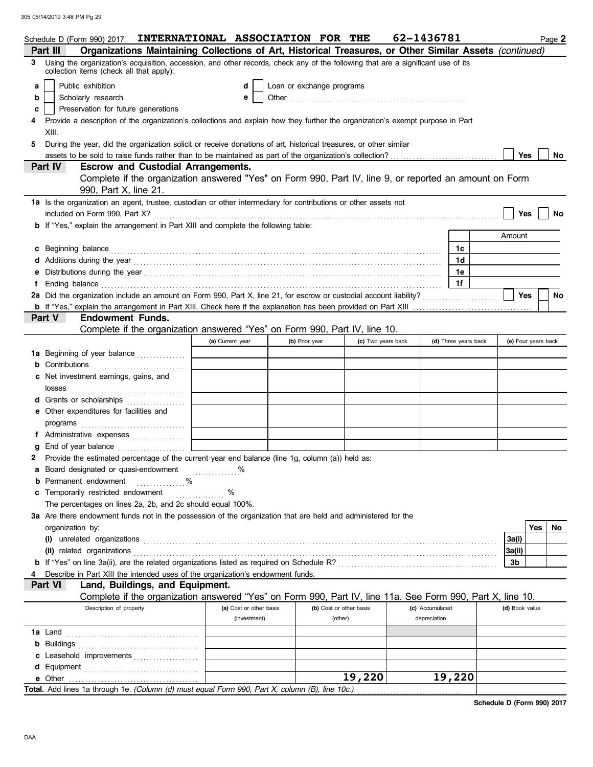Schedule D (Form 990) 2017 **INTERNATIONAL ASSOCIATION FOR THE** **62-1436781** Page **2**

**Part III** **Organizations Maintaining Collections of Art, Historical Treasures, or Other Similar Assets** *(continued)*

**3** Using the organization's acquisition, accession, and other records, check any of the following that are a significant use of its collection items (check all that apply):

- **a** ☐ Public exhibition
- **b** ☐ Scholarly research
- **c** ☐ Preservation for future generations
- **d** ☐ Loan or exchange programs
- **e** ☐ Other

**4** Provide a description of the organization's collections and explain how they further the organization's exempt purpose in Part XIII.

**5** During the year, did the organization solicit or receive donations of art, historical treasures, or other similar assets to be sold to raise funds rather than to be maintained as part of the organization's collection? ☐ **Yes** ☐ **No**

**Part IV** **Escrow and Custodial Arrangements.**
Complete if the organization answered "Yes" on Form 990, Part IV, line 9, or reported an amount on Form 990, Part X, line 21.

**1a** Is the organization an agent, trustee, custodian or other intermediary for contributions or other assets not included on Form 990, Part X? ☐ **Yes** ☐ **No**

**b** If "Yes," explain the arrangement in Part XIII and complete the following table:

| | | Amount |
|---|---|---|
| **c** Beginning balance | 1c | |
| **d** Additions during the year | 1d | |
| **e** Distributions during the year | 1e | |
| **f** Ending balance | 1f | |

**2a** Did the organization include an amount on Form 990, Part X, line 21, for escrow or custodial account liability? ☐ **Yes** ☐ **No**

**b** If "Yes," explain the arrangement in Part XIII. Check here if the explanation has been provided on Part XIII ☐

**Part V** **Endowment Funds.**
Complete if the organization answered "Yes" on Form 990, Part IV, line 10.

| | (a) Current year | (b) Prior year | (c) Two years back | (d) Three years back | (e) Four years back |
|---|---|---|---|---|---|
| **1a** Beginning of year balance | | | | | |
| **b** Contributions | | | | | |
| **c** Net investment earnings, gains, and losses | | | | | |
| **d** Grants or scholarships | | | | | |
| **e** Other expenditures for facilities and programs | | | | | |
| **f** Administrative expenses | | | | | |
| **g** End of year balance | | | | | |

**2** Provide the estimated percentage of the current year end balance (line 1g, column (a)) held as:

- **a** Board designated or quasi-endowment ........ %
- **b** Permanent endowment ........ %
- **c** Temporarily restricted endowment ........ %

The percentages on lines 2a, 2b, and 2c should equal 100%.

**3a** Are there endowment funds not in the possession of the organization that are held and administered for the organization by:

| | | Yes | No |
|---|---|---|---|
| **(i)** unrelated organizations | 3a(i) | | |
| **(ii)** related organizations | 3a(ii) | | |
| **b** If "Yes" on line 3a(ii), are the related organizations listed as required on Schedule R? | 3b | | |

**4** Describe in Part XIII the intended uses of the organization's endowment funds.

**Part VI** **Land, Buildings, and Equipment.**
Complete if the organization answered "Yes" on Form 990, Part IV, line 11a. See Form 990, Part X, line 10.

| Description of property | (a) Cost or other basis (investment) | (b) Cost or other basis (other) | (c) Accumulated depreciation | (d) Book value |
|---|---|---|---|---|
| **1a** Land | | | | |
| **b** Buildings | | | | |
| **c** Leasehold improvements | | | | |
| **d** Equipment | | | | |
| **e** Other | | 19,220 | 19,220 | |
| **Total.** Add lines 1a through 1e. *(Column (d) must equal Form 990, Part X, column (B), line 10c.)* | | | | |

**Schedule D (Form 990) 2017**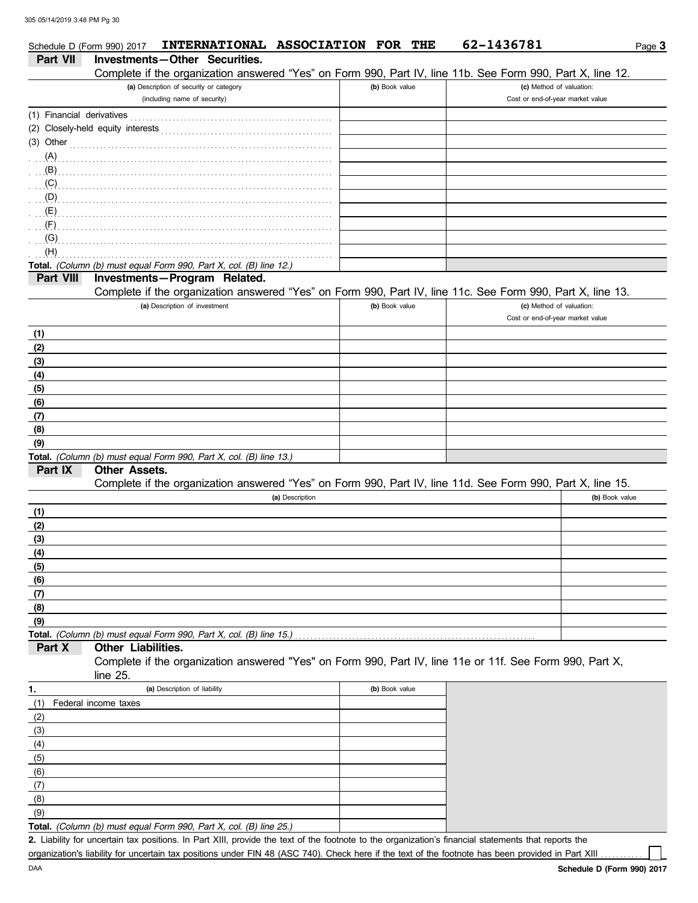Schedule D (Form 990) 2017 **INTERNATIONAL ASSOCIATION FOR THE** **62-1436781** Page **3**

## Part VII Investments—Other Securities.

Complete if the organization answered "Yes" on Form 990, Part IV, line 11b. See Form 990, Part X, line 12.

| (a) Description of security or category (including name of security) | (b) Book value | (c) Method of valuation: Cost or end-of-year market value |
|---|---|---|
| (1) Financial derivatives | | |
| (2) Closely-held equity interests | | |
| (3) Other | | |
| (A) | | |
| (B) | | |
| (C) | | |
| (D) | | |
| (E) | | |
| (F) | | |
| (G) | | |
| (H) | | |
| **Total.** *(Column (b) must equal Form 990, Part X, col. (B) line 12.)* | | |

## Part VIII Investments—Program Related.

Complete if the organization answered "Yes" on Form 990, Part IV, line 11c. See Form 990, Part X, line 13.

| (a) Description of investment | (b) Book value | (c) Method of valuation: Cost or end-of-year market value |
|---|---|---|
| (1) | | |
| (2) | | |
| (3) | | |
| (4) | | |
| (5) | | |
| (6) | | |
| (7) | | |
| (8) | | |
| (9) | | |
| **Total.** *(Column (b) must equal Form 990, Part X, col. (B) line 13.)* | | |

## Part IX Other Assets.

Complete if the organization answered "Yes" on Form 990, Part IV, line 11d. See Form 990, Part X, line 15.

| (a) Description | (b) Book value |
|---|---|
| (1) | |
| (2) | |
| (3) | |
| (4) | |
| (5) | |
| (6) | |
| (7) | |
| (8) | |
| (9) | |
| **Total.** *(Column (b) must equal Form 990, Part X, col. (B) line 15.)* | |

## Part X Other Liabilities.

Complete if the organization answered "Yes" on Form 990, Part IV, line 11e or 11f. See Form 990, Part X, line 25.

| 1. (a) Description of liability | (b) Book value |
|---|---|
| (1) Federal income taxes | |
| (2) | |
| (3) | |
| (4) | |
| (5) | |
| (6) | |
| (7) | |
| (8) | |
| (9) | |
| **Total.** *(Column (b) must equal Form 990, Part X, col. (B) line 25.)* | |

**2.** Liability for uncertain tax positions. In Part XIII, provide the text of the footnote to the organization's financial statements that reports the organization's liability for uncertain tax positions under FIN 48 (ASC 740). Check here if the text of the footnote has been provided in Part XIII ☐

DAA **Schedule D (Form 990) 2017**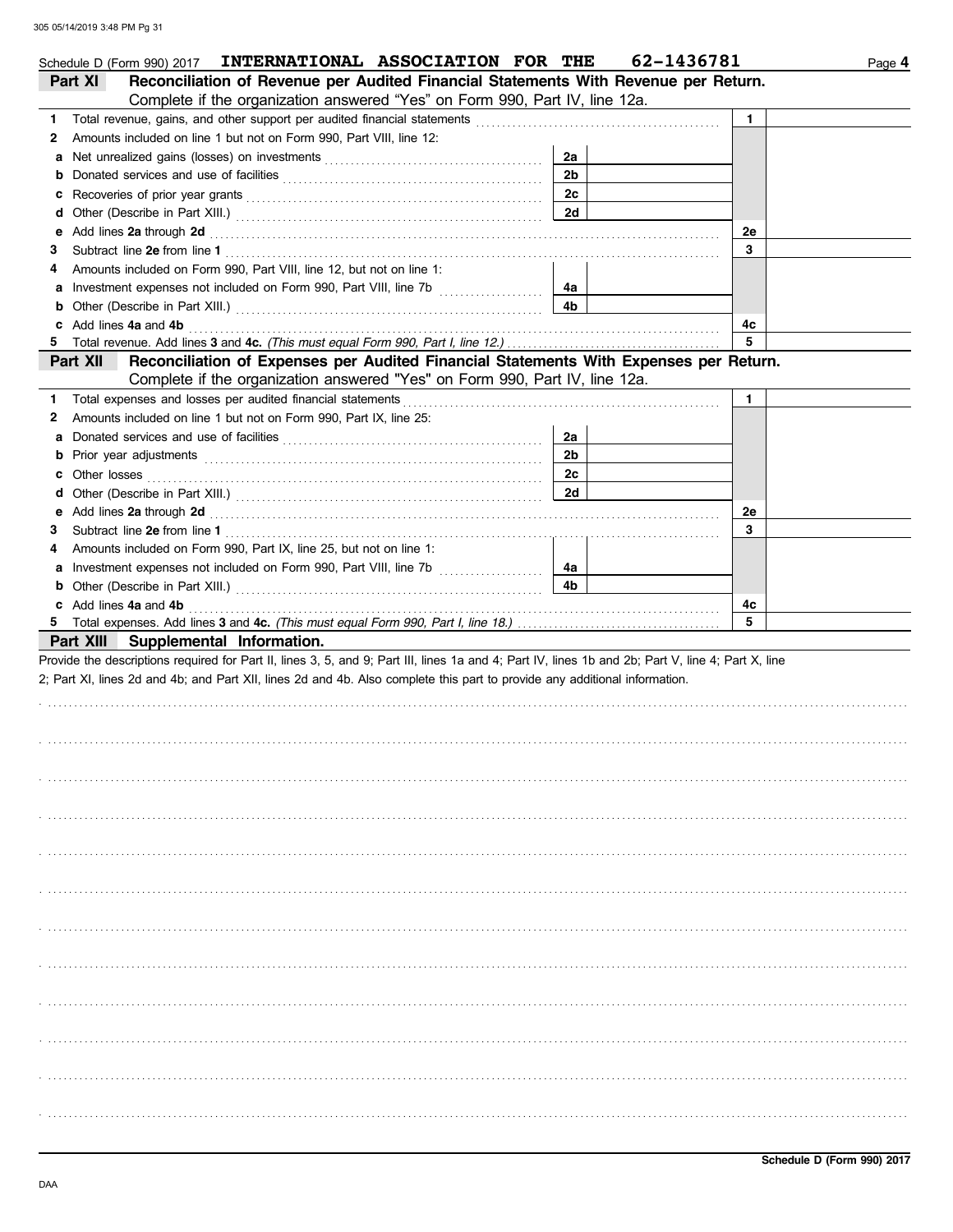Schedule D (Form 990) 2017 **INTERNATIONAL ASSOCIATION FOR THE** **62-1436781** Page **4**

## Part XI Reconciliation of Revenue per Audited Financial Statements With Revenue per Return.

Complete if the organization answered "Yes" on Form 990, Part IV, line 12a.

| | | | | | |
|---|---|---|---|---|---|
| **1** | Total revenue, gains, and other support per audited financial statements | | | 1 | |
| **2** | Amounts included on line 1 but not on Form 990, Part VIII, line 12: | | | | |
| **a** | Net unrealized gains (losses) on investments | 2a | | | |
| **b** | Donated services and use of facilities | 2b | | | |
| **c** | Recoveries of prior year grants | 2c | | | |
| **d** | Other (Describe in Part XIII.) | 2d | | | |
| **e** | Add lines **2a** through **2d** | | | 2e | |
| **3** | Subtract line **2e** from line **1** | | | 3 | |
| **4** | Amounts included on Form 990, Part VIII, line 12, but not on line 1: | | | | |
| **a** | Investment expenses not included on Form 990, Part VIII, line 7b | 4a | | | |
| **b** | Other (Describe in Part XIII.) | 4b | | | |
| **c** | Add lines **4a** and **4b** | | | 4c | |
| **5** | Total revenue. Add lines **3** and **4c.** *(This must equal Form 990, Part I, line 12.)* | | | 5 | |

## Part XII Reconciliation of Expenses per Audited Financial Statements With Expenses per Return.

Complete if the organization answered "Yes" on Form 990, Part IV, line 12a.

| | | | | | |
|---|---|---|---|---|---|
| **1** | Total expenses and losses per audited financial statements | | | 1 | |
| **2** | Amounts included on line 1 but not on Form 990, Part IX, line 25: | | | | |
| **a** | Donated services and use of facilities | 2a | | | |
| **b** | Prior year adjustments | 2b | | | |
| **c** | Other losses | 2c | | | |
| **d** | Other (Describe in Part XIII.) | 2d | | | |
| **e** | Add lines **2a** through **2d** | | | 2e | |
| **3** | Subtract line **2e** from line **1** | | | 3 | |
| **4** | Amounts included on Form 990, Part IX, line 25, but not on line 1: | | | | |
| **a** | Investment expenses not included on Form 990, Part VIII, line 7b | 4a | | | |
| **b** | Other (Describe in Part XIII.) | 4b | | | |
| **c** | Add lines **4a** and **4b** | | | 4c | |
| **5** | Total expenses. Add lines **3** and **4c.** *(This must equal Form 990, Part I, line 18.)* | | | 5 | |

## Part XIII Supplemental Information.

Provide the descriptions required for Part II, lines 3, 5, and 9; Part III, lines 1a and 4; Part IV, lines 1b and 2b; Part V, line 4; Part X, line 2; Part XI, lines 2d and 4b; and Part XII, lines 2d and 4b. Also complete this part to provide any additional information.

**Schedule D (Form 990) 2017**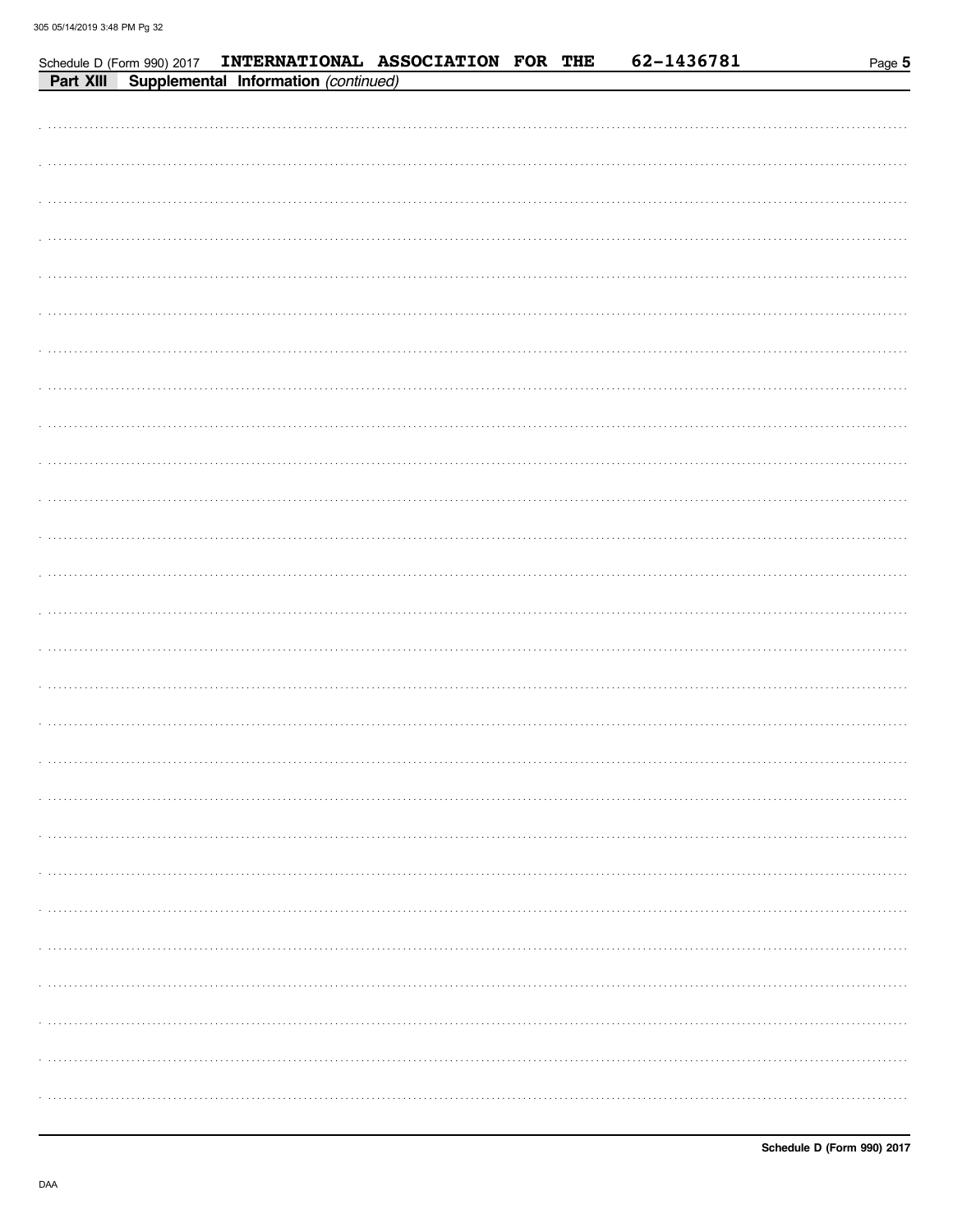Schedule D (Form 990) 2017 **INTERNATIONAL ASSOCIATION FOR THE** **62-1436781**

**Part XIII** **Supplemental Information** *(continued)*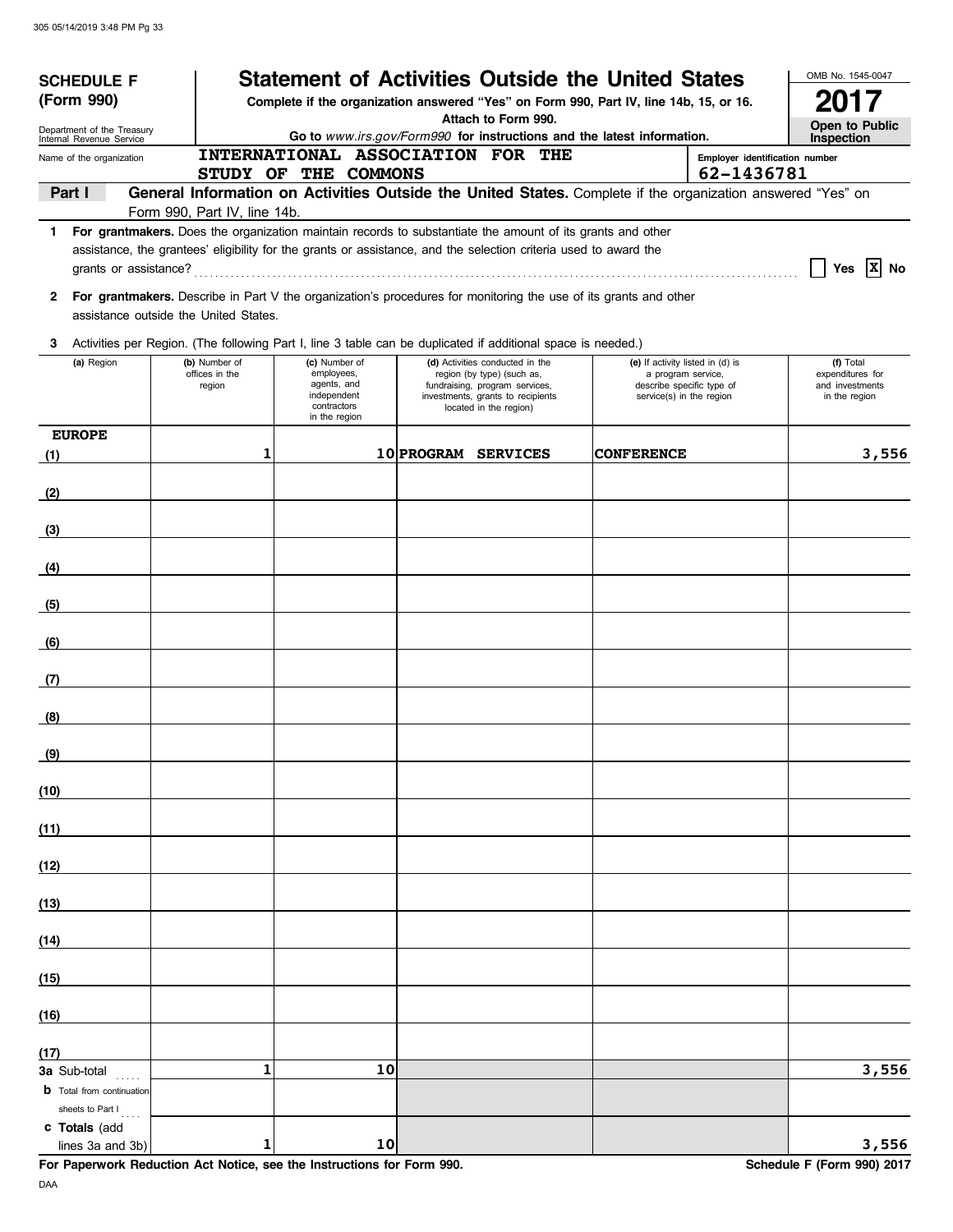**SCHEDULE F (Form 990)**

Department of the Treasury
Internal Revenue Service

# Statement of Activities Outside the United States

**Complete if the organization answered "Yes" on Form 990, Part IV, line 14b, 15, or 16.**
**Attach to Form 990.**
**Go to *www.irs.gov/Form990* for instructions and the latest information.**

OMB No. 1545-0047

**2017**

**Open to Public Inspection**

Name of the organization: INTERNATIONAL ASSOCIATION FOR THE STUDY OF THE COMMONS

Employer identification number: 62-1436781

**Part I** **General Information on Activities Outside the United States.** Complete if the organization answered "Yes" on Form 990, Part IV, line 14b.

**1** **For grantmakers.** Does the organization maintain records to substantiate the amount of its grants and other assistance, the grantees' eligibility for the grants or assistance, and the selection criteria used to award the grants or assistance? ☐ Yes ☒ No

**2** **For grantmakers.** Describe in Part V the organization's procedures for monitoring the use of its grants and other assistance outside the United States.

**3** Activities per Region. (The following Part I, line 3 table can be duplicated if additional space is needed.)

| (a) Region | (b) Number of offices in the region | (c) Number of employees, agents, and independent contractors in the region | (d) Activities conducted in the region (by type) (such as, fundraising, program services, investments, grants to recipients located in the region) | (e) If activity listed in (d) is a program service, describe specific type of service(s) in the region | (f) Total expenditures for and investments in the region |
|---|---|---|---|---|---|
| (1) EUROPE | 1 | 10 | PROGRAM SERVICES | CONFERENCE | 3,556 |
| (2) | | | | | |
| (3) | | | | | |
| (4) | | | | | |
| (5) | | | | | |
| (6) | | | | | |
| (7) | | | | | |
| (8) | | | | | |
| (9) | | | | | |
| (10) | | | | | |
| (11) | | | | | |
| (12) | | | | | |
| (13) | | | | | |
| (14) | | | | | |
| (15) | | | | | |
| (16) | | | | | |
| (17) | | | | | |
| **3a** Sub-total | 1 | 10 | | | 3,556 |
| **b** Total from continuation sheets to Part I | | | | | |
| **c Totals** (add lines 3a and 3b) | 1 | 10 | | | 3,556 |

**For Paperwork Reduction Act Notice, see the Instructions for Form 990.** **Schedule F (Form 990) 2017**

DAA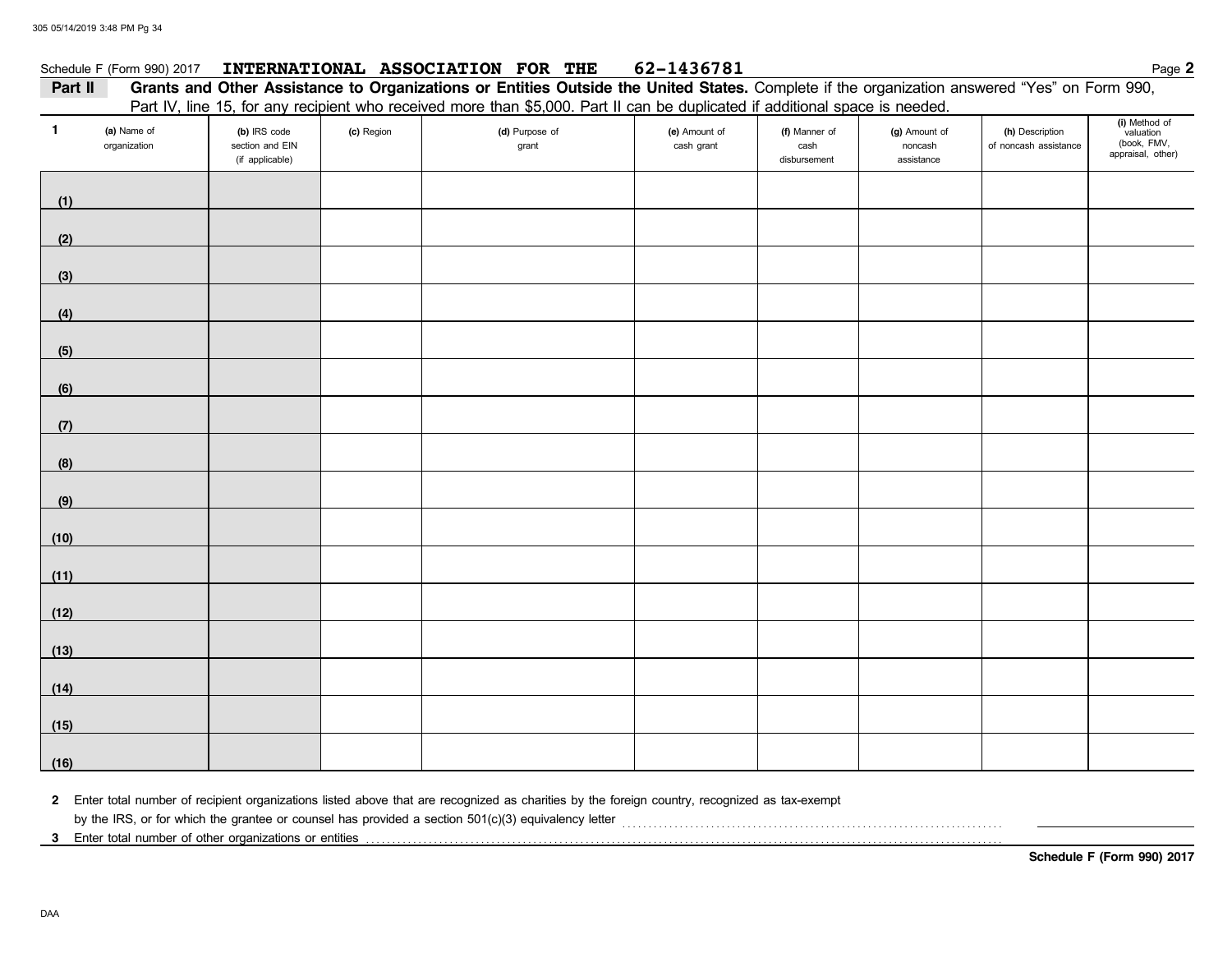Schedule F (Form 990) 2017 **INTERNATIONAL ASSOCIATION FOR THE 62-1436781** Page **2**

**Part II** **Grants and Other Assistance to Organizations or Entities Outside the United States.** Complete if the organization answered "Yes" on Form 990, Part IV, line 15, for any recipient who received more than $5,000. Part II can be duplicated if additional space is needed.

| 1 (a) Name of organization | (b) IRS code section and EIN (if applicable) | (c) Region | (d) Purpose of grant | (e) Amount of cash grant | (f) Manner of cash disbursement | (g) Amount of noncash assistance | (h) Description of noncash assistance | (i) Method of valuation (book, FMV, appraisal, other) |
|---|---|---|---|---|---|---|---|---|
| (1) | | | | | | | | |
| (2) | | | | | | | | |
| (3) | | | | | | | | |
| (4) | | | | | | | | |
| (5) | | | | | | | | |
| (6) | | | | | | | | |
| (7) | | | | | | | | |
| (8) | | | | | | | | |
| (9) | | | | | | | | |
| (10) | | | | | | | | |
| (11) | | | | | | | | |
| (12) | | | | | | | | |
| (13) | | | | | | | | |
| (14) | | | | | | | | |
| (15) | | | | | | | | |
| (16) | | | | | | | | |

**2** Enter total number of recipient organizations listed above that are recognized as charities by the foreign country, recognized as tax-exempt by the IRS, or for which the grantee or counsel has provided a section 501(c)(3) equivalency letter . . . . . . . . . . . . . . . . . . . . .

**3** Enter total number of other organizations or entities . . . . . . . . . . . . . . . . . . . . . . . . . . . . . . . . . . . . . . . . . .

**Schedule F (Form 990) 2017**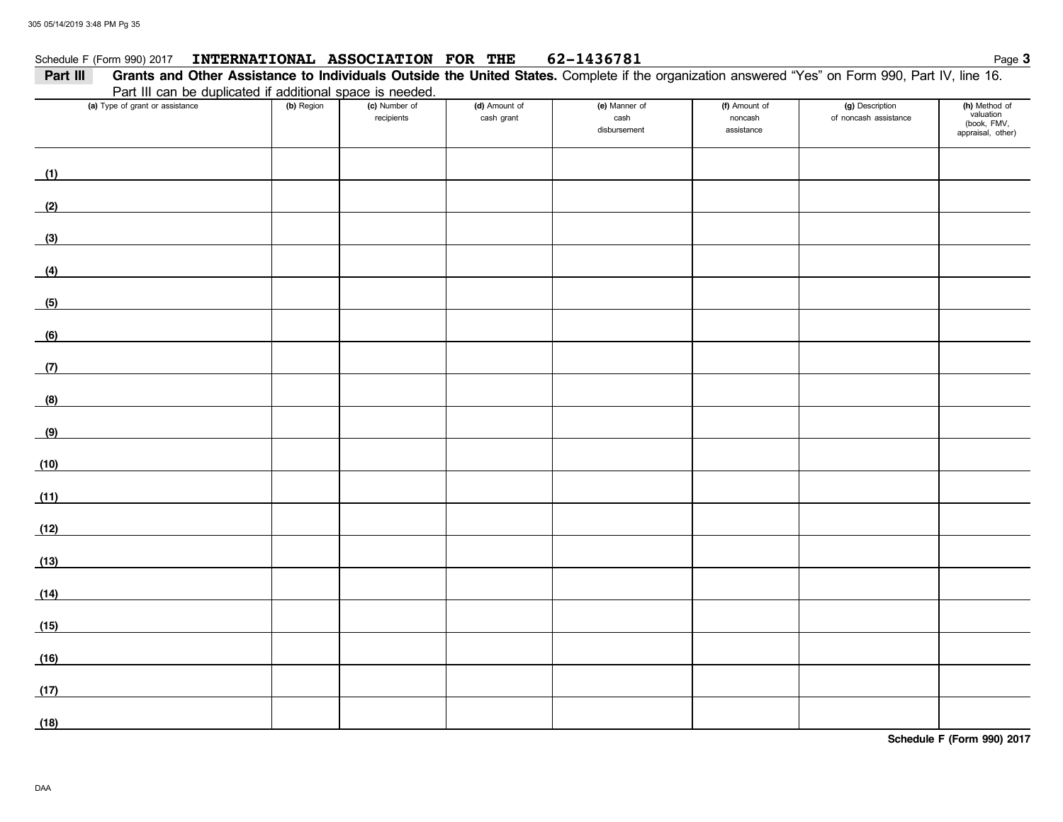Schedule F (Form 990) 2017 **INTERNATIONAL ASSOCIATION FOR THE 62-1436781**

**Part III** **Grants and Other Assistance to Individuals Outside the United States.** Complete if the organization answered "Yes" on Form 990, Part IV, line 16. Part III can be duplicated if additional space is needed.

| (a) Type of grant or assistance | (b) Region | (c) Number of recipients | (d) Amount of cash grant | (e) Manner of cash disbursement | (f) Amount of noncash assistance | (g) Description of noncash assistance | (h) Method of valuation (book, FMV, appraisal, other) |
|---|---|---|---|---|---|---|---|
| (1) | | | | | | | |
| (2) | | | | | | | |
| (3) | | | | | | | |
| (4) | | | | | | | |
| (5) | | | | | | | |
| (6) | | | | | | | |
| (7) | | | | | | | |
| (8) | | | | | | | |
| (9) | | | | | | | |
| (10) | | | | | | | |
| (11) | | | | | | | |
| (12) | | | | | | | |
| (13) | | | | | | | |
| (14) | | | | | | | |
| (15) | | | | | | | |
| (16) | | | | | | | |
| (17) | | | | | | | |
| (18) | | | | | | | |

**Schedule F (Form 990) 2017**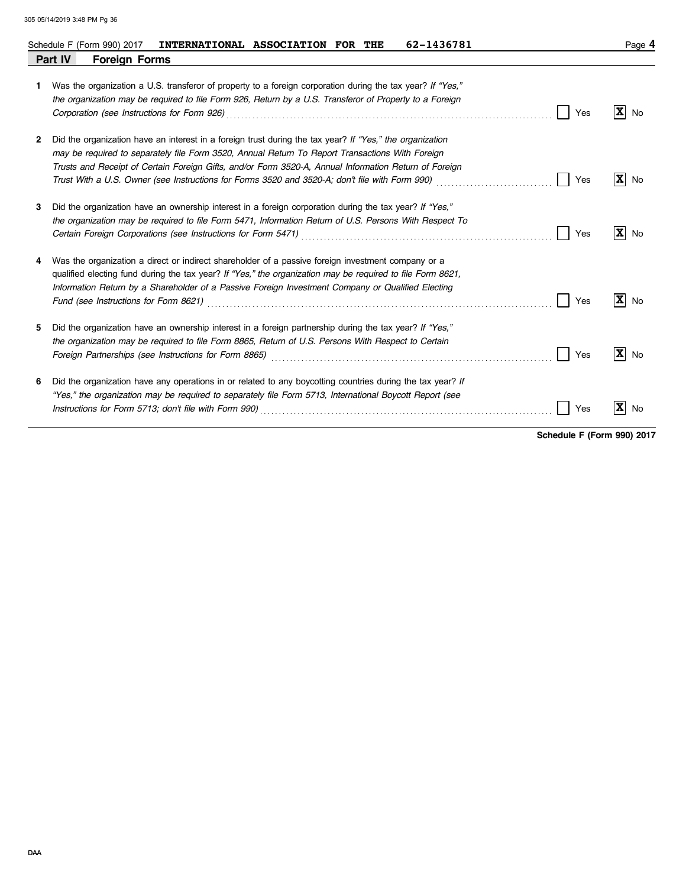Schedule F (Form 990) 2017 **INTERNATIONAL ASSOCIATION FOR THE** **62-1436781**

## Part IV Foreign Forms

1 Was the organization a U.S. transferor of property to a foreign corporation during the tax year? *If "Yes," the organization may be required to file Form 926, Return by a U.S. Transferor of Property to a Foreign Corporation (see Instructions for Form 926)* ☐ Yes ☒ No

2 Did the organization have an interest in a foreign trust during the tax year? *If "Yes," the organization may be required to separately file Form 3520, Annual Return To Report Transactions With Foreign Trusts and Receipt of Certain Foreign Gifts, and/or Form 3520-A, Annual Information Return of Foreign Trust With a U.S. Owner (see Instructions for Forms 3520 and 3520-A; don't file with Form 990)* ☐ Yes ☒ No

3 Did the organization have an ownership interest in a foreign corporation during the tax year? *If "Yes," the organization may be required to file Form 5471, Information Return of U.S. Persons With Respect To Certain Foreign Corporations (see Instructions for Form 5471)* ☐ Yes ☒ No

4 Was the organization a direct or indirect shareholder of a passive foreign investment company or a qualified electing fund during the tax year? *If "Yes," the organization may be required to file Form 8621, Information Return by a Shareholder of a Passive Foreign Investment Company or Qualified Electing Fund (see Instructions for Form 8621)* ☐ Yes ☒ No

5 Did the organization have an ownership interest in a foreign partnership during the tax year? *If "Yes," the organization may be required to file Form 8865, Return of U.S. Persons With Respect to Certain Foreign Partnerships (see Instructions for Form 8865)* ☐ Yes ☒ No

6 Did the organization have any operations in or related to any boycotting countries during the tax year? *If "Yes," the organization may be required to separately file Form 5713, International Boycott Report (see Instructions for Form 5713; don't file with Form 990)* ☐ Yes ☒ No

**Schedule F (Form 990) 2017**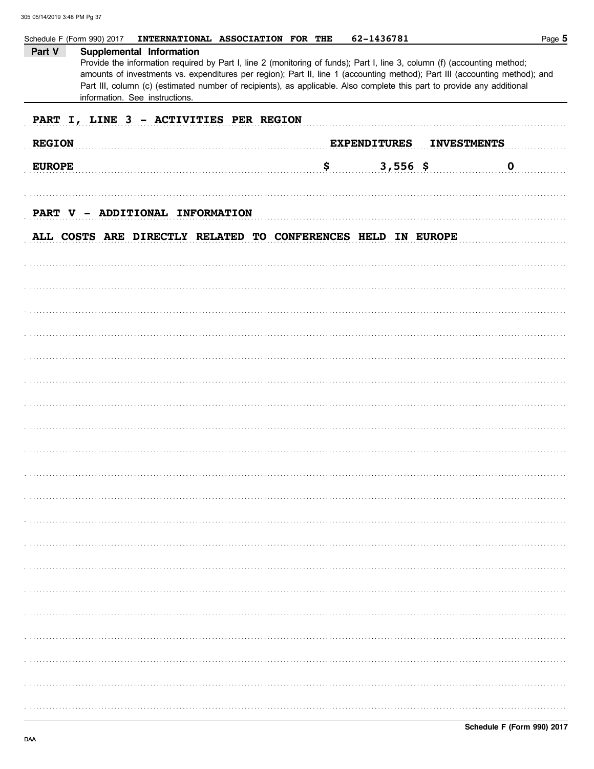Schedule F (Form 990) 2017 INTERNATIONAL ASSOCIATION FOR THE 62-1436781

## Part V Supplemental Information

Provide the information required by Part I, line 2 (monitoring of funds); Part I, line 3, column (f) (accounting method; amounts of investments vs. expenditures per region); Part II, line 1 (accounting method); Part III (accounting method); and Part III, column (c) (estimated number of recipients), as applicable. Also complete this part to provide any additional information. See instructions.

PART I, LINE 3 - ACTIVITIES PER REGION

| REGION | EXPENDITURES | INVESTMENTS |
|---|---|---|
| EUROPE | $ 3,556 | $ 0 |

PART V - ADDITIONAL INFORMATION

ALL COSTS ARE DIRECTLY RELATED TO CONFERENCES HELD IN EUROPE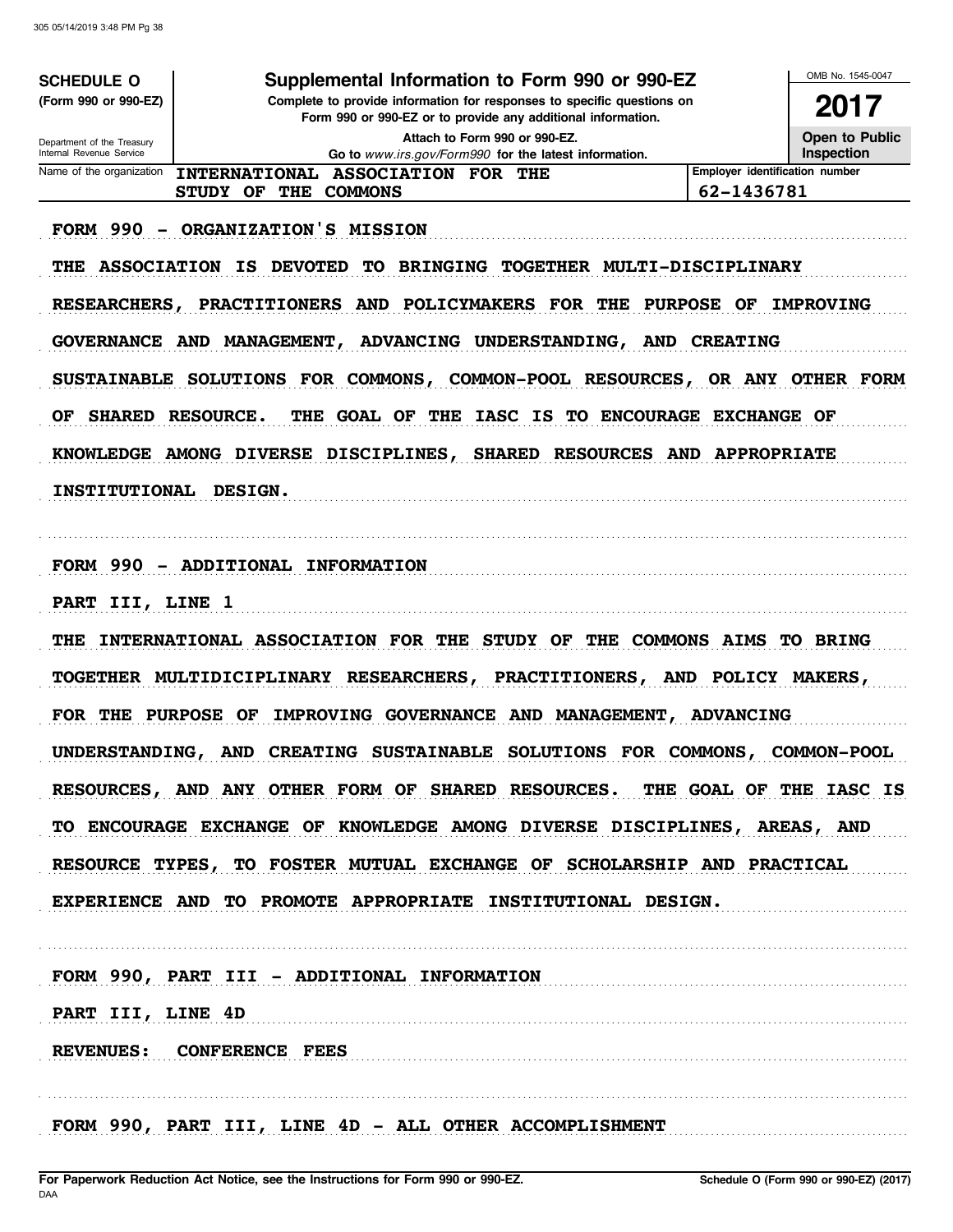**SCHEDULE O**
**(Form 990 or 990-EZ)**

Department of the Treasury
Internal Revenue Service

# Supplemental Information to Form 990 or 990-EZ

**Complete to provide information for responses to specific questions on Form 990 or 990-EZ or to provide any additional information.**
**Attach to Form 990 or 990-EZ.**
**Go to** *www.irs.gov/Form990* **for the latest information.**

OMB No. 1545-0047

**2017**

**Open to Public Inspection**

| Name of the organization | Employer identification number |
|---|---|
| INTERNATIONAL ASSOCIATION FOR THE STUDY OF THE COMMONS | 62-1436781 |

FORM 990 - ORGANIZATION'S MISSION

THE ASSOCIATION IS DEVOTED TO BRINGING TOGETHER MULTI-DISCIPLINARY RESEARCHERS, PRACTITIONERS AND POLICYMAKERS FOR THE PURPOSE OF IMPROVING GOVERNANCE AND MANAGEMENT, ADVANCING UNDERSTANDING, AND CREATING SUSTAINABLE SOLUTIONS FOR COMMONS, COMMON-POOL RESOURCES, OR ANY OTHER FORM OF SHARED RESOURCE. THE GOAL OF THE IASC IS TO ENCOURAGE EXCHANGE OF KNOWLEDGE AMONG DIVERSE DISCIPLINES, SHARED RESOURCES AND APPROPRIATE INSTITUTIONAL DESIGN.

FORM 990 - ADDITIONAL INFORMATION

PART III, LINE 1

THE INTERNATIONAL ASSOCIATION FOR THE STUDY OF THE COMMONS AIMS TO BRING TOGETHER MULTIDICIPLINARY RESEARCHERS, PRACTITIONERS, AND POLICY MAKERS, FOR THE PURPOSE OF IMPROVING GOVERNANCE AND MANAGEMENT, ADVANCING UNDERSTANDING, AND CREATING SUSTAINABLE SOLUTIONS FOR COMMONS, COMMON-POOL RESOURCES, AND ANY OTHER FORM OF SHARED RESOURCES. THE GOAL OF THE IASC IS TO ENCOURAGE EXCHANGE OF KNOWLEDGE AMONG DIVERSE DISCIPLINES, AREAS, AND RESOURCE TYPES, TO FOSTER MUTUAL EXCHANGE OF SCHOLARSHIP AND PRACTICAL EXPERIENCE AND TO PROMOTE APPROPRIATE INSTITUTIONAL DESIGN.

FORM 990, PART III - ADDITIONAL INFORMATION

PART III, LINE 4D

REVENUES: CONFERENCE FEES

FORM 990, PART III, LINE 4D - ALL OTHER ACCOMPLISHMENT

**For Paperwork Reduction Act Notice, see the Instructions for Form 990 or 990-EZ.**
DAA
**Schedule O (Form 990 or 990-EZ) (2017)**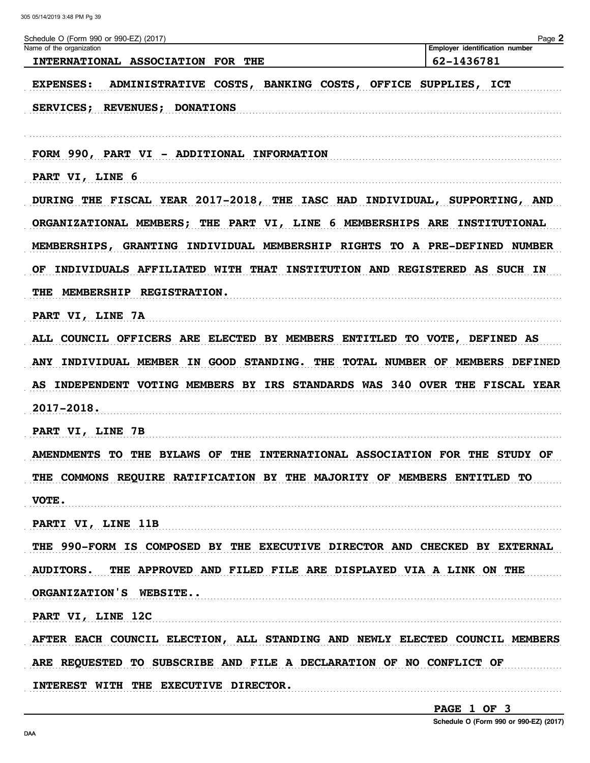Schedule O (Form 990 or 990-EZ) (2017)

| Name of the organization | Employer identification number |
| --- | --- |
| INTERNATIONAL ASSOCIATION FOR THE | 62-1436781 |

EXPENSES: ADMINISTRATIVE COSTS, BANKING COSTS, OFFICE SUPPLIES, ICT SERVICES; REVENUES; DONATIONS

FORM 990, PART VI - ADDITIONAL INFORMATION

PART VI, LINE 6

DURING THE FISCAL YEAR 2017-2018, THE IASC HAD INDIVIDUAL, SUPPORTING, AND ORGANIZATIONAL MEMBERS; THE PART VI, LINE 6 MEMBERSHIPS ARE INSTITUTIONAL MEMBERSHIPS, GRANTING INDIVIDUAL MEMBERSHIP RIGHTS TO A PRE-DEFINED NUMBER OF INDIVIDUALS AFFILIATED WITH THAT INSTITUTION AND REGISTERED AS SUCH IN THE MEMBERSHIP REGISTRATION.

PART VI, LINE 7A

ALL COUNCIL OFFICERS ARE ELECTED BY MEMBERS ENTITLED TO VOTE, DEFINED AS ANY INDIVIDUAL MEMBER IN GOOD STANDING. THE TOTAL NUMBER OF MEMBERS DEFINED AS INDEPENDENT VOTING MEMBERS BY IRS STANDARDS WAS 340 OVER THE FISCAL YEAR 2017-2018.

PART VI, LINE 7B

AMENDMENTS TO THE BYLAWS OF THE INTERNATIONAL ASSOCIATION FOR THE STUDY OF THE COMMONS REQUIRE RATIFICATION BY THE MAJORITY OF MEMBERS ENTITLED TO VOTE.

PARTI VI, LINE 11B

THE 990-FORM IS COMPOSED BY THE EXECUTIVE DIRECTOR AND CHECKED BY EXTERNAL AUDITORS. THE APPROVED AND FILED FILE ARE DISPLAYED VIA A LINK ON THE ORGANIZATION'S WEBSITE..

PART VI, LINE 12C

AFTER EACH COUNCIL ELECTION, ALL STANDING AND NEWLY ELECTED COUNCIL MEMBERS ARE REQUESTED TO SUBSCRIBE AND FILE A DECLARATION OF NO CONFLICT OF INTEREST WITH THE EXECUTIVE DIRECTOR.

Schedule O (Form 990 or 990-EZ) (2017)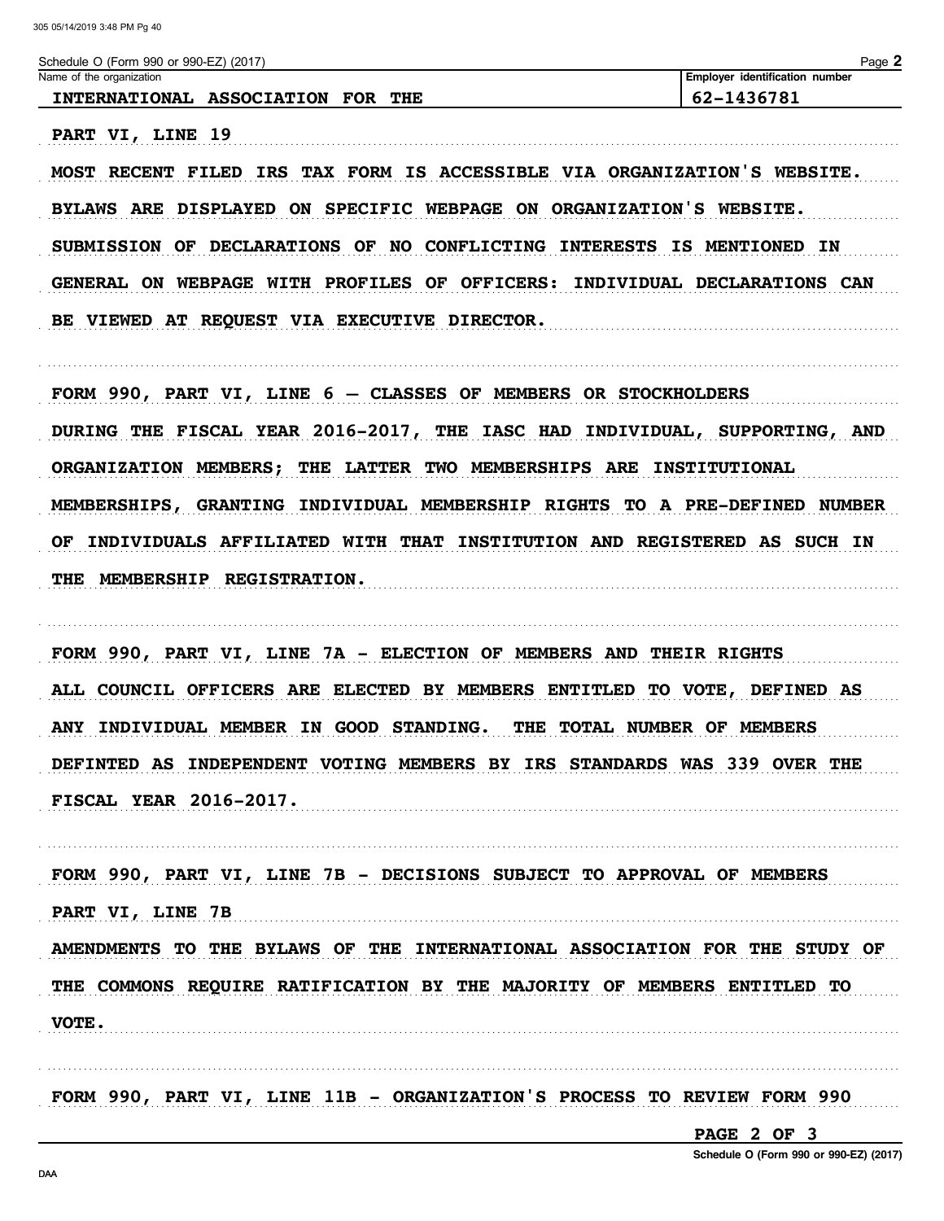Schedule O (Form 990 or 990-EZ) (2017)

| Name of the organization | Employer identification number |
| --- | --- |
| INTERNATIONAL ASSOCIATION FOR THE | 62-1436781 |

PART VI, LINE 19

MOST RECENT FILED IRS TAX FORM IS ACCESSIBLE VIA ORGANIZATION'S WEBSITE. BYLAWS ARE DISPLAYED ON SPECIFIC WEBPAGE ON ORGANIZATION'S WEBSITE. SUBMISSION OF DECLARATIONS OF NO CONFLICTING INTERESTS IS MENTIONED IN GENERAL ON WEBPAGE WITH PROFILES OF OFFICERS: INDIVIDUAL DECLARATIONS CAN BE VIEWED AT REQUEST VIA EXECUTIVE DIRECTOR.

FORM 990, PART VI, LINE 6 – CLASSES OF MEMBERS OR STOCKHOLDERS

DURING THE FISCAL YEAR 2016-2017, THE IASC HAD INDIVIDUAL, SUPPORTING, AND ORGANIZATION MEMBERS; THE LATTER TWO MEMBERSHIPS ARE INSTITUTIONAL MEMBERSHIPS, GRANTING INDIVIDUAL MEMBERSHIP RIGHTS TO A PRE-DEFINED NUMBER OF INDIVIDUALS AFFILIATED WITH THAT INSTITUTION AND REGISTERED AS SUCH IN THE MEMBERSHIP REGISTRATION.

FORM 990, PART VI, LINE 7A - ELECTION OF MEMBERS AND THEIR RIGHTS

ALL COUNCIL OFFICERS ARE ELECTED BY MEMBERS ENTITLED TO VOTE, DEFINED AS ANY INDIVIDUAL MEMBER IN GOOD STANDING. THE TOTAL NUMBER OF MEMBERS DEFINTED AS INDEPENDENT VOTING MEMBERS BY IRS STANDARDS WAS 339 OVER THE FISCAL YEAR 2016-2017.

FORM 990, PART VI, LINE 7B - DECISIONS SUBJECT TO APPROVAL OF MEMBERS

PART VI, LINE 7B

AMENDMENTS TO THE BYLAWS OF THE INTERNATIONAL ASSOCIATION FOR THE STUDY OF THE COMMONS REQUIRE RATIFICATION BY THE MAJORITY OF MEMBERS ENTITLED TO VOTE.

FORM 990, PART VI, LINE 11B - ORGANIZATION'S PROCESS TO REVIEW FORM 990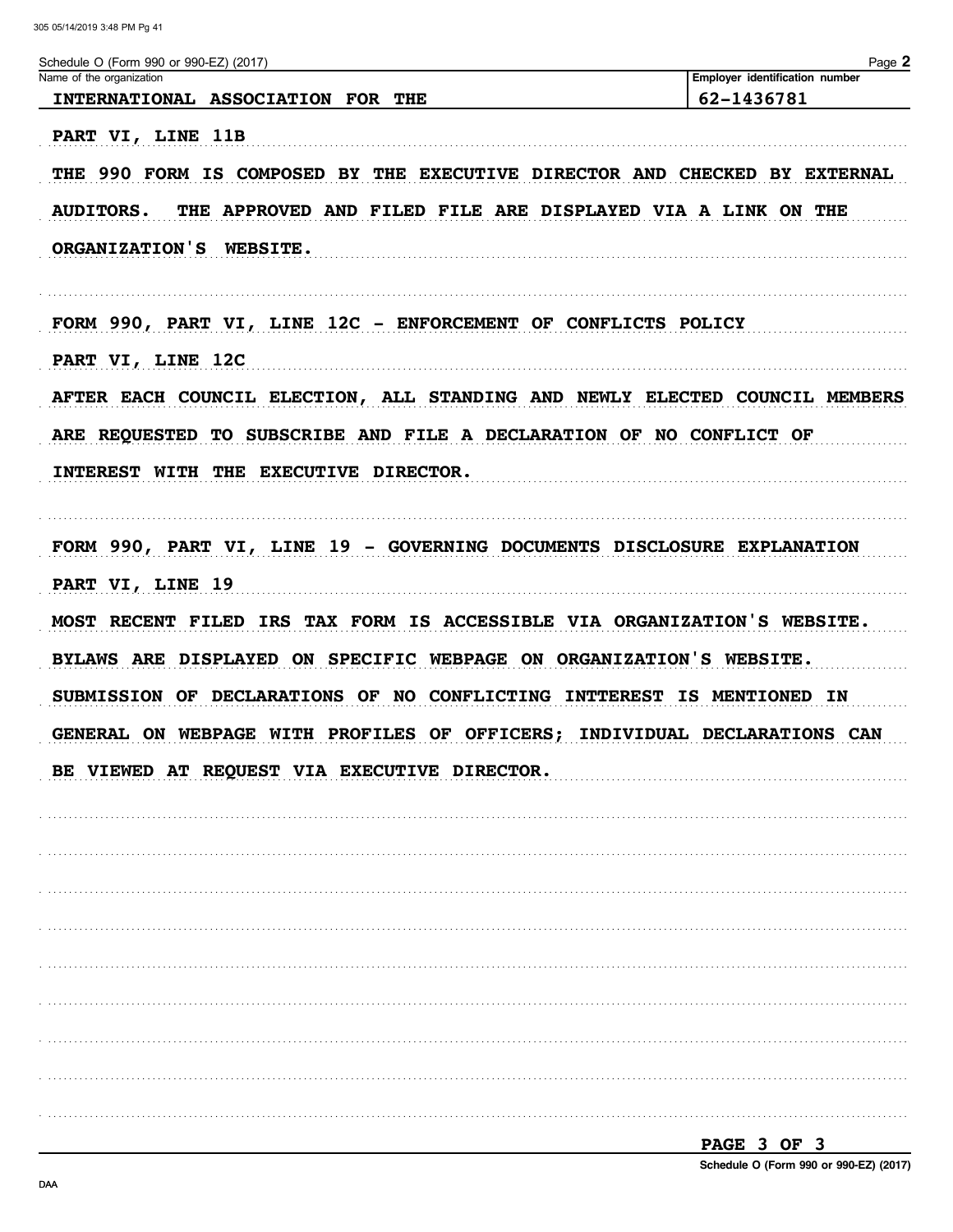Schedule O (Form 990 or 990-EZ) (2017) Page **2**

| Name of the organization | Employer identification number |
| --- | --- |
| INTERNATIONAL ASSOCIATION FOR THE | 62-1436781 |

PART VI, LINE 11B

THE 990 FORM IS COMPOSED BY THE EXECUTIVE DIRECTOR AND CHECKED BY EXTERNAL AUDITORS. THE APPROVED AND FILED FILE ARE DISPLAYED VIA A LINK ON THE ORGANIZATION'S WEBSITE.

FORM 990, PART VI, LINE 12C - ENFORCEMENT OF CONFLICTS POLICY

PART VI, LINE 12C

AFTER EACH COUNCIL ELECTION, ALL STANDING AND NEWLY ELECTED COUNCIL MEMBERS ARE REQUESTED TO SUBSCRIBE AND FILE A DECLARATION OF NO CONFLICT OF INTEREST WITH THE EXECUTIVE DIRECTOR.

FORM 990, PART VI, LINE 19 - GOVERNING DOCUMENTS DISCLOSURE EXPLANATION

PART VI, LINE 19

MOST RECENT FILED IRS TAX FORM IS ACCESSIBLE VIA ORGANIZATION'S WEBSITE. BYLAWS ARE DISPLAYED ON SPECIFIC WEBPAGE ON ORGANIZATION'S WEBSITE. SUBMISSION OF DECLARATIONS OF NO CONFLICTING INTTEREST IS MENTIONED IN GENERAL ON WEBPAGE WITH PROFILES OF OFFICERS; INDIVIDUAL DECLARATIONS CAN BE VIEWED AT REQUEST VIA EXECUTIVE DIRECTOR.

**Schedule O (Form 990 or 990-EZ) (2017)**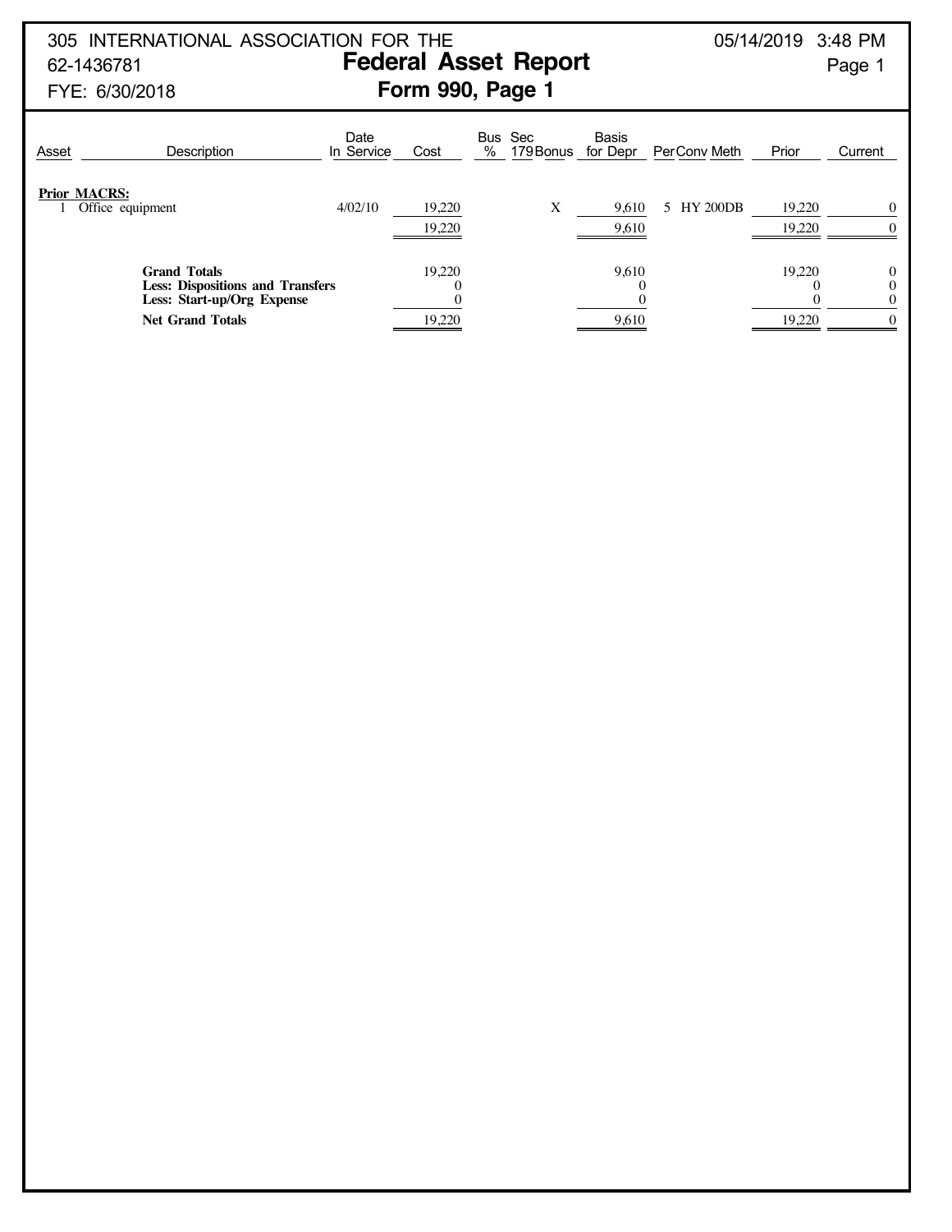305 INTERNATIONAL ASSOCIATION FOR THE
62-1436781
FYE: 6/30/2018

# Federal Asset Report
## Form 990, Page 1

05/14/2019 3:48 PM

| Asset | Description | Date In Service | Cost | Bus % | Sec 179 | Bonus | Basis for Depr | Per | Conv | Meth | Prior | Current |
|---|---|---|---|---|---|---|---|---|---|---|---|---|
| **Prior MACRS:** | | | | | | | | | | | | |
| 1 | Office equipment | 4/02/10 | 19,220 | | | X | 9,610 | 5 | HY | 200DB | 19,220 | 0 |
| | | | 19,220 | | | | 9,610 | | | | 19,220 | 0 |
| | **Grand Totals** | | 19,220 | | | | 9,610 | | | | 19,220 | 0 |
| | **Less: Dispositions and Transfers** | | 0 | | | | 0 | | | | 0 | 0 |
| | **Less: Start-up/Org Expense** | | 0 | | | | 0 | | | | 0 | 0 |
| | **Net Grand Totals** | | 19,220 | | | | 9,610 | | | | 19,220 | 0 |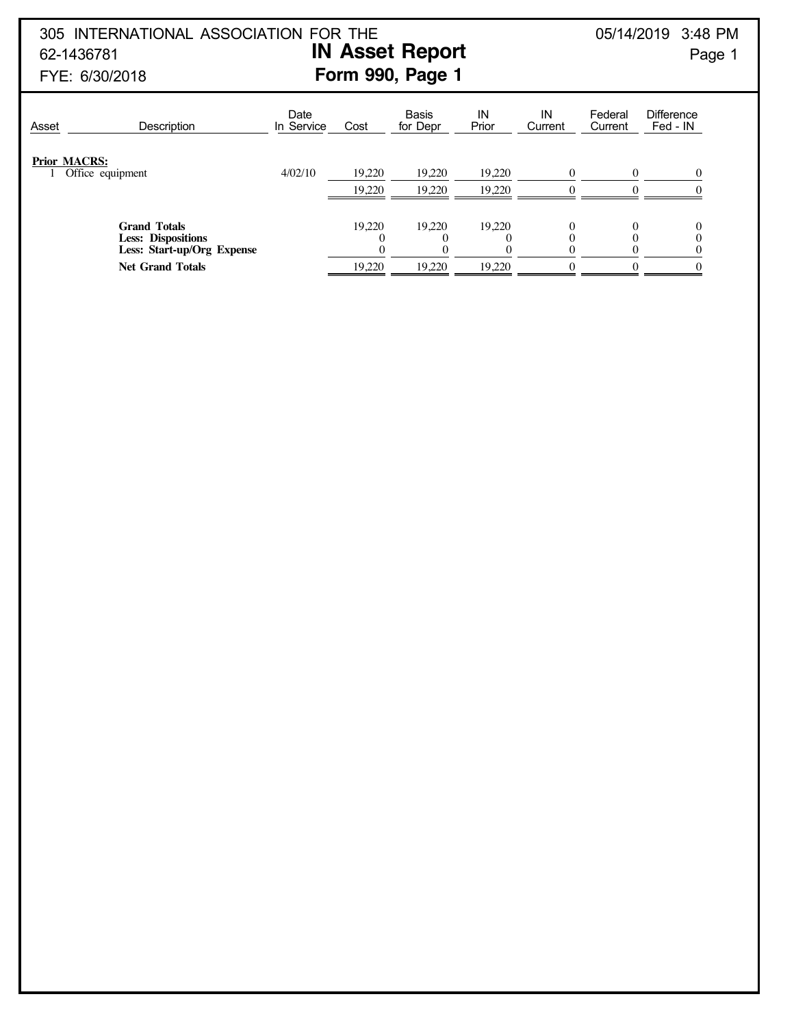305 INTERNATIONAL ASSOCIATION FOR THE
62-1436781
FYE: 6/30/2018

# IN Asset Report
## Form 990, Page 1

05/14/2019 3:48 PM

| Asset | Description | Date In Service | Cost | Basis for Depr | IN Prior | IN Current | Federal Current | Difference Fed - IN |
|---|---|---|---|---|---|---|---|---|
| **Prior MACRS:** | | | | | | | | |
| 1 | Office equipment | 4/02/10 | 19,220 | 19,220 | 19,220 | 0 | 0 | 0 |
| | | | 19,220 | 19,220 | 19,220 | 0 | 0 | 0 |
| | **Grand Totals** | | 19,220 | 19,220 | 19,220 | 0 | 0 | 0 |
| | **Less: Dispositions** | | 0 | 0 | 0 | 0 | 0 | 0 |
| | **Less: Start-up/Org Expense** | | 0 | 0 | 0 | 0 | 0 | 0 |
| | **Net Grand Totals** | | 19,220 | 19,220 | 19,220 | 0 | 0 | 0 |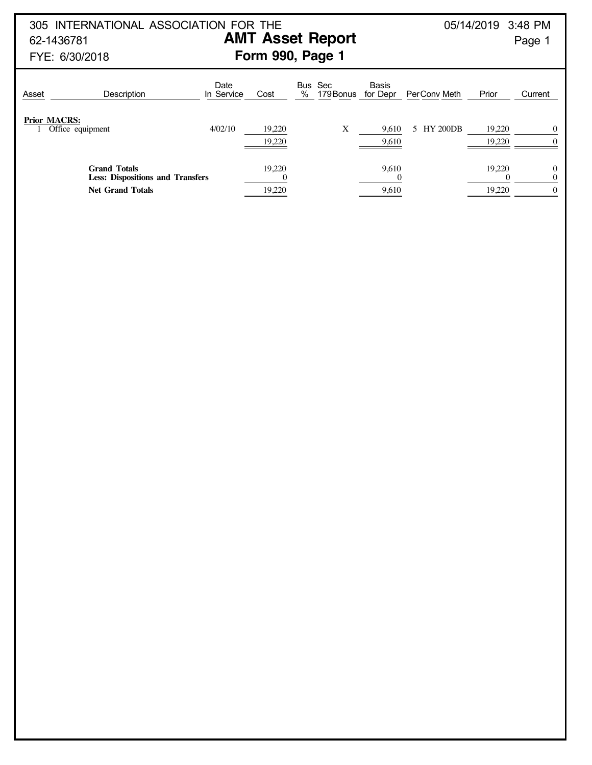305 INTERNATIONAL ASSOCIATION FOR THE
62-1436781
FYE: 6/30/2018

# AMT Asset Report
## Form 990, Page 1

05/14/2019 3:48 PM

| Asset | Description | Date In Service | Cost | Bus % | Sec 179 Bonus | Basis for Depr | Per | Conv | Meth | Prior | Current |
|---|---|---|---|---|---|---|---|---|---|---|---|
| **Prior MACRS:** | | | | | | | | | | | |
| 1 | Office equipment | 4/02/10 | 19,220 | | X | 9,610 | 5 | HY | 200DB | 19,220 | 0 |
| | | | 19,220 | | | 9,610 | | | | 19,220 | 0 |
| | **Grand Totals** | | 19,220 | | | 9,610 | | | | 19,220 | 0 |
| | **Less: Dispositions and Transfers** | | 0 | | | 0 | | | | 0 | 0 |
| | **Net Grand Totals** | | 19,220 | | | 9,610 | | | | 19,220 | 0 |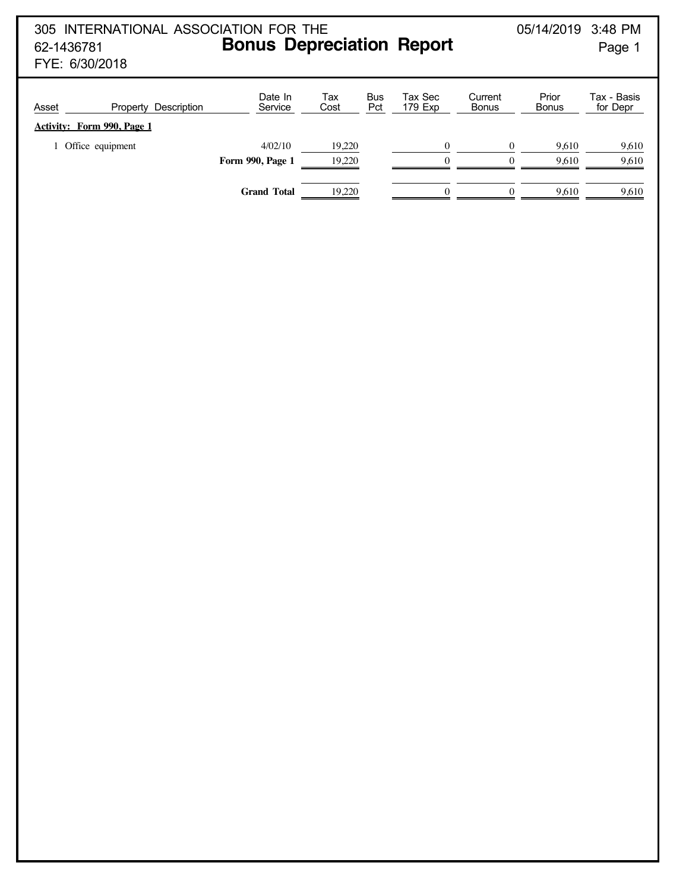305 INTERNATIONAL ASSOCIATION FOR THE
62-1436781
FYE: 6/30/2018

# Bonus Depreciation Report

05/14/2019 3:48 PM

| Asset | Property Description | Date In Service | Tax Cost | Bus Pct | Tax Sec 179 Exp | Current Bonus | Prior Bonus | Tax - Basis for Depr |
|---|---|---|---|---|---|---|---|---|
| **Activity: Form 990, Page 1** | | | | | | | | |
| 1 | Office equipment | 4/02/10 | 19,220 | | 0 | 0 | 9,610 | 9,610 |
| | | **Form 990, Page 1** | 19,220 | | 0 | 0 | 9,610 | 9,610 |
| | | **Grand Total** | 19,220 | | 0 | 0 | 9,610 | 9,610 |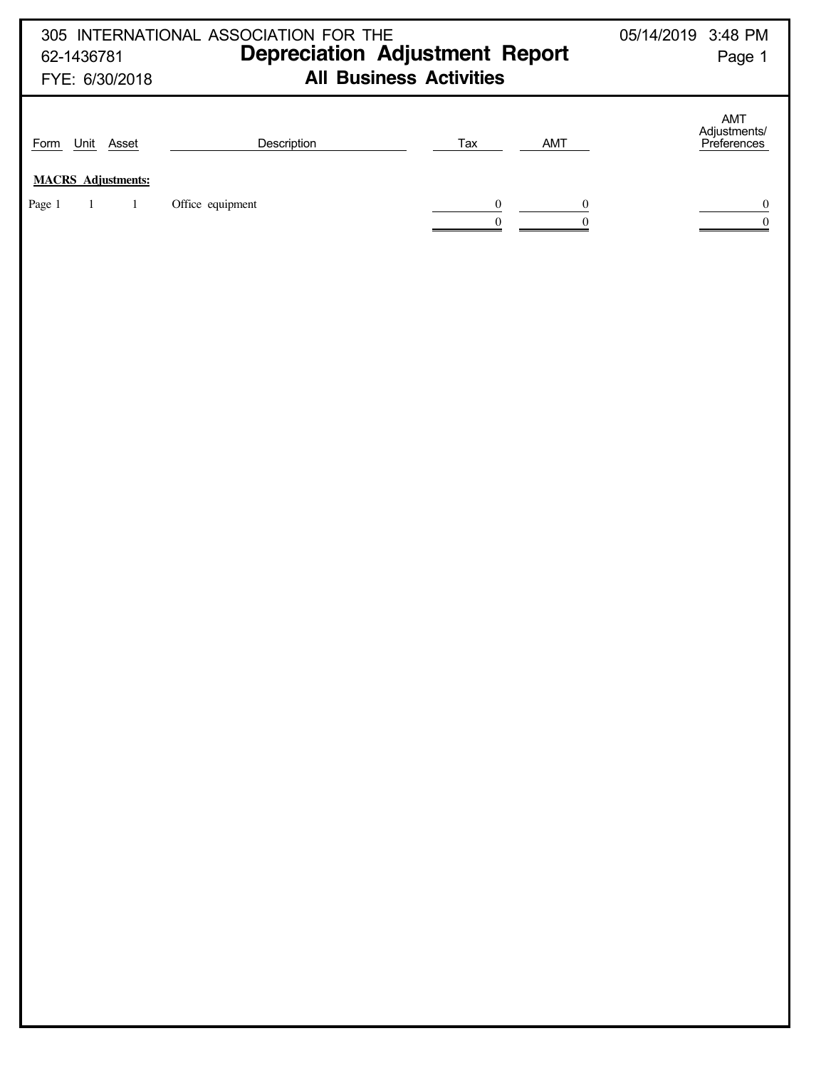305 INTERNATIONAL ASSOCIATION FOR THE
62-1436781
FYE: 6/30/2018

05/14/2019 3:48 PM

# Depreciation Adjustment Report

## All Business Activities

| Form | Unit | Asset | Description | Tax | AMT | AMT Adjustments/ Preferences |
|---|---|---|---|---|---|---|
| **MACRS Adjustments:** | | | | | | |
| Page 1 | 1 | 1 | Office equipment | 0 | 0 | 0 |
| | | | | 0 | 0 | 0 |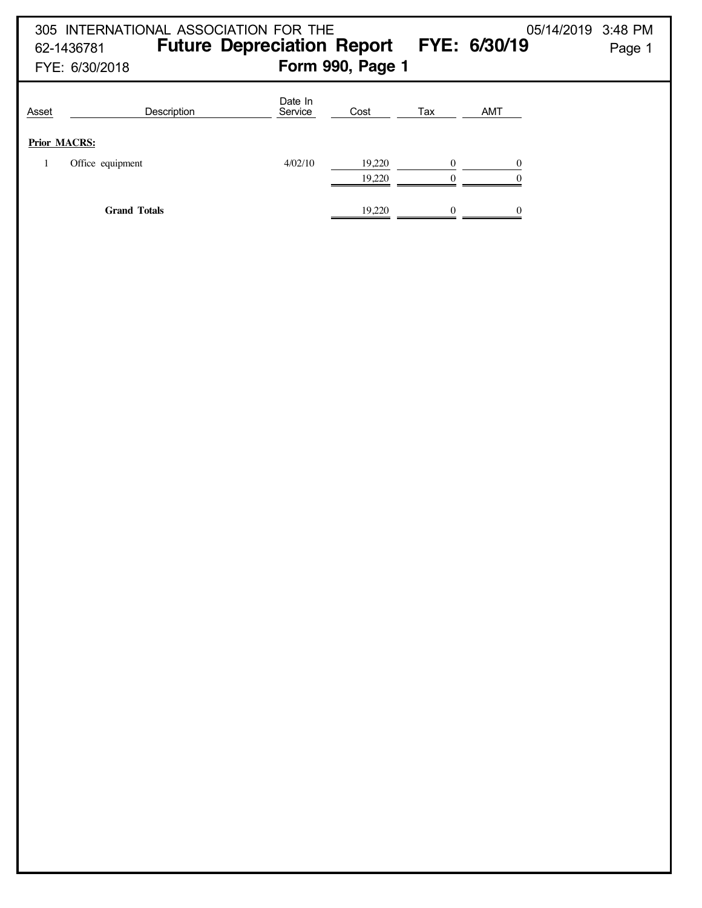305 INTERNATIONAL ASSOCIATION FOR THE
62-1436781
FYE: 6/30/2018

# Future Depreciation Report FYE: 6/30/19

## Form 990, Page 1

05/14/2019 3:48 PM

| Asset | Description | Date In Service | Cost | Tax | AMT |
|---|---|---|---|---|---|
| **Prior MACRS:** | | | | | |
| 1 | Office equipment | 4/02/10 | 19,220 | 0 | 0 |
| | | | 19,220 | 0 | 0 |
| | **Grand Totals** | | 19,220 | 0 | 0 |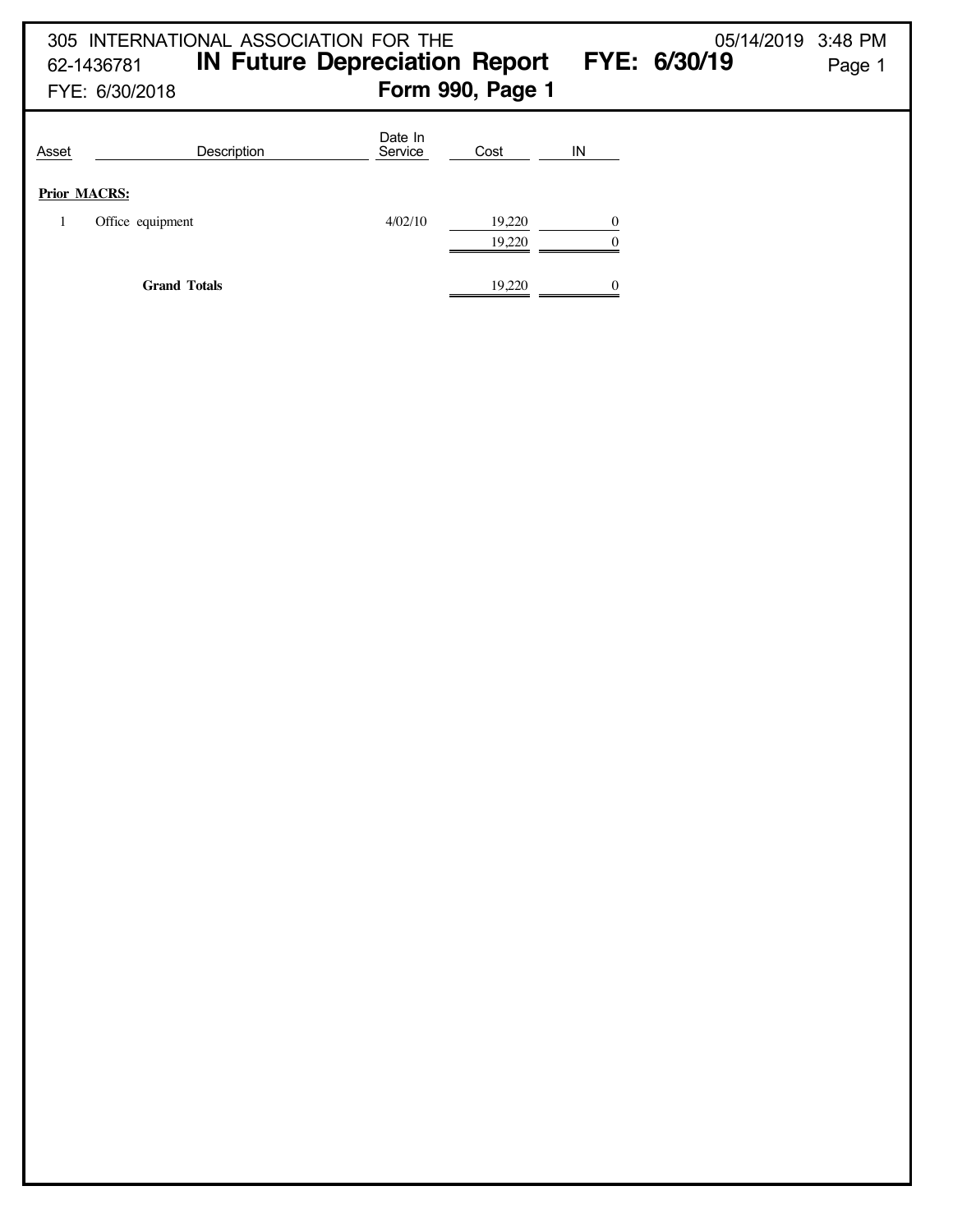305 INTERNATIONAL ASSOCIATION FOR THE
62-1436781

FYE: 6/30/2018

# IN Future Depreciation Report FYE: 6/30/19

## Form 990, Page 1

05/14/2019 3:48 PM

| Asset | Description | Date In Service | Cost | IN |
|---|---|---|---|---|
| **Prior MACRS:** | | | | |
| 1 | Office equipment | 4/02/10 | 19,220 | 0 |
| | | | 19,220 | 0 |
| | **Grand Totals** | | 19,220 | 0 |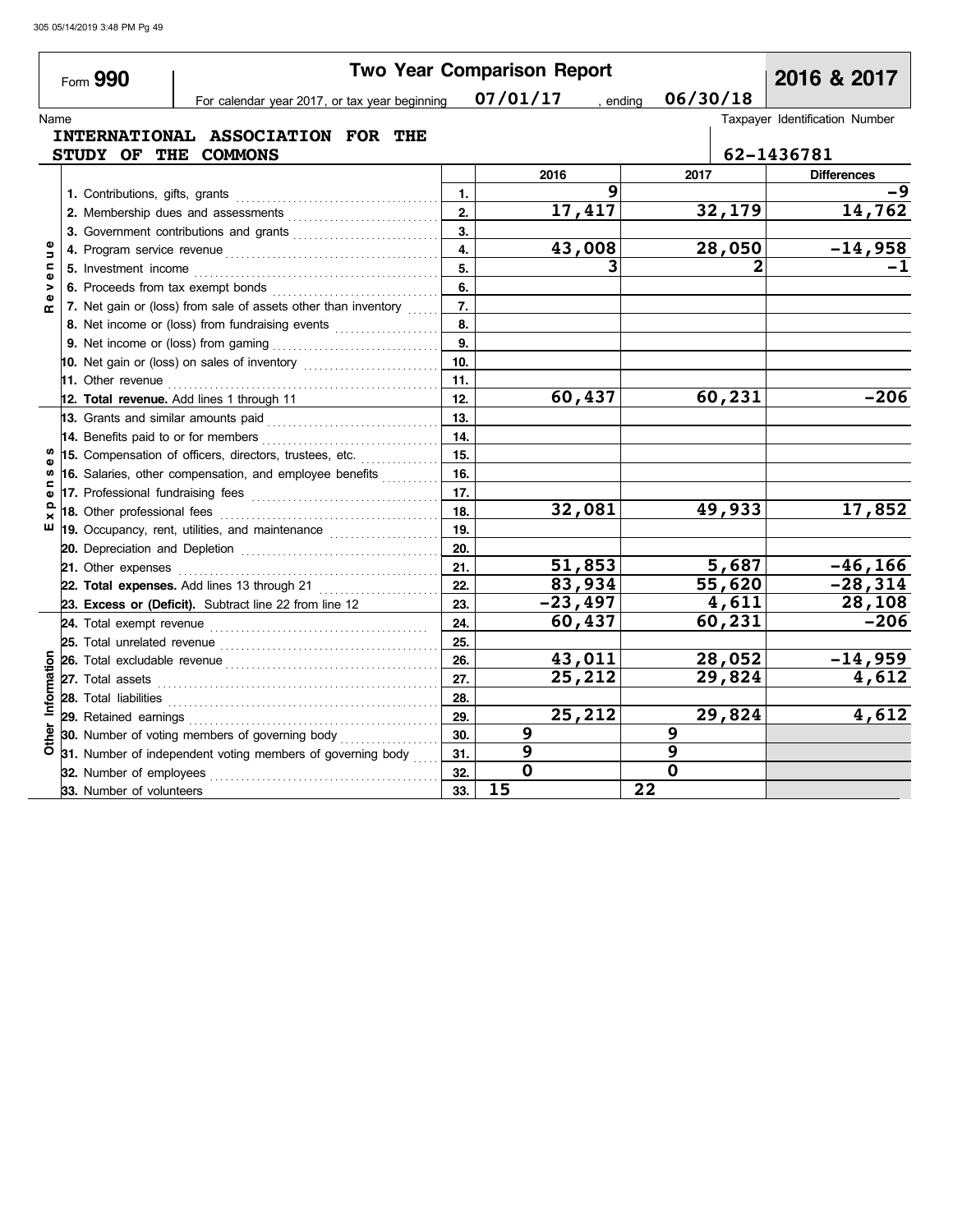# Form 990 — Two Year Comparison Report — 2016 & 2017

For calendar year 2017, or tax year beginning 07/01/17 , ending 06/30/18

Name: INTERNATIONAL ASSOCIATION FOR THE STUDY OF THE COMMONS

Taxpayer Identification Number: 62-1436781

| Section | Line | | 2016 | 2017 | Differences |
|---|---|---|---|---|---|
| Revenue | 1. Contributions, gifts, grants | 1. | 9 | | -9 |
| | 2. Membership dues and assessments | 2. | 17,417 | 32,179 | 14,762 |
| | 3. Government contributions and grants | 3. | | | |
| | 4. Program service revenue | 4. | 43,008 | 28,050 | -14,958 |
| | 5. Investment income | 5. | 3 | 2 | -1 |
| | 6. Proceeds from tax exempt bonds | 6. | | | |
| | 7. Net gain or (loss) from sale of assets other than inventory | 7. | | | |
| | 8. Net income or (loss) from fundraising events | 8. | | | |
| | 9. Net income or (loss) from gaming | 9. | | | |
| | 10. Net gain or (loss) on sales of inventory | 10. | | | |
| | 11. Other revenue | 11. | | | |
| | 12. **Total revenue.** Add lines 1 through 11 | 12. | 60,437 | 60,231 | -206 |
| Expenses | 13. Grants and similar amounts paid | 13. | | | |
| | 14. Benefits paid to or for members | 14. | | | |
| | 15. Compensation of officers, directors, trustees, etc. | 15. | | | |
| | 16. Salaries, other compensation, and employee benefits | 16. | | | |
| | 17. Professional fundraising fees | 17. | | | |
| | 18. Other professional fees | 18. | 32,081 | 49,933 | 17,852 |
| | 19. Occupancy, rent, utilities, and maintenance | 19. | | | |
| | 20. Depreciation and Depletion | 20. | | | |
| | 21. Other expenses | 21. | 51,853 | 5,687 | -46,166 |
| | 22. **Total expenses.** Add lines 13 through 21 | 22. | 83,934 | 55,620 | -28,314 |
| | 23. **Excess or (Deficit).** Subtract line 22 from line 12 | 23. | -23,497 | 4,611 | 28,108 |
| Other Information | 24. Total exempt revenue | 24. | 60,437 | 60,231 | -206 |
| | 25. Total unrelated revenue | 25. | | | |
| | 26. Total excludable revenue | 26. | 43,011 | 28,052 | -14,959 |
| | 27. Total assets | 27. | 25,212 | 29,824 | 4,612 |
| | 28. Total liabilities | 28. | | | |
| | 29. Retained earnings | 29. | 25,212 | 29,824 | 4,612 |
| | 30. Number of voting members of governing body | 30. | 9 | 9 | |
| | 31. Number of independent voting members of governing body | 31. | 9 | 9 | |
| | 32. Number of employees | 32. | 0 | 0 | |
| | 33. Number of volunteers | 33. | 15 | 22 | |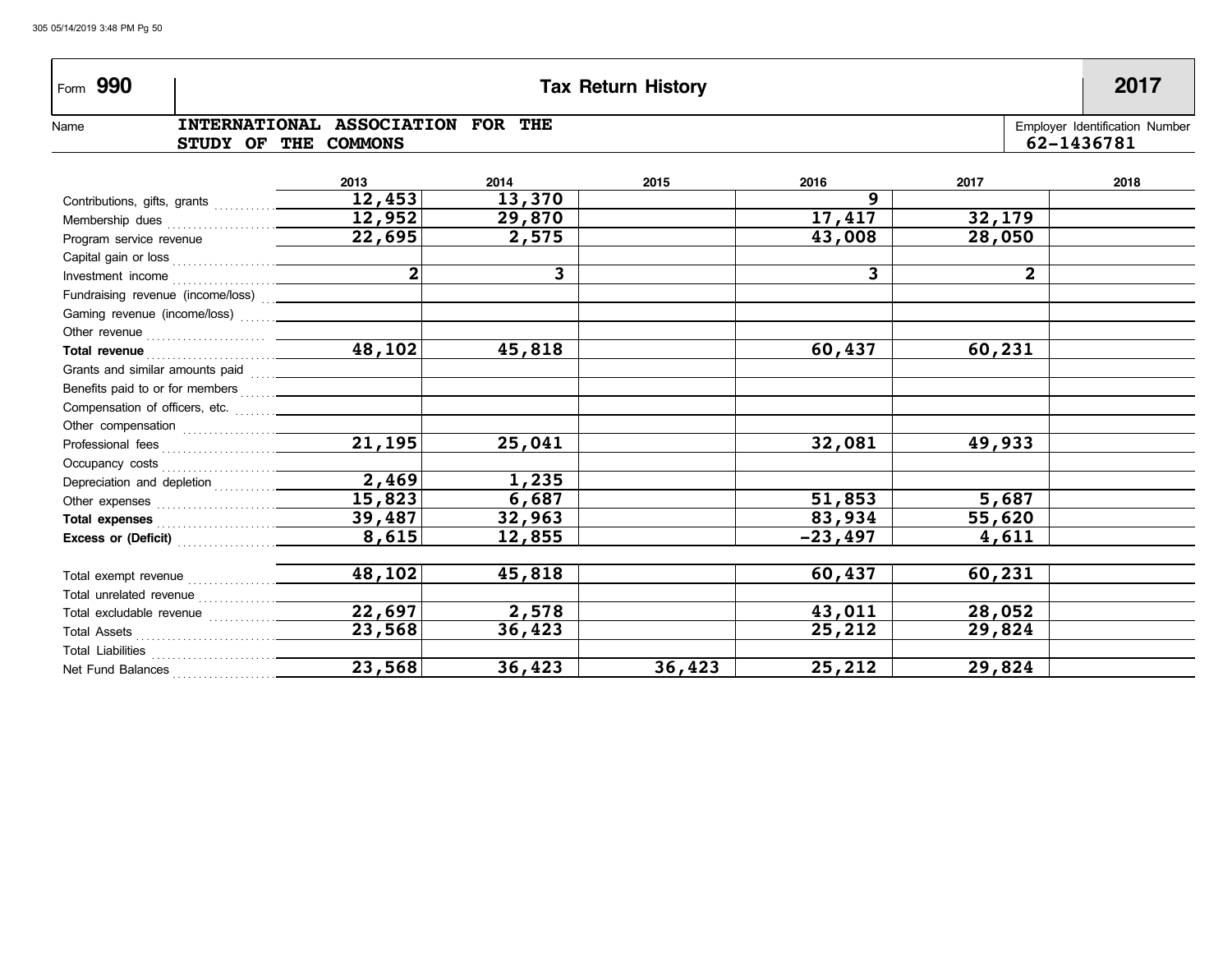# Form 990 — Tax Return History — 2017

**Name:** INTERNATIONAL ASSOCIATION FOR THE STUDY OF THE COMMONS

**Employer Identification Number:** 62-1436781

| | 2013 | 2014 | 2015 | 2016 | 2017 | 2018 |
|---|---|---|---|---|---|---|
| Contributions, gifts, grants | 12,453 | 13,370 | | 9 | | |
| Membership dues | 12,952 | 29,870 | | 17,417 | 32,179 | |
| Program service revenue | 22,695 | 2,575 | | 43,008 | 28,050 | |
| Capital gain or loss | | | | | | |
| Investment income | 2 | 3 | | 3 | 2 | |
| Fundraising revenue (income/loss) | | | | | | |
| Gaming revenue (income/loss) | | | | | | |
| Other revenue | | | | | | |
| **Total revenue** | 48,102 | 45,818 | | 60,437 | 60,231 | |
| Grants and similar amounts paid | | | | | | |
| Benefits paid to or for members | | | | | | |
| Compensation of officers, etc. | | | | | | |
| Other compensation | | | | | | |
| Professional fees | 21,195 | 25,041 | | 32,081 | 49,933 | |
| Occupancy costs | | | | | | |
| Depreciation and depletion | 2,469 | 1,235 | | | | |
| Other expenses | 15,823 | 6,687 | | 51,853 | 5,687 | |
| **Total expenses** | 39,487 | 32,963 | | 83,934 | 55,620 | |
| **Excess or (Deficit)** | 8,615 | 12,855 | | -23,497 | 4,611 | |
| | | | | | | |
| Total exempt revenue | 48,102 | 45,818 | | 60,437 | 60,231 | |
| Total unrelated revenue | | | | | | |
| Total excludable revenue | 22,697 | 2,578 | | 43,011 | 28,052 | |
| Total Assets | 23,568 | 36,423 | | 25,212 | 29,824 | |
| Total Liabilities | | | | | | |
| Net Fund Balances | 23,568 | 36,423 | 36,423 | 25,212 | 29,824 | |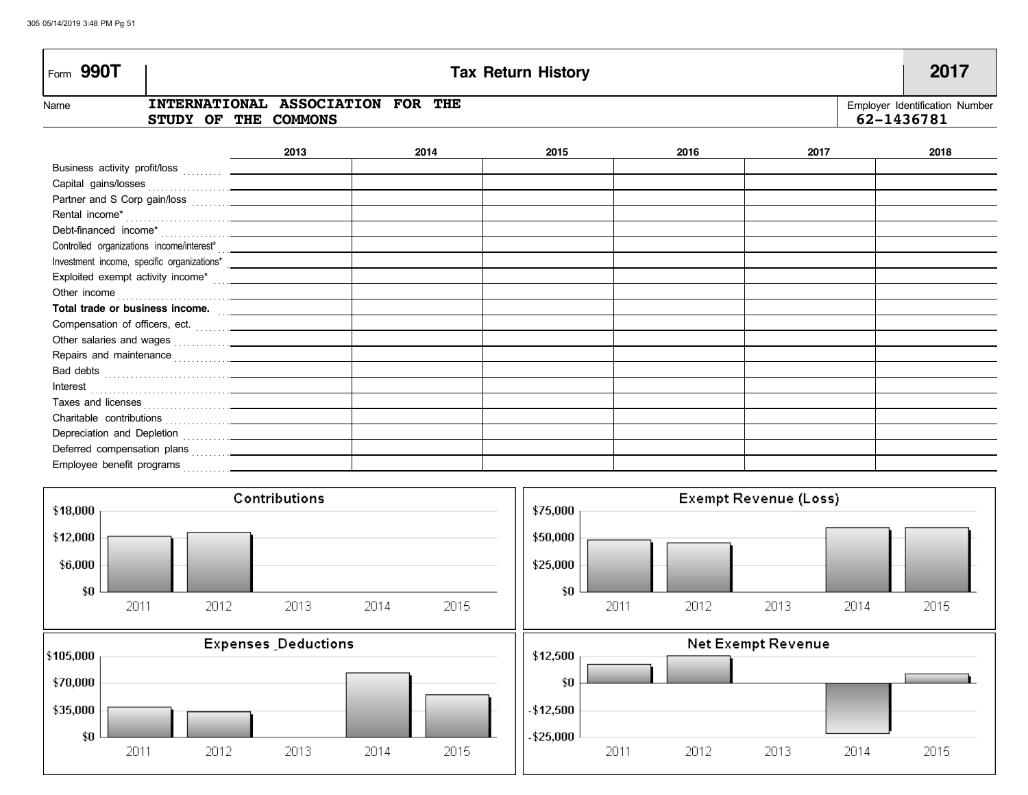# Form 990T — Tax Return History — 2017

**Name:** INTERNATIONAL ASSOCIATION FOR THE STUDY OF THE COMMONS

**Employer Identification Number:** 62-1436781

| | 2013 | 2014 | 2015 | 2016 | 2017 | 2018 |
|---|---|---|---|---|---|---|
| Business activity profit/loss | | | | | | |
| Capital gains/losses | | | | | | |
| Partner and S Corp gain/loss | | | | | | |
| Rental income* | | | | | | |
| Debt-financed income* | | | | | | |
| Controlled organizations income/interest* | | | | | | |
| Investment income, specific organizations* | | | | | | |
| Exploited exempt activity income* | | | | | | |
| Other income | | | | | | |
| **Total trade or business income.** | | | | | | |
| Compensation of officers, ect. | | | | | | |
| Other salaries and wages | | | | | | |
| Repairs and maintenance | | | | | | |
| Bad debts | | | | | | |
| Interest | | | | | | |
| Taxes and licenses | | | | | | |
| Charitable contributions | | | | | | |
| Depreciation and Depletion | | | | | | |
| Deferred compensation plans | | | | | | |
| Employee benefit programs | | | | | | |

**Contributions** (2011–2015; scale $0–$18,000)

**Exempt Revenue (Loss)** (2011–2015; scale $0–$75,000)

**Expenses Deductions** (2011–2015; scale $0–$105,000)

**Net Exempt Revenue** (2011–2015; scale -$25,000–$12,500)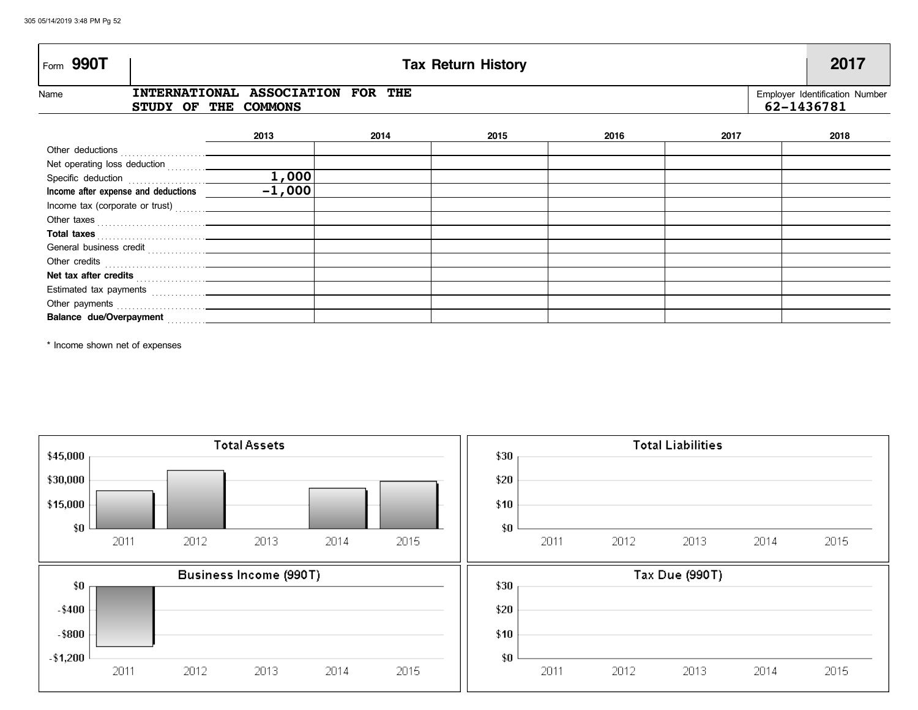# Form 990T — Tax Return History — 2017

Name: INTERNATIONAL ASSOCIATION FOR THE STUDY OF THE COMMONS

Employer Identification Number: 62-1436781

| | 2013 | 2014 | 2015 | 2016 | 2017 | 2018 |
|---|---|---|---|---|---|---|
| Other deductions | | | | | | |
| Net operating loss deduction | | | | | | |
| Specific deduction | 1,000 | | | | | |
| **Income after expense and deductions** | -1,000 | | | | | |
| Income tax (corporate or trust) | | | | | | |
| Other taxes | | | | | | |
| **Total taxes** | | | | | | |
| General business credit | | | | | | |
| Other credits | | | | | | |
| **Net tax after credits** | | | | | | |
| Estimated tax payments | | | | | | |
| Other payments | | | | | | |
| **Balance due/Overpayment** | | | | | | |

\* Income shown net of expenses

**Total Assets**

**Total Liabilities**

**Business Income (990T)**

**Tax Due (990T)**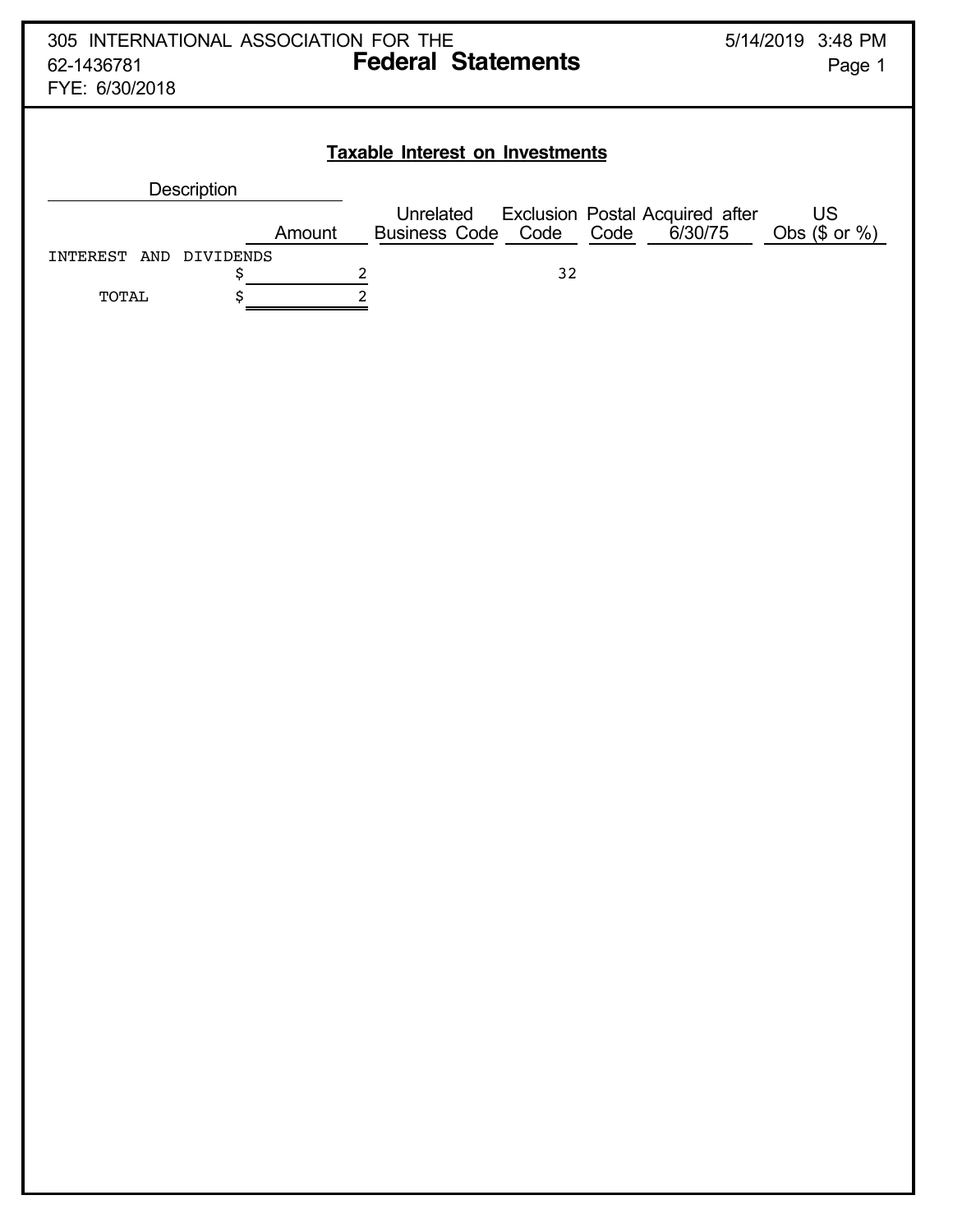305 INTERNATIONAL ASSOCIATION FOR THE
62-1436781
FYE: 6/30/2018

# Federal Statements

## Taxable Interest on Investments

| Description | Amount | Unrelated Business Code | Exclusion Code | Postal Code | Acquired after 6/30/75 | US Obs ($ or %) |
|---|---|---|---|---|---|---|
| INTEREST AND DIVIDENDS | $ 2 | | 32 | | | |
| TOTAL | $ 2 | | | | | |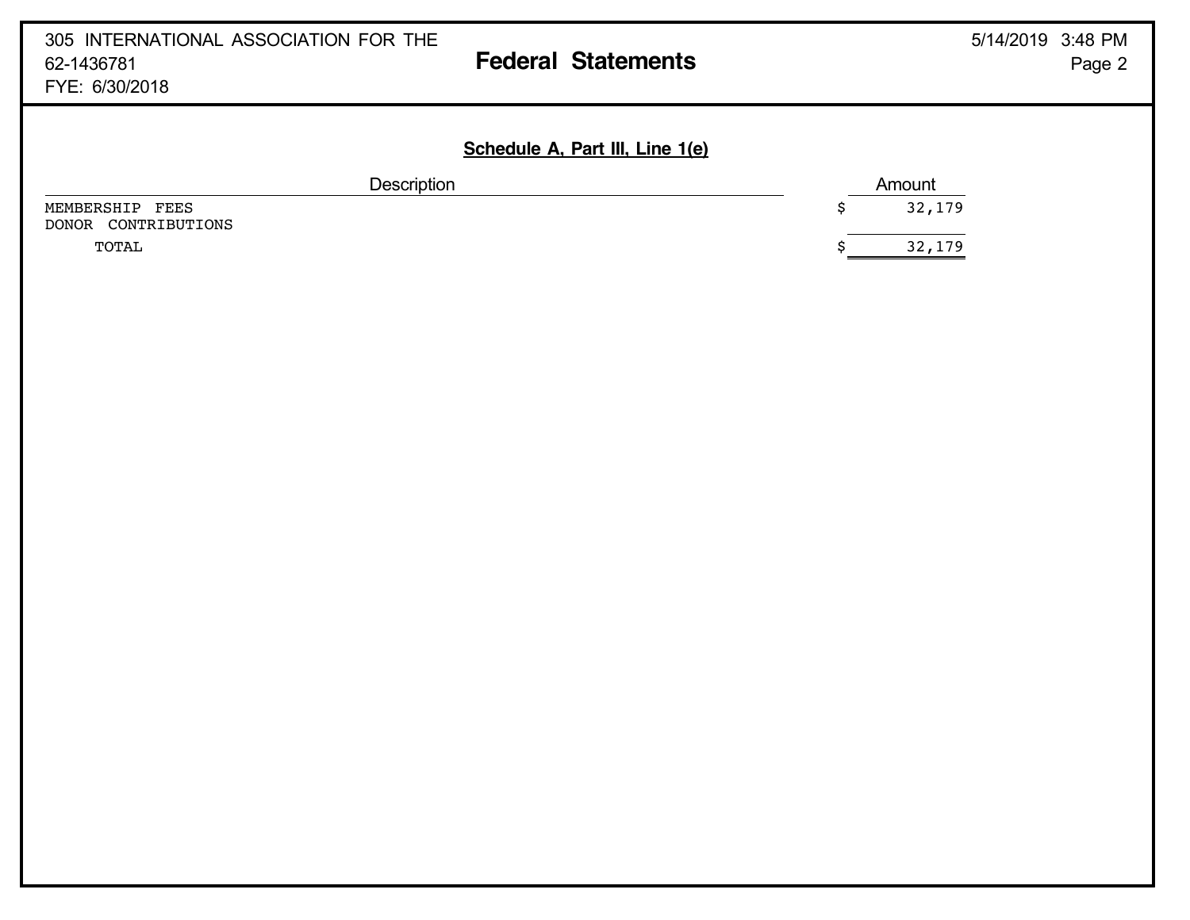305 INTERNATIONAL ASSOCIATION FOR THE
62-1436781
FYE: 6/30/2018

# Federal Statements

## Schedule A, Part III, Line 1(e)

| Description | Amount |
| --- | --- |
| MEMBERSHIP FEES | $ 32,179 |
| DONOR CONTRIBUTIONS | |
| TOTAL | $ 32,179 |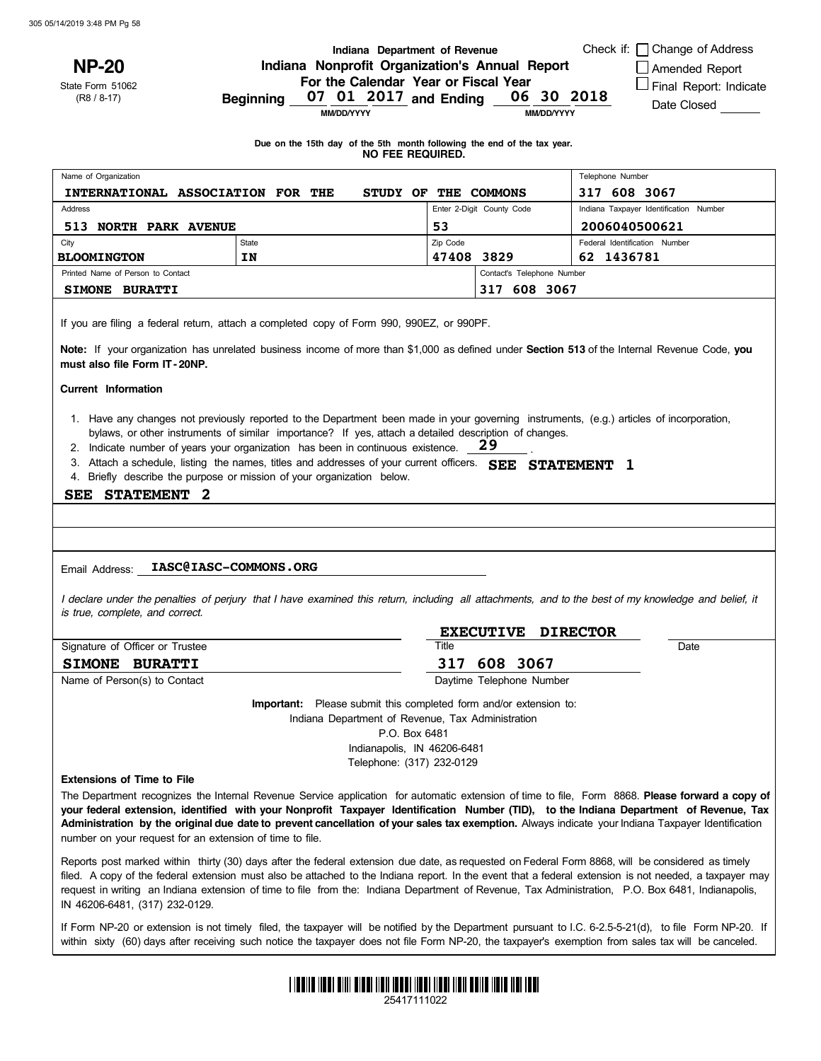**NP-20**
State Form 51062
(R8 / 8-17)

Indiana Department of Revenue

# Indiana Nonprofit Organization's Annual Report

For the Calendar Year or Fiscal Year
Beginning 07 01 2017 and Ending 06 30 2018
MM/DD/YYYY MM/DD/YYYY

Check if: ☐ Change of Address
☐ Amended Report
☐ Final Report: Indicate Date Closed ______

Due on the 15th day of the 5th month following the end of the tax year.
**NO FEE REQUIRED.**

| Name of Organization | | | Telephone Number |
|---|---|---|---|
| INTERNATIONAL ASSOCIATION FOR THE STUDY OF THE COMMONS | | | 317 608 3067 |
| Address | | Enter 2-Digit County Code | Indiana Taxpayer Identification Number |
| 513 NORTH PARK AVENUE | | 53 | 2006040500621 |
| City | State | Zip Code | Federal Identification Number |
| BLOOMINGTON | IN | 47408 3829 | 62 1436781 |
| Printed Name of Person to Contact | | Contact's Telephone Number | |
| SIMONE BURATTI | | 317 608 3067 | |

If you are filing a federal return, attach a completed copy of Form 990, 990EZ, or 990PF.

**Note:** If your organization has unrelated business income of more than $1,000 as defined under **Section 513** of the Internal Revenue Code, **you must also file Form IT-20NP.**

**Current Information**

1. Have any changes not previously reported to the Department been made in your governing instruments, (e.g.) articles of incorporation, bylaws, or other instruments of similar importance? If yes, attach a detailed description of changes.
2. Indicate number of years your organization has been in continuous existence. 29 .
3. Attach a schedule, listing the names, titles and addresses of your current officers. SEE STATEMENT 1
4. Briefly describe the purpose or mission of your organization below.

SEE STATEMENT 2

Email Address: IASC@IASC-COMMONS.ORG

*I declare under the penalties of perjury that I have examined this return, including all attachments, and to the best of my knowledge and belief, it is true, complete, and correct.*

| Signature of Officer or Trustee | Title: EXECUTIVE DIRECTOR | Date |
|---|---|---|
| Name of Person(s) to Contact: SIMONE BURATTI | Daytime Telephone Number: 317 608 3067 | |

**Important:** Please submit this completed form and/or extension to:
Indiana Department of Revenue, Tax Administration
P.O. Box 6481
Indianapolis, IN 46206-6481
Telephone: (317) 232-0129

**Extensions of Time to File**

The Department recognizes the Internal Revenue Service application for automatic extension of time to file, Form 8868. **Please forward a copy of your federal extension, identified with your Nonprofit Taxpayer Identification Number (TID), to the Indiana Department of Revenue, Tax Administration by the original due date to prevent cancellation of your sales tax exemption.** Always indicate your Indiana Taxpayer Identification number on your request for an extension of time to file.

Reports post marked within thirty (30) days after the federal extension due date, as requested on Federal Form 8868, will be considered as timely filed. A copy of the federal extension must also be attached to the Indiana report. In the event that a federal extension is not needed, a taxpayer may request in writing an Indiana extension of time to file from the: Indiana Department of Revenue, Tax Administration, P.O. Box 6481, Indianapolis, IN 46206-6481, (317) 232-0129.

If Form NP-20 or extension is not timely filed, the taxpayer will be notified by the Department pursuant to I.C. 6-2.5-5-21(d), to file Form NP-20. If within sixty (60) days after receiving such notice the taxpayer does not file Form NP-20, the taxpayer's exemption from sales tax will be canceled.

25417111022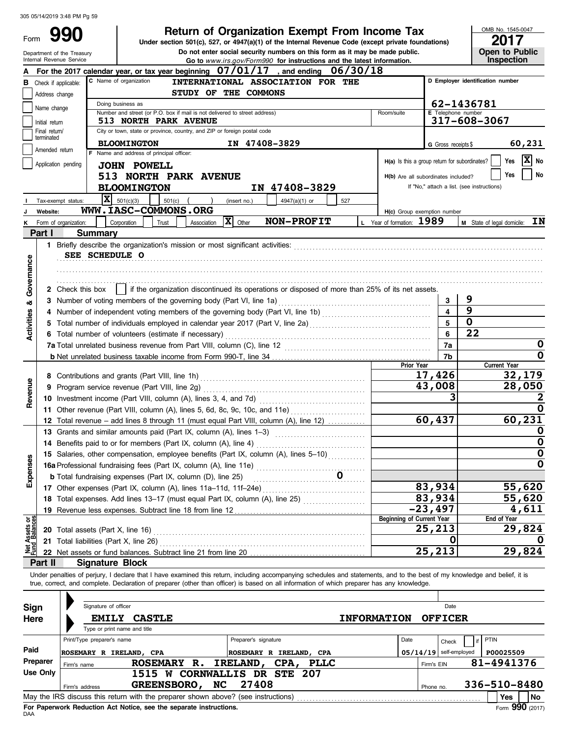# Form 990 — Return of Organization Exempt From Income Tax

Under section 501(c), 527, or 4947(a)(1) of the Internal Revenue Code (except private foundations)

Do not enter social security numbers on this form as it may be made public.

Go to *www.irs.gov/Form990* for instructions and the latest information.

Department of the Treasury
Internal Revenue Service

OMB No. 1545-0047

**2017**

**Open to Public Inspection**

**A** For the 2017 calendar year, or tax year beginning 07/01/17, and ending 06/30/18

**B** Check if applicable:
- [ ] Address change
- [ ] Name change
- [ ] Initial return
- [ ] Final return/terminated
- [ ] Amended return
- [ ] Application pending

**C** Name of organization: INTERNATIONAL ASSOCIATION FOR THE STUDY OF THE COMMONS

Doing business as

Number and street (or P.O. box if mail is not delivered to street address): 513 NORTH PARK AVENUE

City or town, state or province, country, and ZIP or foreign postal code: BLOOMINGTON IN 47408-3829

**D** Employer identification number: 62-1436781

**E** Telephone number: 317-608-3067

**G** Gross receipts $ 60,231

**F** Name and address of principal officer: JOHN POWELL, 513 NORTH PARK AVENUE, BLOOMINGTON IN 47408-3829

H(a) Is this a group return for subordinates? Yes [ ] No [X]

H(b) Are all subordinates included? Yes [ ] No [ ]
If "No," attach a list. (see instructions)

**I** Tax-exempt status: [X] 501(c)(3) [ ] 501(c) ( ) (insert no.) [ ] 4947(a)(1) or [ ] 527

**J** Website: WWW.IASC-COMMONS.ORG

H(c) Group exemption number

**K** Form of organization: [ ] Corporation [ ] Trust [ ] Association [X] Other NON-PROFIT

**L** Year of formation: 1989

**M** State of legal domicile: IN

## Part I Summary

**Activities & Governance**

1 Briefly describe the organization's mission or most significant activities:
SEE SCHEDULE O

2 Check this box [ ] if the organization discontinued its operations or disposed of more than 25% of its net assets.

| | | | |
|---|---|---|---|
| 3 | Number of voting members of the governing body (Part VI, line 1a) | 3 | 9 |
| 4 | Number of independent voting members of the governing body (Part VI, line 1b) | 4 | 9 |
| 5 | Total number of individuals employed in calendar year 2017 (Part V, line 2a) | 5 | 0 |
| 6 | Total number of volunteers (estimate if necessary) | 6 | 22 |
| 7a | Total unrelated business revenue from Part VIII, column (C), line 12 | 7a | 0 |
| b | Net unrelated business taxable income from Form 990-T, line 34 | 7b | 0 |

| | | Prior Year | Current Year |
|---|---|---|---|
| **Revenue** | | | |
| 8 | Contributions and grants (Part VIII, line 1h) | 17,426 | 32,179 |
| 9 | Program service revenue (Part VIII, line 2g) | 43,008 | 28,050 |
| 10 | Investment income (Part VIII, column (A), lines 3, 4, and 7d) | 3 | 2 |
| 11 | Other revenue (Part VIII, column (A), lines 5, 6d, 8c, 9c, 10c, and 11e) | | 0 |
| 12 | Total revenue – add lines 8 through 11 (must equal Part VIII, column (A), line 12) | 60,437 | 60,231 |
| **Expenses** | | | |
| 13 | Grants and similar amounts paid (Part IX, column (A), lines 1–3) | | 0 |
| 14 | Benefits paid to or for members (Part IX, column (A), line 4) | | 0 |
| 15 | Salaries, other compensation, employee benefits (Part IX, column (A), lines 5–10) | | 0 |
| 16a | Professional fundraising fees (Part IX, column (A), line 11e) | | 0 |
| b | Total fundraising expenses (Part IX, column (D), line 25) 0 | | |
| 17 | Other expenses (Part IX, column (A), lines 11a–11d, 11f–24e) | 83,934 | 55,620 |
| 18 | Total expenses. Add lines 13–17 (must equal Part IX, column (A), line 25) | 83,934 | 55,620 |
| 19 | Revenue less expenses. Subtract line 18 from line 12 | -23,497 | 4,611 |
| **Net Assets or Fund Balances** | | **Beginning of Current Year** | **End of Year** |
| 20 | Total assets (Part X, line 16) | 25,213 | 29,824 |
| 21 | Total liabilities (Part X, line 26) | 0 | 0 |
| 22 | Net assets or fund balances. Subtract line 21 from line 20 | 25,213 | 29,824 |

## Part II Signature Block

Under penalties of perjury, I declare that I have examined this return, including accompanying schedules and statements, and to the best of my knowledge and belief, it is true, correct, and complete. Declaration of preparer (other than officer) is based on all information of which preparer has any knowledge.

**Sign Here**

Signature of officer | Date

EMILY CASTLE INFORMATION OFFICER
Type or print name and title

**Paid Preparer Use Only**

| Print/Type preparer's name | Preparer's signature | Date | Check [ ] if self-employed | PTIN |
|---|---|---|---|---|
| ROSEMARY R IRELAND, CPA | ROSEMARY R IRELAND, CPA | 05/14/19 | | P00025509 |

Firm's name: ROSEMARY R. IRELAND, CPA, PLLC — Firm's EIN: 81-4941376

Firm's address: 1515 W CORNWALLIS DR STE 207, GREENSBORO, NC 27408 — Phone no. 336-510-8480

May the IRS discuss this return with the preparer shown above? (see instructions) Yes [ ] No [ ]

**For Paperwork Reduction Act Notice, see the separate instructions.**

DAA Form **990** (2017)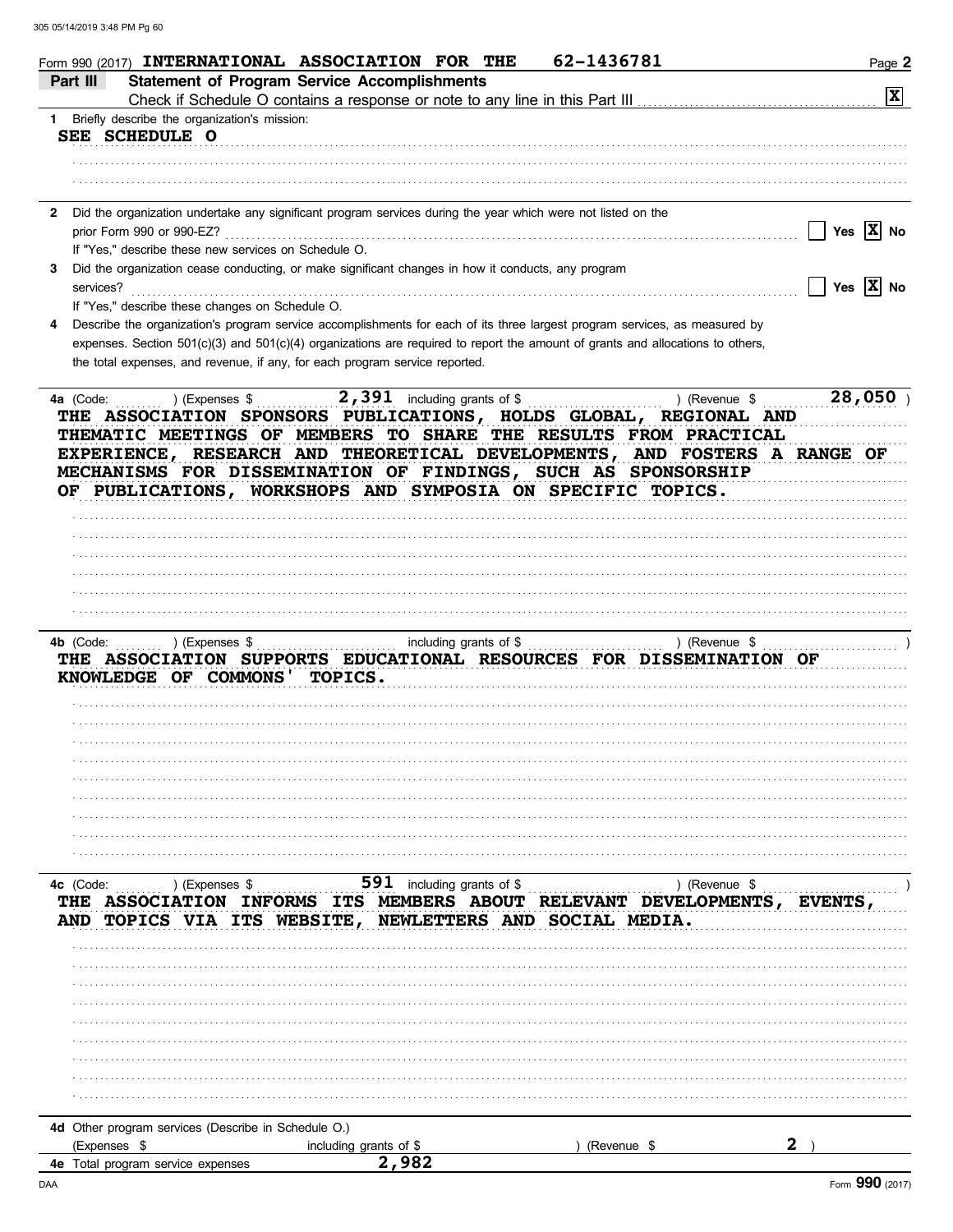Form 990 (2017) **INTERNATIONAL ASSOCIATION FOR THE 62-1436781**

## Part III Statement of Program Service Accomplishments

Check if Schedule O contains a response or note to any line in this Part III [X]

**1** Briefly describe the organization's mission:

SEE SCHEDULE O

**2** Did the organization undertake any significant program services during the year which were not listed on the prior Form 990 or 990-EZ? [ ] Yes [X] No

If "Yes," describe these new services on Schedule O.

**3** Did the organization cease conducting, or make significant changes in how it conducts, any program services? [ ] Yes [X] No

If "Yes," describe these changes on Schedule O.

**4** Describe the organization's program service accomplishments for each of its three largest program services, as measured by expenses. Section 501(c)(3) and 501(c)(4) organizations are required to report the amount of grants and allocations to others, the total expenses, and revenue, if any, for each program service reported.

**4a** (Code: ) (Expenses $ 2,391 including grants of $ ) (Revenue $ 28,050 )

THE ASSOCIATION SPONSORS PUBLICATIONS, HOLDS GLOBAL, REGIONAL AND THEMATIC MEETINGS OF MEMBERS TO SHARE THE RESULTS FROM PRACTICAL EXPERIENCE, RESEARCH AND THEORETICAL DEVELOPMENTS, AND FOSTERS A RANGE OF MECHANISMS FOR DISSEMINATION OF FINDINGS, SUCH AS SPONSORSHIP OF PUBLICATIONS, WORKSHOPS AND SYMPOSIA ON SPECIFIC TOPICS.

**4b** (Code: ) (Expenses $ including grants of $ ) (Revenue $ )

THE ASSOCIATION SUPPORTS EDUCATIONAL RESOURCES FOR DISSEMINATION OF KNOWLEDGE OF COMMONS' TOPICS.

**4c** (Code: ) (Expenses $ 591 including grants of $ ) (Revenue $ )

THE ASSOCIATION INFORMS ITS MEMBERS ABOUT RELEVANT DEVELOPMENTS, EVENTS, AND TOPICS VIA ITS WEBSITE, NEWLETTERS AND SOCIAL MEDIA.

**4d** Other program services (Describe in Schedule O.)

(Expenses $ including grants of $ ) (Revenue $ 2 )

**4e** Total program service expenses 2,982

Form **990** (2017)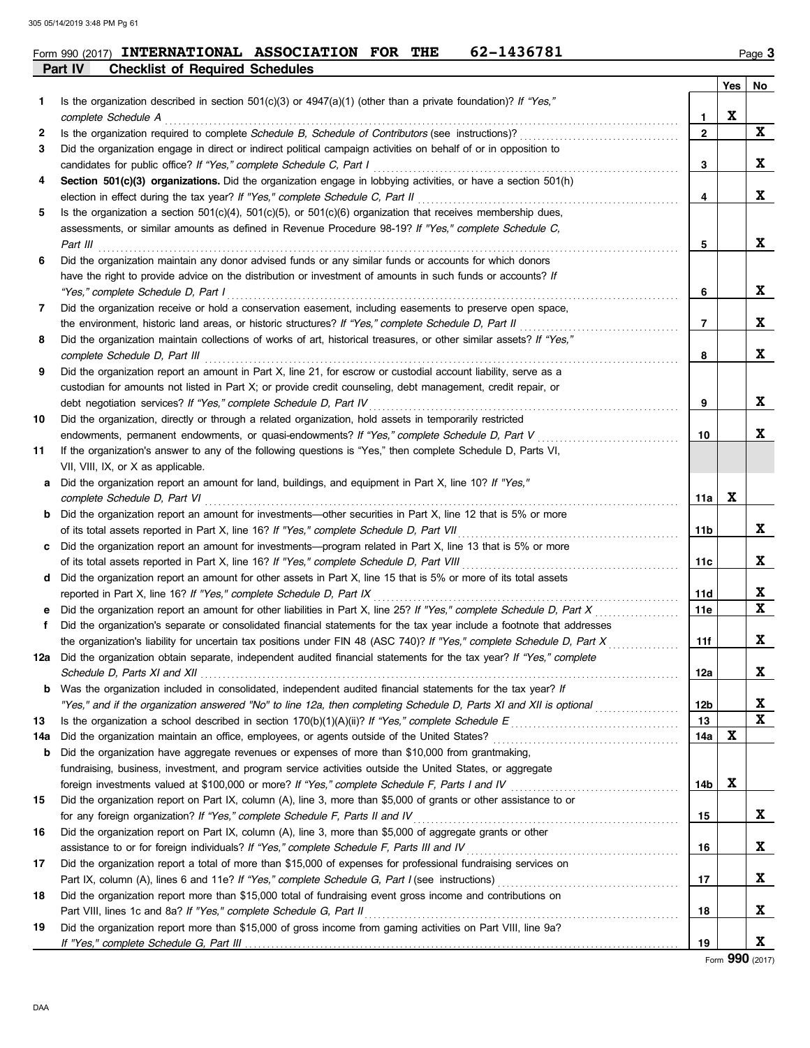Form 990 (2017) **INTERNATIONAL ASSOCIATION FOR THE 62-1436781**

## Part IV Checklist of Required Schedules

| | | | Yes | No |
|---|---|---|---|---|
| **1** | Is the organization described in section 501(c)(3) or 4947(a)(1) (other than a private foundation)? *If "Yes," complete Schedule A* | 1 | X | |
| **2** | Is the organization required to complete *Schedule B, Schedule of Contributors* (see instructions)? | 2 | | X |
| **3** | Did the organization engage in direct or indirect political campaign activities on behalf of or in opposition to candidates for public office? *If "Yes," complete Schedule C, Part I* | 3 | | X |
| **4** | **Section 501(c)(3) organizations.** Did the organization engage in lobbying activities, or have a section 501(h) election in effect during the tax year? *If "Yes," complete Schedule C, Part II* | 4 | | X |
| **5** | Is the organization a section 501(c)(4), 501(c)(5), or 501(c)(6) organization that receives membership dues, assessments, or similar amounts as defined in Revenue Procedure 98-19? *If "Yes," complete Schedule C, Part III* | 5 | | X |
| **6** | Did the organization maintain any donor advised funds or any similar funds or accounts for which donors have the right to provide advice on the distribution or investment of amounts in such funds or accounts? *If "Yes," complete Schedule D, Part I* | 6 | | X |
| **7** | Did the organization receive or hold a conservation easement, including easements to preserve open space, the environment, historic land areas, or historic structures? *If "Yes," complete Schedule D, Part II* | 7 | | X |
| **8** | Did the organization maintain collections of works of art, historical treasures, or other similar assets? *If "Yes," complete Schedule D, Part III* | 8 | | X |
| **9** | Did the organization report an amount in Part X, line 21, for escrow or custodial account liability, serve as a custodian for amounts not listed in Part X; or provide credit counseling, debt management, credit repair, or debt negotiation services? *If "Yes," complete Schedule D, Part IV* | 9 | | X |
| **10** | Did the organization, directly or through a related organization, hold assets in temporarily restricted endowments, permanent endowments, or quasi-endowments? *If "Yes," complete Schedule D, Part V* | 10 | | X |
| **11** | If the organization's answer to any of the following questions is "Yes," then complete Schedule D, Parts VI, VII, VIII, IX, or X as applicable. | | | |
| **a** | Did the organization report an amount for land, buildings, and equipment in Part X, line 10? *If "Yes," complete Schedule D, Part VI* | 11a | X | |
| **b** | Did the organization report an amount for investments—other securities in Part X, line 12 that is 5% or more of its total assets reported in Part X, line 16? *If "Yes," complete Schedule D, Part VII* | 11b | | X |
| **c** | Did the organization report an amount for investments—program related in Part X, line 13 that is 5% or more of its total assets reported in Part X, line 16? *If "Yes," complete Schedule D, Part VIII* | 11c | | X |
| **d** | Did the organization report an amount for other assets in Part X, line 15 that is 5% or more of its total assets reported in Part X, line 16? *If "Yes," complete Schedule D, Part IX* | 11d | | X |
| **e** | Did the organization report an amount for other liabilities in Part X, line 25? *If "Yes," complete Schedule D, Part X* | 11e | | X |
| **f** | Did the organization's separate or consolidated financial statements for the tax year include a footnote that addresses the organization's liability for uncertain tax positions under FIN 48 (ASC 740)? *If "Yes," complete Schedule D, Part X* | 11f | | X |
| **12a** | Did the organization obtain separate, independent audited financial statements for the tax year? *If "Yes," complete Schedule D, Parts XI and XII* | 12a | | X |
| **b** | Was the organization included in consolidated, independent audited financial statements for the tax year? *If "Yes," and if the organization answered "No" to line 12a, then completing Schedule D, Parts XI and XII is optional* | 12b | | X |
| **13** | Is the organization a school described in section 170(b)(1)(A)(ii)? *If "Yes," complete Schedule E* | 13 | | X |
| **14a** | Did the organization maintain an office, employees, or agents outside of the United States? | 14a | X | |
| **b** | Did the organization have aggregate revenues or expenses of more than $10,000 from grantmaking, fundraising, business, investment, and program service activities outside the United States, or aggregate foreign investments valued at $100,000 or more? *If "Yes," complete Schedule F, Parts I and IV* | 14b | X | |
| **15** | Did the organization report on Part IX, column (A), line 3, more than $5,000 of grants or other assistance to or for any foreign organization? *If "Yes," complete Schedule F, Parts II and IV* | 15 | | X |
| **16** | Did the organization report on Part IX, column (A), line 3, more than $5,000 of aggregate grants or other assistance to or for foreign individuals? *If "Yes," complete Schedule F, Parts III and IV* | 16 | | X |
| **17** | Did the organization report a total of more than $15,000 of expenses for professional fundraising services on Part IX, column (A), lines 6 and 11e? *If "Yes," complete Schedule G, Part I* (see instructions) | 17 | | X |
| **18** | Did the organization report more than $15,000 total of fundraising event gross income and contributions on Part VIII, lines 1c and 8a? *If "Yes," complete Schedule G, Part II* | 18 | | X |
| **19** | Did the organization report more than $15,000 of gross income from gaming activities on Part VIII, line 9a? *If "Yes," complete Schedule G, Part III* | 19 | | X |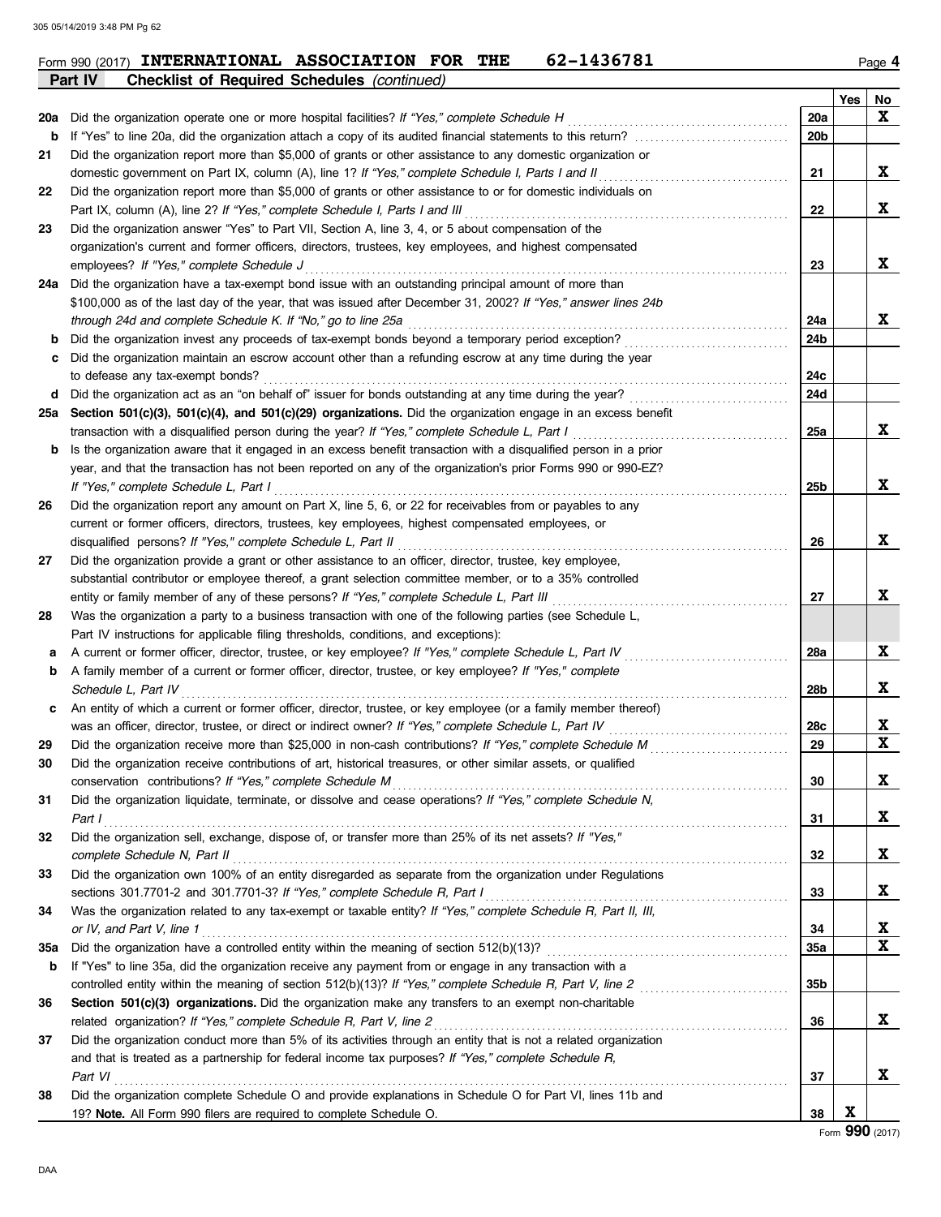Form 990 (2017) **INTERNATIONAL ASSOCIATION FOR THE 62-1436781** Page **4**

**Part IV Checklist of Required Schedules** *(continued)*

| | | | Yes | No |
|---|---|---|---|---|
| **20a** | Did the organization operate one or more hospital facilities? *If "Yes," complete Schedule H* | **20a** | | X |
| **b** | If "Yes" to line 20a, did the organization attach a copy of its audited financial statements to this return? | **20b** | | |
| **21** | Did the organization report more than $5,000 of grants or other assistance to any domestic organization or domestic government on Part IX, column (A), line 1? *If "Yes," complete Schedule I, Parts I and II* | **21** | | X |
| **22** | Did the organization report more than $5,000 of grants or other assistance to or for domestic individuals on Part IX, column (A), line 2? *If "Yes," complete Schedule I, Parts I and III* | **22** | | X |
| **23** | Did the organization answer "Yes" to Part VII, Section A, line 3, 4, or 5 about compensation of the organization's current and former officers, directors, trustees, key employees, and highest compensated employees? *If "Yes," complete Schedule J* | **23** | | X |
| **24a** | Did the organization have a tax-exempt bond issue with an outstanding principal amount of more than $100,000 as of the last day of the year, that was issued after December 31, 2002? *If "Yes," answer lines 24b through 24d and complete Schedule K. If "No," go to line 25a* | **24a** | | X |
| **b** | Did the organization invest any proceeds of tax-exempt bonds beyond a temporary period exception? | **24b** | | |
| **c** | Did the organization maintain an escrow account other than a refunding escrow at any time during the year to defease any tax-exempt bonds? | **24c** | | |
| **d** | Did the organization act as an "on behalf of" issuer for bonds outstanding at any time during the year? | **24d** | | |
| **25a** | **Section 501(c)(3), 501(c)(4), and 501(c)(29) organizations.** Did the organization engage in an excess benefit transaction with a disqualified person during the year? *If "Yes," complete Schedule L, Part I* | **25a** | | X |
| **b** | Is the organization aware that it engaged in an excess benefit transaction with a disqualified person in a prior year, and that the transaction has not been reported on any of the organization's prior Forms 990 or 990-EZ? *If "Yes," complete Schedule L, Part I* | **25b** | | X |
| **26** | Did the organization report any amount on Part X, line 5, 6, or 22 for receivables from or payables to any current or former officers, directors, trustees, key employees, highest compensated employees, or disqualified persons? *If "Yes," complete Schedule L, Part II* | **26** | | X |
| **27** | Did the organization provide a grant or other assistance to an officer, director, trustee, key employee, substantial contributor or employee thereof, a grant selection committee member, or to a 35% controlled entity or family member of any of these persons? *If "Yes," complete Schedule L, Part III* | **27** | | X |
| **28** | Was the organization a party to a business transaction with one of the following parties (see Schedule L, Part IV instructions for applicable filing thresholds, conditions, and exceptions): | | | |
| **a** | A current or former officer, director, trustee, or key employee? *If "Yes," complete Schedule L, Part IV* | **28a** | | X |
| **b** | A family member of a current or former officer, director, trustee, or key employee? *If "Yes," complete Schedule L, Part IV* | **28b** | | X |
| **c** | An entity of which a current or former officer, director, trustee, or key employee (or a family member thereof) was an officer, director, trustee, or direct or indirect owner? *If "Yes," complete Schedule L, Part IV* | **28c** | | X |
| **29** | Did the organization receive more than $25,000 in non-cash contributions? *If "Yes," complete Schedule M* | **29** | | X |
| **30** | Did the organization receive contributions of art, historical treasures, or other similar assets, or qualified conservation contributions? *If "Yes," complete Schedule M* | **30** | | X |
| **31** | Did the organization liquidate, terminate, or dissolve and cease operations? *If "Yes," complete Schedule N, Part I* | **31** | | X |
| **32** | Did the organization sell, exchange, dispose of, or transfer more than 25% of its net assets? *If "Yes," complete Schedule N, Part II* | **32** | | X |
| **33** | Did the organization own 100% of an entity disregarded as separate from the organization under Regulations sections 301.7701-2 and 301.7701-3? *If "Yes," complete Schedule R, Part I* | **33** | | X |
| **34** | Was the organization related to any tax-exempt or taxable entity? *If "Yes," complete Schedule R, Part II, III, or IV, and Part V, line 1* | **34** | | X |
| **35a** | Did the organization have a controlled entity within the meaning of section 512(b)(13)? | **35a** | | X |
| **b** | If "Yes" to line 35a, did the organization receive any payment from or engage in any transaction with a controlled entity within the meaning of section 512(b)(13)? *If "Yes," complete Schedule R, Part V, line 2* | **35b** | | |
| **36** | **Section 501(c)(3) organizations.** Did the organization make any transfers to an exempt non-charitable related organization? *If "Yes," complete Schedule R, Part V, line 2* | **36** | | X |
| **37** | Did the organization conduct more than 5% of its activities through an entity that is not a related organization and that is treated as a partnership for federal income tax purposes? *If "Yes," complete Schedule R, Part VI* | **37** | | X |
| **38** | Did the organization complete Schedule O and provide explanations in Schedule O for Part VI, lines 11b and 19? **Note.** All Form 990 filers are required to complete Schedule O. | **38** | X | |

Form **990** (2017)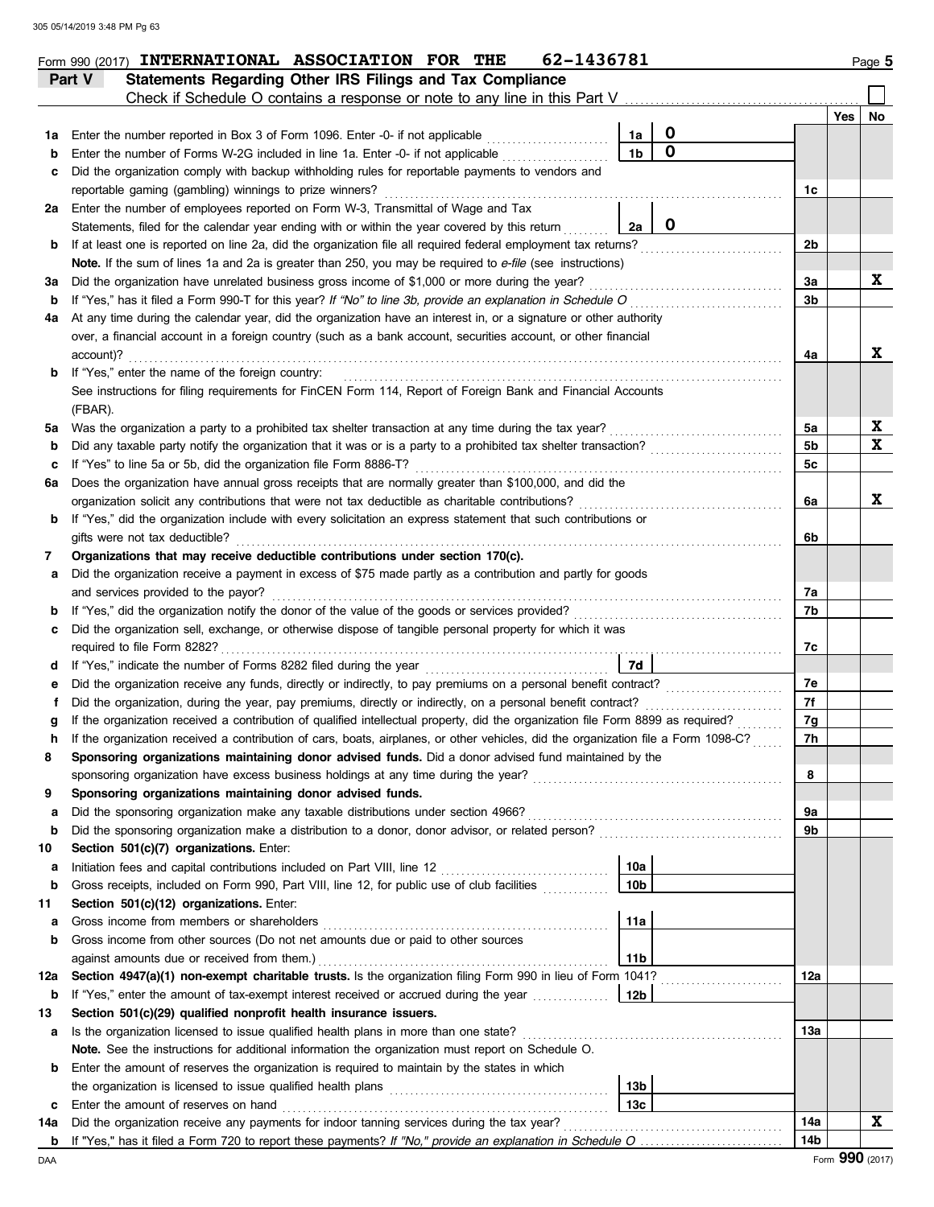Form 990 (2017) **INTERNATIONAL ASSOCIATION FOR THE 62-1436781** Page **5**

## Part V Statements Regarding Other IRS Filings and Tax Compliance

Check if Schedule O contains a response or note to any line in this Part V ☐

| | | | | | Yes | No |
|---|---|---|---|---|---|---|
| **1a** | Enter the number reported in Box 3 of Form 1096. Enter -0- if not applicable | 1a | 0 | | | |
| **b** | Enter the number of Forms W-2G included in line 1a. Enter -0- if not applicable | 1b | 0 | | | |
| **c** | Did the organization comply with backup withholding rules for reportable payments to vendors and reportable gaming (gambling) winnings to prize winners? | | | 1c | | |
| **2a** | Enter the number of employees reported on Form W-3, Transmittal of Wage and Tax Statements, filed for the calendar year ending with or within the year covered by this return | 2a | 0 | | | |
| **b** | If at least one is reported on line 2a, did the organization file all required federal employment tax returns? | | | 2b | | |
| | **Note.** If the sum of lines 1a and 2a is greater than 250, you may be required to *e-file* (see instructions) | | | | | |
| **3a** | Did the organization have unrelated business gross income of $1,000 or more during the year? | | | 3a | | X |
| **b** | If "Yes," has it filed a Form 990-T for this year? *If "No" to line 3b, provide an explanation in Schedule O* | | | 3b | | |
| **4a** | At any time during the calendar year, did the organization have an interest in, or a signature or other authority over, a financial account in a foreign country (such as a bank account, securities account, or other financial account)? | | | 4a | | X |
| **b** | If "Yes," enter the name of the foreign country: See instructions for filing requirements for FinCEN Form 114, Report of Foreign Bank and Financial Accounts (FBAR). | | | | | |
| **5a** | Was the organization a party to a prohibited tax shelter transaction at any time during the tax year? | | | 5a | | X |
| **b** | Did any taxable party notify the organization that it was or is a party to a prohibited tax shelter transaction? | | | 5b | | X |
| **c** | If "Yes" to line 5a or 5b, did the organization file Form 8886-T? | | | 5c | | |
| **6a** | Does the organization have annual gross receipts that are normally greater than $100,000, and did the organization solicit any contributions that were not tax deductible as charitable contributions? | | | 6a | | X |
| **b** | If "Yes," did the organization include with every solicitation an express statement that such contributions or gifts were not tax deductible? | | | 6b | | |
| **7** | **Organizations that may receive deductible contributions under section 170(c).** | | | | | |
| **a** | Did the organization receive a payment in excess of $75 made partly as a contribution and partly for goods and services provided to the payor? | | | 7a | | |
| **b** | If "Yes," did the organization notify the donor of the value of the goods or services provided? | | | 7b | | |
| **c** | Did the organization sell, exchange, or otherwise dispose of tangible personal property for which it was required to file Form 8282? | | | 7c | | |
| **d** | If "Yes," indicate the number of Forms 8282 filed during the year | 7d | | | | |
| **e** | Did the organization receive any funds, directly or indirectly, to pay premiums on a personal benefit contract? | | | 7e | | |
| **f** | Did the organization, during the year, pay premiums, directly or indirectly, on a personal benefit contract? | | | 7f | | |
| **g** | If the organization received a contribution of qualified intellectual property, did the organization file Form 8899 as required? | | | 7g | | |
| **h** | If the organization received a contribution of cars, boats, airplanes, or other vehicles, did the organization file a Form 1098-C? | | | 7h | | |
| **8** | **Sponsoring organizations maintaining donor advised funds.** Did a donor advised fund maintained by the sponsoring organization have excess business holdings at any time during the year? | | | 8 | | |
| **9** | **Sponsoring organizations maintaining donor advised funds.** | | | | | |
| **a** | Did the sponsoring organization make any taxable distributions under section 4966? | | | 9a | | |
| **b** | Did the sponsoring organization make a distribution to a donor, donor advisor, or related person? | | | 9b | | |
| **10** | **Section 501(c)(7) organizations.** Enter: | | | | | |
| **a** | Initiation fees and capital contributions included on Part VIII, line 12 | 10a | | | | |
| **b** | Gross receipts, included on Form 990, Part VIII, line 12, for public use of club facilities | 10b | | | | |
| **11** | **Section 501(c)(12) organizations.** Enter: | | | | | |
| **a** | Gross income from members or shareholders | 11a | | | | |
| **b** | Gross income from other sources (Do not net amounts due or paid to other sources against amounts due or received from them.) | 11b | | | | |
| **12a** | **Section 4947(a)(1) non-exempt charitable trusts.** Is the organization filing Form 990 in lieu of Form 1041? | | | 12a | | |
| **b** | If "Yes," enter the amount of tax-exempt interest received or accrued during the year | 12b | | | | |
| **13** | **Section 501(c)(29) qualified nonprofit health insurance issuers.** | | | | | |
| **a** | Is the organization licensed to issue qualified health plans in more than one state? | | | 13a | | |
| | **Note.** See the instructions for additional information the organization must report on Schedule O. | | | | | |
| **b** | Enter the amount of reserves the organization is required to maintain by the states in which the organization is licensed to issue qualified health plans | 13b | | | | |
| **c** | Enter the amount of reserves on hand | 13c | | | | |
| **14a** | Did the organization receive any payments for indoor tanning services during the tax year? | | | 14a | | X |
| **b** | If "Yes," has it filed a Form 720 to report these payments? *If "No," provide an explanation in Schedule O* | | | 14b | | |

DAA Form **990** (2017)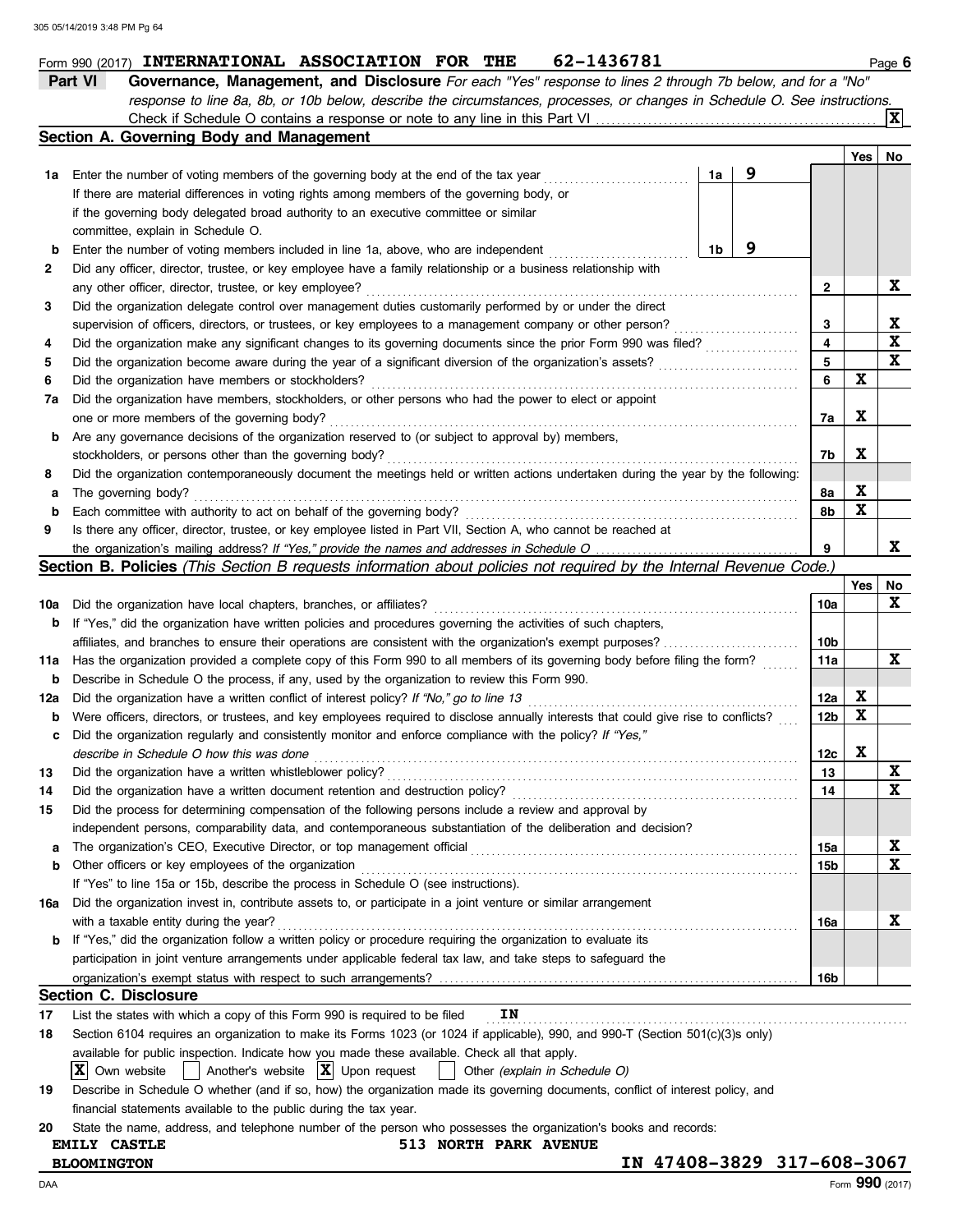Form 990 (2017) **INTERNATIONAL ASSOCIATION FOR THE 62-1436781** Page **6**

## Part VI Governance, Management, and Disclosure

*For each "Yes" response to lines 2 through 7b below, and for a "No" response to line 8a, 8b, or 10b below, describe the circumstances, processes, or changes in Schedule O. See instructions.*

Check if Schedule O contains a response or note to any line in this Part VI ... [X]

### Section A. Governing Body and Management

| | | | | Yes | No |
|---|---|---|---|---|---|
| **1a** | Enter the number of voting members of the governing body at the end of the tax year | 1a | 9 | | |
| | If there are material differences in voting rights among members of the governing body, or if the governing body delegated broad authority to an executive committee or similar committee, explain in Schedule O. | | | | |
| **b** | Enter the number of voting members included in line 1a, above, who are independent | 1b | 9 | | |
| **2** | Did any officer, director, trustee, or key employee have a family relationship or a business relationship with any other officer, director, trustee, or key employee? | 2 | | | X |
| **3** | Did the organization delegate control over management duties customarily performed by or under the direct supervision of officers, directors, or trustees, or key employees to a management company or other person? | 3 | | | X |
| **4** | Did the organization make any significant changes to its governing documents since the prior Form 990 was filed? | 4 | | | X |
| **5** | Did the organization become aware during the year of a significant diversion of the organization's assets? | 5 | | | X |
| **6** | Did the organization have members or stockholders? | 6 | | X | |
| **7a** | Did the organization have members, stockholders, or other persons who had the power to elect or appoint one or more members of the governing body? | 7a | | X | |
| **b** | Are any governance decisions of the organization reserved to (or subject to approval by) members, stockholders, or persons other than the governing body? | 7b | | X | |
| **8** | Did the organization contemporaneously document the meetings held or written actions undertaken during the year by the following: | | | | |
| **a** | The governing body? | 8a | | X | |
| **b** | Each committee with authority to act on behalf of the governing body? | 8b | | X | |
| **9** | Is there any officer, director, trustee, or key employee listed in Part VII, Section A, who cannot be reached at the organization's mailing address? *If "Yes," provide the names and addresses in Schedule O* | 9 | | | X |

### Section B. Policies *(This Section B requests information about policies not required by the Internal Revenue Code.)*

| | | | Yes | No |
|---|---|---|---|---|
| **10a** | Did the organization have local chapters, branches, or affiliates? | 10a | | X |
| **b** | If "Yes," did the organization have written policies and procedures governing the activities of such chapters, affiliates, and branches to ensure their operations are consistent with the organization's exempt purposes? | 10b | | |
| **11a** | Has the organization provided a complete copy of this Form 990 to all members of its governing body before filing the form? | 11a | | X |
| **b** | Describe in Schedule O the process, if any, used by the organization to review this Form 990. | | | |
| **12a** | Did the organization have a written conflict of interest policy? *If "No," go to line 13* | 12a | X | |
| **b** | Were officers, directors, or trustees, and key employees required to disclose annually interests that could give rise to conflicts? | 12b | X | |
| **c** | Did the organization regularly and consistently monitor and enforce compliance with the policy? *If "Yes," describe in Schedule O how this was done* | 12c | X | |
| **13** | Did the organization have a written whistleblower policy? | 13 | | X |
| **14** | Did the organization have a written document retention and destruction policy? | 14 | | X |
| **15** | Did the process for determining compensation of the following persons include a review and approval by independent persons, comparability data, and contemporaneous substantiation of the deliberation and decision? | | | |
| **a** | The organization's CEO, Executive Director, or top management official | 15a | | X |
| **b** | Other officers or key employees of the organization | 15b | | X |
| | If "Yes" to line 15a or 15b, describe the process in Schedule O (see instructions). | | | |
| **16a** | Did the organization invest in, contribute assets to, or participate in a joint venture or similar arrangement with a taxable entity during the year? | 16a | | X |
| **b** | If "Yes," did the organization follow a written policy or procedure requiring the organization to evaluate its participation in joint venture arrangements under applicable federal tax law, and take steps to safeguard the organization's exempt status with respect to such arrangements? | 16b | | |

### Section C. Disclosure

**17** List the states with which a copy of this Form 990 is required to be filed **IN**

**18** Section 6104 requires an organization to make its Forms 1023 (or 1024 if applicable), 990, and 990-T (Section 501(c)(3)s only) available for public inspection. Indicate how you made these available. Check all that apply.

[X] Own website [ ] Another's website [X] Upon request [ ] Other *(explain in Schedule O)*

**19** Describe in Schedule O whether (and if so, how) the organization made its governing documents, conflict of interest policy, and financial statements available to the public during the tax year.

**20** State the name, address, and telephone number of the person who possesses the organization's books and records:

**EMILY CASTLE** 513 NORTH PARK AVENUE
**BLOOMINGTON** IN 47408-3829 317-608-3067

Form **990** (2017)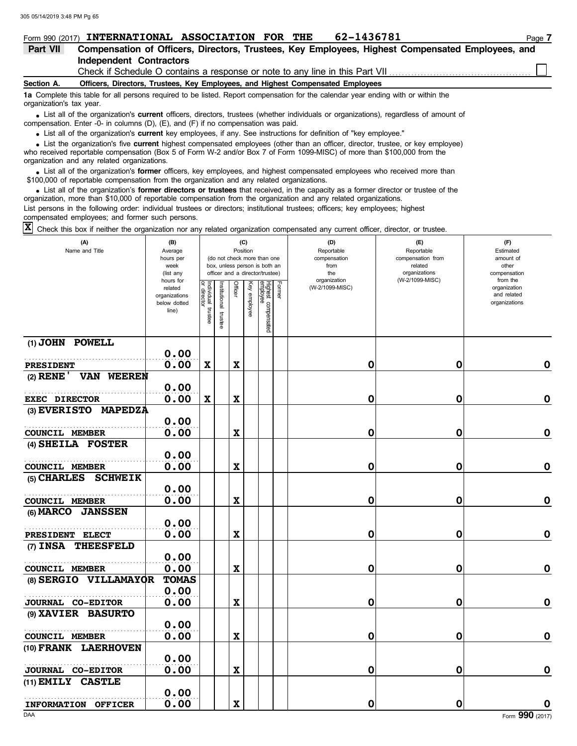Form 990 (2017) **INTERNATIONAL ASSOCIATION FOR THE 62-1436781** Page **7**

## Part VII Compensation of Officers, Directors, Trustees, Key Employees, Highest Compensated Employees, and Independent Contractors

Check if Schedule O contains a response or note to any line in this Part VII ☐

### Section A. Officers, Directors, Trustees, Key Employees, and Highest Compensated Employees

**1a** Complete this table for all persons required to be listed. Report compensation for the calendar year ending with or within the organization's tax year.

- List all of the organization's **current** officers, directors, trustees (whether individuals or organizations), regardless of amount of compensation. Enter -0- in columns (D), (E), and (F) if no compensation was paid.
- List all of the organization's **current** key employees, if any. See instructions for definition of "key employee."
- List the organization's five **current** highest compensated employees (other than an officer, director, trustee, or key employee) who received reportable compensation (Box 5 of Form W-2 and/or Box 7 of Form 1099-MISC) of more than $100,000 from the organization and any related organizations.
- List all of the organization's **former** officers, key employees, and highest compensated employees who received more than $100,000 of reportable compensation from the organization and any related organizations.
- List all of the organization's **former directors or trustees** that received, in the capacity as a former director or trustee of the organization, more than $10,000 of reportable compensation from the organization and any related organizations.

List persons in the following order: individual trustees or directors; institutional trustees; officers; key employees; highest compensated employees; and former such persons.

☒ Check this box if neither the organization nor any related organization compensated any current officer, director, or trustee.

| (A) Name and Title | (B) Average hours per week (list any hours for related organizations below dotted line) | (C) Position (do not check more than one box, unless person is both an officer and a director/trustee) | | | | | | (D) Reportable compensation from the organization (W-2/1099-MISC) | (E) Reportable compensation from related organizations (W-2/1099-MISC) | (F) Estimated amount of other compensation from the organization and related organizations |
|---|---|---|---|---|---|---|---|---|---|---|
| | | Individual trustee or director | Institutional trustee | Officer | Key employee | Highest compensated employee | Former | | | |
| (1) JOHN POWELL | 0.00 | | | | | | | | | |
| PRESIDENT | 0.00 | X | | X | | | | 0 | 0 | 0 |
| (2) RENE' VAN WEEREN | 0.00 | | | | | | | | | |
| EXEC DIRECTOR | 0.00 | X | | X | | | | 0 | 0 | 0 |
| (3) EVERISTO MAPEDZA | 0.00 | | | | | | | | | |
| COUNCIL MEMBER | 0.00 | | | X | | | | 0 | 0 | 0 |
| (4) SHEILA FOSTER | 0.00 | | | | | | | | | |
| COUNCIL MEMBER | 0.00 | | | X | | | | 0 | 0 | 0 |
| (5) CHARLES SCHWEIK | 0.00 | | | | | | | | | |
| COUNCIL MEMBER | 0.00 | | | X | | | | 0 | 0 | 0 |
| (6) MARCO JANSSEN | 0.00 | | | | | | | | | |
| PRESIDENT ELECT | 0.00 | | | X | | | | 0 | 0 | 0 |
| (7) INSA THEESFELD | 0.00 | | | | | | | | | |
| COUNCIL MEMBER | 0.00 | | | X | | | | 0 | 0 | 0 |
| (8) SERGIO VILLAMAYOR TOMAS | 0.00 | | | | | | | | | |
| JOURNAL CO-EDITOR | 0.00 | | | X | | | | 0 | 0 | 0 |
| (9) XAVIER BASURTO | 0.00 | | | | | | | | | |
| COUNCIL MEMBER | 0.00 | | | X | | | | 0 | 0 | 0 |
| (10) FRANK LAERHOVEN | 0.00 | | | | | | | | | |
| JOURNAL CO-EDITOR | 0.00 | | | X | | | | 0 | 0 | 0 |
| (11) EMILY CASTLE | 0.00 | | | | | | | | | |
| INFORMATION OFFICER | 0.00 | | | X | | | | 0 | 0 | 0 |

DAA Form **990** (2017)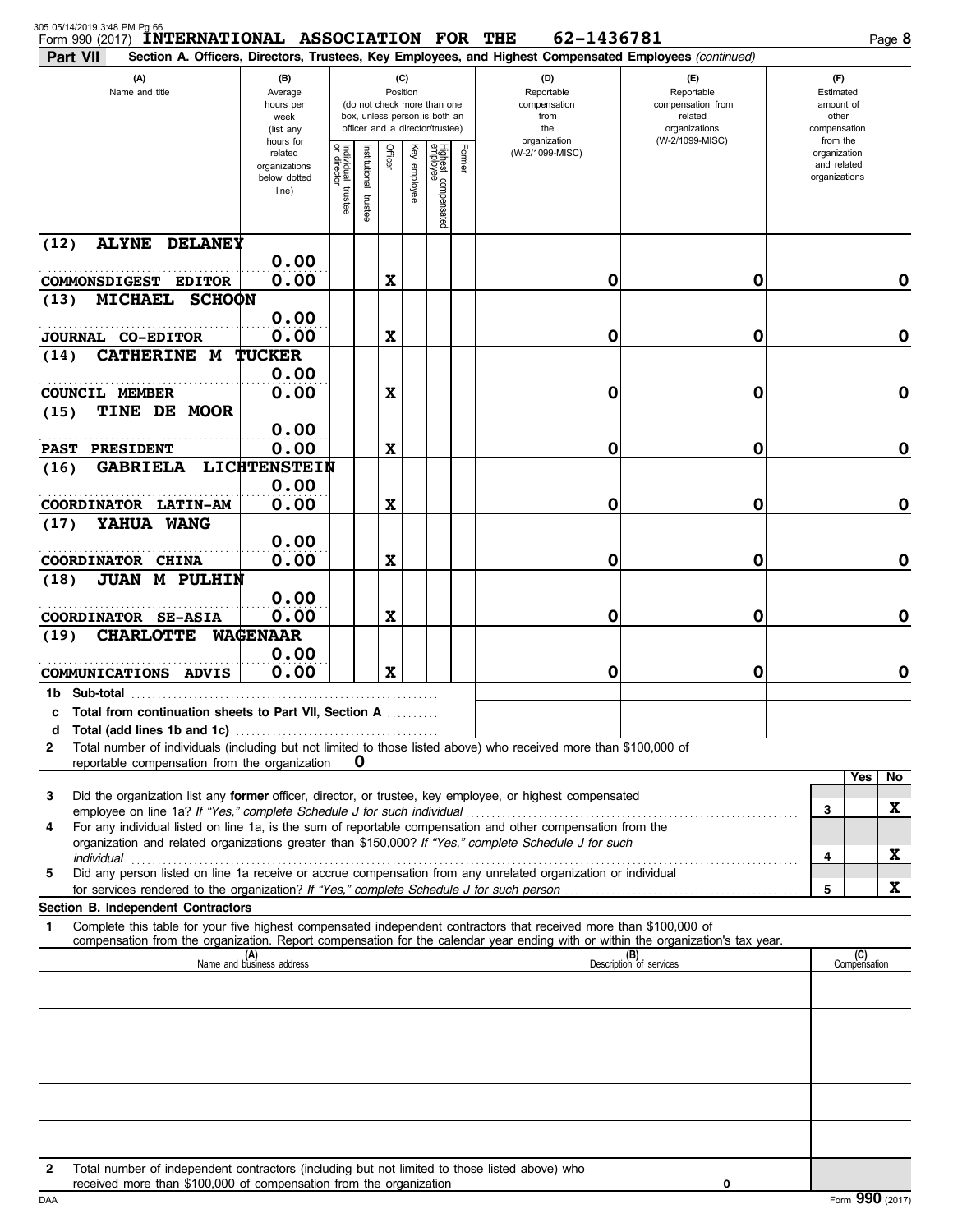Form 990 (2017) **INTERNATIONAL ASSOCIATION FOR THE 62-1436781** Page **8**

**Part VII Section A. Officers, Directors, Trustees, Key Employees, and Highest Compensated Employees** *(continued)*

| (A) Name and title | (B) Average hours per week (list any hours for related organizations below dotted line) | (C) Position: Individual trustee or director | Institutional trustee | Officer | Key employee | Highest compensated employee | Former | (D) Reportable compensation from the organization (W-2/1099-MISC) | (E) Reportable compensation from related organizations (W-2/1099-MISC) | (F) Estimated amount of other compensation from the organization and related organizations |
|---|---|---|---|---|---|---|---|---|---|---|
| (12) ALYNE DELANEY<br>COMMONSDIGEST EDITOR | 0.00<br>0.00 | | | X | | | | 0 | 0 | 0 |
| (13) MICHAEL SCHOON<br>JOURNAL CO-EDITOR | 0.00<br>0.00 | | | X | | | | 0 | 0 | 0 |
| (14) CATHERINE M TUCKER<br>COUNCIL MEMBER | 0.00<br>0.00 | | | X | | | | 0 | 0 | 0 |
| (15) TINE DE MOOR<br>PAST PRESIDENT | 0.00<br>0.00 | | | X | | | | 0 | 0 | 0 |
| (16) GABRIELA LICHTENSTEIN<br>COORDINATOR LATIN-AM | 0.00<br>0.00 | | | X | | | | 0 | 0 | 0 |
| (17) YAHUA WANG<br>COORDINATOR CHINA | 0.00<br>0.00 | | | X | | | | 0 | 0 | 0 |
| (18) JUAN M PULHIN<br>COORDINATOR SE-ASIA | 0.00<br>0.00 | | | X | | | | 0 | 0 | 0 |
| (19) CHARLOTTE WAGENAAR<br>COMMUNICATIONS ADVIS | 0.00<br>0.00 | | | X | | | | 0 | 0 | 0 |
| 1b Sub-total | | | | | | | | | | |
| c Total from continuation sheets to Part VII, Section A | | | | | | | | | | |
| d Total (add lines 1b and 1c) | | | | | | | | | | |

**2** Total number of individuals (including but not limited to those listed above) who received more than $100,000 of reportable compensation from the organization **0**

| | | Yes | No |
|---|---|---|---|
| **3** Did the organization list any **former** officer, director, or trustee, key employee, or highest compensated employee on line 1a? *If "Yes," complete Schedule J for such individual* | 3 | | X |
| **4** For any individual listed on line 1a, is the sum of reportable compensation and other compensation from the organization and related organizations greater than $150,000? *If "Yes," complete Schedule J for such individual* | 4 | | X |
| **5** Did any person listed on line 1a receive or accrue compensation from any unrelated organization or individual for services rendered to the organization? *If "Yes," complete Schedule J for such person* | 5 | | X |

**Section B. Independent Contractors**

**1** Complete this table for your five highest compensated independent contractors that received more than $100,000 of compensation from the organization. Report compensation for the calendar year ending with or within the organization's tax year.

| (A) Name and business address | (B) Description of services | (C) Compensation |
|---|---|---|
| | | |
| | | |
| | | |
| | | |
| | | |

**2** Total number of independent contractors (including but not limited to those listed above) who received more than $100,000 of compensation from the organization **0**

Form **990** (2017)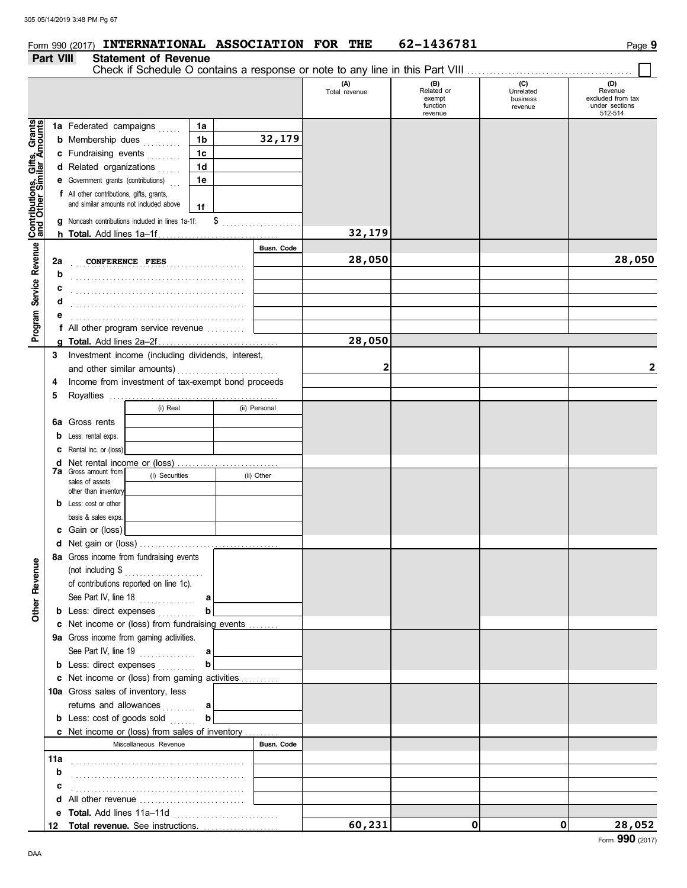Form 990 (2017) **INTERNATIONAL ASSOCIATION FOR THE 62-1436781** Page **9**

## Part VIII Statement of Revenue

Check if Schedule O contains a response or note to any line in this Part VIII ☐

| | | | (A) Total revenue | (B) Related or exempt function revenue | (C) Unrelated business revenue | (D) Revenue excluded from tax under sections 512-514 |
|---|---|---|---|---|---|---|
| **Contributions, Gifts, Grants and Other Similar Amounts** | 1a Federated campaigns | 1a | | | | |
| | b Membership dues | 1b 32,179 | | | | |
| | c Fundraising events | 1c | | | | |
| | d Related organizations | 1d | | | | |
| | e Government grants (contributions) | 1e | | | | |
| | f All other contributions, gifts, grants, and similar amounts not included above | 1f | | | | |
| | g Noncash contributions included in lines 1a-1f: $ | | | | | |
| | h **Total.** Add lines 1a–1f | | 32,179 | | | |
| **Program Service Revenue** | | Busn. Code | | | | |
| | 2a CONFERENCE FEES | | 28,050 | | | 28,050 |
| | b | | | | | |
| | c | | | | | |
| | d | | | | | |
| | e | | | | | |
| | f All other program service revenue | | | | | |
| | g **Total.** Add lines 2a–2f | | 28,050 | | | |
| **Other Revenue** | 3 Investment income (including dividends, interest, and other similar amounts) | | 2 | | | 2 |
| | 4 Income from investment of tax-exempt bond proceeds | | | | | |
| | 5 Royalties | | | | | |
| | 6a Gross rents: (i) Real / (ii) Personal | | | | | |
| | b Less: rental exps. | | | | | |
| | c Rental inc. or (loss) | | | | | |
| | d Net rental income or (loss) | | | | | |
| | 7a Gross amount from sales of assets other than inventory: (i) Securities / (ii) Other | | | | | |
| | b Less: cost or other basis & sales exps. | | | | | |
| | c Gain or (loss) | | | | | |
| | d Net gain or (loss) | | | | | |
| | 8a Gross income from fundraising events (not including $ of contributions reported on line 1c). See Part IV, line 18 | a | | | | |
| | b Less: direct expenses | b | | | | |
| | c Net income or (loss) from fundraising events | | | | | |
| | 9a Gross income from gaming activities. See Part IV, line 19 | a | | | | |
| | b Less: direct expenses | b | | | | |
| | c Net income or (loss) from gaming activities | | | | | |
| | 10a Gross sales of inventory, less returns and allowances | a | | | | |
| | b Less: cost of goods sold | b | | | | |
| | c Net income or (loss) from sales of inventory | | | | | |
| | Miscellaneous Revenue | Busn. Code | | | | |
| | 11a | | | | | |
| | b | | | | | |
| | c | | | | | |
| | d All other revenue | | | | | |
| | e **Total.** Add lines 11a–11d | | | | | |
| | 12 **Total revenue.** See instructions. | | 60,231 | 0 | 0 | 28,052 |

Form **990** (2017)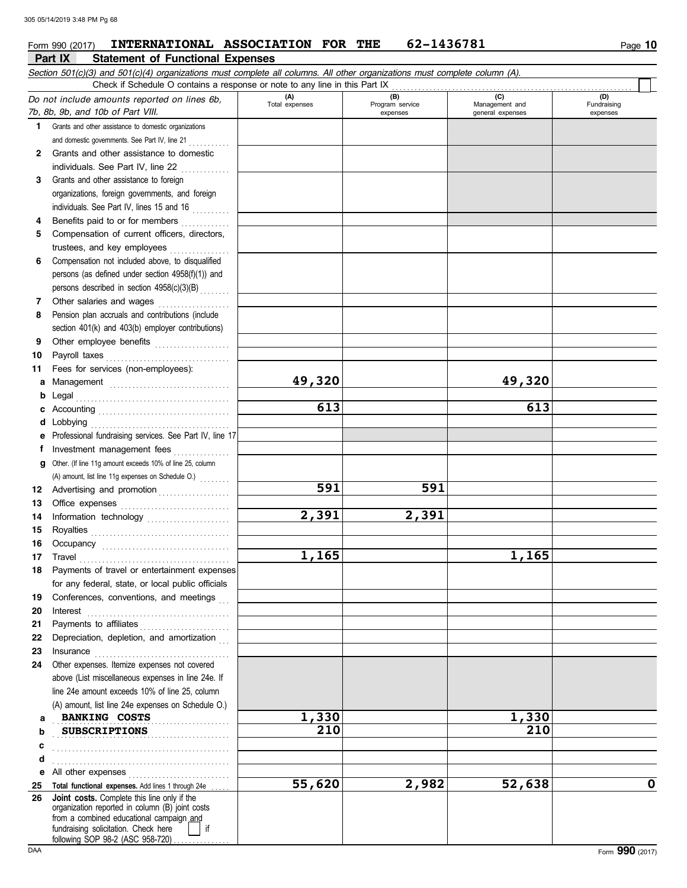Form 990 (2017) **INTERNATIONAL ASSOCIATION FOR THE** **62-1436781**

## Part IX Statement of Functional Expenses

*Section 501(c)(3) and 501(c)(4) organizations must complete all columns. All other organizations must complete column (A).*

Check if Schedule O contains a response or note to any line in this Part IX

| *Do not include amounts reported on lines 6b, 7b, 8b, 9b, and 10b of Part VIII.* | (A) Total expenses | (B) Program service expenses | (C) Management and general expenses | (D) Fundraising expenses |
|---|---|---|---|---|
| **1** Grants and other assistance to domestic organizations and domestic governments. See Part IV, line 21 | | | | |
| **2** Grants and other assistance to domestic individuals. See Part IV, line 22 | | | | |
| **3** Grants and other assistance to foreign organizations, foreign governments, and foreign individuals. See Part IV, lines 15 and 16 | | | | |
| **4** Benefits paid to or for members | | | | |
| **5** Compensation of current officers, directors, trustees, and key employees | | | | |
| **6** Compensation not included above, to disqualified persons (as defined under section 4958(f)(1)) and persons described in section 4958(c)(3)(B) | | | | |
| **7** Other salaries and wages | | | | |
| **8** Pension plan accruals and contributions (include section 401(k) and 403(b) employer contributions) | | | | |
| **9** Other employee benefits | | | | |
| **10** Payroll taxes | | | | |
| **11** Fees for services (non-employees): | | | | |
| **a** Management | 49,320 | | 49,320 | |
| **b** Legal | | | | |
| **c** Accounting | 613 | | 613 | |
| **d** Lobbying | | | | |
| **e** Professional fundraising services. See Part IV, line 17 | | | | |
| **f** Investment management fees | | | | |
| **g** Other. (If line 11g amount exceeds 10% of line 25, column (A) amount, list line 11g expenses on Schedule O.) | | | | |
| **12** Advertising and promotion | 591 | 591 | | |
| **13** Office expenses | | | | |
| **14** Information technology | 2,391 | 2,391 | | |
| **15** Royalties | | | | |
| **16** Occupancy | | | | |
| **17** Travel | 1,165 | | 1,165 | |
| **18** Payments of travel or entertainment expenses for any federal, state, or local public officials | | | | |
| **19** Conferences, conventions, and meetings | | | | |
| **20** Interest | | | | |
| **21** Payments to affiliates | | | | |
| **22** Depreciation, depletion, and amortization | | | | |
| **23** Insurance | | | | |
| **24** Other expenses. Itemize expenses not covered above (List miscellaneous expenses in line 24e. If line 24e amount exceeds 10% of line 25, column (A) amount, list line 24e expenses on Schedule O.) | | | | |
| **a** BANKING COSTS | 1,330 | | 1,330 | |
| **b** SUBSCRIPTIONS | 210 | | 210 | |
| **c** | | | | |
| **d** | | | | |
| **e** All other expenses | | | | |
| **25 Total functional expenses.** Add lines 1 through 24e | 55,620 | 2,982 | 52,638 | 0 |
| **26 Joint costs.** Complete this line only if the organization reported in column (B) joint costs from a combined educational campaign and fundraising solicitation. Check here ☐ if following SOP 98-2 (ASC 958-720) | | | | |

Form **990** (2017)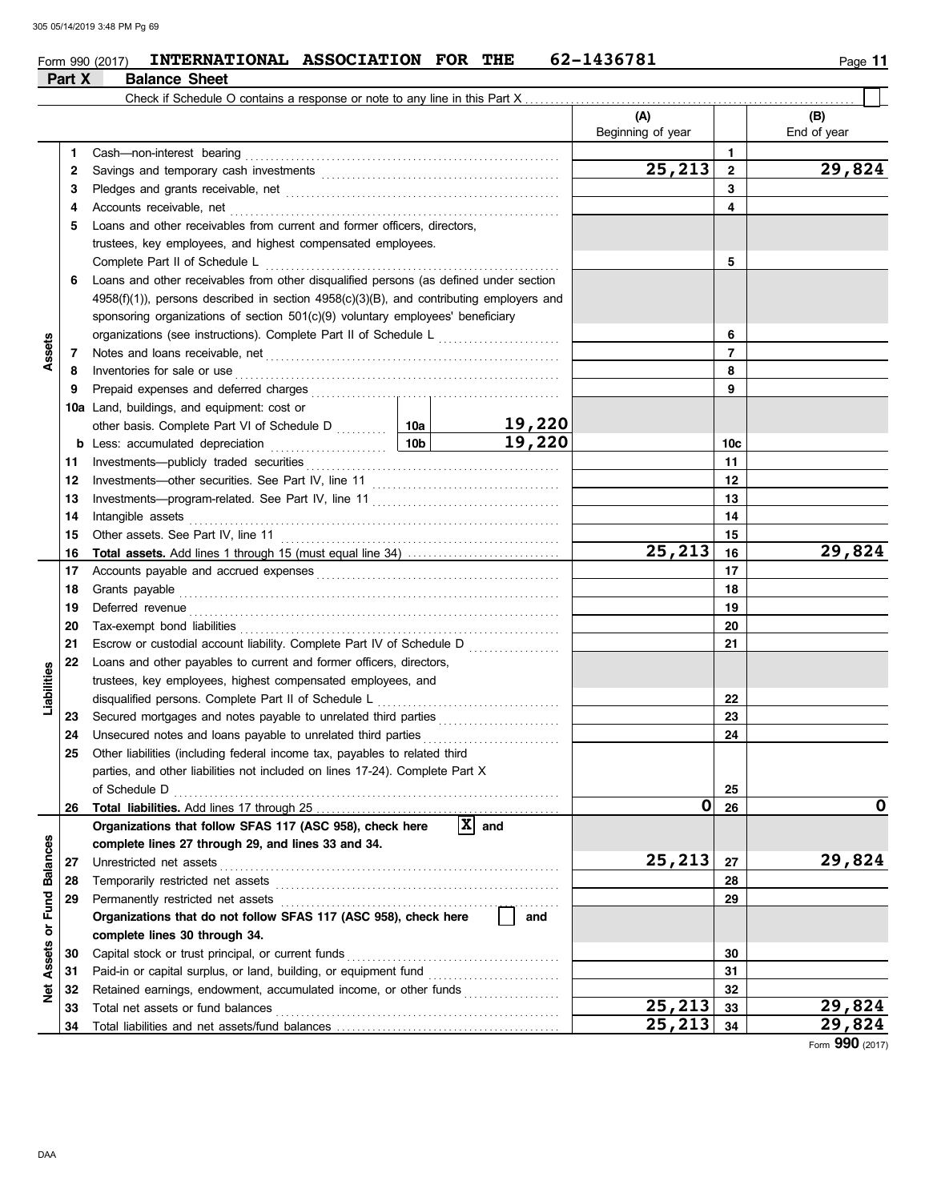Form 990 (2017) **INTERNATIONAL ASSOCIATION FOR THE** 62-1436781

## Part X Balance Sheet

Check if Schedule O contains a response or note to any line in this Part X . . . . . . ☐

| | | | | (A) Beginning of year | | (B) End of year |
|---|---|---|---|---|---|---|
| Assets | 1 | Cash—non-interest bearing | | | 1 | |
| | 2 | Savings and temporary cash investments | | 25,213 | 2 | 29,824 |
| | 3 | Pledges and grants receivable, net | | | 3 | |
| | 4 | Accounts receivable, net | | | 4 | |
| | 5 | Loans and other receivables from current and former officers, directors, trustees, key employees, and highest compensated employees. Complete Part II of Schedule L | | | 5 | |
| | 6 | Loans and other receivables from other disqualified persons (as defined under section 4958(f)(1)), persons described in section 4958(c)(3)(B), and contributing employers and sponsoring organizations of section 501(c)(9) voluntary employees' beneficiary organizations (see instructions). Complete Part II of Schedule L | | | 6 | |
| | 7 | Notes and loans receivable, net | | | 7 | |
| | 8 | Inventories for sale or use | | | 8 | |
| | 9 | Prepaid expenses and deferred charges | | | 9 | |
| | 10a | Land, buildings, and equipment: cost or other basis. Complete Part VI of Schedule D | 10a 19,220 | | | |
| | b | Less: accumulated depreciation | 10b 19,220 | | 10c | |
| | 11 | Investments—publicly traded securities | | | 11 | |
| | 12 | Investments—other securities. See Part IV, line 11 | | | 12 | |
| | 13 | Investments—program-related. See Part IV, line 11 | | | 13 | |
| | 14 | Intangible assets | | | 14 | |
| | 15 | Other assets. See Part IV, line 11 | | | 15 | |
| | 16 | **Total assets.** Add lines 1 through 15 (must equal line 34) | | 25,213 | 16 | 29,824 |
| Liabilities | 17 | Accounts payable and accrued expenses | | | 17 | |
| | 18 | Grants payable | | | 18 | |
| | 19 | Deferred revenue | | | 19 | |
| | 20 | Tax-exempt bond liabilities | | | 20 | |
| | 21 | Escrow or custodial account liability. Complete Part IV of Schedule D | | | 21 | |
| | 22 | Loans and other payables to current and former officers, directors, trustees, key employees, highest compensated employees, and disqualified persons. Complete Part II of Schedule L | | | 22 | |
| | 23 | Secured mortgages and notes payable to unrelated third parties | | | 23 | |
| | 24 | Unsecured notes and loans payable to unrelated third parties | | | 24 | |
| | 25 | Other liabilities (including federal income tax, payables to related third parties, and other liabilities not included on lines 17-24). Complete Part X of Schedule D | | | 25 | |
| | 26 | **Total liabilities.** Add lines 17 through 25 | | 0 | 26 | 0 |
| Net Assets or Fund Balances | | **Organizations that follow SFAS 117 (ASC 958), check here** ☒ **and complete lines 27 through 29, and lines 33 and 34.** | | | | |
| | 27 | Unrestricted net assets | | 25,213 | 27 | 29,824 |
| | 28 | Temporarily restricted net assets | | | 28 | |
| | 29 | Permanently restricted net assets | | | 29 | |
| | | **Organizations that do not follow SFAS 117 (ASC 958), check here** ☐ **and complete lines 30 through 34.** | | | | |
| | 30 | Capital stock or trust principal, or current funds | | | 30 | |
| | 31 | Paid-in or capital surplus, or land, building, or equipment fund | | | 31 | |
| | 32 | Retained earnings, endowment, accumulated income, or other funds | | | 32 | |
| | 33 | Total net assets or fund balances | | 25,213 | 33 | 29,824 |
| | 34 | Total liabilities and net assets/fund balances | | 25,213 | 34 | 29,824 |

Form **990** (2017)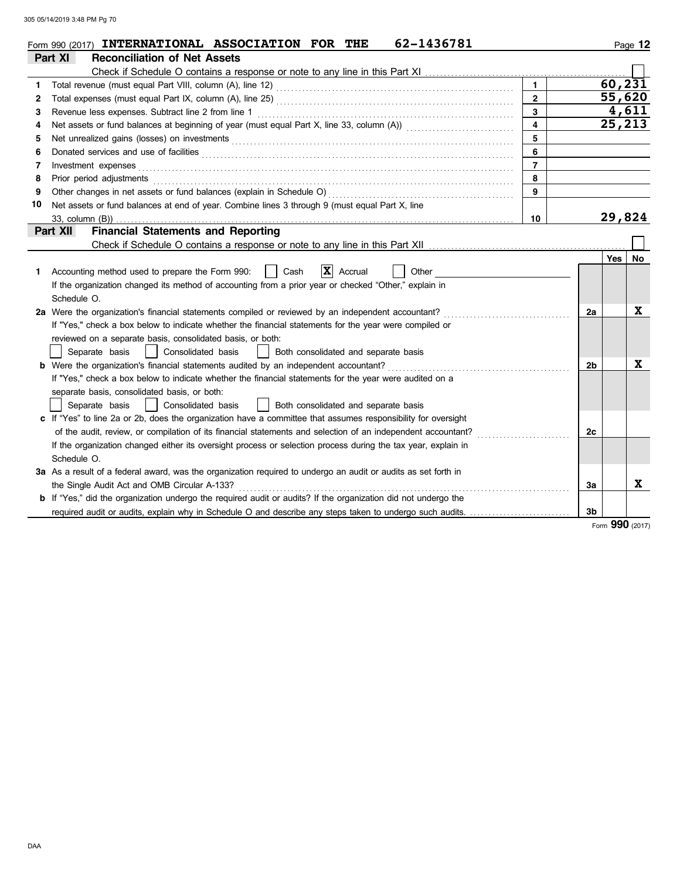Form 990 (2017) **INTERNATIONAL ASSOCIATION FOR THE 62-1436781** Page 12

## Part XI Reconciliation of Net Assets

Check if Schedule O contains a response or note to any line in this Part XI ☐

| | | | |
|---|---|---|---|
| 1 | Total revenue (must equal Part VIII, column (A), line 12) | 1 | 60,231 |
| 2 | Total expenses (must equal Part IX, column (A), line 25) | 2 | 55,620 |
| 3 | Revenue less expenses. Subtract line 2 from line 1 | 3 | 4,611 |
| 4 | Net assets or fund balances at beginning of year (must equal Part X, line 33, column (A)) | 4 | 25,213 |
| 5 | Net unrealized gains (losses) on investments | 5 | |
| 6 | Donated services and use of facilities | 6 | |
| 7 | Investment expenses | 7 | |
| 8 | Prior period adjustments | 8 | |
| 9 | Other changes in net assets or fund balances (explain in Schedule O) | 9 | |
| 10 | Net assets or fund balances at end of year. Combine lines 3 through 9 (must equal Part X, line 33, column (B)) | 10 | 29,824 |

## Part XII Financial Statements and Reporting

Check if Schedule O contains a response or note to any line in this Part XII ☐

| | | | Yes | No |
|---|---|---|---|---|
| 1 | Accounting method used to prepare the Form 990: ☐ Cash ☒ Accrual ☐ Other<br>If the organization changed its method of accounting from a prior year or checked "Other," explain in Schedule O. | | | |
| 2a | Were the organization's financial statements compiled or reviewed by an independent accountant?<br>If "Yes," check a box below to indicate whether the financial statements for the year were compiled or reviewed on a separate basis, consolidated basis, or both:<br>☐ Separate basis ☐ Consolidated basis ☐ Both consolidated and separate basis | 2a | | X |
| b | Were the organization's financial statements audited by an independent accountant?<br>If "Yes," check a box below to indicate whether the financial statements for the year were audited on a separate basis, consolidated basis, or both:<br>☐ Separate basis ☐ Consolidated basis ☐ Both consolidated and separate basis | 2b | | X |
| c | If "Yes" to line 2a or 2b, does the organization have a committee that assumes responsibility for oversight of the audit, review, or compilation of its financial statements and selection of an independent accountant?<br>If the organization changed either its oversight process or selection process during the tax year, explain in Schedule O. | 2c | | |
| 3a | As a result of a federal award, was the organization required to undergo an audit or audits as set forth in the Single Audit Act and OMB Circular A-133? | 3a | | X |
| b | If "Yes," did the organization undergo the required audit or audits? If the organization did not undergo the required audit or audits, explain why in Schedule O and describe any steps taken to undergo such audits. | 3b | | |

Form **990** (2017)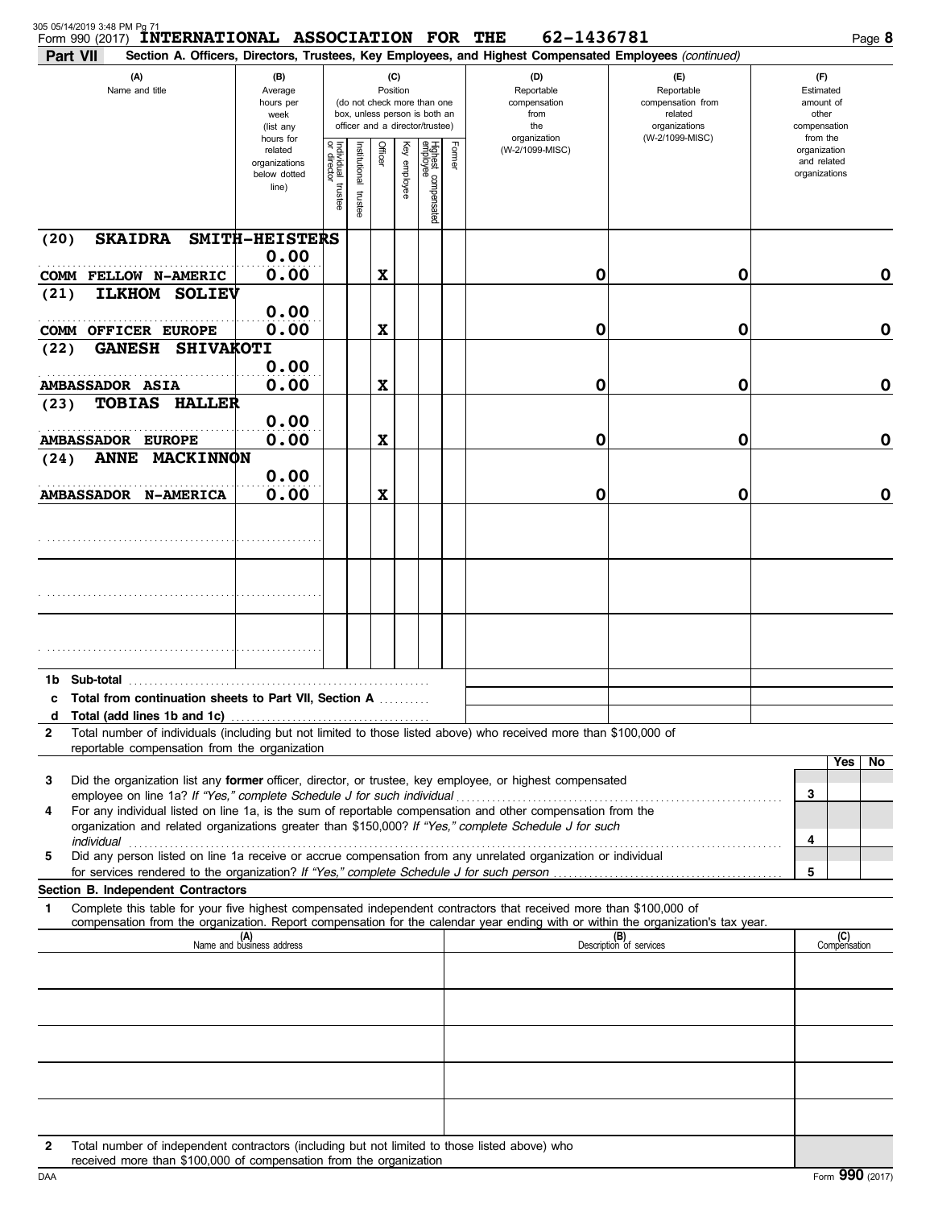Form 990 (2017) **INTERNATIONAL ASSOCIATION FOR THE** **62-1436781** Page **8**

**Part VII** **Section A. Officers, Directors, Trustees, Key Employees, and Highest Compensated Employees** *(continued)*

| (A) Name and title | (B) Average hours per week (list any hours for related organizations below dotted line) | (C) Position: Individual trustee or director | Institutional trustee | Officer | Key employee | Highest compensated employee | Former | (D) Reportable compensation from the organization (W-2/1099-MISC) | (E) Reportable compensation from related organizations (W-2/1099-MISC) | (F) Estimated amount of other compensation from the organization and related organizations |
|---|---|---|---|---|---|---|---|---|---|---|
| (20) SKAIDRA SMITH-HEISTERS | 0.00 | | | | | | | | | |
| COMM FELLOW N-AMERIC | 0.00 | | | X | | | | 0 | 0 | 0 |
| (21) ILKHOM SOLIEV | 0.00 | | | | | | | | | |
| COMM OFFICER EUROPE | 0.00 | | | X | | | | 0 | 0 | 0 |
| (22) GANESH SHIVAKOTI | 0.00 | | | | | | | | | |
| AMBASSADOR ASIA | 0.00 | | | X | | | | 0 | 0 | 0 |
| (23) TOBIAS HALLER | 0.00 | | | | | | | | | |
| AMBASSADOR EUROPE | 0.00 | | | X | | | | 0 | 0 | 0 |
| (24) ANNE MACKINNON | 0.00 | | | | | | | | | |
| AMBASSADOR N-AMERICA | 0.00 | | | X | | | | 0 | 0 | 0 |

**1b Sub-total**

**c Total from continuation sheets to Part VII, Section A**

**d Total (add lines 1b and 1c)**

**2** Total number of individuals (including but not limited to those listed above) who received more than $100,000 of reportable compensation from the organization

| | | Yes | No |
|---|---|---|---|
| **3** Did the organization list any **former** officer, director, or trustee, key employee, or highest compensated employee on line 1a? *If "Yes," complete Schedule J for such individual* | 3 | | |
| **4** For any individual listed on line 1a, is the sum of reportable compensation and other compensation from the organization and related organizations greater than $150,000? *If "Yes," complete Schedule J for such individual* | 4 | | |
| **5** Did any person listed on line 1a receive or accrue compensation from any unrelated organization or individual for services rendered to the organization? *If "Yes," complete Schedule J for such person* | 5 | | |

**Section B. Independent Contractors**

**1** Complete this table for your five highest compensated independent contractors that received more than $100,000 of compensation from the organization. Report compensation for the calendar year ending with or within the organization's tax year.

| (A) Name and business address | (B) Description of services | (C) Compensation |
|---|---|---|
| | | |
| | | |
| | | |
| | | |
| | | |

**2** Total number of independent contractors (including but not limited to those listed above) who received more than $100,000 of compensation from the organization

Form **990** (2017)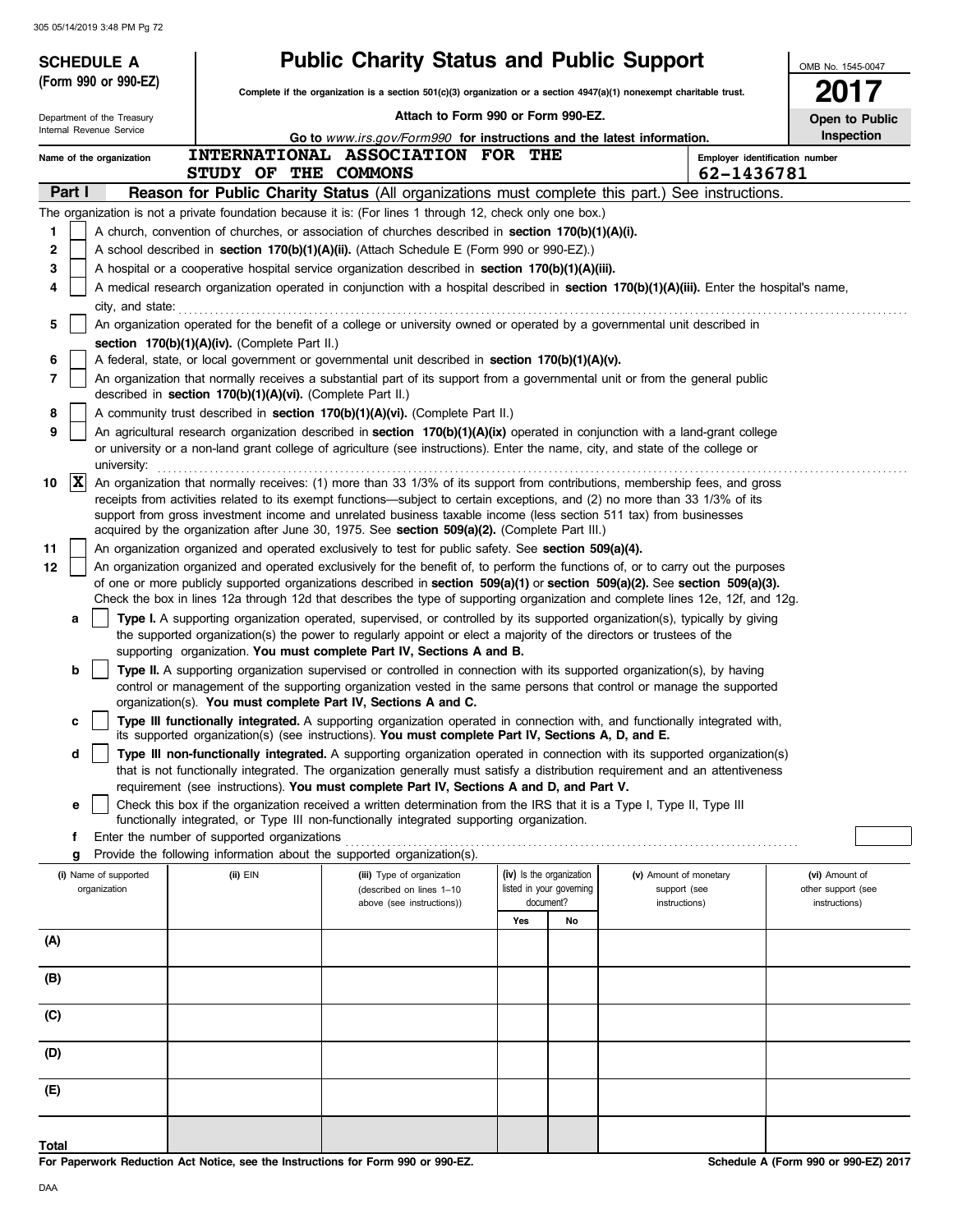**SCHEDULE A**
**(Form 990 or 990-EZ)**

Department of the Treasury
Internal Revenue Service

# Public Charity Status and Public Support

**Complete if the organization is a section 501(c)(3) organization or a section 4947(a)(1) nonexempt charitable trust.**

**Attach to Form 990 or Form 990-EZ.**

**Go to** *www.irs.gov/Form990* **for instructions and the latest information.**

OMB No. 1545-0047

**2017**

**Open to Public Inspection**

Name of the organization: INTERNATIONAL ASSOCIATION FOR THE STUDY OF THE COMMONS

Employer identification number: 62-1436781

## Part I — Reason for Public Charity Status (All organizations must complete this part.) See instructions.

The organization is not a private foundation because it is: (For lines 1 through 12, check only one box.)

1. [ ] A church, convention of churches, or association of churches described in **section 170(b)(1)(A)(i).**
2. [ ] A school described in **section 170(b)(1)(A)(ii).** (Attach Schedule E (Form 990 or 990-EZ).)
3. [ ] A hospital or a cooperative hospital service organization described in **section 170(b)(1)(A)(iii).**
4. [ ] A medical research organization operated in conjunction with a hospital described in **section 170(b)(1)(A)(iii).** Enter the hospital's name, city, and state:
5. [ ] An organization operated for the benefit of a college or university owned or operated by a governmental unit described in **section 170(b)(1)(A)(iv).** (Complete Part II.)
6. [ ] A federal, state, or local government or governmental unit described in **section 170(b)(1)(A)(v).**
7. [ ] An organization that normally receives a substantial part of its support from a governmental unit or from the general public described in **section 170(b)(1)(A)(vi).** (Complete Part II.)
8. [ ] A community trust described in **section 170(b)(1)(A)(vi).** (Complete Part II.)
9. [ ] An agricultural research organization described in **section 170(b)(1)(A)(ix)** operated in conjunction with a land-grant college or university or a non-land grant college of agriculture (see instructions). Enter the name, city, and state of the college or university:
10. [X] An organization that normally receives: (1) more than 33 1/3% of its support from contributions, membership fees, and gross receipts from activities related to its exempt functions—subject to certain exceptions, and (2) no more than 33 1/3% of its support from gross investment income and unrelated business taxable income (less section 511 tax) from businesses acquired by the organization after June 30, 1975. See **section 509(a)(2).** (Complete Part III.)
11. [ ] An organization organized and operated exclusively to test for public safety. See **section 509(a)(4).**
12. [ ] An organization organized and operated exclusively for the benefit of, to perform the functions of, or to carry out the purposes of one or more publicly supported organizations described in **section 509(a)(1)** or **section 509(a)(2).** See **section 509(a)(3).** Check the box in lines 12a through 12d that describes the type of supporting organization and complete lines 12e, 12f, and 12g.
   - **a** [ ] **Type I.** A supporting organization operated, supervised, or controlled by its supported organization(s), typically by giving the supported organization(s) the power to regularly appoint or elect a majority of the directors or trustees of the supporting organization. **You must complete Part IV, Sections A and B.**
   - **b** [ ] **Type II.** A supporting organization supervised or controlled in connection with its supported organization(s), by having control or management of the supporting organization vested in the same persons that control or manage the supported organization(s). **You must complete Part IV, Sections A and C.**
   - **c** [ ] **Type III functionally integrated.** A supporting organization operated in connection with, and functionally integrated with, its supported organization(s) (see instructions). **You must complete Part IV, Sections A, D, and E.**
   - **d** [ ] **Type III non-functionally integrated.** A supporting organization operated in connection with its supported organization(s) that is not functionally integrated. The organization generally must satisfy a distribution requirement and an attentiveness requirement (see instructions). **You must complete Part IV, Sections A and D, and Part V.**
   - **e** [ ] Check this box if the organization received a written determination from the IRS that it is a Type I, Type II, Type III functionally integrated, or Type III non-functionally integrated supporting organization.
   - **f** Enter the number of supported organizations
   - **g** Provide the following information about the supported organization(s).

| (i) Name of supported organization | (ii) EIN | (iii) Type of organization (described on lines 1–10 above (see instructions)) | (iv) Is the organization listed in your governing document? | | (v) Amount of monetary support (see instructions) | (vi) Amount of other support (see instructions) |
|---|---|---|---|---|---|---|
| | | | Yes | No | | |
| (A) | | | | | | |
| (B) | | | | | | |
| (C) | | | | | | |
| (D) | | | | | | |
| (E) | | | | | | |
| **Total** | | | | | | |

**For Paperwork Reduction Act Notice, see the Instructions for Form 990 or 990-EZ.**

**Schedule A (Form 990 or 990-EZ) 2017**

DAA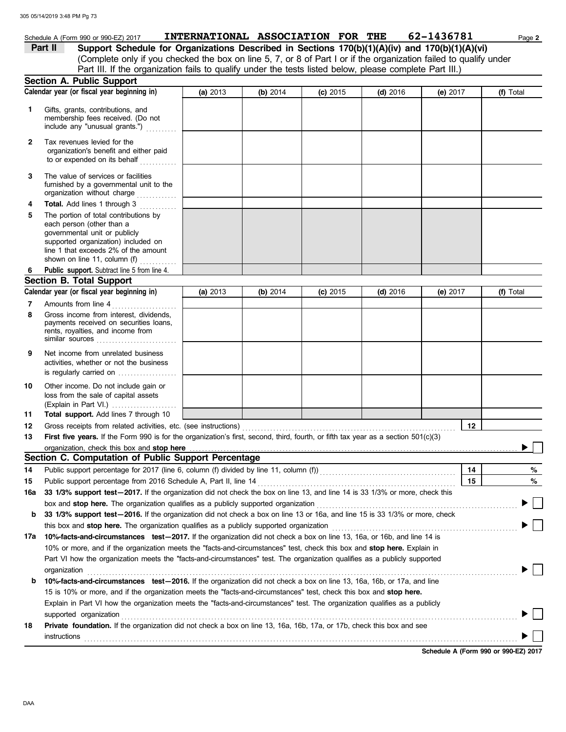Schedule A (Form 990 or 990-EZ) 2017 **INTERNATIONAL ASSOCIATION FOR THE** **62-1436781**

**Part II** **Support Schedule for Organizations Described in Sections 170(b)(1)(A)(iv) and 170(b)(1)(A)(vi)**
(Complete only if you checked the box on line 5, 7, or 8 of Part I or if the organization failed to qualify under Part III. If the organization fails to qualify under the tests listed below, please complete Part III.)

## Section A. Public Support

| Calendar year (or fiscal year beginning in) | (a) 2013 | (b) 2014 | (c) 2015 | (d) 2016 | (e) 2017 | (f) Total |
|---|---|---|---|---|---|---|
| 1 Gifts, grants, contributions, and membership fees received. (Do not include any "unusual grants.") | | | | | | |
| 2 Tax revenues levied for the organization's benefit and either paid to or expended on its behalf | | | | | | |
| 3 The value of services or facilities furnished by a governmental unit to the organization without charge | | | | | | |
| 4 **Total.** Add lines 1 through 3 | | | | | | |
| 5 The portion of total contributions by each person (other than a governmental unit or publicly supported organization) included on line 1 that exceeds 2% of the amount shown on line 11, column (f) | | | | | | |
| 6 **Public support.** Subtract line 5 from line 4. | | | | | | |

## Section B. Total Support

| Calendar year (or fiscal year beginning in) | (a) 2013 | (b) 2014 | (c) 2015 | (d) 2016 | (e) 2017 | (f) Total |
|---|---|---|---|---|---|---|
| 7 Amounts from line 4 | | | | | | |
| 8 Gross income from interest, dividends, payments received on securities loans, rents, royalties, and income from similar sources | | | | | | |
| 9 Net income from unrelated business activities, whether or not the business is regularly carried on | | | | | | |
| 10 Other income. Do not include gain or loss from the sale of capital assets (Explain in Part VI.) | | | | | | |
| 11 **Total support.** Add lines 7 through 10 | | | | | | |

12 Gross receipts from related activities, etc. (see instructions) | 12 |

13 **First five years.** If the Form 990 is for the organization's first, second, third, fourth, or fifth tax year as a section 501(c)(3) organization, check this box and **stop here** ▶ ☐

## Section C. Computation of Public Support Percentage

14 Public support percentage for 2017 (line 6, column (f) divided by line 11, column (f)) | 14 | %

15 Public support percentage from 2016 Schedule A, Part II, line 14 | 15 | %

**16a 33 1/3% support test—2017.** If the organization did not check the box on line 13, and line 14 is 33 1/3% or more, check this box and **stop here.** The organization qualifies as a publicly supported organization ▶ ☐

**b 33 1/3% support test—2016.** If the organization did not check a box on line 13 or 16a, and line 15 is 33 1/3% or more, check this box and **stop here.** The organization qualifies as a publicly supported organization ▶ ☐

**17a 10%-facts-and-circumstances test—2017.** If the organization did not check a box on line 13, 16a, or 16b, and line 14 is 10% or more, and if the organization meets the "facts-and-circumstances" test, check this box and **stop here.** Explain in Part VI how the organization meets the "facts-and-circumstances" test. The organization qualifies as a publicly supported organization ▶ ☐

**b 10%-facts-and-circumstances test—2016.** If the organization did not check a box on line 13, 16a, 16b, or 17a, and line 15 is 10% or more, and if the organization meets the "facts-and-circumstances" test, check this box and **stop here.** Explain in Part VI how the organization meets the "facts-and-circumstances" test. The organization qualifies as a publicly supported organization ▶ ☐

**18 Private foundation.** If the organization did not check a box on line 13, 16a, 16b, 17a, or 17b, check this box and see instructions ▶ ☐

**Schedule A (Form 990 or 990-EZ) 2017**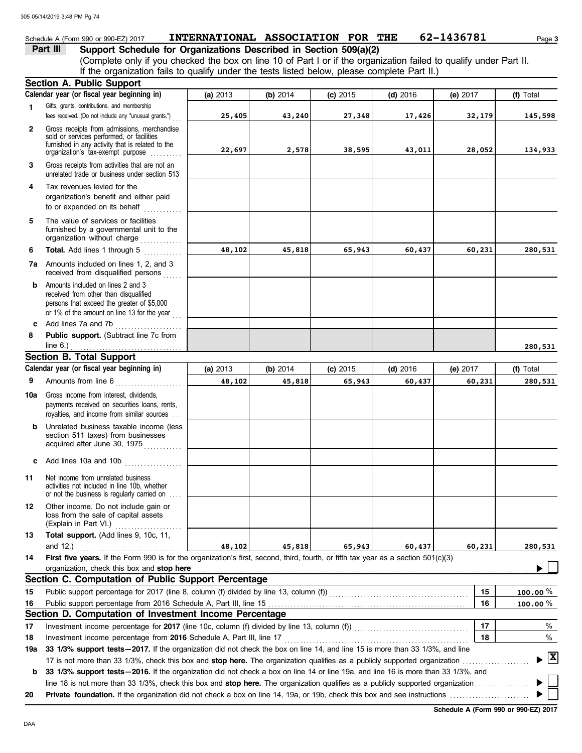Schedule A (Form 990 or 990-EZ) 2017 INTERNATIONAL ASSOCIATION FOR THE 62-1436781 Page 3

## Part III Support Schedule for Organizations Described in Section 509(a)(2)

(Complete only if you checked the box on line 10 of Part I or if the organization failed to qualify under Part II. If the organization fails to qualify under the tests listed below, please complete Part II.)

### Section A. Public Support

| Calendar year (or fiscal year beginning in) | (a) 2013 | (b) 2014 | (c) 2015 | (d) 2016 | (e) 2017 | (f) Total |
|---|---|---|---|---|---|---|
| 1 Gifts, grants, contributions, and membership fees received. (Do not include any "unusual grants.") | 25,405 | 43,240 | 27,348 | 17,426 | 32,179 | 145,598 |
| 2 Gross receipts from admissions, merchandise sold or services performed, or facilities furnished in any activity that is related to the organization's tax-exempt purpose | 22,697 | 2,578 | 38,595 | 43,011 | 28,052 | 134,933 |
| 3 Gross receipts from activities that are not an unrelated trade or business under section 513 | | | | | | |
| 4 Tax revenues levied for the organization's benefit and either paid to or expended on its behalf | | | | | | |
| 5 The value of services or facilities furnished by a governmental unit to the organization without charge | | | | | | |
| 6 **Total.** Add lines 1 through 5 | 48,102 | 45,818 | 65,943 | 60,437 | 60,231 | 280,531 |
| 7a Amounts included on lines 1, 2, and 3 received from disqualified persons | | | | | | |
| b Amounts included on lines 2 and 3 received from other than disqualified persons that exceed the greater of $5,000 or 1% of the amount on line 13 for the year | | | | | | |
| c Add lines 7a and 7b | | | | | | |
| 8 **Public support.** (Subtract line 7c from line 6.) | | | | | | 280,531 |

### Section B. Total Support

| Calendar year (or fiscal year beginning in) | (a) 2013 | (b) 2014 | (c) 2015 | (d) 2016 | (e) 2017 | (f) Total |
|---|---|---|---|---|---|---|
| 9 Amounts from line 6 | 48,102 | 45,818 | 65,943 | 60,437 | 60,231 | 280,531 |
| 10a Gross income from interest, dividends, payments received on securities loans, rents, royalties, and income from similar sources | | | | | | |
| b Unrelated business taxable income (less section 511 taxes) from businesses acquired after June 30, 1975 | | | | | | |
| c Add lines 10a and 10b | | | | | | |
| 11 Net income from unrelated business activities not included in line 10b, whether or not the business is regularly carried on | | | | | | |
| 12 Other income. Do not include gain or loss from the sale of capital assets (Explain in Part VI.) | | | | | | |
| 13 **Total support.** (Add lines 9, 10c, 11, and 12.) | 48,102 | 45,818 | 65,943 | 60,437 | 60,231 | 280,531 |

14 **First five years.** If the Form 990 is for the organization's first, second, third, fourth, or fifth tax year as a section 501(c)(3) organization, check this box and **stop here** ☐

### Section C. Computation of Public Support Percentage

| | | | |
|---|---|---|---|
| 15 | Public support percentage for 2017 (line 8, column (f) divided by line 13, column (f)) | 15 | 100.00 % |
| 16 | Public support percentage from 2016 Schedule A, Part III, line 15 | 16 | 100.00 % |

### Section D. Computation of Investment Income Percentage

| | | | |
|---|---|---|---|
| 17 | Investment income percentage for **2017** (line 10c, column (f) divided by line 13, column (f)) | 17 | % |
| 18 | Investment income percentage from **2016** Schedule A, Part III, line 17 | 18 | % |

19a **33 1/3% support tests—2017.** If the organization did not check the box on line 14, and line 15 is more than 33 1/3%, and line 17 is not more than 33 1/3%, check this box and **stop here.** The organization qualifies as a publicly supported organization ☒

b **33 1/3% support tests—2016.** If the organization did not check a box on line 14 or line 19a, and line 16 is more than 33 1/3%, and line 18 is not more than 33 1/3%, check this box and **stop here.** The organization qualifies as a publicly supported organization ☐

20 **Private foundation.** If the organization did not check a box on line 14, 19a, or 19b, check this box and see instructions ☐

Schedule A (Form 990 or 990-EZ) 2017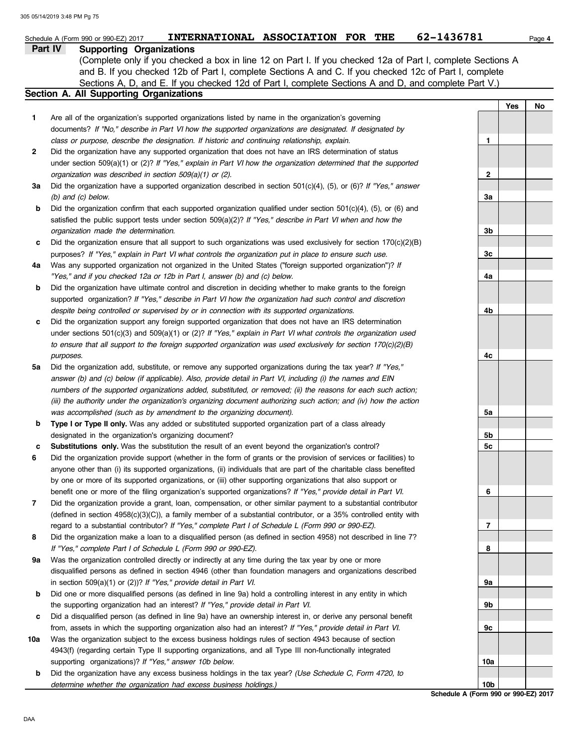Schedule A (Form 990 or 990-EZ) 2017 **INTERNATIONAL ASSOCIATION FOR THE** 62-1436781 Page **4**

## Part IV Supporting Organizations

(Complete only if you checked a box in line 12 on Part I. If you checked 12a of Part I, complete Sections A and B. If you checked 12b of Part I, complete Sections A and C. If you checked 12c of Part I, complete Sections A, D, and E. If you checked 12d of Part I, complete Sections A and D, and complete Part V.)

### Section A. All Supporting Organizations

| | | | Yes | No |
|---|---|---|---|---|
| **1** | Are all of the organization's supported organizations listed by name in the organization's governing documents? *If "No," describe in Part VI how the supported organizations are designated. If designated by class or purpose, describe the designation. If historic and continuing relationship, explain.* | 1 | | |
| **2** | Did the organization have any supported organization that does not have an IRS determination of status under section 509(a)(1) or (2)? *If "Yes," explain in Part VI how the organization determined that the supported organization was described in section 509(a)(1) or (2).* | 2 | | |
| **3a** | Did the organization have a supported organization described in section 501(c)(4), (5), or (6)? *If "Yes," answer (b) and (c) below.* | 3a | | |
| **b** | Did the organization confirm that each supported organization qualified under section 501(c)(4), (5), or (6) and satisfied the public support tests under section 509(a)(2)? *If "Yes," describe in Part VI when and how the organization made the determination.* | 3b | | |
| **c** | Did the organization ensure that all support to such organizations was used exclusively for section 170(c)(2)(B) purposes? *If "Yes," explain in Part VI what controls the organization put in place to ensure such use.* | 3c | | |
| **4a** | Was any supported organization not organized in the United States ("foreign supported organization")? *If "Yes," and if you checked 12a or 12b in Part I, answer (b) and (c) below.* | 4a | | |
| **b** | Did the organization have ultimate control and discretion in deciding whether to make grants to the foreign supported organization? *If "Yes," describe in Part VI how the organization had such control and discretion despite being controlled or supervised by or in connection with its supported organizations.* | 4b | | |
| **c** | Did the organization support any foreign supported organization that does not have an IRS determination under sections 501(c)(3) and 509(a)(1) or (2)? *If "Yes," explain in Part VI what controls the organization used to ensure that all support to the foreign supported organization was used exclusively for section 170(c)(2)(B) purposes.* | 4c | | |
| **5a** | Did the organization add, substitute, or remove any supported organizations during the tax year? *If "Yes," answer (b) and (c) below (if applicable). Also, provide detail in Part VI, including (i) the names and EIN numbers of the supported organizations added, substituted, or removed; (ii) the reasons for each such action; (iii) the authority under the organization's organizing document authorizing such action; and (iv) how the action was accomplished (such as by amendment to the organizing document).* | 5a | | |
| **b** | **Type I or Type II only.** Was any added or substituted supported organization part of a class already designated in the organization's organizing document? | 5b | | |
| **c** | **Substitutions only.** Was the substitution the result of an event beyond the organization's control? | 5c | | |
| **6** | Did the organization provide support (whether in the form of grants or the provision of services or facilities) to anyone other than (i) its supported organizations, (ii) individuals that are part of the charitable class benefited by one or more of its supported organizations, or (iii) other supporting organizations that also support or benefit one or more of the filing organization's supported organizations? *If "Yes," provide detail in Part VI.* | 6 | | |
| **7** | Did the organization provide a grant, loan, compensation, or other similar payment to a substantial contributor (defined in section 4958(c)(3)(C)), a family member of a substantial contributor, or a 35% controlled entity with regard to a substantial contributor? *If "Yes," complete Part I of Schedule L (Form 990 or 990-EZ).* | 7 | | |
| **8** | Did the organization make a loan to a disqualified person (as defined in section 4958) not described in line 7? *If "Yes," complete Part I of Schedule L (Form 990 or 990-EZ).* | 8 | | |
| **9a** | Was the organization controlled directly or indirectly at any time during the tax year by one or more disqualified persons as defined in section 4946 (other than foundation managers and organizations described in section 509(a)(1) or (2))? *If "Yes," provide detail in Part VI.* | 9a | | |
| **b** | Did one or more disqualified persons (as defined in line 9a) hold a controlling interest in any entity in which the supporting organization had an interest? *If "Yes," provide detail in Part VI.* | 9b | | |
| **c** | Did a disqualified person (as defined in line 9a) have an ownership interest in, or derive any personal benefit from, assets in which the supporting organization also had an interest? *If "Yes," provide detail in Part VI.* | 9c | | |
| **10a** | Was the organization subject to the excess business holdings rules of section 4943 because of section 4943(f) (regarding certain Type II supporting organizations, and all Type III non-functionally integrated supporting organizations)? *If "Yes," answer 10b below.* | 10a | | |
| **b** | Did the organization have any excess business holdings in the tax year? *(Use Schedule C, Form 4720, to determine whether the organization had excess business holdings.)* | 10b | | |

**Schedule A (Form 990 or 990-EZ) 2017**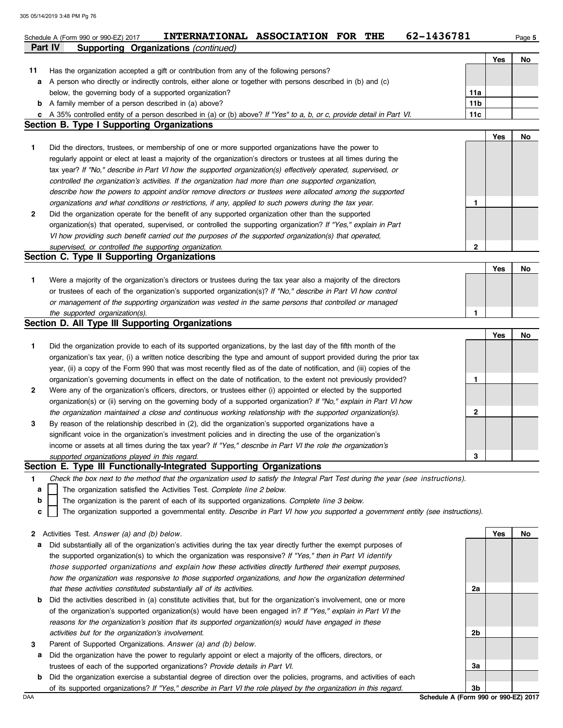Schedule A (Form 990 or 990-EZ) 2017 **INTERNATIONAL ASSOCIATION FOR THE** **62-1436781**

## Part IV Supporting Organizations *(continued)*

| | | | Yes | No |
|---|---|---|---|---|
| **11** | Has the organization accepted a gift or contribution from any of the following persons? | | | |
| **a** | A person who directly or indirectly controls, either alone or together with persons described in (b) and (c) below, the governing body of a supported organization? | **11a** | | |
| **b** | A family member of a person described in (a) above? | **11b** | | |
| **c** | A 35% controlled entity of a person described in (a) or (b) above? *If "Yes" to a, b, or c, provide detail in Part VI.* | **11c** | | |

### Section B. Type I Supporting Organizations

| | | | Yes | No |
|---|---|---|---|---|
| **1** | Did the directors, trustees, or membership of one or more supported organizations have the power to regularly appoint or elect at least a majority of the organization's directors or trustees at all times during the tax year? *If "No," describe in Part VI how the supported organization(s) effectively operated, supervised, or controlled the organization's activities. If the organization had more than one supported organization, describe how the powers to appoint and/or remove directors or trustees were allocated among the supported organizations and what conditions or restrictions, if any, applied to such powers during the tax year.* | **1** | | |
| **2** | Did the organization operate for the benefit of any supported organization other than the supported organization(s) that operated, supervised, or controlled the supporting organization? *If "Yes," explain in Part VI how providing such benefit carried out the purposes of the supported organization(s) that operated, supervised, or controlled the supporting organization.* | **2** | | |

### Section C. Type II Supporting Organizations

| | | | Yes | No |
|---|---|---|---|---|
| **1** | Were a majority of the organization's directors or trustees during the tax year also a majority of the directors or trustees of each of the organization's supported organization(s)? *If "No," describe in Part VI how control or management of the supporting organization was vested in the same persons that controlled or managed the supported organization(s).* | **1** | | |

### Section D. All Type III Supporting Organizations

| | | | Yes | No |
|---|---|---|---|---|
| **1** | Did the organization provide to each of its supported organizations, by the last day of the fifth month of the organization's tax year, (i) a written notice describing the type and amount of support provided during the prior tax year, (ii) a copy of the Form 990 that was most recently filed as of the date of notification, and (iii) copies of the organization's governing documents in effect on the date of notification, to the extent not previously provided? | **1** | | |
| **2** | Were any of the organization's officers, directors, or trustees either (i) appointed or elected by the supported organization(s) or (ii) serving on the governing body of a supported organization? *If "No," explain in Part VI how the organization maintained a close and continuous working relationship with the supported organization(s).* | **2** | | |
| **3** | By reason of the relationship described in (2), did the organization's supported organizations have a significant voice in the organization's investment policies and in directing the use of the organization's income or assets at all times during the tax year? *If "Yes," describe in Part VI the role the organization's supported organizations played in this regard.* | **3** | | |

### Section E. Type III Functionally-Integrated Supporting Organizations

**1** *Check the box next to the method that the organization used to satisfy the Integral Part Test during the year (see instructions).*

- **a** ☐ The organization satisfied the Activities Test. *Complete line 2 below.*
- **b** ☐ The organization is the parent of each of its supported organizations. *Complete line 3 below.*
- **c** ☐ The organization supported a governmental entity. *Describe in Part VI how you supported a government entity (see instructions).*

| | | | Yes | No |
|---|---|---|---|---|
| **2** | Activities Test. *Answer (a) and (b) below.* | | | |
| **a** | Did substantially all of the organization's activities during the tax year directly further the exempt purposes of the supported organization(s) to which the organization was responsive? *If "Yes," then in Part VI identify those supported organizations and explain how these activities directly furthered their exempt purposes, how the organization was responsive to those supported organizations, and how the organization determined that these activities constituted substantially all of its activities.* | **2a** | | |
| **b** | Did the activities described in (a) constitute activities that, but for the organization's involvement, one or more of the organization's supported organization(s) would have been engaged in? *If "Yes," explain in Part VI the reasons for the organization's position that its supported organization(s) would have engaged in these activities but for the organization's involvement.* | **2b** | | |
| **3** | Parent of Supported Organizations. *Answer (a) and (b) below.* | | | |
| **a** | Did the organization have the power to regularly appoint or elect a majority of the officers, directors, or trustees of each of the supported organizations? *Provide details in Part VI.* | **3a** | | |
| **b** | Did the organization exercise a substantial degree of direction over the policies, programs, and activities of each of its supported organizations? *If "Yes," describe in Part VI the role played by the organization in this regard.* | **3b** | | |

**Schedule A (Form 990 or 990-EZ) 2017**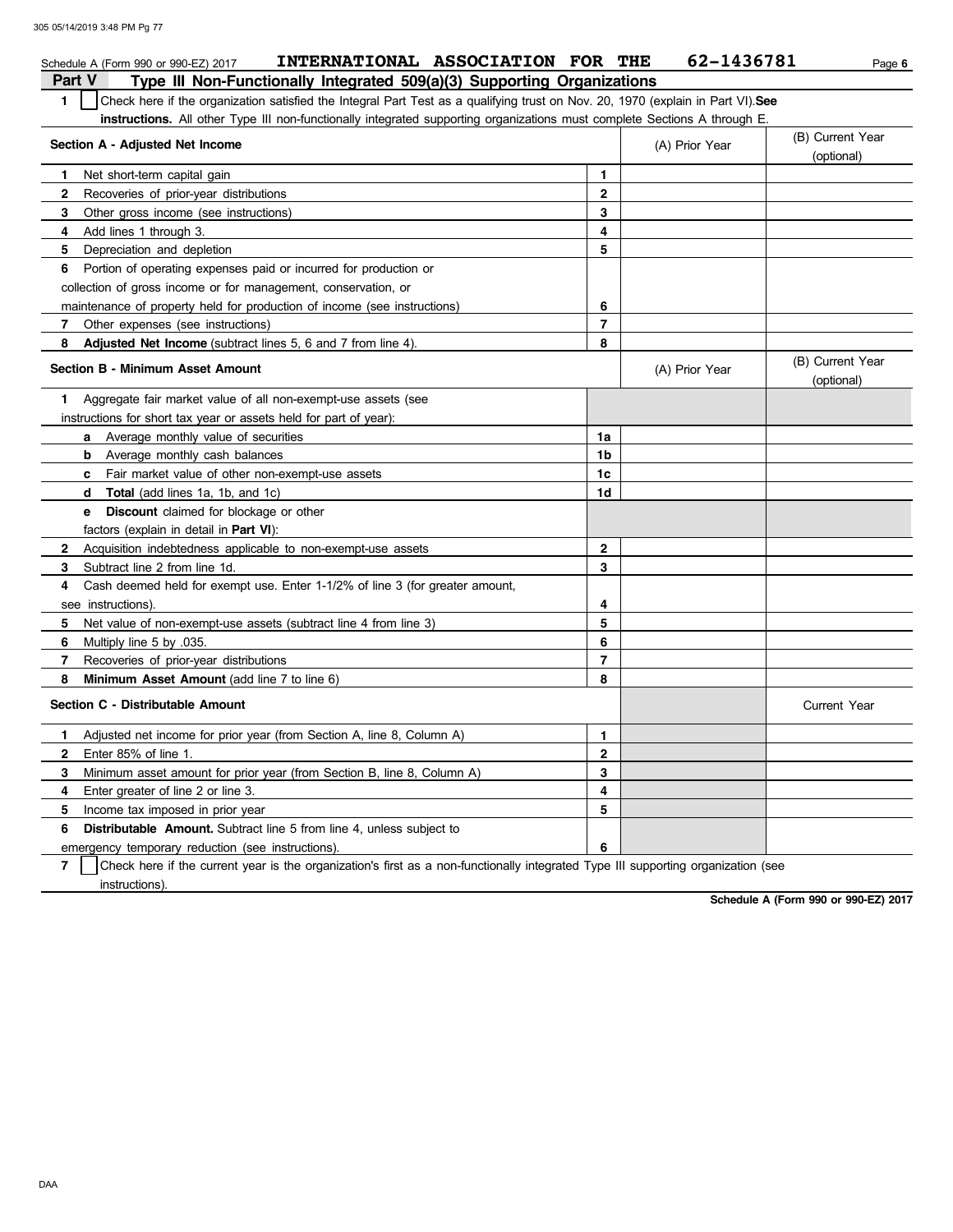Schedule A (Form 990 or 990-EZ) 2017 **INTERNATIONAL ASSOCIATION FOR THE** **62-1436781**

## Part V Type III Non-Functionally Integrated 509(a)(3) Supporting Organizations

**1** ☐ Check here if the organization satisfied the Integral Part Test as a qualifying trust on Nov. 20, 1970 (explain in Part VI). **See instructions.** All other Type III non-functionally integrated supporting organizations must complete Sections A through E.

| Section A - Adjusted Net Income | | (A) Prior Year | (B) Current Year (optional) |
|---|---|---|---|
| **1** Net short-term capital gain | 1 | | |
| **2** Recoveries of prior-year distributions | 2 | | |
| **3** Other gross income (see instructions) | 3 | | |
| **4** Add lines 1 through 3. | 4 | | |
| **5** Depreciation and depletion | 5 | | |
| **6** Portion of operating expenses paid or incurred for production or collection of gross income or for management, conservation, or maintenance of property held for production of income (see instructions) | 6 | | |
| **7** Other expenses (see instructions) | 7 | | |
| **8** **Adjusted Net Income** (subtract lines 5, 6 and 7 from line 4). | 8 | | |

| Section B - Minimum Asset Amount | | (A) Prior Year | (B) Current Year (optional) |
|---|---|---|---|
| **1** Aggregate fair market value of all non-exempt-use assets (see instructions for short tax year or assets held for part of year): | | | |
| **a** Average monthly value of securities | 1a | | |
| **b** Average monthly cash balances | 1b | | |
| **c** Fair market value of other non-exempt-use assets | 1c | | |
| **d** **Total** (add lines 1a, 1b, and 1c) | 1d | | |
| **e** **Discount** claimed for blockage or other factors (explain in detail in **Part VI**): | | | |
| **2** Acquisition indebtedness applicable to non-exempt-use assets | 2 | | |
| **3** Subtract line 2 from line 1d. | 3 | | |
| **4** Cash deemed held for exempt use. Enter 1-1/2% of line 3 (for greater amount, see instructions). | 4 | | |
| **5** Net value of non-exempt-use assets (subtract line 4 from line 3) | 5 | | |
| **6** Multiply line 5 by .035. | 6 | | |
| **7** Recoveries of prior-year distributions | 7 | | |
| **8** **Minimum Asset Amount** (add line 7 to line 6) | 8 | | |

| Section C - Distributable Amount | | | Current Year |
|---|---|---|---|
| **1** Adjusted net income for prior year (from Section A, line 8, Column A) | 1 | | |
| **2** Enter 85% of line 1. | 2 | | |
| **3** Minimum asset amount for prior year (from Section B, line 8, Column A) | 3 | | |
| **4** Enter greater of line 2 or line 3. | 4 | | |
| **5** Income tax imposed in prior year | 5 | | |
| **6** **Distributable Amount.** Subtract line 5 from line 4, unless subject to emergency temporary reduction (see instructions). | 6 | | |

**7** ☐ Check here if the current year is the organization's first as a non-functionally integrated Type III supporting organization (see instructions).

**Schedule A (Form 990 or 990-EZ) 2017**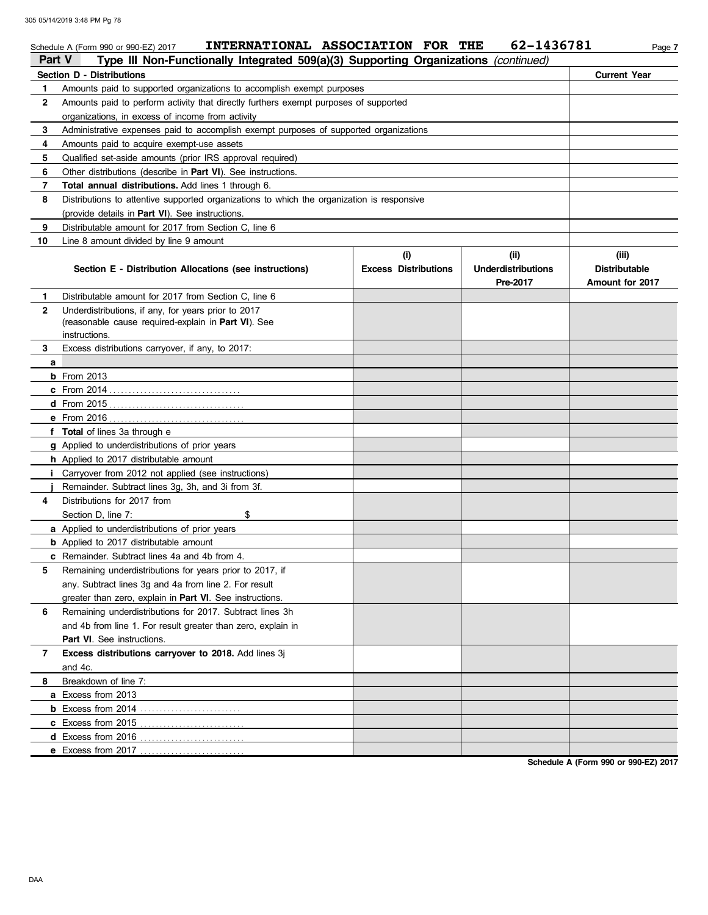Schedule A (Form 990 or 990-EZ) 2017 **INTERNATIONAL ASSOCIATION FOR THE 62-1436781** Page **7**

## Part V Type III Non-Functionally Integrated 509(a)(3) Supporting Organizations *(continued)*

| **Section D - Distributions** | | **Current Year** |
|---|---|---|
| **1** | Amounts paid to supported organizations to accomplish exempt purposes | |
| **2** | Amounts paid to perform activity that directly furthers exempt purposes of supported organizations, in excess of income from activity | |
| **3** | Administrative expenses paid to accomplish exempt purposes of supported organizations | |
| **4** | Amounts paid to acquire exempt-use assets | |
| **5** | Qualified set-aside amounts (prior IRS approval required) | |
| **6** | Other distributions (describe in **Part VI**). See instructions. | |
| **7** | **Total annual distributions.** Add lines 1 through 6. | |
| **8** | Distributions to attentive supported organizations to which the organization is responsive (provide details in **Part VI**). See instructions. | |
| **9** | Distributable amount for 2017 from Section C, line 6 | |
| **10** | Line 8 amount divided by line 9 amount | |

| | **Section E - Distribution Allocations (see instructions)** | **(i) Excess Distributions** | **(ii) Underdistributions Pre-2017** | **(iii) Distributable Amount for 2017** |
|---|---|---|---|---|
| **1** | Distributable amount for 2017 from Section C, line 6 | | | |
| **2** | Underdistributions, if any, for years prior to 2017 (reasonable cause required-explain in **Part VI**). See instructions. | | | |
| **3** | Excess distributions carryover, if any, to 2017: | | | |
| **a** | | | | |
| **b** | From 2013 | | | |
| **c** | From 2014 | | | |
| **d** | From 2015 | | | |
| **e** | From 2016 | | | |
| **f** | **Total** of lines 3a through e | | | |
| **g** | Applied to underdistributions of prior years | | | |
| **h** | Applied to 2017 distributable amount | | | |
| **i** | Carryover from 2012 not applied (see instructions) | | | |
| **j** | Remainder. Subtract lines 3g, 3h, and 3i from 3f. | | | |
| **4** | Distributions for 2017 from Section D, line 7: $ | | | |
| **a** | Applied to underdistributions of prior years | | | |
| **b** | Applied to 2017 distributable amount | | | |
| **c** | Remainder. Subtract lines 4a and 4b from 4. | | | |
| **5** | Remaining underdistributions for years prior to 2017, if any. Subtract lines 3g and 4a from line 2. For result greater than zero, explain in **Part VI**. See instructions. | | | |
| **6** | Remaining underdistributions for 2017. Subtract lines 3h and 4b from line 1. For result greater than zero, explain in **Part VI**. See instructions. | | | |
| **7** | **Excess distributions carryover to 2018.** Add lines 3j and 4c. | | | |
| **8** | Breakdown of line 7: | | | |
| **a** | Excess from 2013 | | | |
| **b** | Excess from 2014 | | | |
| **c** | Excess from 2015 | | | |
| **d** | Excess from 2016 | | | |
| **e** | Excess from 2017 | | | |

**Schedule A (Form 990 or 990-EZ) 2017**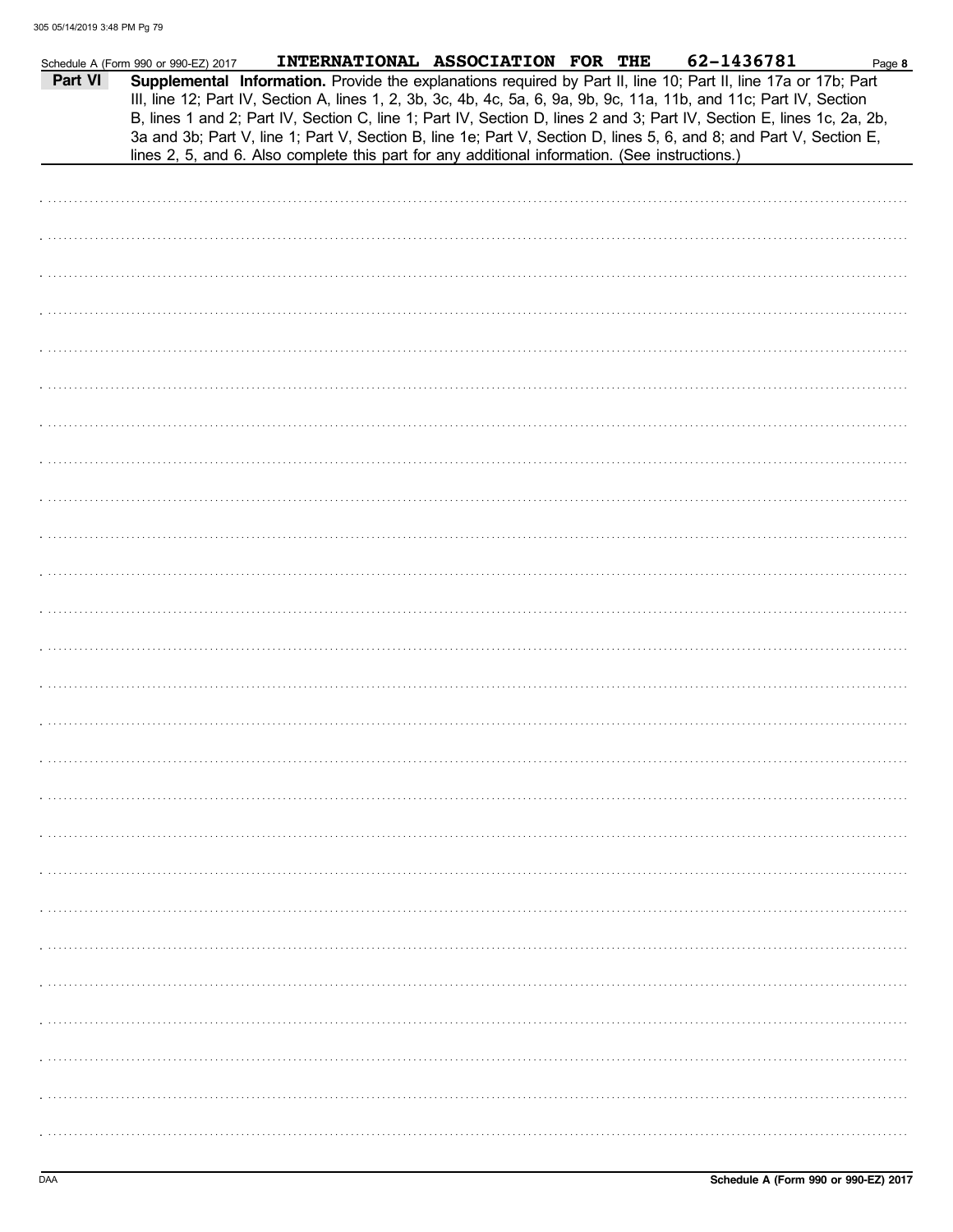Schedule A (Form 990 or 990-EZ) 2017 INTERNATIONAL ASSOCIATION FOR THE 62-1436781

**Part VI** **Supplemental Information.** Provide the explanations required by Part II, line 10; Part II, line 17a or 17b; Part III, line 12; Part IV, Section A, lines 1, 2, 3b, 3c, 4b, 4c, 5a, 6, 9a, 9b, 9c, 11a, 11b, and 11c; Part IV, Section B, lines 1 and 2; Part IV, Section C, line 1; Part IV, Section D, lines 2 and 3; Part IV, Section E, lines 1c, 2a, 2b, 3a and 3b; Part V, line 1; Part V, Section B, line 1e; Part V, Section D, lines 5, 6, and 8; and Part V, Section E, lines 2, 5, and 6. Also complete this part for any additional information. (See instructions.)

DAA

**Schedule A (Form 990 or 990-EZ) 2017**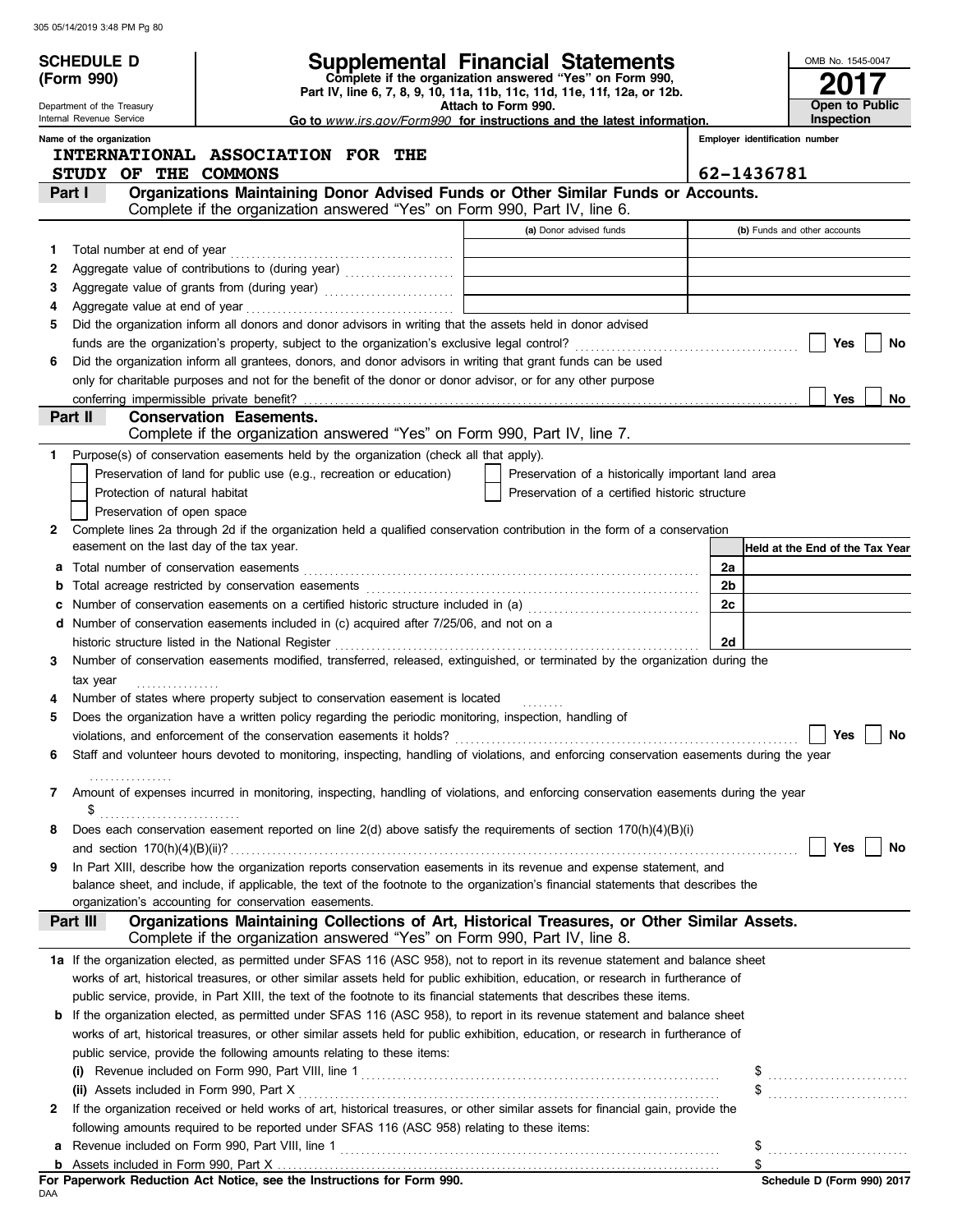**SCHEDULE D (Form 990)**

Department of the Treasury
Internal Revenue Service

# Supplemental Financial Statements

**Complete if the organization answered "Yes" on Form 990, Part IV, line 6, 7, 8, 9, 10, 11a, 11b, 11c, 11d, 11e, 11f, 12a, or 12b.**
**Attach to Form 990.**
**Go to** *www.irs.gov/Form990* **for instructions and the latest information.**

OMB No. 1545-0047
**2017**
**Open to Public Inspection**

**Name of the organization:** INTERNATIONAL ASSOCIATION FOR THE STUDY OF THE COMMONS

**Employer identification number:** 62-1436781

## Part I — Organizations Maintaining Donor Advised Funds or Other Similar Funds or Accounts.

Complete if the organization answered "Yes" on Form 990, Part IV, line 6.

| | | (a) Donor advised funds | (b) Funds and other accounts |
|---|---|---|---|
| 1 | Total number at end of year | | |
| 2 | Aggregate value of contributions to (during year) | | |
| 3 | Aggregate value of grants from (during year) | | |
| 4 | Aggregate value at end of year | | |

5 Did the organization inform all donors and donor advisors in writing that the assets held in donor advised funds are the organization's property, subject to the organization's exclusive legal control? ☐ Yes ☐ No

6 Did the organization inform all grantees, donors, and donor advisors in writing that grant funds can be used only for charitable purposes and not for the benefit of the donor or donor advisor, or for any other purpose conferring impermissible private benefit? ☐ Yes ☐ No

## Part II — Conservation Easements.

Complete if the organization answered "Yes" on Form 990, Part IV, line 7.

1 Purpose(s) of conservation easements held by the organization (check all that apply).

- ☐ Preservation of land for public use (e.g., recreation or education)
- ☐ Protection of natural habitat
- ☐ Preservation of open space
- ☐ Preservation of a historically important land area
- ☐ Preservation of a certified historic structure

2 Complete lines 2a through 2d if the organization held a qualified conservation contribution in the form of a conservation easement on the last day of the tax year.

| | | | Held at the End of the Tax Year |
|---|---|---|---|
| a | Total number of conservation easements | 2a | |
| b | Total acreage restricted by conservation easements | 2b | |
| c | Number of conservation easements on a certified historic structure included in (a) | 2c | |
| d | Number of conservation easements included in (c) acquired after 7/25/06, and not on a historic structure listed in the National Register | 2d | |

3 Number of conservation easements modified, transferred, released, extinguished, or terminated by the organization during the tax year ................

4 Number of states where property subject to conservation easement is located ........

5 Does the organization have a written policy regarding the periodic monitoring, inspection, handling of violations, and enforcement of the conservation easements it holds? ☐ Yes ☐ No

6 Staff and volunteer hours devoted to monitoring, inspecting, handling of violations, and enforcing conservation easements during the year ................

7 Amount of expenses incurred in monitoring, inspecting, handling of violations, and enforcing conservation easements during the year $ ..........................

8 Does each conservation easement reported on line 2(d) above satisfy the requirements of section 170(h)(4)(B)(i) and section 170(h)(4)(B)(ii)? ☐ Yes ☐ No

9 In Part XIII, describe how the organization reports conservation easements in its revenue and expense statement, and balance sheet, and include, if applicable, the text of the footnote to the organization's financial statements that describes the organization's accounting for conservation easements.

## Part III — Organizations Maintaining Collections of Art, Historical Treasures, or Other Similar Assets.

Complete if the organization answered "Yes" on Form 990, Part IV, line 8.

1a If the organization elected, as permitted under SFAS 116 (ASC 958), not to report in its revenue statement and balance sheet works of art, historical treasures, or other similar assets held for public exhibition, education, or research in furtherance of public service, provide, in Part XIII, the text of the footnote to its financial statements that describes these items.

b If the organization elected, as permitted under SFAS 116 (ASC 958), to report in its revenue statement and balance sheet works of art, historical treasures, or other similar assets held for public exhibition, education, or research in furtherance of public service, provide the following amounts relating to these items:

(i) Revenue included on Form 990, Part VIII, line 1 $ ..........................

(ii) Assets included in Form 990, Part X $ ..........................

2 If the organization received or held works of art, historical treasures, or other similar assets for financial gain, provide the following amounts required to be reported under SFAS 116 (ASC 958) relating to these items:

a Revenue included on Form 990, Part VIII, line 1 $ ..........................

b Assets included in Form 990, Part X $

**For Paperwork Reduction Act Notice, see the Instructions for Form 990.**

DAA

**Schedule D (Form 990) 2017**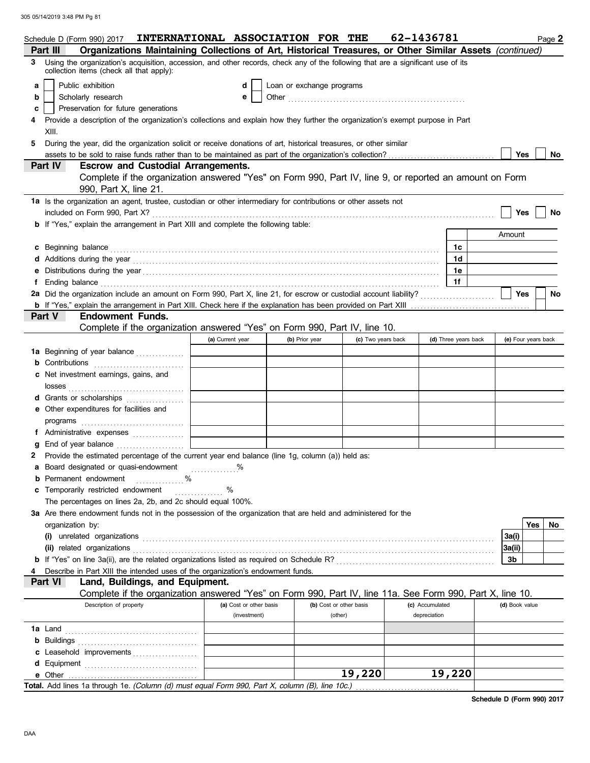Schedule D (Form 990) 2017 **INTERNATIONAL ASSOCIATION FOR THE** **62-1436781** Page **2**

## Part III Organizations Maintaining Collections of Art, Historical Treasures, or Other Similar Assets *(continued)*

**3** Using the organization's acquisition, accession, and other records, check any of the following that are a significant use of its collection items (check all that apply):

- **a** [ ] Public exhibition
- **b** [ ] Scholarly research
- **c** [ ] Preservation for future generations
- **d** [ ] Loan or exchange programs
- **e** [ ] Other

**4** Provide a description of the organization's collections and explain how they further the organization's exempt purpose in Part XIII.

**5** During the year, did the organization solicit or receive donations of art, historical treasures, or other similar assets to be sold to raise funds rather than to be maintained as part of the organization's collection? [ ] Yes [ ] No

## Part IV Escrow and Custodial Arrangements.

Complete if the organization answered "Yes" on Form 990, Part IV, line 9, or reported an amount on Form 990, Part X, line 21.

**1a** Is the organization an agent, trustee, custodian or other intermediary for contributions or other assets not included on Form 990, Part X? [ ] Yes [ ] No

**b** If "Yes," explain the arrangement in Part XIII and complete the following table:

| | | Amount |
|---|---|---|
| **c** Beginning balance | 1c | |
| **d** Additions during the year | 1d | |
| **e** Distributions during the year | 1e | |
| **f** Ending balance | 1f | |

**2a** Did the organization include an amount on Form 990, Part X, line 21, for escrow or custodial account liability? [ ] Yes [ ] No

**b** If "Yes," explain the arrangement in Part XIII. Check here if the explanation has been provided on Part XIII [ ]

## Part V Endowment Funds.

Complete if the organization answered "Yes" on Form 990, Part IV, line 10.

| | (a) Current year | (b) Prior year | (c) Two years back | (d) Three years back | (e) Four years back |
|---|---|---|---|---|---|
| **1a** Beginning of year balance | | | | | |
| **b** Contributions | | | | | |
| **c** Net investment earnings, gains, and losses | | | | | |
| **d** Grants or scholarships | | | | | |
| **e** Other expenditures for facilities and programs | | | | | |
| **f** Administrative expenses | | | | | |
| **g** End of year balance | | | | | |

**2** Provide the estimated percentage of the current year end balance (line 1g, column (a)) held as:

- **a** Board designated or quasi-endowment ............%
- **b** Permanent endowment ............%
- **c** Temporarily restricted endowment ............%

The percentages on lines 2a, 2b, and 2c should equal 100%.

**3a** Are there endowment funds not in the possession of the organization that are held and administered for the organization by:

| | | Yes | No |
|---|---|---|---|
| **(i)** unrelated organizations | 3a(i) | | |
| **(ii)** related organizations | 3a(ii) | | |
| **b** If "Yes" on line 3a(ii), are the related organizations listed as required on Schedule R? | 3b | | |

**4** Describe in Part XIII the intended uses of the organization's endowment funds.

## Part VI Land, Buildings, and Equipment.

Complete if the organization answered "Yes" on Form 990, Part IV, line 11a. See Form 990, Part X, line 10.

| Description of property | (a) Cost or other basis (investment) | (b) Cost or other basis (other) | (c) Accumulated depreciation | (d) Book value |
|---|---|---|---|---|
| **1a** Land | | | | |
| **b** Buildings | | | | |
| **c** Leasehold improvements | | | | |
| **d** Equipment | | | | |
| **e** Other | | 19,220 | 19,220 | |
| **Total.** Add lines 1a through 1e. *(Column (d) must equal Form 990, Part X, column (B), line 10c.)* | | | | |

**Schedule D (Form 990) 2017**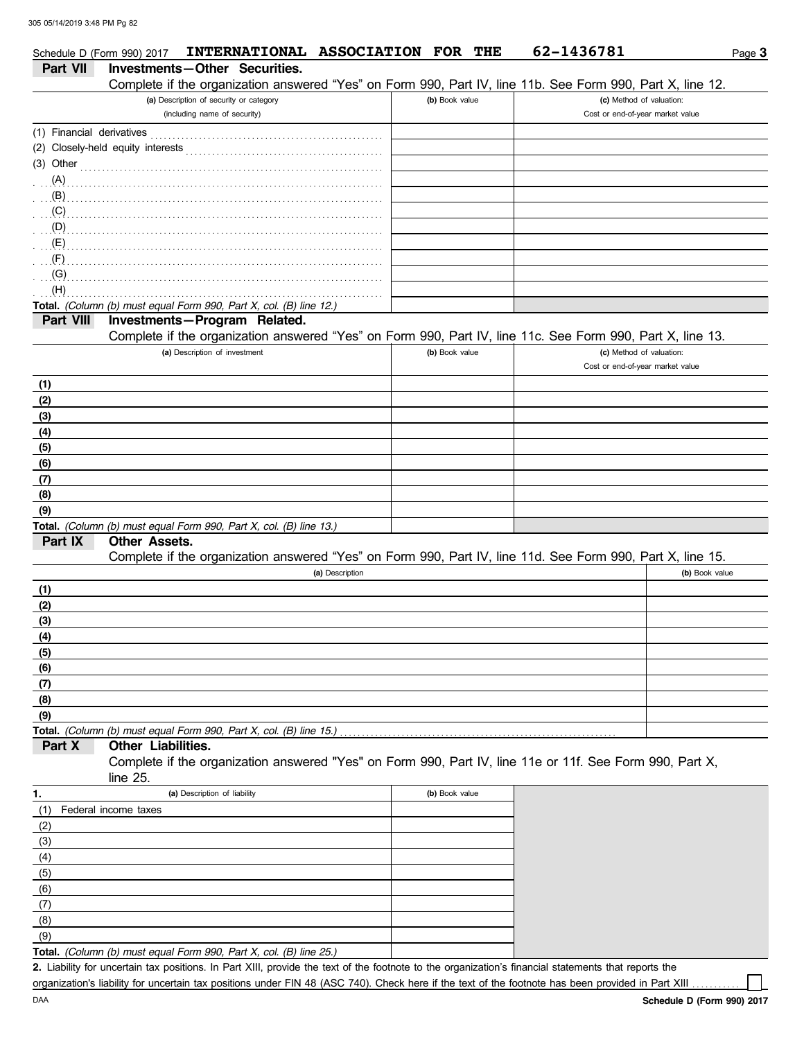Schedule D (Form 990) 2017 **INTERNATIONAL ASSOCIATION FOR THE** **62-1436781**

## Part VII Investments—Other Securities.

Complete if the organization answered "Yes" on Form 990, Part IV, line 11b. See Form 990, Part X, line 12.

| (a) Description of security or category (including name of security) | (b) Book value | (c) Method of valuation: Cost or end-of-year market value |
|---|---|---|
| (1) Financial derivatives | | |
| (2) Closely-held equity interests | | |
| (3) Other | | |
| (A) | | |
| (B) | | |
| (C) | | |
| (D) | | |
| (E) | | |
| (F) | | |
| (G) | | |
| (H) | | |
| **Total.** *(Column (b) must equal Form 990, Part X, col. (B) line 12.)* | | |

## Part VIII Investments—Program Related.

Complete if the organization answered "Yes" on Form 990, Part IV, line 11c. See Form 990, Part X, line 13.

| (a) Description of investment | (b) Book value | (c) Method of valuation: Cost or end-of-year market value |
|---|---|---|
| (1) | | |
| (2) | | |
| (3) | | |
| (4) | | |
| (5) | | |
| (6) | | |
| (7) | | |
| (8) | | |
| (9) | | |
| **Total.** *(Column (b) must equal Form 990, Part X, col. (B) line 13.)* | | |

## Part IX Other Assets.

Complete if the organization answered "Yes" on Form 990, Part IV, line 11d. See Form 990, Part X, line 15.

| (a) Description | (b) Book value |
|---|---|
| (1) | |
| (2) | |
| (3) | |
| (4) | |
| (5) | |
| (6) | |
| (7) | |
| (8) | |
| (9) | |
| **Total.** *(Column (b) must equal Form 990, Part X, col. (B) line 15.)* | |

## Part X Other Liabilities.

Complete if the organization answered "Yes" on Form 990, Part IV, line 11e or 11f. See Form 990, Part X, line 25.

| 1. (a) Description of liability | (b) Book value |
|---|---|
| (1) Federal income taxes | |
| (2) | |
| (3) | |
| (4) | |
| (5) | |
| (6) | |
| (7) | |
| (8) | |
| (9) | |
| **Total.** *(Column (b) must equal Form 990, Part X, col. (B) line 25.)* | |

**2.** Liability for uncertain tax positions. In Part XIII, provide the text of the footnote to the organization's financial statements that reports the organization's liability for uncertain tax positions under FIN 48 (ASC 740). Check here if the text of the footnote has been provided in Part XIII ☐

Schedule D (Form 990) 2017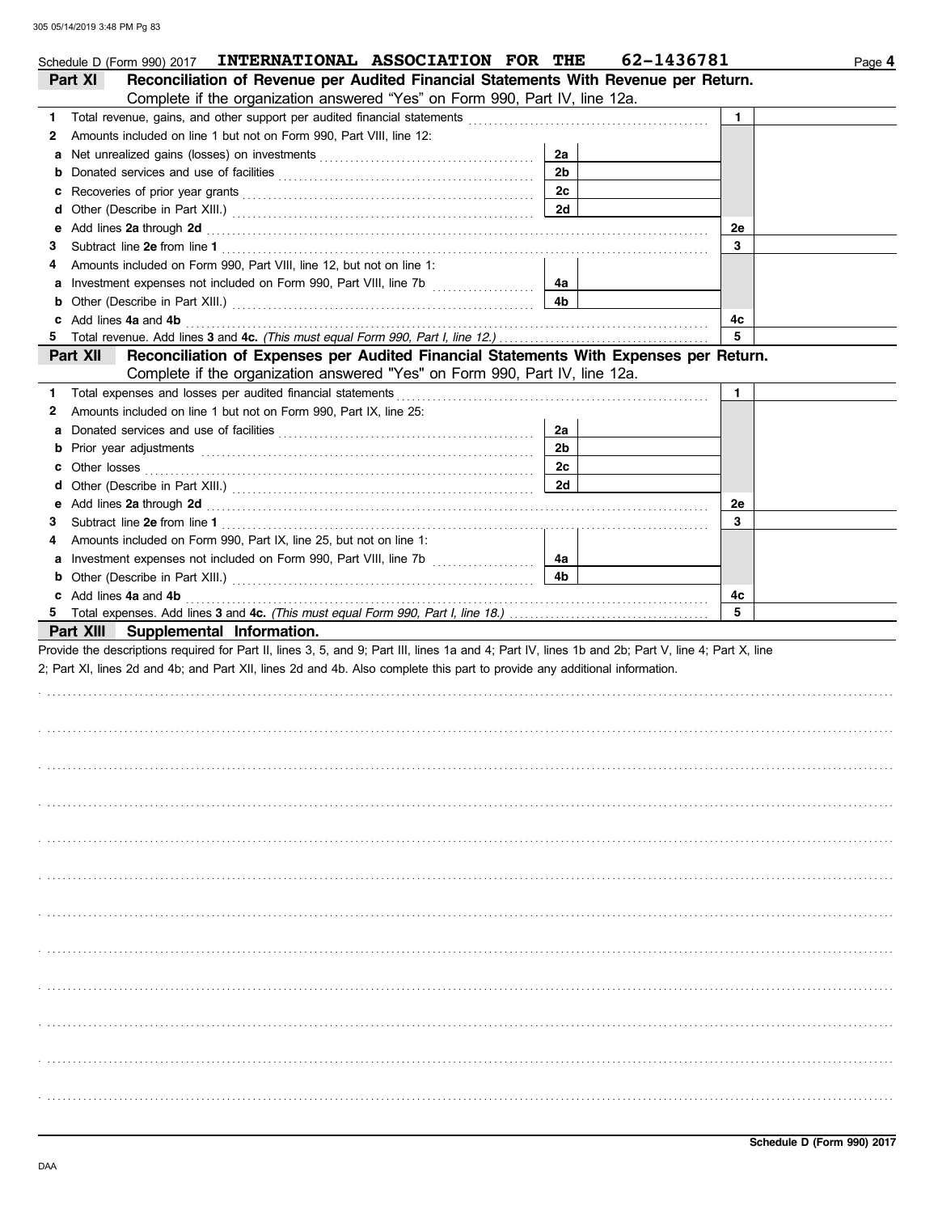Schedule D (Form 990) 2017 INTERNATIONAL ASSOCIATION FOR THE 62-1436781 Page 4

## Part XI Reconciliation of Revenue per Audited Financial Statements With Revenue per Return.

Complete if the organization answered "Yes" on Form 990, Part IV, line 12a.

| | | | | | |
|---|---|---|---|---|---|
| 1 | Total revenue, gains, and other support per audited financial statements | | | 1 | |
| 2 | Amounts included on line 1 but not on Form 990, Part VIII, line 12: | | | | |
| a | Net unrealized gains (losses) on investments | 2a | | | |
| b | Donated services and use of facilities | 2b | | | |
| c | Recoveries of prior year grants | 2c | | | |
| d | Other (Describe in Part XIII.) | 2d | | | |
| e | Add lines 2a through 2d | | | 2e | |
| 3 | Subtract line 2e from line 1 | | | 3 | |
| 4 | Amounts included on Form 990, Part VIII, line 12, but not on line 1: | | | | |
| a | Investment expenses not included on Form 990, Part VIII, line 7b | 4a | | | |
| b | Other (Describe in Part XIII.) | 4b | | | |
| c | Add lines 4a and 4b | | | 4c | |
| 5 | Total revenue. Add lines 3 and 4c. *(This must equal Form 990, Part I, line 12.)* | | | 5 | |

## Part XII Reconciliation of Expenses per Audited Financial Statements With Expenses per Return.

Complete if the organization answered "Yes" on Form 990, Part IV, line 12a.

| | | | | | |
|---|---|---|---|---|---|
| 1 | Total expenses and losses per audited financial statements | | | 1 | |
| 2 | Amounts included on line 1 but not on Form 990, Part IX, line 25: | | | | |
| a | Donated services and use of facilities | 2a | | | |
| b | Prior year adjustments | 2b | | | |
| c | Other losses | 2c | | | |
| d | Other (Describe in Part XIII.) | 2d | | | |
| e | Add lines 2a through 2d | | | 2e | |
| 3 | Subtract line 2e from line 1 | | | 3 | |
| 4 | Amounts included on Form 990, Part IX, line 25, but not on line 1: | | | | |
| a | Investment expenses not included on Form 990, Part VIII, line 7b | 4a | | | |
| b | Other (Describe in Part XIII.) | 4b | | | |
| c | Add lines 4a and 4b | | | 4c | |
| 5 | Total expenses. Add lines 3 and 4c. *(This must equal Form 990, Part I, line 18.)* | | | 5 | |

## Part XIII Supplemental Information.

Provide the descriptions required for Part II, lines 3, 5, and 9; Part III, lines 1a and 4; Part IV, lines 1b and 2b; Part V, line 4; Part X, line 2; Part XI, lines 2d and 4b; and Part XII, lines 2d and 4b. Also complete this part to provide any additional information.

Schedule D (Form 990) 2017

DAA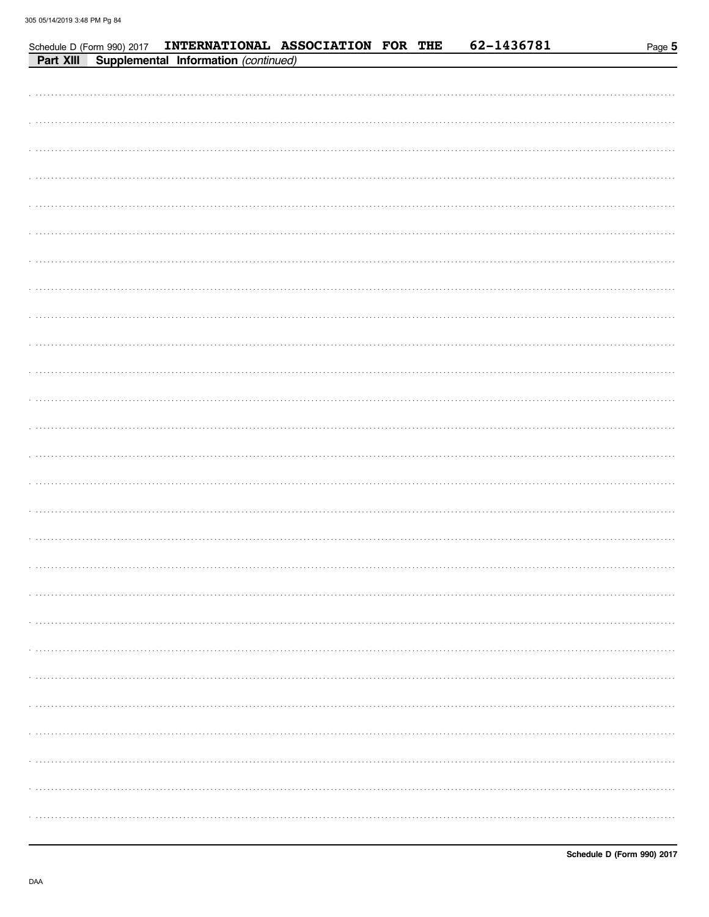Schedule D (Form 990) 2017 INTERNATIONAL ASSOCIATION FOR THE 62-1436781 Page 5

**Part XIII Supplemental Information** *(continued)*

Schedule D (Form 990) 2017

DAA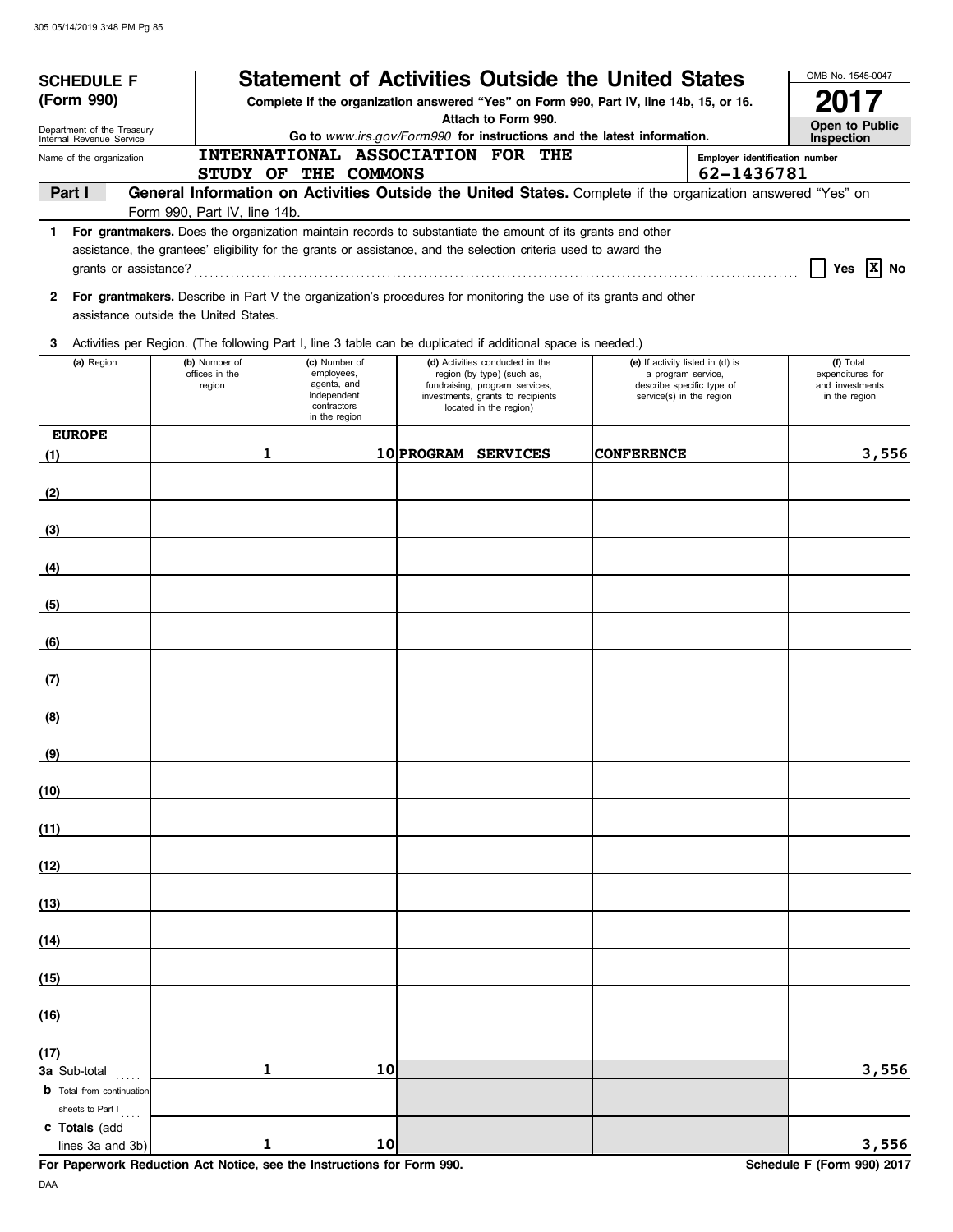**SCHEDULE F (Form 990)**

Department of the Treasury
Internal Revenue Service

# Statement of Activities Outside the United States

**Complete if the organization answered "Yes" on Form 990, Part IV, line 14b, 15, or 16.**
**Attach to Form 990.**
**Go to** *www.irs.gov/Form990* **for instructions and the latest information.**

OMB No. 1545-0047

**2017**

**Open to Public Inspection**

Name of the organization: INTERNATIONAL ASSOCIATION FOR THE STUDY OF THE COMMONS

Employer identification number: 62-1436781

**Part I** **General Information on Activities Outside the United States.** Complete if the organization answered "Yes" on Form 990, Part IV, line 14b.

1 **For grantmakers.** Does the organization maintain records to substantiate the amount of its grants and other assistance, the grantees' eligibility for the grants or assistance, and the selection criteria used to award the grants or assistance? ☐ Yes ☒ No

2 **For grantmakers.** Describe in Part V the organization's procedures for monitoring the use of its grants and other assistance outside the United States.

3 Activities per Region. (The following Part I, line 3 table can be duplicated if additional space is needed.)

| (a) Region | (b) Number of offices in the region | (c) Number of employees, agents, and independent contractors in the region | (d) Activities conducted in the region (by type) (such as, fundraising, program services, investments, grants to recipients located in the region) | (e) If activity listed in (d) is a program service, describe specific type of service(s) in the region | (f) Total expenditures for and investments in the region |
|---|---|---|---|---|---|
| (1) EUROPE | 1 | 10 | PROGRAM SERVICES | CONFERENCE | 3,556 |
| (2) | | | | | |
| (3) | | | | | |
| (4) | | | | | |
| (5) | | | | | |
| (6) | | | | | |
| (7) | | | | | |
| (8) | | | | | |
| (9) | | | | | |
| (10) | | | | | |
| (11) | | | | | |
| (12) | | | | | |
| (13) | | | | | |
| (14) | | | | | |
| (15) | | | | | |
| (16) | | | | | |
| (17) | | | | | |
| **3a** Sub-total | 1 | 10 | | | 3,556 |
| **b** Total from continuation sheets to Part I | | | | | |
| **c Totals** (add lines 3a and 3b) | 1 | 10 | | | 3,556 |

**For Paperwork Reduction Act Notice, see the Instructions for Form 990.** **Schedule F (Form 990) 2017**

DAA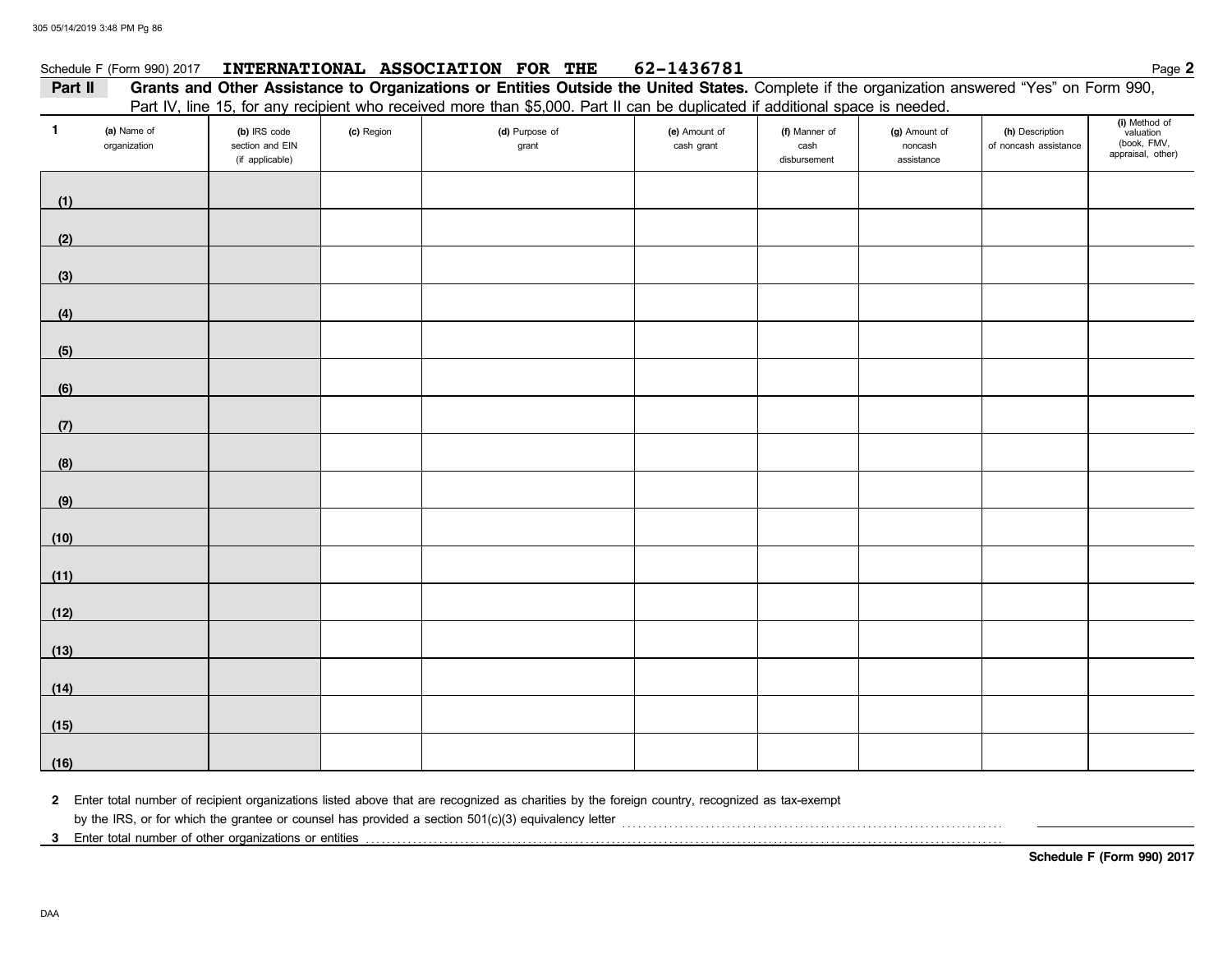Schedule F (Form 990) 2017 **INTERNATIONAL ASSOCIATION FOR THE 62-1436781** Page **2**

**Part II** **Grants and Other Assistance to Organizations or Entities Outside the United States.** Complete if the organization answered "Yes" on Form 990, Part IV, line 15, for any recipient who received more than $5,000. Part II can be duplicated if additional space is needed.

| 1 (a) Name of organization | (b) IRS code section and EIN (if applicable) | (c) Region | (d) Purpose of grant | (e) Amount of cash grant | (f) Manner of cash disbursement | (g) Amount of noncash assistance | (h) Description of noncash assistance | (i) Method of valuation (book, FMV, appraisal, other) |
|---|---|---|---|---|---|---|---|---|
| (1) | | | | | | | | |
| (2) | | | | | | | | |
| (3) | | | | | | | | |
| (4) | | | | | | | | |
| (5) | | | | | | | | |
| (6) | | | | | | | | |
| (7) | | | | | | | | |
| (8) | | | | | | | | |
| (9) | | | | | | | | |
| (10) | | | | | | | | |
| (11) | | | | | | | | |
| (12) | | | | | | | | |
| (13) | | | | | | | | |
| (14) | | | | | | | | |
| (15) | | | | | | | | |
| (16) | | | | | | | | |

**2** Enter total number of recipient organizations listed above that are recognized as charities by the foreign country, recognized as tax-exempt by the IRS, or for which the grantee or counsel has provided a section 501(c)(3) equivalency letter

**3** Enter total number of other organizations or entities

**Schedule F (Form 990) 2017**

DAA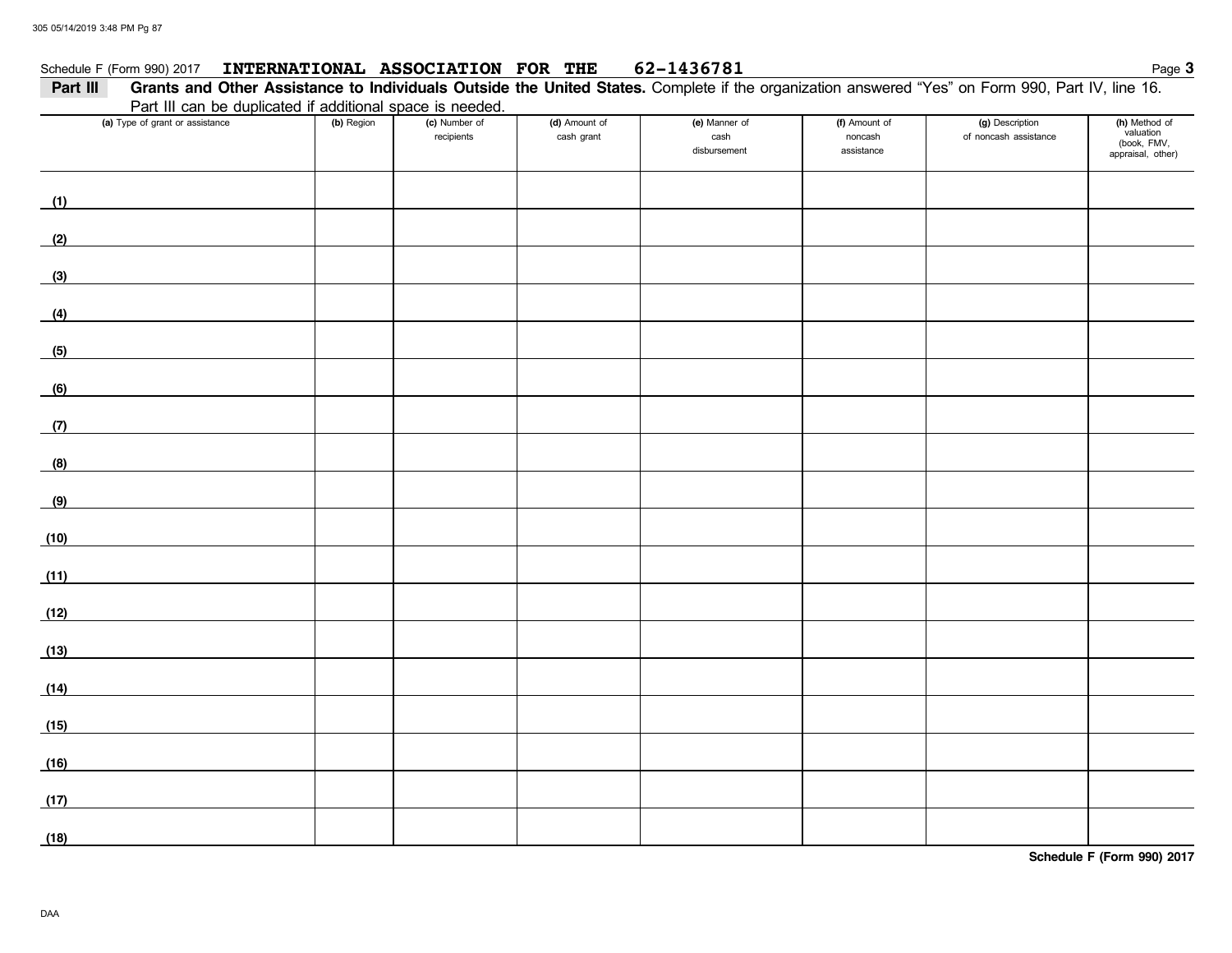Schedule F (Form 990) 2017 **INTERNATIONAL ASSOCIATION FOR THE 62-1436781**

**Part III** **Grants and Other Assistance to Individuals Outside the United States.** Complete if the organization answered "Yes" on Form 990, Part IV, line 16. Part III can be duplicated if additional space is needed.

| (a) Type of grant or assistance | (b) Region | (c) Number of recipients | (d) Amount of cash grant | (e) Manner of cash disbursement | (f) Amount of noncash assistance | (g) Description of noncash assistance | (h) Method of valuation (book, FMV, appraisal, other) |
|---|---|---|---|---|---|---|---|
| (1) | | | | | | | |
| (2) | | | | | | | |
| (3) | | | | | | | |
| (4) | | | | | | | |
| (5) | | | | | | | |
| (6) | | | | | | | |
| (7) | | | | | | | |
| (8) | | | | | | | |
| (9) | | | | | | | |
| (10) | | | | | | | |
| (11) | | | | | | | |
| (12) | | | | | | | |
| (13) | | | | | | | |
| (14) | | | | | | | |
| (15) | | | | | | | |
| (16) | | | | | | | |
| (17) | | | | | | | |
| (18) | | | | | | | |

**Schedule F (Form 990) 2017**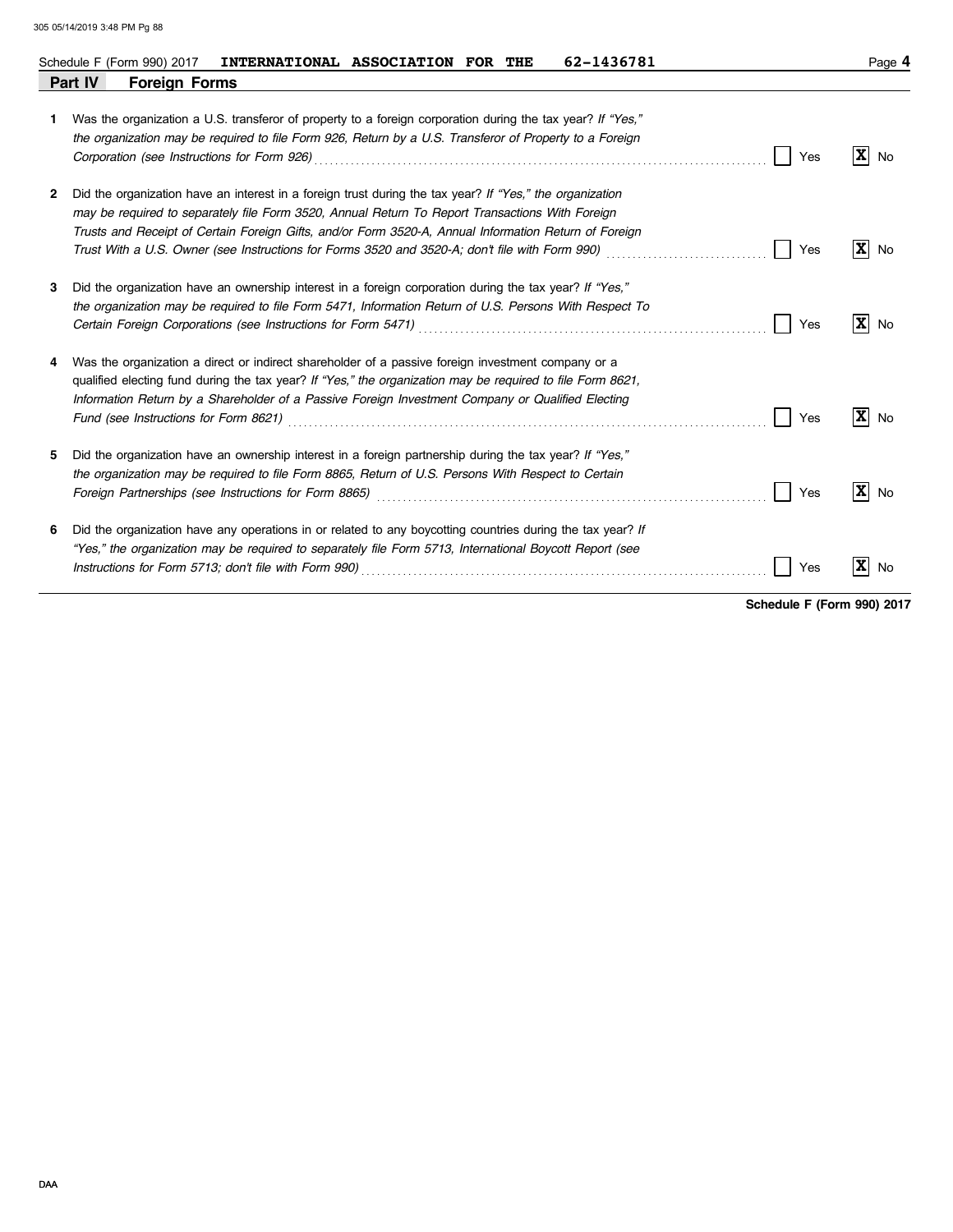Schedule F (Form 990) 2017 **INTERNATIONAL ASSOCIATION FOR THE** 62-1436781 Page **4**

## Part IV Foreign Forms

**1** Was the organization a U.S. transferor of property to a foreign corporation during the tax year? *If "Yes," the organization may be required to file Form 926, Return by a U.S. Transferor of Property to a Foreign Corporation (see Instructions for Form 926)* ☐ Yes ☒ No

**2** Did the organization have an interest in a foreign trust during the tax year? *If "Yes," the organization may be required to separately file Form 3520, Annual Return To Report Transactions With Foreign Trusts and Receipt of Certain Foreign Gifts, and/or Form 3520-A, Annual Information Return of Foreign Trust With a U.S. Owner (see Instructions for Forms 3520 and 3520-A; don't file with Form 990)* ☐ Yes ☒ No

**3** Did the organization have an ownership interest in a foreign corporation during the tax year? *If "Yes," the organization may be required to file Form 5471, Information Return of U.S. Persons With Respect To Certain Foreign Corporations (see Instructions for Form 5471)* ☐ Yes ☒ No

**4** Was the organization a direct or indirect shareholder of a passive foreign investment company or a qualified electing fund during the tax year? *If "Yes," the organization may be required to file Form 8621, Information Return by a Shareholder of a Passive Foreign Investment Company or Qualified Electing Fund (see Instructions for Form 8621)* ☐ Yes ☒ No

**5** Did the organization have an ownership interest in a foreign partnership during the tax year? *If "Yes," the organization may be required to file Form 8865, Return of U.S. Persons With Respect to Certain Foreign Partnerships (see Instructions for Form 8865)* ☐ Yes ☒ No

**6** Did the organization have any operations in or related to any boycotting countries during the tax year? *If "Yes," the organization may be required to separately file Form 5713, International Boycott Report (see Instructions for Form 5713; don't file with Form 990)* ☐ Yes ☒ No

**Schedule F (Form 990) 2017**

DAA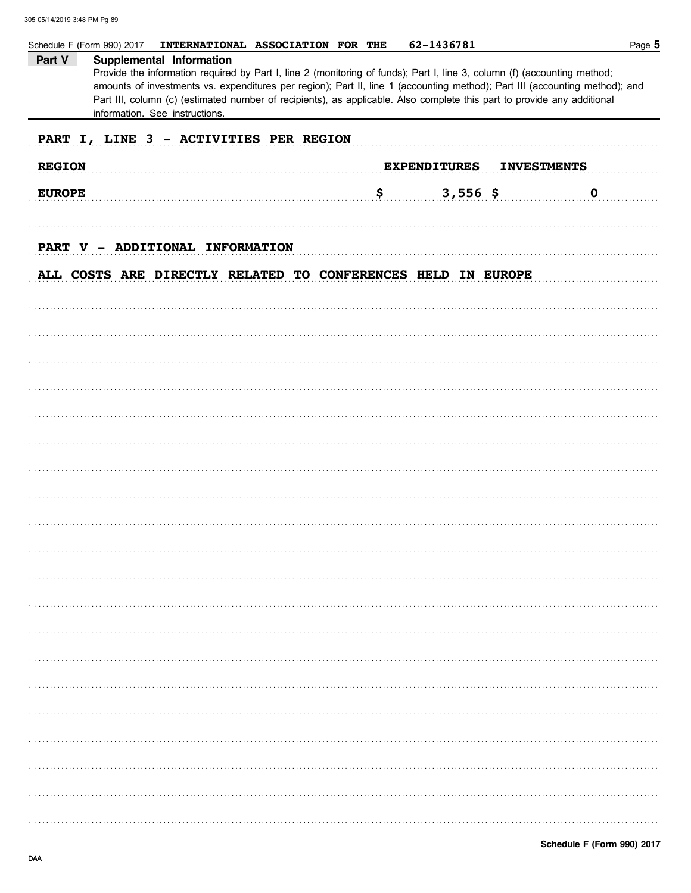Schedule F (Form 990) 2017 INTERNATIONAL ASSOCIATION FOR THE 62-1436781

## Part V Supplemental Information

Provide the information required by Part I, line 2 (monitoring of funds); Part I, line 3, column (f) (accounting method; amounts of investments vs. expenditures per region); Part II, line 1 (accounting method); Part III (accounting method); and Part III, column (c) (estimated number of recipients), as applicable. Also complete this part to provide any additional information. See instructions.

**PART I, LINE 3 - ACTIVITIES PER REGION**

| REGION | EXPENDITURES | INVESTMENTS |
|---|---|---|
| EUROPE | $ 3,556 | $ 0 |

**PART V - ADDITIONAL INFORMATION**

ALL COSTS ARE DIRECTLY RELATED TO CONFERENCES HELD IN EUROPE

Schedule F (Form 990) 2017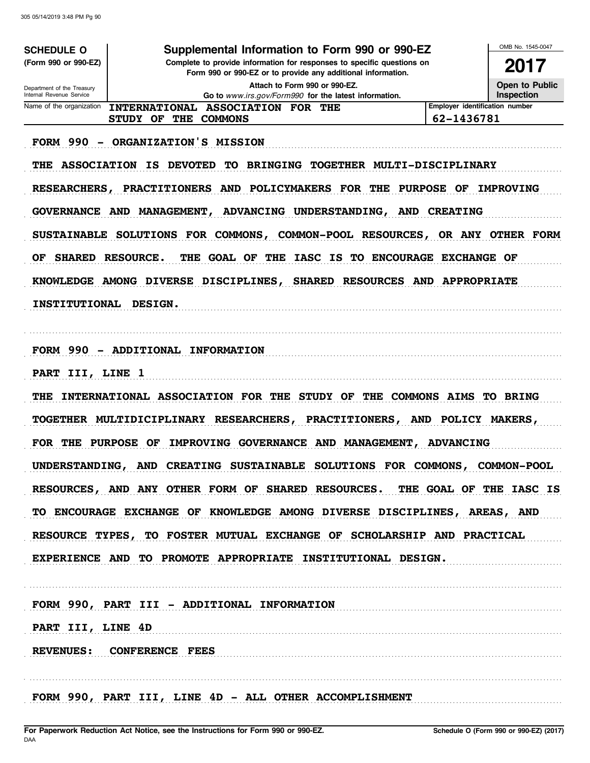**SCHEDULE O**
**(Form 990 or 990-EZ)**

Department of the Treasury
Internal Revenue Service

# Supplemental Information to Form 990 or 990-EZ

**Complete to provide information for responses to specific questions on Form 990 or 990-EZ or to provide any additional information.**

**Attach to Form 990 or 990-EZ.**

**Go to** *www.irs.gov/Form990* **for the latest information.**

OMB No. 1545-0047

**2017**

**Open to Public Inspection**

Name of the organization: **INTERNATIONAL ASSOCIATION FOR THE STUDY OF THE COMMONS**

Employer identification number: **62-1436781**

FORM 990 - ORGANIZATION'S MISSION

THE ASSOCIATION IS DEVOTED TO BRINGING TOGETHER MULTI-DISCIPLINARY RESEARCHERS, PRACTITIONERS AND POLICYMAKERS FOR THE PURPOSE OF IMPROVING GOVERNANCE AND MANAGEMENT, ADVANCING UNDERSTANDING, AND CREATING SUSTAINABLE SOLUTIONS FOR COMMONS, COMMON-POOL RESOURCES, OR ANY OTHER FORM OF SHARED RESOURCE. THE GOAL OF THE IASC IS TO ENCOURAGE EXCHANGE OF KNOWLEDGE AMONG DIVERSE DISCIPLINES, SHARED RESOURCES AND APPROPRIATE INSTITUTIONAL DESIGN.

FORM 990 - ADDITIONAL INFORMATION

PART III, LINE 1

THE INTERNATIONAL ASSOCIATION FOR THE STUDY OF THE COMMONS AIMS TO BRING TOGETHER MULTIDICIPLINARY RESEARCHERS, PRACTITIONERS, AND POLICY MAKERS, FOR THE PURPOSE OF IMPROVING GOVERNANCE AND MANAGEMENT, ADVANCING UNDERSTANDING, AND CREATING SUSTAINABLE SOLUTIONS FOR COMMONS, COMMON-POOL RESOURCES, AND ANY OTHER FORM OF SHARED RESOURCES. THE GOAL OF THE IASC IS TO ENCOURAGE EXCHANGE OF KNOWLEDGE AMONG DIVERSE DISCIPLINES, AREAS, AND RESOURCE TYPES, TO FOSTER MUTUAL EXCHANGE OF SCHOLARSHIP AND PRACTICAL EXPERIENCE AND TO PROMOTE APPROPRIATE INSTITUTIONAL DESIGN.

FORM 990, PART III - ADDITIONAL INFORMATION

PART III, LINE 4D

REVENUES: CONFERENCE FEES

FORM 990, PART III, LINE 4D - ALL OTHER ACCOMPLISHMENT

For Paperwork Reduction Act Notice, see the Instructions for Form 990 or 990-EZ.

Schedule O (Form 990 or 990-EZ) (2017)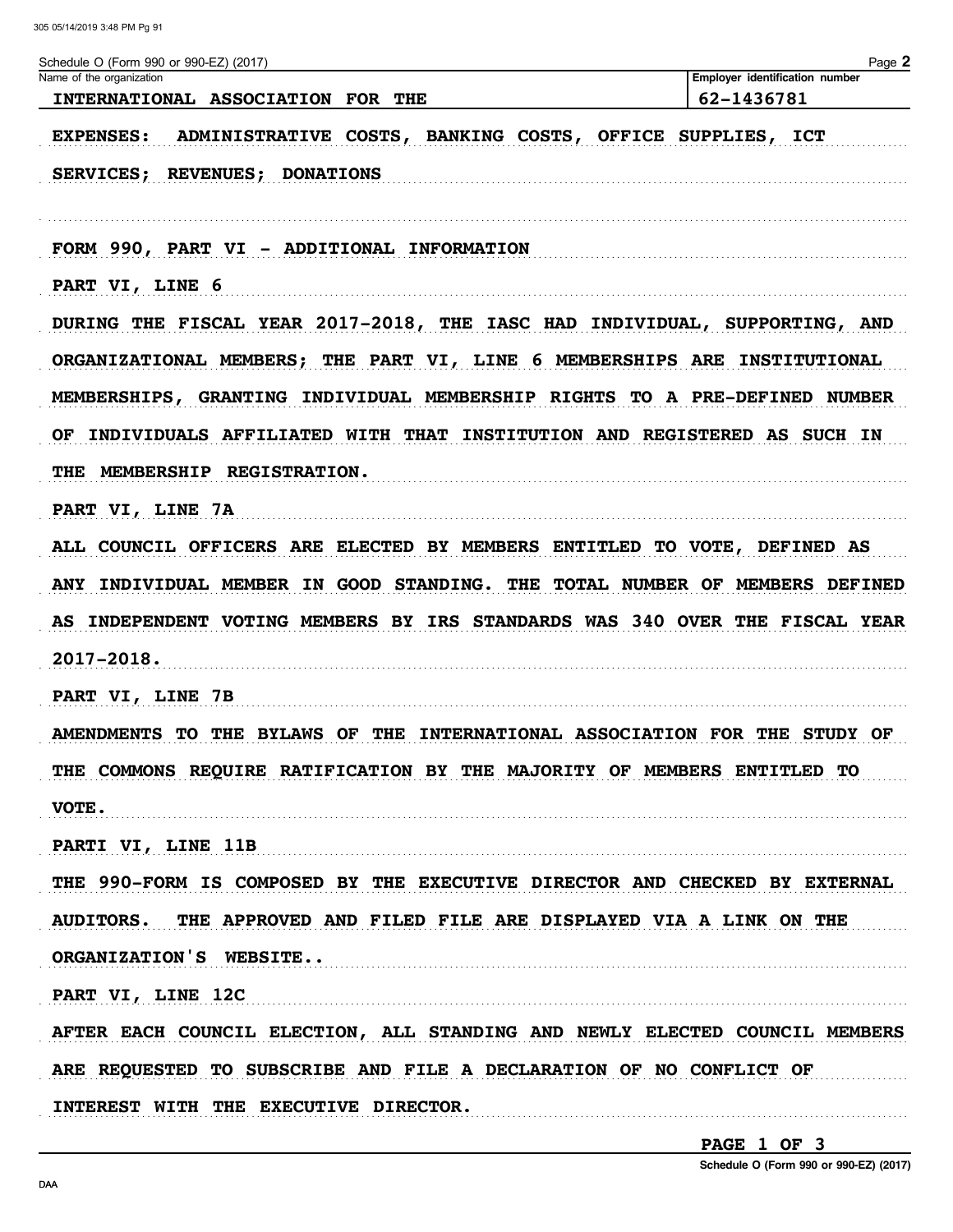Schedule O (Form 990 or 990-EZ) (2017) Page **2**

| Name of the organization | Employer identification number |
| --- | --- |
| INTERNATIONAL ASSOCIATION FOR THE | 62-1436781 |

EXPENSES: ADMINISTRATIVE COSTS, BANKING COSTS, OFFICE SUPPLIES, ICT SERVICES; REVENUES; DONATIONS

FORM 990, PART VI - ADDITIONAL INFORMATION

PART VI, LINE 6

DURING THE FISCAL YEAR 2017-2018, THE IASC HAD INDIVIDUAL, SUPPORTING, AND ORGANIZATIONAL MEMBERS; THE PART VI, LINE 6 MEMBERSHIPS ARE INSTITUTIONAL MEMBERSHIPS, GRANTING INDIVIDUAL MEMBERSHIP RIGHTS TO A PRE-DEFINED NUMBER OF INDIVIDUALS AFFILIATED WITH THAT INSTITUTION AND REGISTERED AS SUCH IN THE MEMBERSHIP REGISTRATION.

PART VI, LINE 7A

ALL COUNCIL OFFICERS ARE ELECTED BY MEMBERS ENTITLED TO VOTE, DEFINED AS ANY INDIVIDUAL MEMBER IN GOOD STANDING. THE TOTAL NUMBER OF MEMBERS DEFINED AS INDEPENDENT VOTING MEMBERS BY IRS STANDARDS WAS 340 OVER THE FISCAL YEAR 2017-2018.

PART VI, LINE 7B

AMENDMENTS TO THE BYLAWS OF THE INTERNATIONAL ASSOCIATION FOR THE STUDY OF THE COMMONS REQUIRE RATIFICATION BY THE MAJORITY OF MEMBERS ENTITLED TO VOTE.

PARTI VI, LINE 11B

THE 990-FORM IS COMPOSED BY THE EXECUTIVE DIRECTOR AND CHECKED BY EXTERNAL AUDITORS. THE APPROVED AND FILED FILE ARE DISPLAYED VIA A LINK ON THE ORGANIZATION'S WEBSITE..

PART VI, LINE 12C

AFTER EACH COUNCIL ELECTION, ALL STANDING AND NEWLY ELECTED COUNCIL MEMBERS ARE REQUESTED TO SUBSCRIBE AND FILE A DECLARATION OF NO CONFLICT OF INTEREST WITH THE EXECUTIVE DIRECTOR.

PAGE 1 OF 3

Schedule O (Form 990 or 990-EZ) (2017)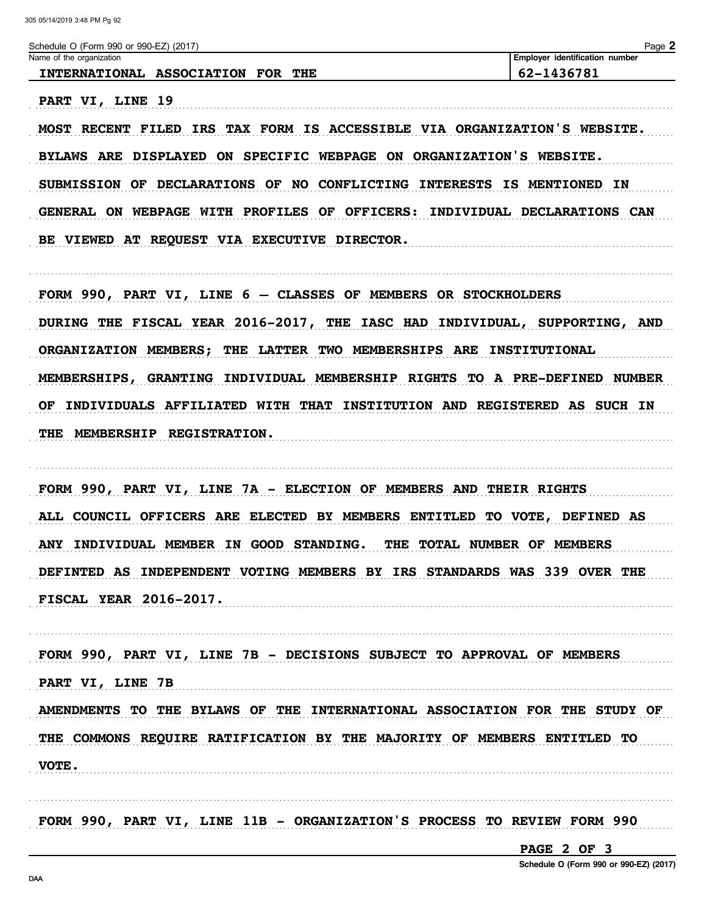Schedule O (Form 990 or 990-EZ) (2017)

| Name of the organization | Employer identification number |
|---|---|
| INTERNATIONAL ASSOCIATION FOR THE | 62-1436781 |

PART VI, LINE 19

MOST RECENT FILED IRS TAX FORM IS ACCESSIBLE VIA ORGANIZATION'S WEBSITE.

BYLAWS ARE DISPLAYED ON SPECIFIC WEBPAGE ON ORGANIZATION'S WEBSITE.

SUBMISSION OF DECLARATIONS OF NO CONFLICTING INTERESTS IS MENTIONED IN GENERAL ON WEBPAGE WITH PROFILES OF OFFICERS: INDIVIDUAL DECLARATIONS CAN BE VIEWED AT REQUEST VIA EXECUTIVE DIRECTOR.

FORM 990, PART VI, LINE 6 – CLASSES OF MEMBERS OR STOCKHOLDERS

DURING THE FISCAL YEAR 2016-2017, THE IASC HAD INDIVIDUAL, SUPPORTING, AND ORGANIZATION MEMBERS; THE LATTER TWO MEMBERSHIPS ARE INSTITUTIONAL MEMBERSHIPS, GRANTING INDIVIDUAL MEMBERSHIP RIGHTS TO A PRE-DEFINED NUMBER OF INDIVIDUALS AFFILIATED WITH THAT INSTITUTION AND REGISTERED AS SUCH IN THE MEMBERSHIP REGISTRATION.

FORM 990, PART VI, LINE 7A - ELECTION OF MEMBERS AND THEIR RIGHTS

ALL COUNCIL OFFICERS ARE ELECTED BY MEMBERS ENTITLED TO VOTE, DEFINED AS ANY INDIVIDUAL MEMBER IN GOOD STANDING. THE TOTAL NUMBER OF MEMBERS DEFINTED AS INDEPENDENT VOTING MEMBERS BY IRS STANDARDS WAS 339 OVER THE FISCAL YEAR 2016-2017.

FORM 990, PART VI, LINE 7B - DECISIONS SUBJECT TO APPROVAL OF MEMBERS

PART VI, LINE 7B

AMENDMENTS TO THE BYLAWS OF THE INTERNATIONAL ASSOCIATION FOR THE STUDY OF THE COMMONS REQUIRE RATIFICATION BY THE MAJORITY OF MEMBERS ENTITLED TO VOTE.

FORM 990, PART VI, LINE 11B - ORGANIZATION'S PROCESS TO REVIEW FORM 990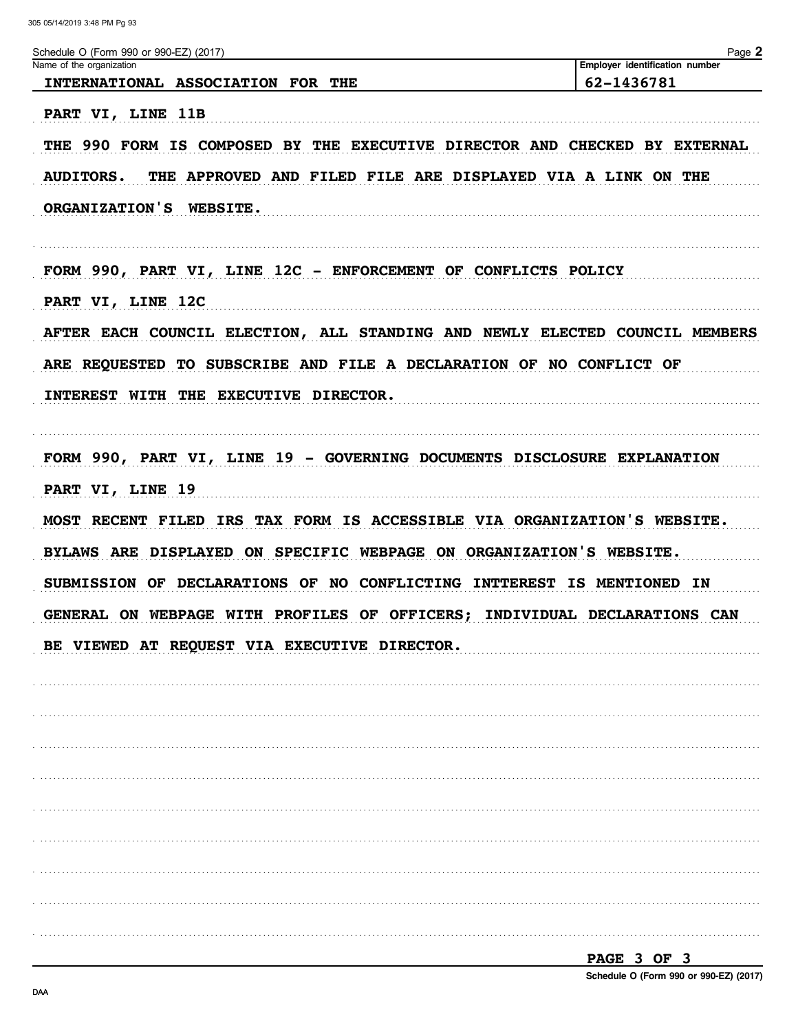Schedule O (Form 990 or 990-EZ) (2017)

| Name of the organization | Employer identification number |
| --- | --- |
| INTERNATIONAL ASSOCIATION FOR THE | 62-1436781 |

PART VI, LINE 11B

THE 990 FORM IS COMPOSED BY THE EXECUTIVE DIRECTOR AND CHECKED BY EXTERNAL AUDITORS. THE APPROVED AND FILED FILE ARE DISPLAYED VIA A LINK ON THE ORGANIZATION'S WEBSITE.

FORM 990, PART VI, LINE 12C - ENFORCEMENT OF CONFLICTS POLICY

PART VI, LINE 12C

AFTER EACH COUNCIL ELECTION, ALL STANDING AND NEWLY ELECTED COUNCIL MEMBERS ARE REQUESTED TO SUBSCRIBE AND FILE A DECLARATION OF NO CONFLICT OF INTEREST WITH THE EXECUTIVE DIRECTOR.

FORM 990, PART VI, LINE 19 - GOVERNING DOCUMENTS DISCLOSURE EXPLANATION

PART VI, LINE 19

MOST RECENT FILED IRS TAX FORM IS ACCESSIBLE VIA ORGANIZATION'S WEBSITE. BYLAWS ARE DISPLAYED ON SPECIFIC WEBPAGE ON ORGANIZATION'S WEBSITE. SUBMISSION OF DECLARATIONS OF NO CONFLICTING INTTEREST IS MENTIONED IN GENERAL ON WEBPAGE WITH PROFILES OF OFFICERS; INDIVIDUAL DECLARATIONS CAN BE VIEWED AT REQUEST VIA EXECUTIVE DIRECTOR.

PAGE 3 OF 3

Schedule O (Form 990 or 990-EZ) (2017)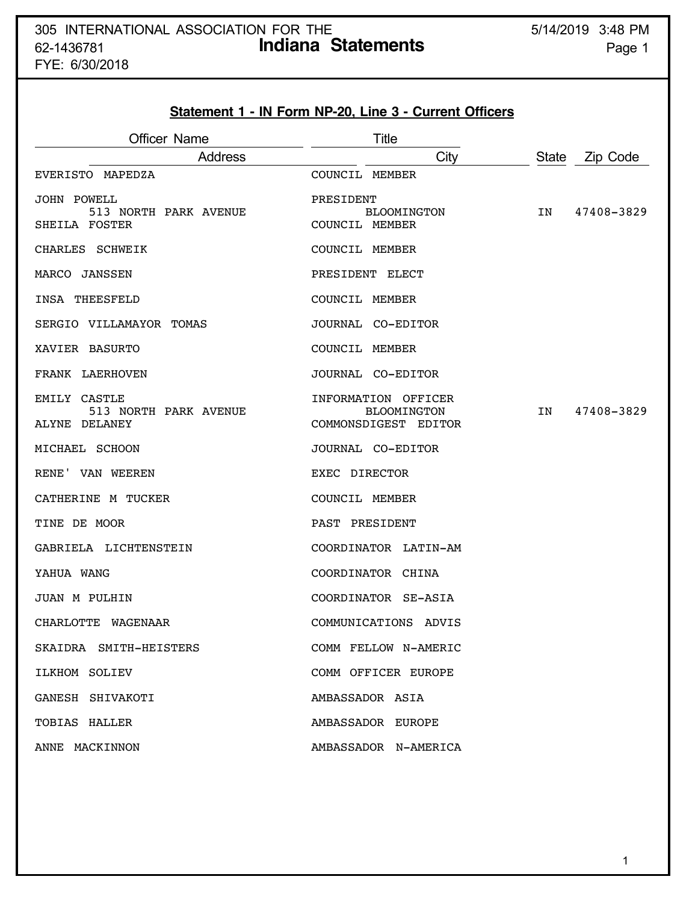305 INTERNATIONAL ASSOCIATION FOR THE
62-1436781
FYE: 6/30/2018

**Indiana Statements**

5/14/2019 3:48 PM

## Statement 1 - IN Form NP-20, Line 3 - Current Officers

| Officer Name / Address | Title / City | State | Zip Code |
|---|---|---|---|
| EVERISTO MAPEDZA | COUNCIL MEMBER | | |
| JOHN POWELL<br>513 NORTH PARK AVENUE | PRESIDENT<br>BLOOMINGTON | IN | 47408-3829 |
| SHEILA FOSTER | COUNCIL MEMBER | | |
| CHARLES SCHWEIK | COUNCIL MEMBER | | |
| MARCO JANSSEN | PRESIDENT ELECT | | |
| INSA THEESFELD | COUNCIL MEMBER | | |
| SERGIO VILLAMAYOR TOMAS | JOURNAL CO-EDITOR | | |
| XAVIER BASURTO | COUNCIL MEMBER | | |
| FRANK LAERHOVEN | JOURNAL CO-EDITOR | | |
| EMILY CASTLE<br>513 NORTH PARK AVENUE | INFORMATION OFFICER<br>BLOOMINGTON | IN | 47408-3829 |
| ALYNE DELANEY | COMMONSDIGEST EDITOR | | |
| MICHAEL SCHOON | JOURNAL CO-EDITOR | | |
| RENE' VAN WEEREN | EXEC DIRECTOR | | |
| CATHERINE M TUCKER | COUNCIL MEMBER | | |
| TINE DE MOOR | PAST PRESIDENT | | |
| GABRIELA LICHTENSTEIN | COORDINATOR LATIN-AM | | |
| YAHUA WANG | COORDINATOR CHINA | | |
| JUAN M PULHIN | COORDINATOR SE-ASIA | | |
| CHARLOTTE WAGENAAR | COMMUNICATIONS ADVIS | | |
| SKAIDRA SMITH-HEISTERS | COMM FELLOW N-AMERIC | | |
| ILKHOM SOLIEV | COMM OFFICER EUROPE | | |
| GANESH SHIVAKOTI | AMBASSADOR ASIA | | |
| TOBIAS HALLER | AMBASSADOR EUROPE | | |
| ANNE MACKINNON | AMBASSADOR N-AMERICA | | |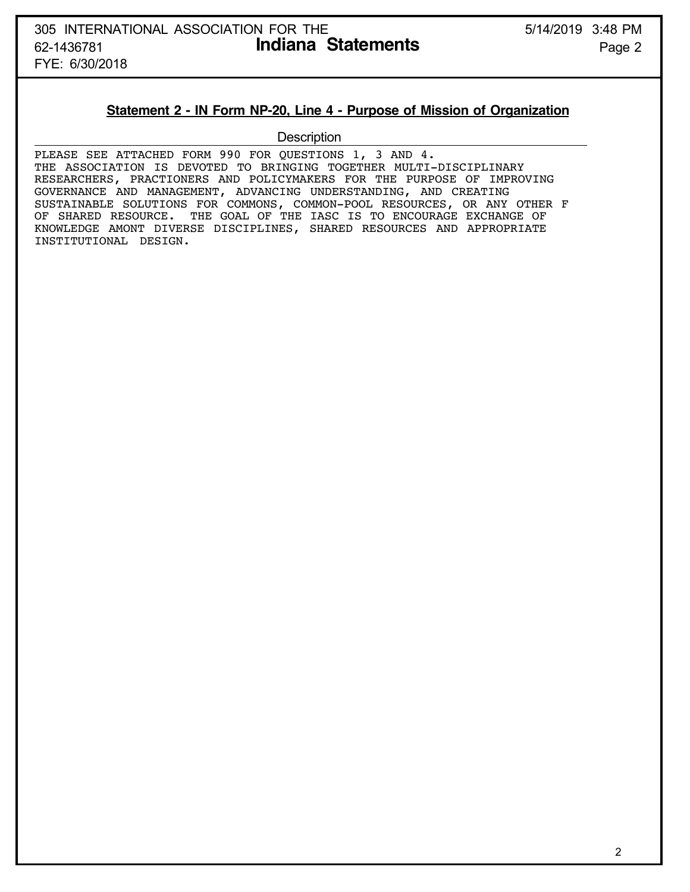305 INTERNATIONAL ASSOCIATION FOR THE
62-1436781
FYE: 6/30/2018

# Indiana Statements

5/14/2019 3:48 PM

## Statement 2 - IN Form NP-20, Line 4 - Purpose of Mission of Organization

**Description**

PLEASE SEE ATTACHED FORM 990 FOR QUESTIONS 1, 3 AND 4.
THE ASSOCIATION IS DEVOTED TO BRINGING TOGETHER MULTI-DISCIPLINARY RESEARCHERS, PRACTIONERS AND POLICYMAKERS FOR THE PURPOSE OF IMPROVING GOVERNANCE AND MANAGEMENT, ADVANCING UNDERSTANDING, AND CREATING SUSTAINABLE SOLUTIONS FOR COMMONS, COMMON-POOL RESOURCES, OR ANY OTHER F OF SHARED RESOURCE. THE GOAL OF THE IASC IS TO ENCOURAGE EXCHANGE OF KNOWLEDGE AMONT DIVERSE DISCIPLINES, SHARED RESOURCES AND APPROPRIATE INSTITUTIONAL DESIGN.